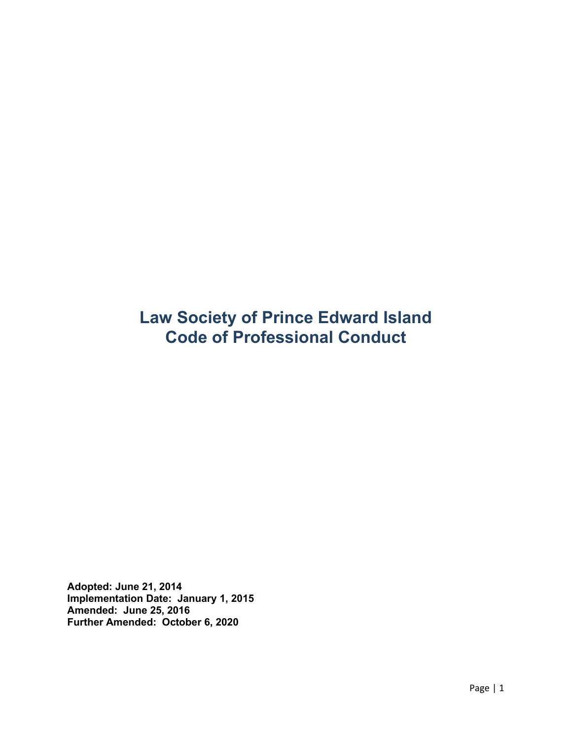# Law Society of Prince Edward Island
# Code of Professional Conduct

**Adopted: June 21, 2014**
**Implementation Date: January 1, 2015**
**Amended: June 25, 2016**
**Further Amended: October 6, 2020**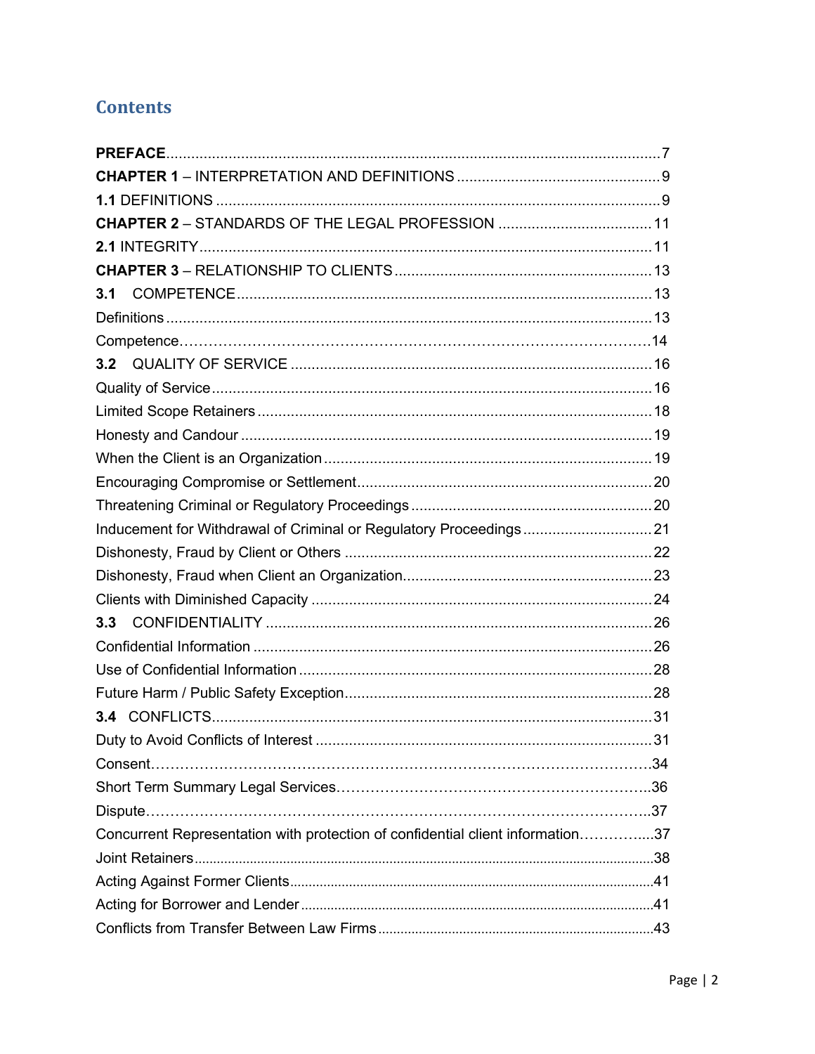## Contents

**PREFACE** ........................................................................ 7

**CHAPTER 1** – INTERPRETATION AND DEFINITIONS ........................................ 9

**1.1** DEFINITIONS .................................................................. 9

**CHAPTER 2** – STANDARDS OF THE LEGAL PROFESSION ..................................... 11

**2.1** INTEGRITY ................................................................... 11

**CHAPTER 3** – RELATIONSHIP TO CLIENTS ................................................ 13

**3.1** COMPETENCE ................................................................ 13

Definitions ...................................................................... 13

Competence ...................................................................... 14

**3.2** QUALITY OF SERVICE ........................................................ 16

Quality of Service ............................................................... 16

Limited Scope Retainers ......................................................... 18

Honesty and Candour ............................................................. 19

When the Client is an Organization .............................................. 19

Encouraging Compromise or Settlement ............................................ 20

Threatening Criminal or Regulatory Proceedings .................................. 20

Inducement for Withdrawal of Criminal or Regulatory Proceedings .................. 21

Dishonesty, Fraud by Client or Others ............................................ 22

Dishonesty, Fraud when Client an Organization .................................... 23

Clients with Diminished Capacity ................................................. 24

**3.3** CONFIDENTIALITY ........................................................... 26

Confidential Information ........................................................ 26

Use of Confidential Information .................................................. 28

Future Harm / Public Safety Exception ............................................ 28

**3.4** CONFLICTS ................................................................. 31

Duty to Avoid Conflicts of Interest .............................................. 31

Consent .......................................................................... 34

Short Term Summary Legal Services ................................................ 36

Dispute .......................................................................... 37

Concurrent Representation with protection of confidential client information ..... 37

Joint Retainers .................................................................. 38

Acting Against Former Clients .................................................... 41

Acting for Borrower and Lender ................................................... 41

Conflicts from Transfer Between Law Firms ........................................ 43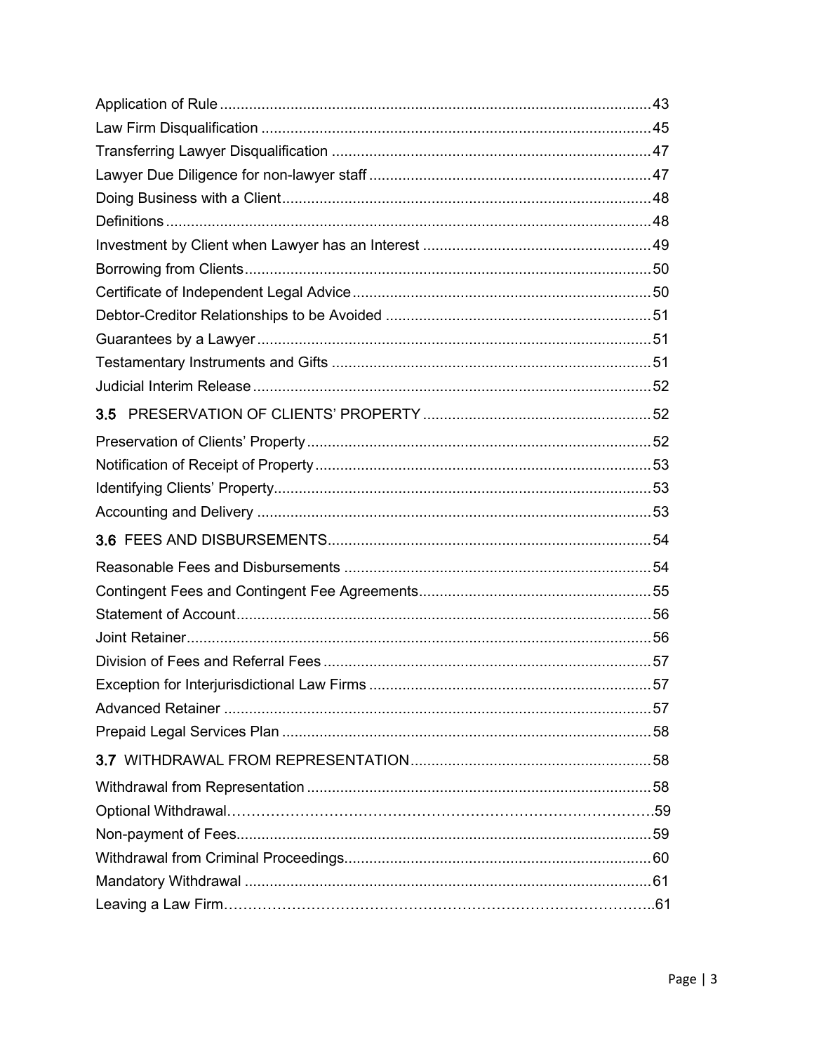Application of Rule ........................................................................................................ 43
Law Firm Disqualification ............................................................................................ 45
Transferring Lawyer Disqualification ............................................................................ 47
Lawyer Due Diligence for non-lawyer staff ................................................................... 47
Doing Business with a Client ........................................................................................ 48
Definitions ..................................................................................................................... 48
Investment by Client when Lawyer has an Interest ...................................................... 49
Borrowing from Clients ................................................................................................. 50
Certificate of Independent Legal Advice ....................................................................... 50
Debtor-Creditor Relationships to be Avoided ............................................................... 51
Guarantees by a Lawyer .............................................................................................. 51
Testamentary Instruments and Gifts ............................................................................ 51
Judicial Interim Release ............................................................................................... 52

3.5 PRESERVATION OF CLIENTS' PROPERTY ...................................................... 52

Preservation of Clients' Property ................................................................................... 52
Notification of Receipt of Property ................................................................................ 53
Identifying Clients' Property .......................................................................................... 53
Accounting and Delivery .............................................................................................. 53

3.6 FEES AND DISBURSEMENTS ............................................................................. 54

Reasonable Fees and Disbursements ......................................................................... 54
Contingent Fees and Contingent Fee Agreements ....................................................... 55
Statement of Account ................................................................................................... 56
Joint Retainer ............................................................................................................... 56
Division of Fees and Referral Fees .............................................................................. 57
Exception for Interjurisdictional Law Firms ................................................................... 57
Advanced Retainer ...................................................................................................... 57
Prepaid Legal Services Plan ........................................................................................ 58

3.7 WITHDRAWAL FROM REPRESENTATION ......................................................... 58

Withdrawal from Representation .................................................................................. 58
Optional Withdrawal ..................................................................................................... 59
Non-payment of Fees ................................................................................................... 59
Withdrawal from Criminal Proceedings ......................................................................... 60
Mandatory Withdrawal ................................................................................................. 61
Leaving a Law Firm ...................................................................................................... 61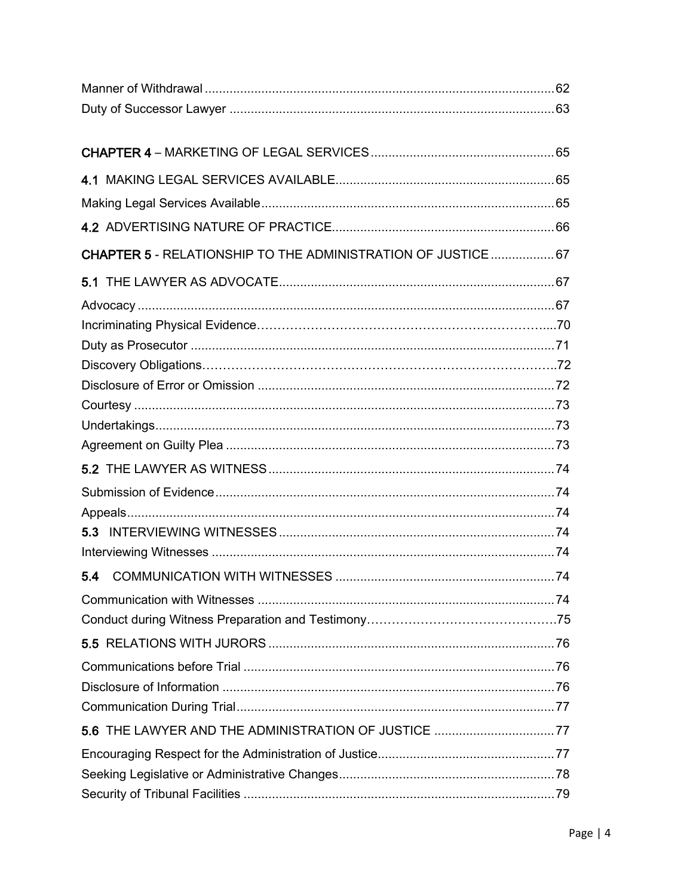Manner of Withdrawal .................................................................................................. 62
Duty of Successor Lawyer .......................................................................................... 63

**CHAPTER 4** – MARKETING OF LEGAL SERVICES .................................................... 65

**4.1** MAKING LEGAL SERVICES AVAILABLE............................................................. 65

Making Legal Services Available.................................................................................. 65

**4.2** ADVERTISING NATURE OF PRACTICE.............................................................. 66

**CHAPTER 5** - RELATIONSHIP TO THE ADMINISTRATION OF JUSTICE .................. 67

**5.1** THE LAWYER AS ADVOCATE............................................................................. 67

Advocacy ..................................................................................................................... 67
Incriminating Physical Evidence…………………………………………………………....70
Duty as Prosecutor ...................................................................................................... 71
Discovery Obligations………………………………………………………………………..72
Disclosure of Error or Omission ................................................................................... 72
Courtesy ...................................................................................................................... 73
Undertakings................................................................................................................ 73
Agreement on Guilty Plea ............................................................................................ 73

**5.2** THE LAWYER AS WITNESS ................................................................................ 74

Submission of Evidence............................................................................................... 74
Appeals........................................................................................................................ 74
**5.3** INTERVIEWING WITNESSES ............................................................................. 74
Interviewing Witnesses ................................................................................................ 74

**5.4** COMMUNICATION WITH WITNESSES ............................................................. 74

Communication with Witnesses ................................................................................... 74
Conduct during Witness Preparation and Testimony……………………………………….75

**5.5** RELATIONS WITH JURORS ................................................................................ 76

Communications before Trial ....................................................................................... 76
Disclosure of Information ............................................................................................. 76
Communication During Trial......................................................................................... 77

**5.6** THE LAWYER AND THE ADMINISTRATION OF JUSTICE .................................. 77

Encouraging Respect for the Administration of Justice................................................. 77
Seeking Legislative or Administrative Changes............................................................ 78
Security of Tribunal Facilities ....................................................................................... 79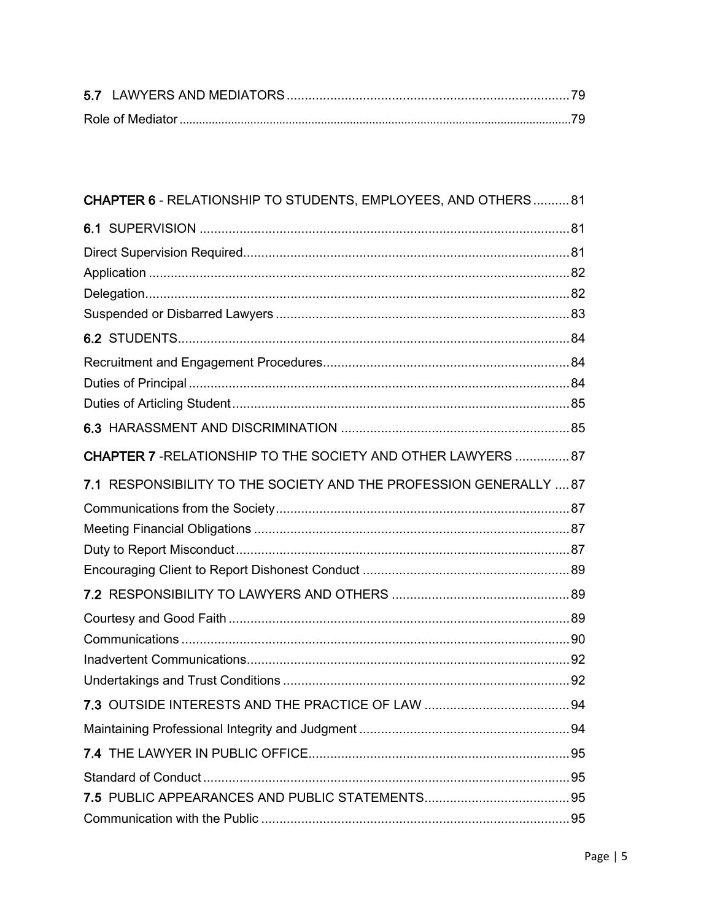5.7 LAWYERS AND MEDIATORS .......... 79
Role of Mediator .......... 79

CHAPTER 6 - RELATIONSHIP TO STUDENTS, EMPLOYEES, AND OTHERS .......... 81

6.1 SUPERVISION .......... 81
Direct Supervision Required .......... 81
Application .......... 82
Delegation .......... 82
Suspended or Disbarred Lawyers .......... 83

6.2 STUDENTS .......... 84
Recruitment and Engagement Procedures .......... 84
Duties of Principal .......... 84
Duties of Articling Student .......... 85

6.3 HARASSMENT AND DISCRIMINATION .......... 85

CHAPTER 7 -RELATIONSHIP TO THE SOCIETY AND OTHER LAWYERS .......... 87

7.1 RESPONSIBILITY TO THE SOCIETY AND THE PROFESSION GENERALLY .......... 87
Communications from the Society .......... 87
Meeting Financial Obligations .......... 87
Duty to Report Misconduct .......... 87
Encouraging Client to Report Dishonest Conduct .......... 89

7.2 RESPONSIBILITY TO LAWYERS AND OTHERS .......... 89
Courtesy and Good Faith .......... 89
Communications .......... 90
Inadvertent Communications .......... 92
Undertakings and Trust Conditions .......... 92

7.3 OUTSIDE INTERESTS AND THE PRACTICE OF LAW .......... 94
Maintaining Professional Integrity and Judgment .......... 94

7.4 THE LAWYER IN PUBLIC OFFICE .......... 95
Standard of Conduct .......... 95

7.5 PUBLIC APPEARANCES AND PUBLIC STATEMENTS .......... 95
Communication with the Public .......... 95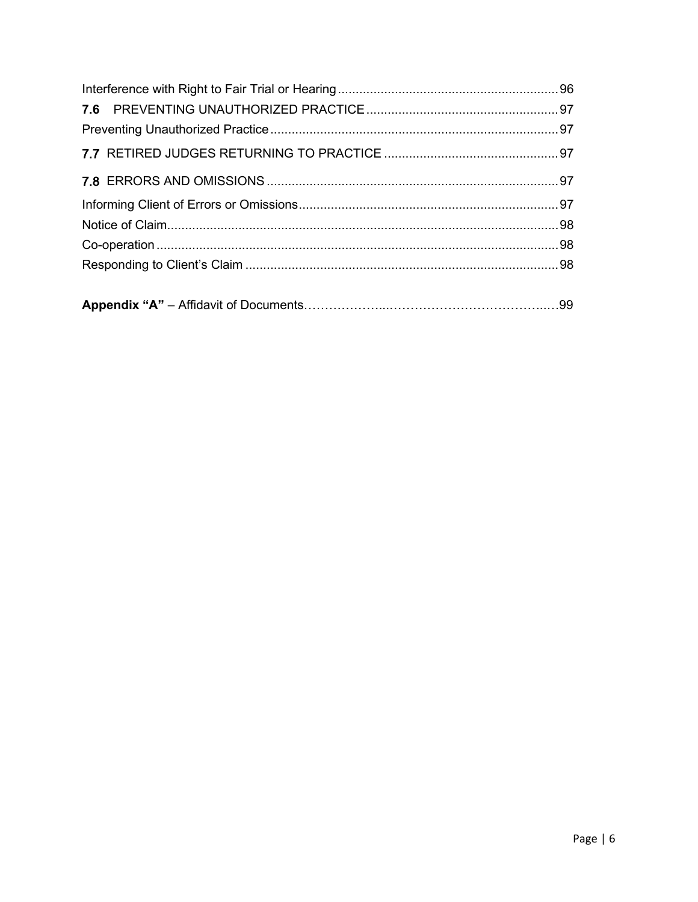Interference with Right to Fair Trial or Hearing ..... 96

**7.6** PREVENTING UNAUTHORIZED PRACTICE ..... 97

Preventing Unauthorized Practice ..... 97

7.7 RETIRED JUDGES RETURNING TO PRACTICE ..... 97

7.8 ERRORS AND OMISSIONS ..... 97

Informing Client of Errors or Omissions ..... 97

Notice of Claim ..... 98

Co-operation ..... 98

Responding to Client's Claim ..... 98

**Appendix "A"** – Affidavit of Documents ..... 99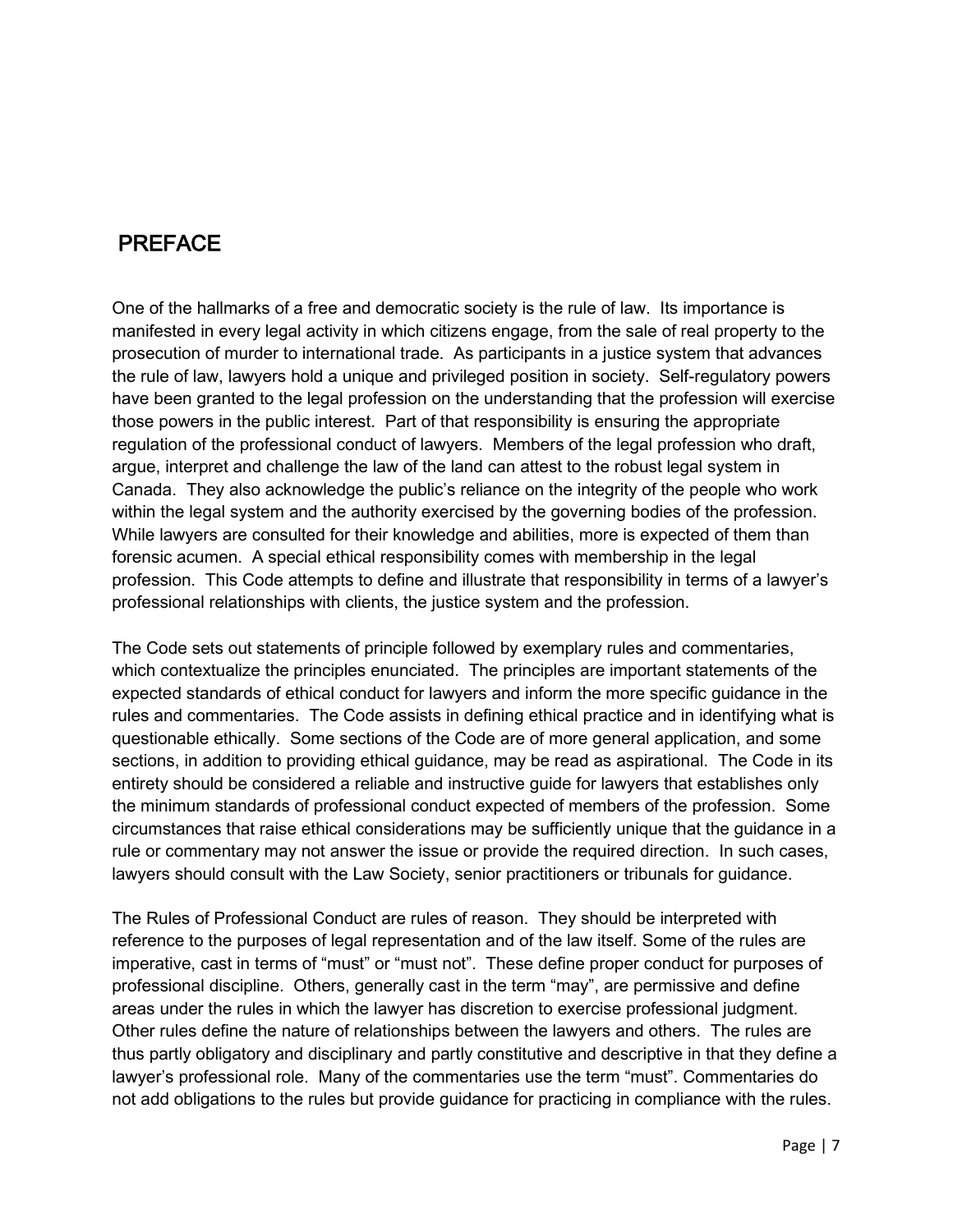# PREFACE

One of the hallmarks of a free and democratic society is the rule of law. Its importance is manifested in every legal activity in which citizens engage, from the sale of real property to the prosecution of murder to international trade. As participants in a justice system that advances the rule of law, lawyers hold a unique and privileged position in society. Self-regulatory powers have been granted to the legal profession on the understanding that the profession will exercise those powers in the public interest. Part of that responsibility is ensuring the appropriate regulation of the professional conduct of lawyers. Members of the legal profession who draft, argue, interpret and challenge the law of the land can attest to the robust legal system in Canada. They also acknowledge the public's reliance on the integrity of the people who work within the legal system and the authority exercised by the governing bodies of the profession. While lawyers are consulted for their knowledge and abilities, more is expected of them than forensic acumen. A special ethical responsibility comes with membership in the legal profession. This Code attempts to define and illustrate that responsibility in terms of a lawyer's professional relationships with clients, the justice system and the profession.

The Code sets out statements of principle followed by exemplary rules and commentaries, which contextualize the principles enunciated. The principles are important statements of the expected standards of ethical conduct for lawyers and inform the more specific guidance in the rules and commentaries. The Code assists in defining ethical practice and in identifying what is questionable ethically. Some sections of the Code are of more general application, and some sections, in addition to providing ethical guidance, may be read as aspirational. The Code in its entirety should be considered a reliable and instructive guide for lawyers that establishes only the minimum standards of professional conduct expected of members of the profession. Some circumstances that raise ethical considerations may be sufficiently unique that the guidance in a rule or commentary may not answer the issue or provide the required direction. In such cases, lawyers should consult with the Law Society, senior practitioners or tribunals for guidance.

The Rules of Professional Conduct are rules of reason. They should be interpreted with reference to the purposes of legal representation and of the law itself. Some of the rules are imperative, cast in terms of "must" or "must not". These define proper conduct for purposes of professional discipline. Others, generally cast in the term "may", are permissive and define areas under the rules in which the lawyer has discretion to exercise professional judgment. Other rules define the nature of relationships between the lawyers and others. The rules are thus partly obligatory and disciplinary and partly constitutive and descriptive in that they define a lawyer's professional role. Many of the commentaries use the term "must". Commentaries do not add obligations to the rules but provide guidance for practicing in compliance with the rules.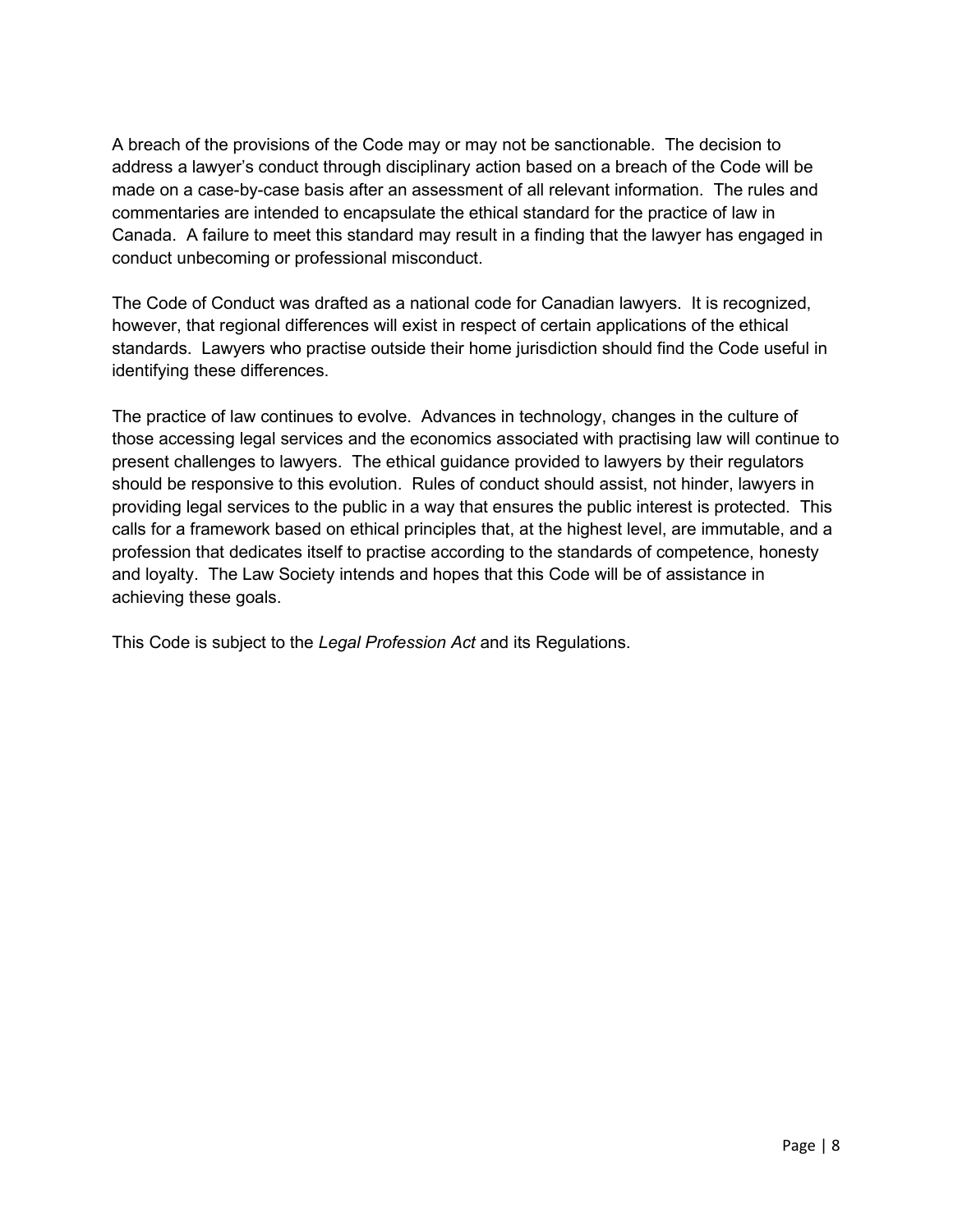A breach of the provisions of the Code may or may not be sanctionable. The decision to address a lawyer's conduct through disciplinary action based on a breach of the Code will be made on a case-by-case basis after an assessment of all relevant information. The rules and commentaries are intended to encapsulate the ethical standard for the practice of law in Canada. A failure to meet this standard may result in a finding that the lawyer has engaged in conduct unbecoming or professional misconduct.

The Code of Conduct was drafted as a national code for Canadian lawyers. It is recognized, however, that regional differences will exist in respect of certain applications of the ethical standards. Lawyers who practise outside their home jurisdiction should find the Code useful in identifying these differences.

The practice of law continues to evolve. Advances in technology, changes in the culture of those accessing legal services and the economics associated with practising law will continue to present challenges to lawyers. The ethical guidance provided to lawyers by their regulators should be responsive to this evolution. Rules of conduct should assist, not hinder, lawyers in providing legal services to the public in a way that ensures the public interest is protected. This calls for a framework based on ethical principles that, at the highest level, are immutable, and a profession that dedicates itself to practise according to the standards of competence, honesty and loyalty. The Law Society intends and hopes that this Code will be of assistance in achieving these goals.

This Code is subject to the *Legal Profession Act* and its Regulations.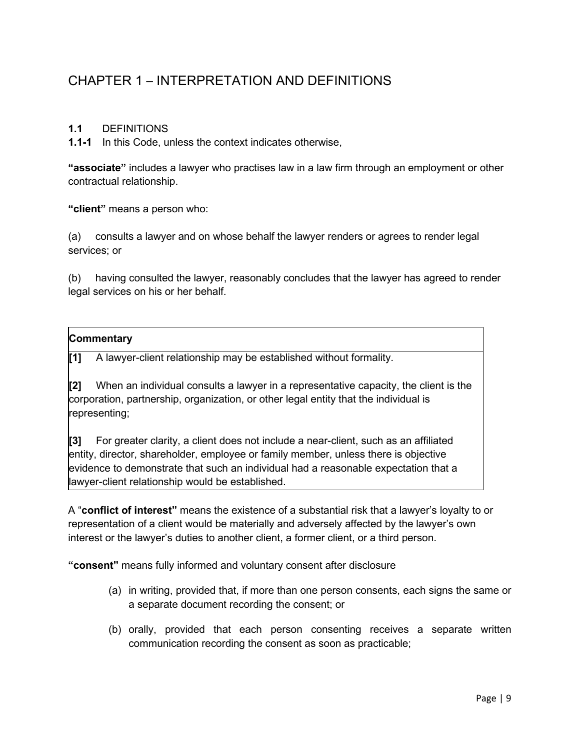# CHAPTER 1 – INTERPRETATION AND DEFINITIONS

**1.1** DEFINITIONS

**1.1-1** In this Code, unless the context indicates otherwise,

**"associate"** includes a lawyer who practises law in a law firm through an employment or other contractual relationship.

**"client"** means a person who:

(a) consults a lawyer and on whose behalf the lawyer renders or agrees to render legal services; or

(b) having consulted the lawyer, reasonably concludes that the lawyer has agreed to render legal services on his or her behalf.

| **Commentary** |
|---|
| **[1]** A lawyer-client relationship may be established without formality. |
| **[2]** When an individual consults a lawyer in a representative capacity, the client is the corporation, partnership, organization, or other legal entity that the individual is representing; |
| **[3]** For greater clarity, a client does not include a near-client, such as an affiliated entity, director, shareholder, employee or family member, unless there is objective evidence to demonstrate that such an individual had a reasonable expectation that a lawyer-client relationship would be established. |

A "**conflict of interest"** means the existence of a substantial risk that a lawyer's loyalty to or representation of a client would be materially and adversely affected by the lawyer's own interest or the lawyer's duties to another client, a former client, or a third person.

**"consent"** means fully informed and voluntary consent after disclosure

(a) in writing, provided that, if more than one person consents, each signs the same or a separate document recording the consent; or

(b) orally, provided that each person consenting receives a separate written communication recording the consent as soon as practicable;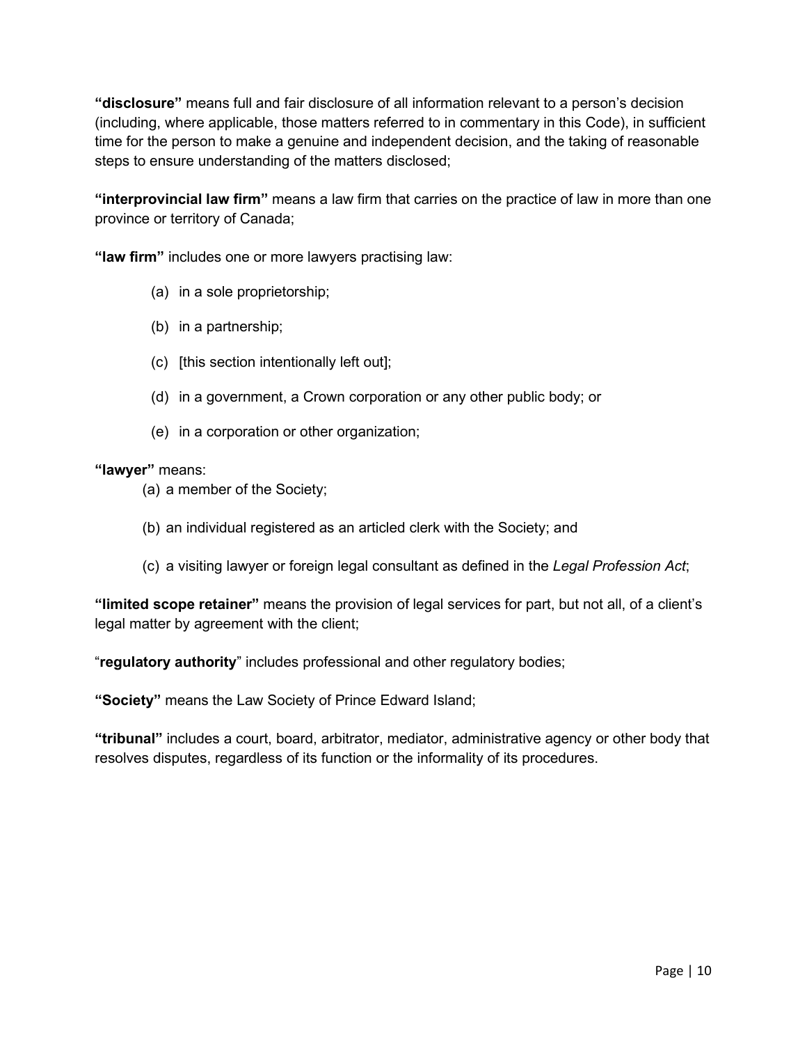**"disclosure"** means full and fair disclosure of all information relevant to a person's decision (including, where applicable, those matters referred to in commentary in this Code), in sufficient time for the person to make a genuine and independent decision, and the taking of reasonable steps to ensure understanding of the matters disclosed;

**"interprovincial law firm"** means a law firm that carries on the practice of law in more than one province or territory of Canada;

**"law firm"** includes one or more lawyers practising law:

(a) in a sole proprietorship;

(b) in a partnership;

(c) [this section intentionally left out];

(d) in a government, a Crown corporation or any other public body; or

(e) in a corporation or other organization;

**"lawyer"** means:

(a) a member of the Society;

(b) an individual registered as an articled clerk with the Society; and

(c) a visiting lawyer or foreign legal consultant as defined in the *Legal Profession Act*;

**"limited scope retainer"** means the provision of legal services for part, but not all, of a client's legal matter by agreement with the client;

"**regulatory authority**" includes professional and other regulatory bodies;

**"Society"** means the Law Society of Prince Edward Island;

**"tribunal"** includes a court, board, arbitrator, mediator, administrative agency or other body that resolves disputes, regardless of its function or the informality of its procedures.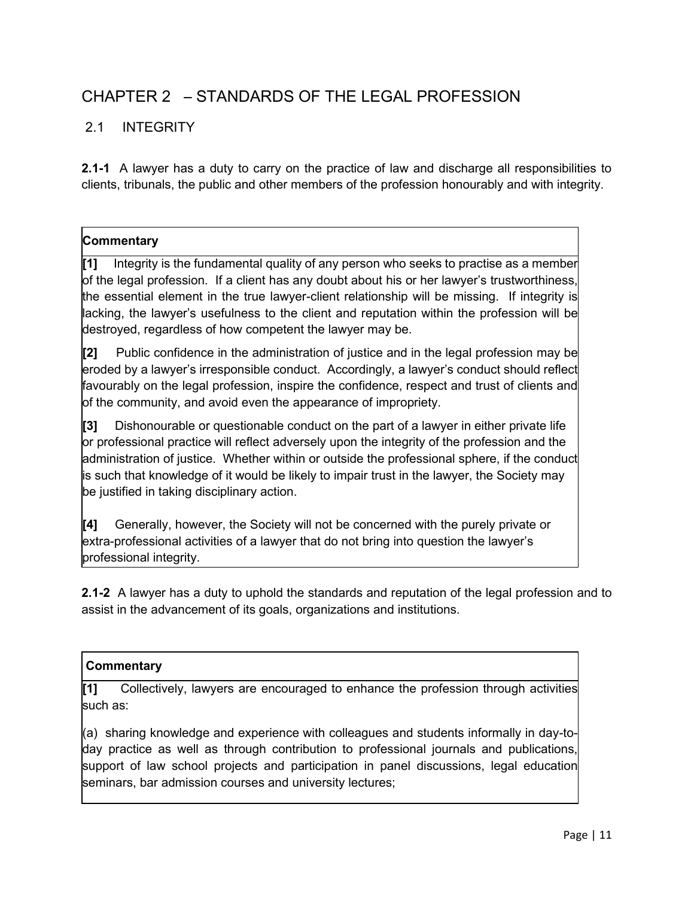# CHAPTER 2 – STANDARDS OF THE LEGAL PROFESSION

## 2.1 INTEGRITY

**2.1-1** A lawyer has a duty to carry on the practice of law and discharge all responsibilities to clients, tribunals, the public and other members of the profession honourably and with integrity.

**Commentary**

**[1]** Integrity is the fundamental quality of any person who seeks to practise as a member of the legal profession. If a client has any doubt about his or her lawyer's trustworthiness, the essential element in the true lawyer-client relationship will be missing. If integrity is lacking, the lawyer's usefulness to the client and reputation within the profession will be destroyed, regardless of how competent the lawyer may be.

**[2]** Public confidence in the administration of justice and in the legal profession may be eroded by a lawyer's irresponsible conduct. Accordingly, a lawyer's conduct should reflect favourably on the legal profession, inspire the confidence, respect and trust of clients and of the community, and avoid even the appearance of impropriety.

**[3]** Dishonourable or questionable conduct on the part of a lawyer in either private life or professional practice will reflect adversely upon the integrity of the profession and the administration of justice. Whether within or outside the professional sphere, if the conduct is such that knowledge of it would be likely to impair trust in the lawyer, the Society may be justified in taking disciplinary action.

**[4]** Generally, however, the Society will not be concerned with the purely private or extra-professional activities of a lawyer that do not bring into question the lawyer's professional integrity.

**2.1-2** A lawyer has a duty to uphold the standards and reputation of the legal profession and to assist in the advancement of its goals, organizations and institutions.

**Commentary**

**[1]** Collectively, lawyers are encouraged to enhance the profession through activities such as:

(a) sharing knowledge and experience with colleagues and students informally in day-to-day practice as well as through contribution to professional journals and publications, support of law school projects and participation in panel discussions, legal education seminars, bar admission courses and university lectures;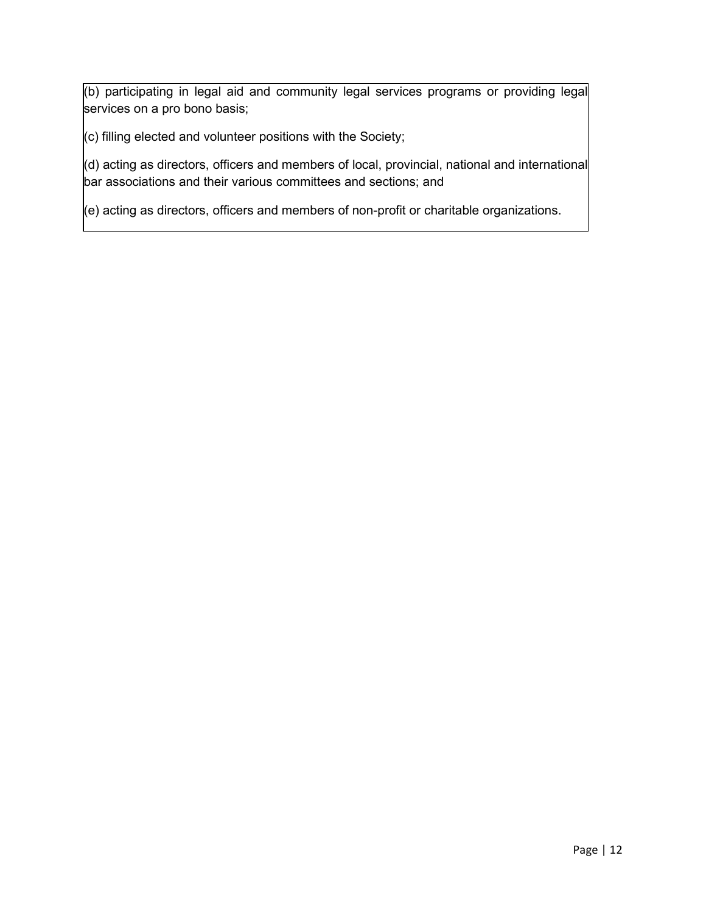(b) participating in legal aid and community legal services programs or providing legal services on a pro bono basis;

(c) filling elected and volunteer positions with the Society;

(d) acting as directors, officers and members of local, provincial, national and international bar associations and their various committees and sections; and

(e) acting as directors, officers and members of non-profit or charitable organizations.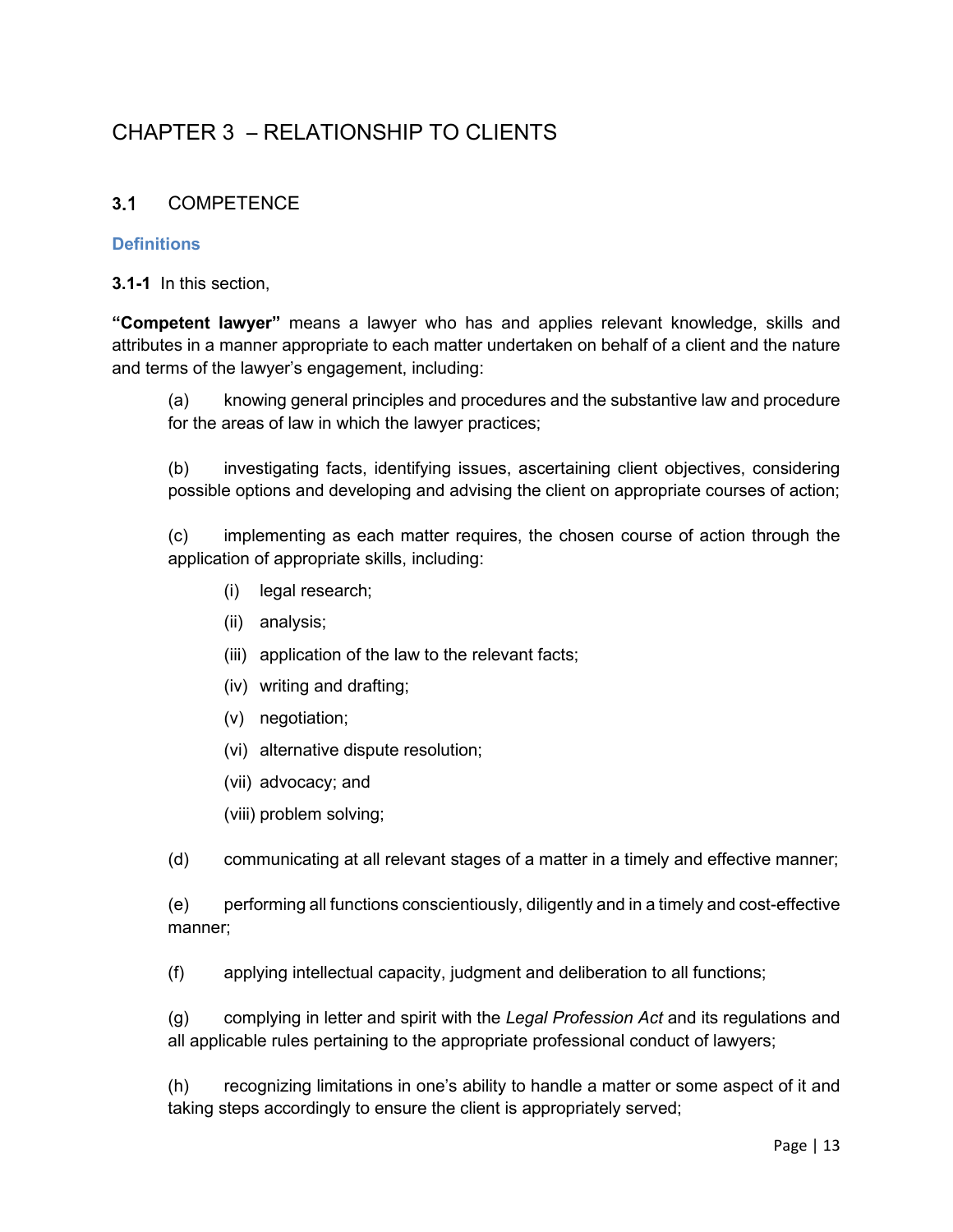# CHAPTER 3 – RELATIONSHIP TO CLIENTS

## 3.1 COMPETENCE

### Definitions

**3.1-1** In this section,

**"Competent lawyer"** means a lawyer who has and applies relevant knowledge, skills and attributes in a manner appropriate to each matter undertaken on behalf of a client and the nature and terms of the lawyer's engagement, including:

(a) knowing general principles and procedures and the substantive law and procedure for the areas of law in which the lawyer practices;

(b) investigating facts, identifying issues, ascertaining client objectives, considering possible options and developing and advising the client on appropriate courses of action;

(c) implementing as each matter requires, the chosen course of action through the application of appropriate skills, including:

- (i) legal research;
- (ii) analysis;
- (iii) application of the law to the relevant facts;
- (iv) writing and drafting;
- (v) negotiation;
- (vi) alternative dispute resolution;
- (vii) advocacy; and
- (viii) problem solving;

(d) communicating at all relevant stages of a matter in a timely and effective manner;

(e) performing all functions conscientiously, diligently and in a timely and cost-effective manner;

(f) applying intellectual capacity, judgment and deliberation to all functions;

(g) complying in letter and spirit with the *Legal Profession Act* and its regulations and all applicable rules pertaining to the appropriate professional conduct of lawyers;

(h) recognizing limitations in one's ability to handle a matter or some aspect of it and taking steps accordingly to ensure the client is appropriately served;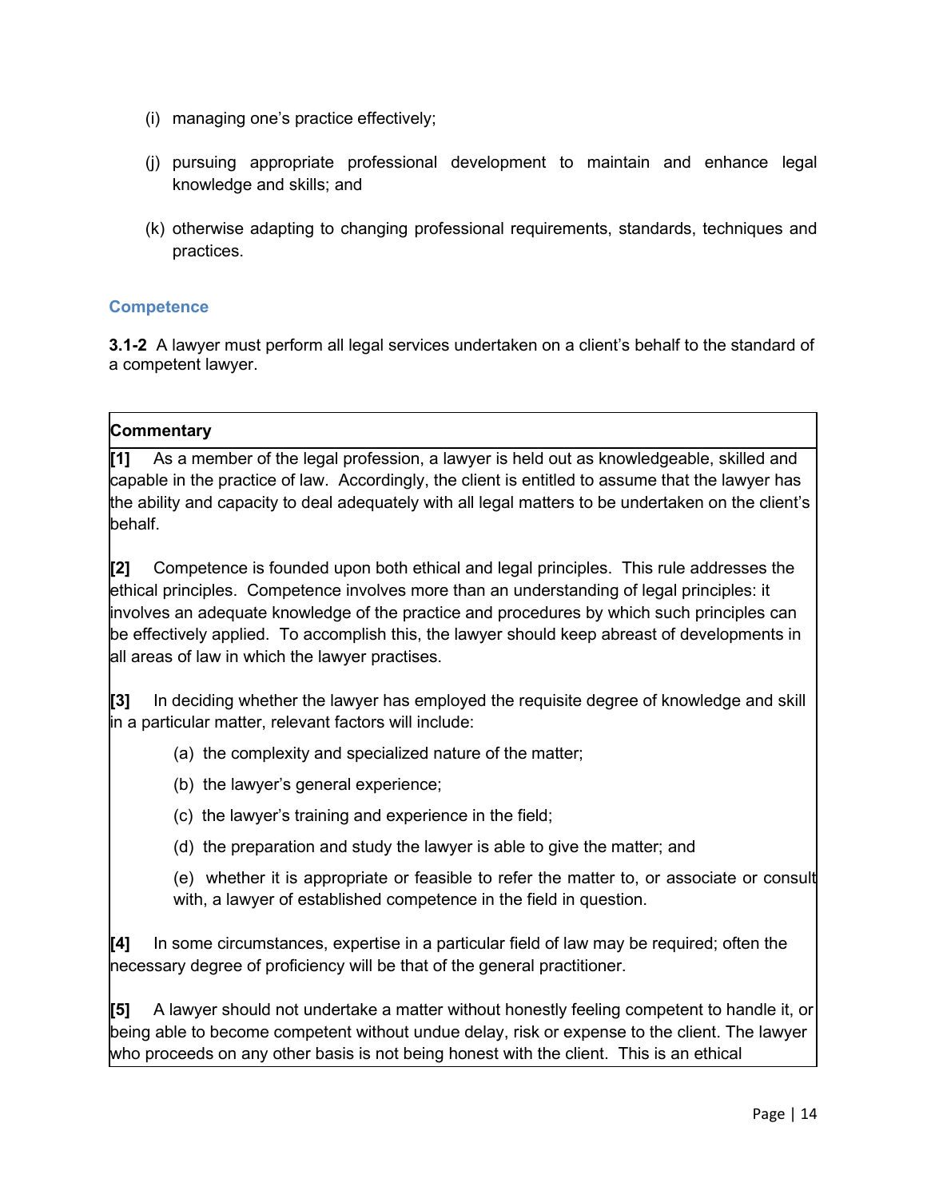(i) managing one's practice effectively;

(j) pursuing appropriate professional development to maintain and enhance legal knowledge and skills; and

(k) otherwise adapting to changing professional requirements, standards, techniques and practices.

### Competence

**3.1-2** A lawyer must perform all legal services undertaken on a client's behalf to the standard of a competent lawyer.

**Commentary**

**[1]** As a member of the legal profession, a lawyer is held out as knowledgeable, skilled and capable in the practice of law. Accordingly, the client is entitled to assume that the lawyer has the ability and capacity to deal adequately with all legal matters to be undertaken on the client's behalf.

**[2]** Competence is founded upon both ethical and legal principles. This rule addresses the ethical principles. Competence involves more than an understanding of legal principles: it involves an adequate knowledge of the practice and procedures by which such principles can be effectively applied. To accomplish this, the lawyer should keep abreast of developments in all areas of law in which the lawyer practises.

**[3]** In deciding whether the lawyer has employed the requisite degree of knowledge and skill in a particular matter, relevant factors will include:

(a) the complexity and specialized nature of the matter;

(b) the lawyer's general experience;

(c) the lawyer's training and experience in the field;

(d) the preparation and study the lawyer is able to give the matter; and

(e) whether it is appropriate or feasible to refer the matter to, or associate or consult with, a lawyer of established competence in the field in question.

**[4]** In some circumstances, expertise in a particular field of law may be required; often the necessary degree of proficiency will be that of the general practitioner.

**[5]** A lawyer should not undertake a matter without honestly feeling competent to handle it, or being able to become competent without undue delay, risk or expense to the client. The lawyer who proceeds on any other basis is not being honest with the client. This is an ethical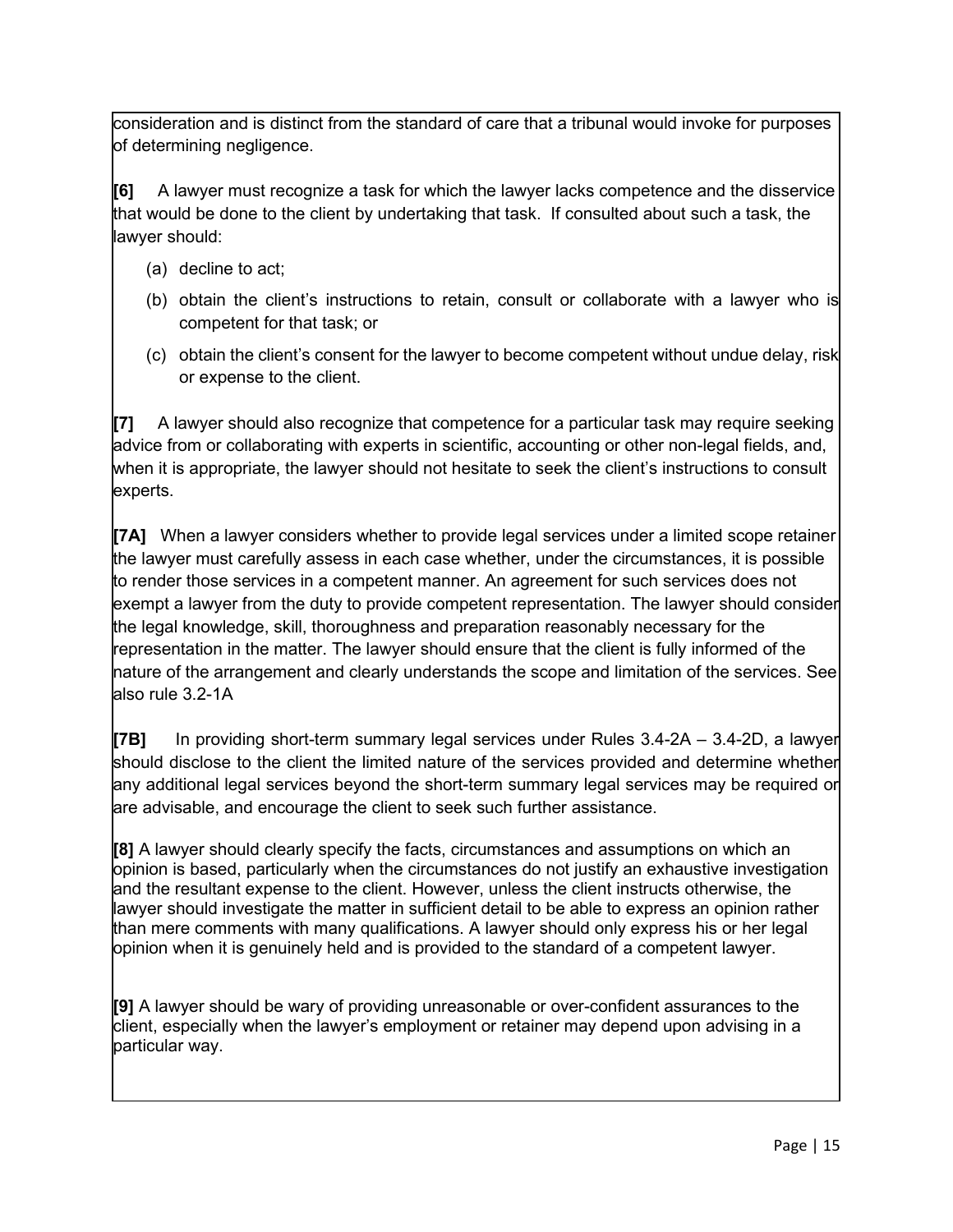consideration and is distinct from the standard of care that a tribunal would invoke for purposes of determining negligence.

**[6]** A lawyer must recognize a task for which the lawyer lacks competence and the disservice that would be done to the client by undertaking that task. If consulted about such a task, the lawyer should:

(a) decline to act;

(b) obtain the client's instructions to retain, consult or collaborate with a lawyer who is competent for that task; or

(c) obtain the client's consent for the lawyer to become competent without undue delay, risk or expense to the client.

**[7]** A lawyer should also recognize that competence for a particular task may require seeking advice from or collaborating with experts in scientific, accounting or other non-legal fields, and, when it is appropriate, the lawyer should not hesitate to seek the client's instructions to consult experts.

**[7A]** When a lawyer considers whether to provide legal services under a limited scope retainer the lawyer must carefully assess in each case whether, under the circumstances, it is possible to render those services in a competent manner. An agreement for such services does not exempt a lawyer from the duty to provide competent representation. The lawyer should consider the legal knowledge, skill, thoroughness and preparation reasonably necessary for the representation in the matter. The lawyer should ensure that the client is fully informed of the nature of the arrangement and clearly understands the scope and limitation of the services. See also rule 3.2-1A

**[7B]** In providing short-term summary legal services under Rules 3.4-2A – 3.4-2D, a lawyer should disclose to the client the limited nature of the services provided and determine whether any additional legal services beyond the short-term summary legal services may be required or are advisable, and encourage the client to seek such further assistance.

**[8]** A lawyer should clearly specify the facts, circumstances and assumptions on which an opinion is based, particularly when the circumstances do not justify an exhaustive investigation and the resultant expense to the client. However, unless the client instructs otherwise, the lawyer should investigate the matter in sufficient detail to be able to express an opinion rather than mere comments with many qualifications. A lawyer should only express his or her legal opinion when it is genuinely held and is provided to the standard of a competent lawyer.

**[9]** A lawyer should be wary of providing unreasonable or over-confident assurances to the client, especially when the lawyer's employment or retainer may depend upon advising in a particular way.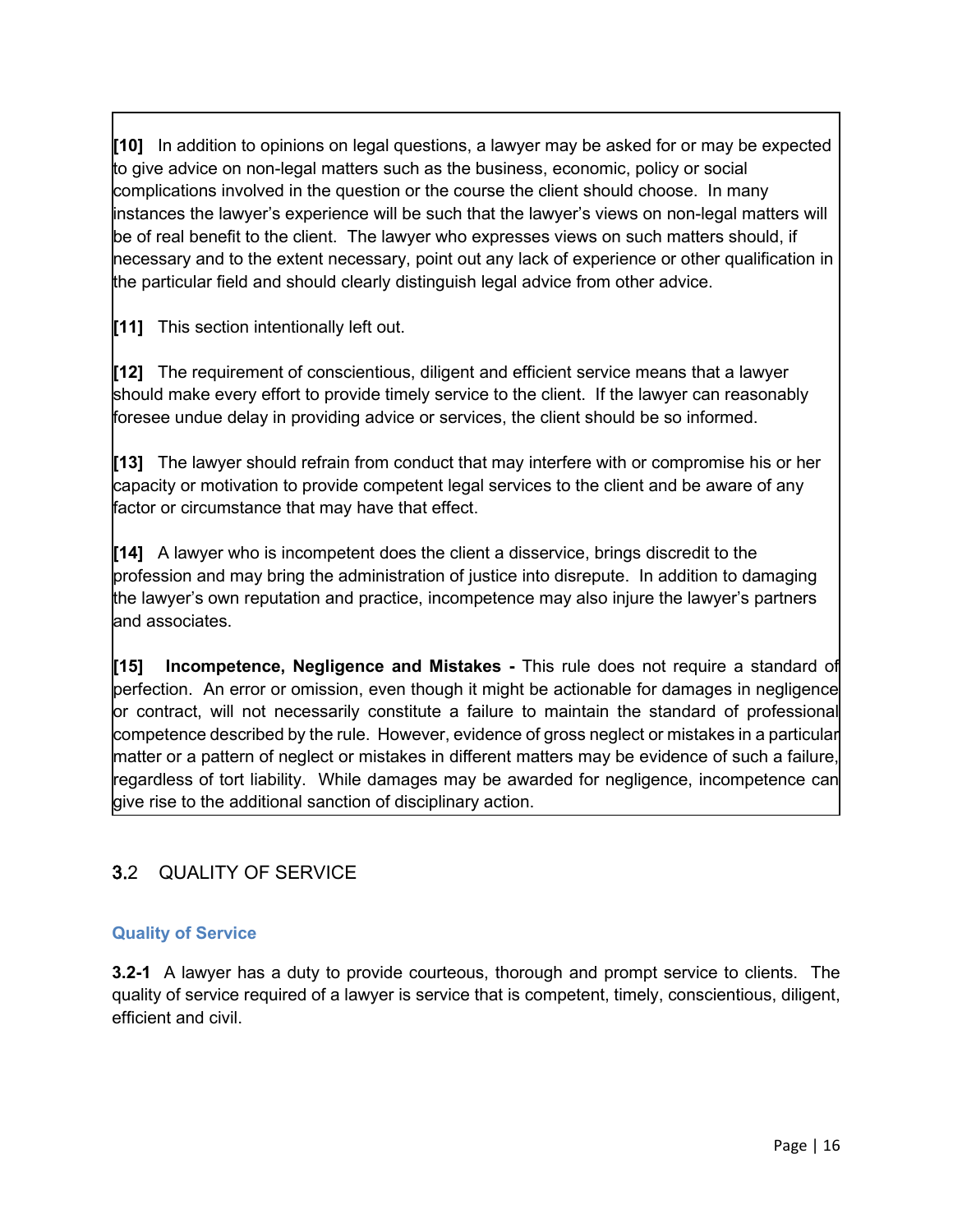**[10]** In addition to opinions on legal questions, a lawyer may be asked for or may be expected to give advice on non-legal matters such as the business, economic, policy or social complications involved in the question or the course the client should choose. In many instances the lawyer's experience will be such that the lawyer's views on non-legal matters will be of real benefit to the client. The lawyer who expresses views on such matters should, if necessary and to the extent necessary, point out any lack of experience or other qualification in the particular field and should clearly distinguish legal advice from other advice.

**[11]** This section intentionally left out.

**[12]** The requirement of conscientious, diligent and efficient service means that a lawyer should make every effort to provide timely service to the client. If the lawyer can reasonably foresee undue delay in providing advice or services, the client should be so informed.

**[13]** The lawyer should refrain from conduct that may interfere with or compromise his or her capacity or motivation to provide competent legal services to the client and be aware of any factor or circumstance that may have that effect.

**[14]** A lawyer who is incompetent does the client a disservice, brings discredit to the profession and may bring the administration of justice into disrepute. In addition to damaging the lawyer's own reputation and practice, incompetence may also injure the lawyer's partners and associates.

**[15] Incompetence, Negligence and Mistakes -** This rule does not require a standard of perfection. An error or omission, even though it might be actionable for damages in negligence or contract, will not necessarily constitute a failure to maintain the standard of professional competence described by the rule. However, evidence of gross neglect or mistakes in a particular matter or a pattern of neglect or mistakes in different matters may be evidence of such a failure, regardless of tort liability. While damages may be awarded for negligence, incompetence can give rise to the additional sanction of disciplinary action.

## 3.2 QUALITY OF SERVICE

### Quality of Service

**3.2-1** A lawyer has a duty to provide courteous, thorough and prompt service to clients. The quality of service required of a lawyer is service that is competent, timely, conscientious, diligent, efficient and civil.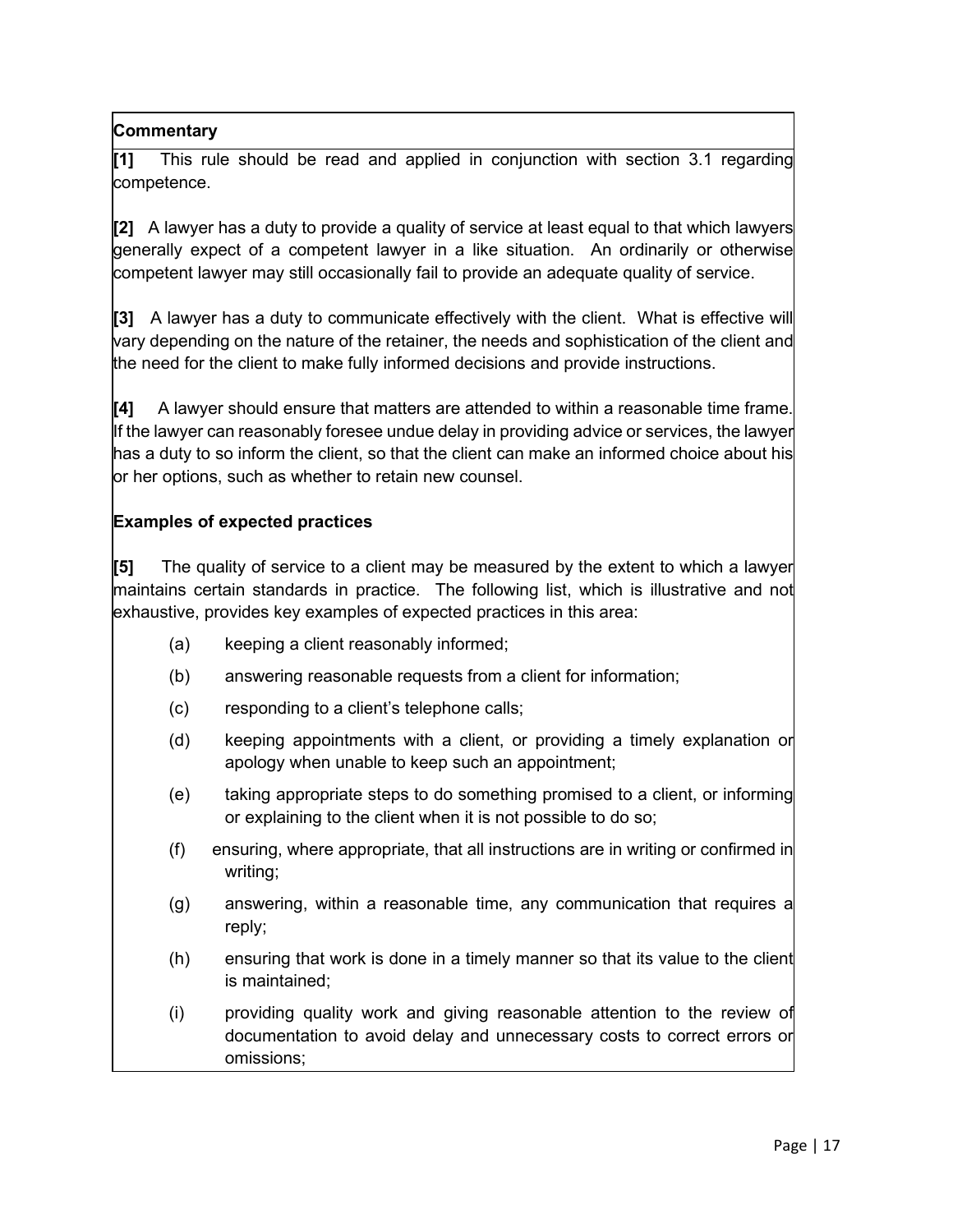**Commentary**

**[1]** This rule should be read and applied in conjunction with section 3.1 regarding competence.

**[2]** A lawyer has a duty to provide a quality of service at least equal to that which lawyers generally expect of a competent lawyer in a like situation. An ordinarily or otherwise competent lawyer may still occasionally fail to provide an adequate quality of service.

**[3]** A lawyer has a duty to communicate effectively with the client. What is effective will vary depending on the nature of the retainer, the needs and sophistication of the client and the need for the client to make fully informed decisions and provide instructions.

**[4]** A lawyer should ensure that matters are attended to within a reasonable time frame. If the lawyer can reasonably foresee undue delay in providing advice or services, the lawyer has a duty to so inform the client, so that the client can make an informed choice about his or her options, such as whether to retain new counsel.

**Examples of expected practices**

**[5]** The quality of service to a client may be measured by the extent to which a lawyer maintains certain standards in practice. The following list, which is illustrative and not exhaustive, provides key examples of expected practices in this area:

(a) keeping a client reasonably informed;

(b) answering reasonable requests from a client for information;

(c) responding to a client's telephone calls;

(d) keeping appointments with a client, or providing a timely explanation or apology when unable to keep such an appointment;

(e) taking appropriate steps to do something promised to a client, or informing or explaining to the client when it is not possible to do so;

(f) ensuring, where appropriate, that all instructions are in writing or confirmed in writing;

(g) answering, within a reasonable time, any communication that requires a reply;

(h) ensuring that work is done in a timely manner so that its value to the client is maintained;

(i) providing quality work and giving reasonable attention to the review of documentation to avoid delay and unnecessary costs to correct errors or omissions;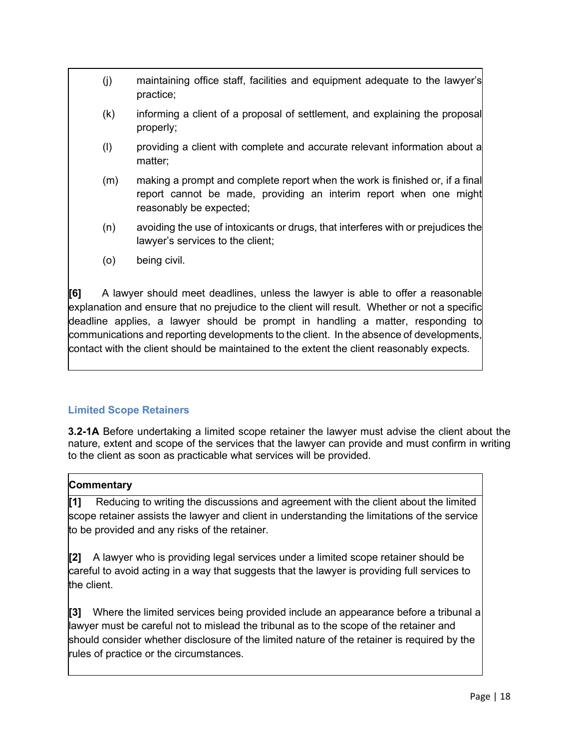(j) maintaining office staff, facilities and equipment adequate to the lawyer's practice;

(k) informing a client of a proposal of settlement, and explaining the proposal properly;

(l) providing a client with complete and accurate relevant information about a matter;

(m) making a prompt and complete report when the work is finished or, if a final report cannot be made, providing an interim report when one might reasonably be expected;

(n) avoiding the use of intoxicants or drugs, that interferes with or prejudices the lawyer's services to the client;

(o) being civil.

**[6]** A lawyer should meet deadlines, unless the lawyer is able to offer a reasonable explanation and ensure that no prejudice to the client will result. Whether or not a specific deadline applies, a lawyer should be prompt in handling a matter, responding to communications and reporting developments to the client. In the absence of developments, contact with the client should be maintained to the extent the client reasonably expects.

### Limited Scope Retainers

**3.2-1A** Before undertaking a limited scope retainer the lawyer must advise the client about the nature, extent and scope of the services that the lawyer can provide and must confirm in writing to the client as soon as practicable what services will be provided.

**Commentary**

**[1]** Reducing to writing the discussions and agreement with the client about the limited scope retainer assists the lawyer and client in understanding the limitations of the service to be provided and any risks of the retainer.

**[2]** A lawyer who is providing legal services under a limited scope retainer should be careful to avoid acting in a way that suggests that the lawyer is providing full services to the client.

**[3]** Where the limited services being provided include an appearance before a tribunal a lawyer must be careful not to mislead the tribunal as to the scope of the retainer and should consider whether disclosure of the limited nature of the retainer is required by the rules of practice or the circumstances.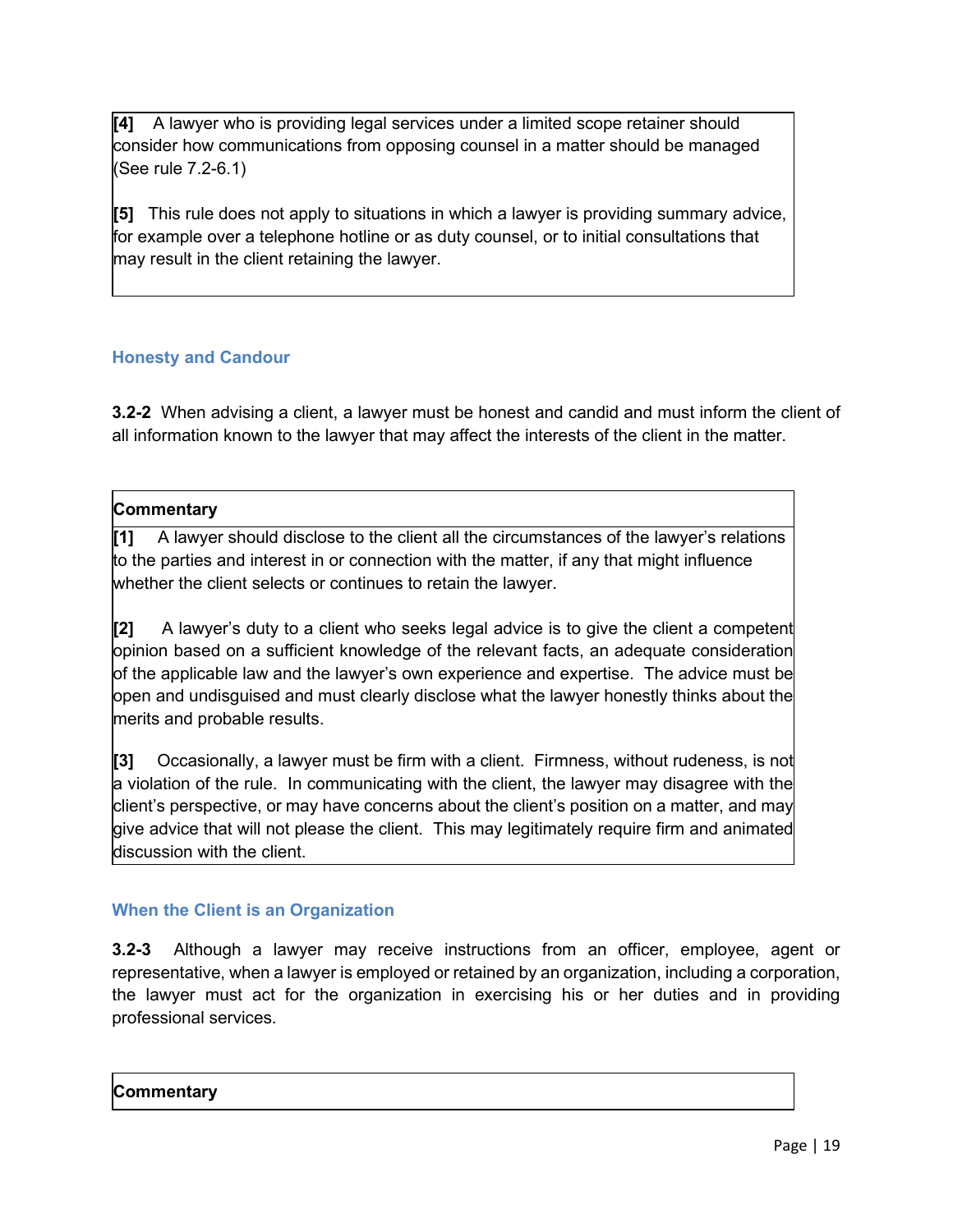**[4]** A lawyer who is providing legal services under a limited scope retainer should consider how communications from opposing counsel in a matter should be managed (See rule 7.2-6.1)

**[5]** This rule does not apply to situations in which a lawyer is providing summary advice, for example over a telephone hotline or as duty counsel, or to initial consultations that may result in the client retaining the lawyer.

### Honesty and Candour

**3.2-2** When advising a client, a lawyer must be honest and candid and must inform the client of all information known to the lawyer that may affect the interests of the client in the matter.

**Commentary**

**[1]** A lawyer should disclose to the client all the circumstances of the lawyer's relations to the parties and interest in or connection with the matter, if any that might influence whether the client selects or continues to retain the lawyer.

**[2]** A lawyer's duty to a client who seeks legal advice is to give the client a competent opinion based on a sufficient knowledge of the relevant facts, an adequate consideration of the applicable law and the lawyer's own experience and expertise. The advice must be open and undisguised and must clearly disclose what the lawyer honestly thinks about the merits and probable results.

**[3]** Occasionally, a lawyer must be firm with a client. Firmness, without rudeness, is not a violation of the rule. In communicating with the client, the lawyer may disagree with the client's perspective, or may have concerns about the client's position on a matter, and may give advice that will not please the client. This may legitimately require firm and animated discussion with the client.

### When the Client is an Organization

**3.2-3** Although a lawyer may receive instructions from an officer, employee, agent or representative, when a lawyer is employed or retained by an organization, including a corporation, the lawyer must act for the organization in exercising his or her duties and in providing professional services.

**Commentary**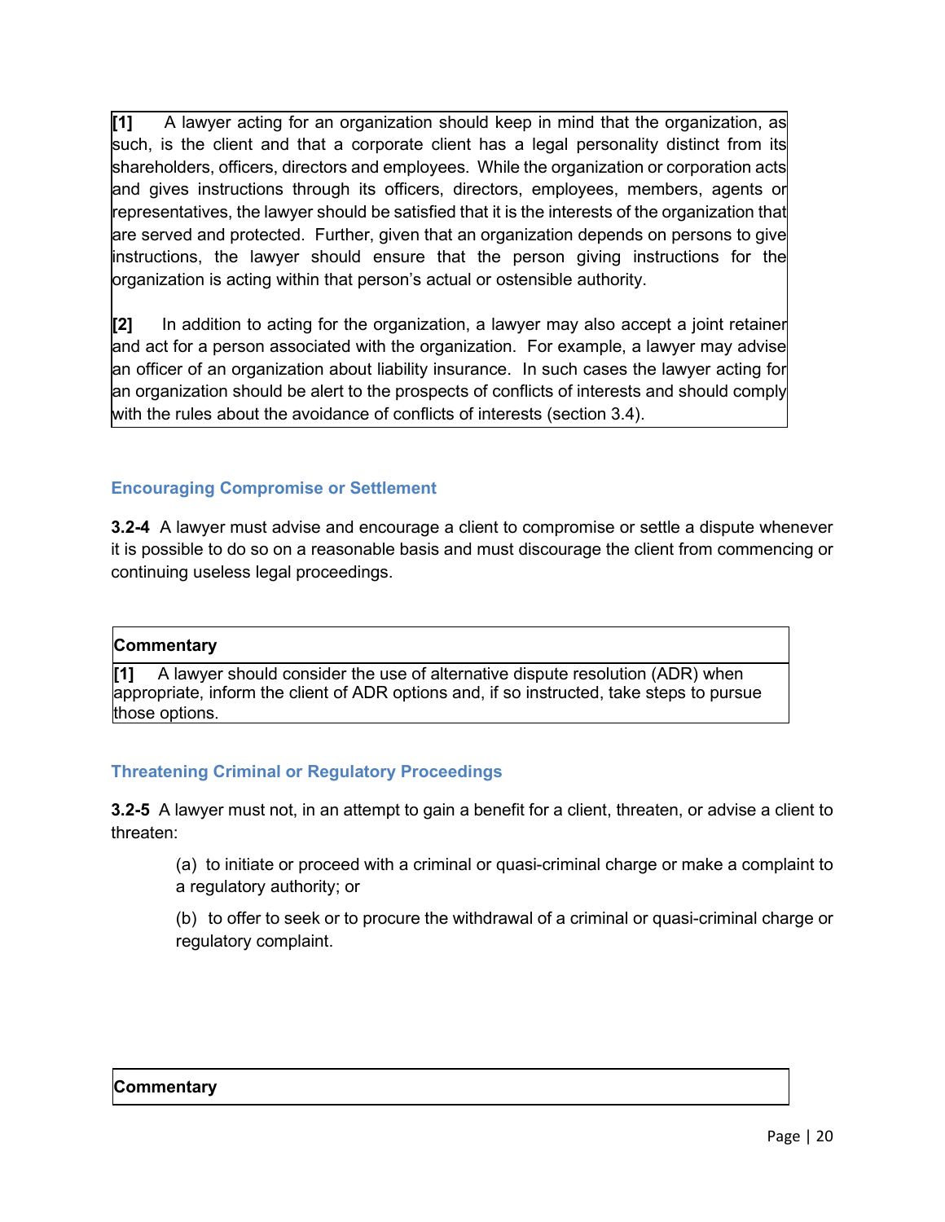**[1]** A lawyer acting for an organization should keep in mind that the organization, as such, is the client and that a corporate client has a legal personality distinct from its shareholders, officers, directors and employees. While the organization or corporation acts and gives instructions through its officers, directors, employees, members, agents or representatives, the lawyer should be satisfied that it is the interests of the organization that are served and protected. Further, given that an organization depends on persons to give instructions, the lawyer should ensure that the person giving instructions for the organization is acting within that person's actual or ostensible authority.

**[2]** In addition to acting for the organization, a lawyer may also accept a joint retainer and act for a person associated with the organization. For example, a lawyer may advise an officer of an organization about liability insurance. In such cases the lawyer acting for an organization should be alert to the prospects of conflicts of interests and should comply with the rules about the avoidance of conflicts of interests (section 3.4).

### Encouraging Compromise or Settlement

**3.2-4** A lawyer must advise and encourage a client to compromise or settle a dispute whenever it is possible to do so on a reasonable basis and must discourage the client from commencing or continuing useless legal proceedings.

**Commentary**

**[1]** A lawyer should consider the use of alternative dispute resolution (ADR) when appropriate, inform the client of ADR options and, if so instructed, take steps to pursue those options.

### Threatening Criminal or Regulatory Proceedings

**3.2-5** A lawyer must not, in an attempt to gain a benefit for a client, threaten, or advise a client to threaten:

(a) to initiate or proceed with a criminal or quasi-criminal charge or make a complaint to a regulatory authority; or

(b) to offer to seek or to procure the withdrawal of a criminal or quasi-criminal charge or regulatory complaint.

**Commentary**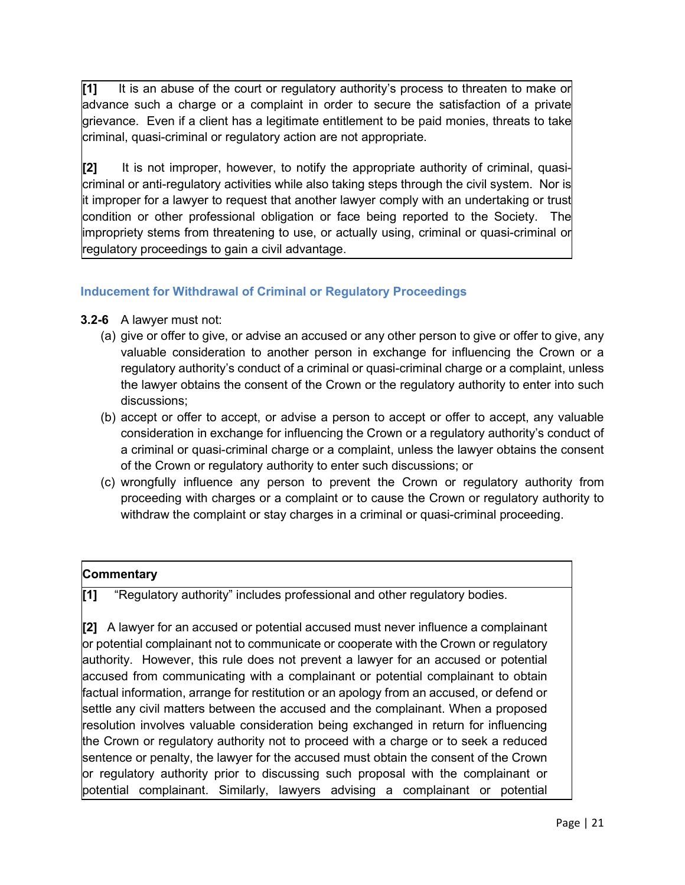**[1]** It is an abuse of the court or regulatory authority's process to threaten to make or advance such a charge or a complaint in order to secure the satisfaction of a private grievance. Even if a client has a legitimate entitlement to be paid monies, threats to take criminal, quasi-criminal or regulatory action are not appropriate.

**[2]** It is not improper, however, to notify the appropriate authority of criminal, quasi-criminal or anti-regulatory activities while also taking steps through the civil system. Nor is it improper for a lawyer to request that another lawyer comply with an undertaking or trust condition or other professional obligation or face being reported to the Society. The impropriety stems from threatening to use, or actually using, criminal or quasi-criminal or regulatory proceedings to gain a civil advantage.

### Inducement for Withdrawal of Criminal or Regulatory Proceedings

**3.2-6** A lawyer must not:

(a) give or offer to give, or advise an accused or any other person to give or offer to give, any valuable consideration to another person in exchange for influencing the Crown or a regulatory authority's conduct of a criminal or quasi-criminal charge or a complaint, unless the lawyer obtains the consent of the Crown or the regulatory authority to enter into such discussions;

(b) accept or offer to accept, or advise a person to accept or offer to accept, any valuable consideration in exchange for influencing the Crown or a regulatory authority's conduct of a criminal or quasi-criminal charge or a complaint, unless the lawyer obtains the consent of the Crown or regulatory authority to enter such discussions; or

(c) wrongfully influence any person to prevent the Crown or regulatory authority from proceeding with charges or a complaint or to cause the Crown or regulatory authority to withdraw the complaint or stay charges in a criminal or quasi-criminal proceeding.

**Commentary**

**[1]** "Regulatory authority" includes professional and other regulatory bodies.

**[2]** A lawyer for an accused or potential accused must never influence a complainant or potential complainant not to communicate or cooperate with the Crown or regulatory authority. However, this rule does not prevent a lawyer for an accused or potential accused from communicating with a complainant or potential complainant to obtain factual information, arrange for restitution or an apology from an accused, or defend or settle any civil matters between the accused and the complainant. When a proposed resolution involves valuable consideration being exchanged in return for influencing the Crown or regulatory authority not to proceed with a charge or to seek a reduced sentence or penalty, the lawyer for the accused must obtain the consent of the Crown or regulatory authority prior to discussing such proposal with the complainant or potential complainant. Similarly, lawyers advising a complainant or potential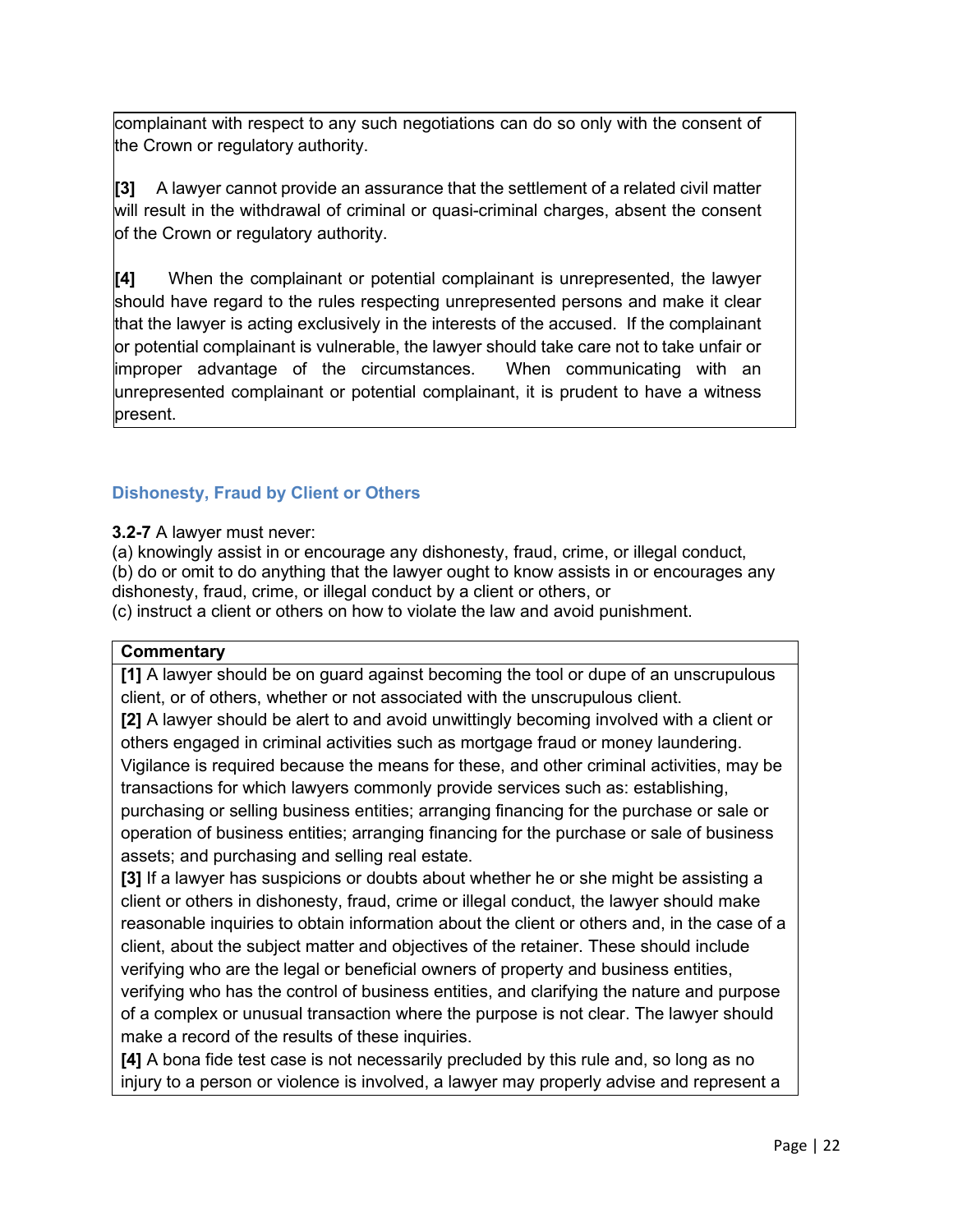complainant with respect to any such negotiations can do so only with the consent of the Crown or regulatory authority.

**[3]** A lawyer cannot provide an assurance that the settlement of a related civil matter will result in the withdrawal of criminal or quasi-criminal charges, absent the consent of the Crown or regulatory authority.

**[4]** When the complainant or potential complainant is unrepresented, the lawyer should have regard to the rules respecting unrepresented persons and make it clear that the lawyer is acting exclusively in the interests of the accused. If the complainant or potential complainant is vulnerable, the lawyer should take care not to take unfair or improper advantage of the circumstances. When communicating with an unrepresented complainant or potential complainant, it is prudent to have a witness present.

### Dishonesty, Fraud by Client or Others

**3.2-7** A lawyer must never:
(a) knowingly assist in or encourage any dishonesty, fraud, crime, or illegal conduct,
(b) do or omit to do anything that the lawyer ought to know assists in or encourages any dishonesty, fraud, crime, or illegal conduct by a client or others, or
(c) instruct a client or others on how to violate the law and avoid punishment.

**Commentary**

**[1]** A lawyer should be on guard against becoming the tool or dupe of an unscrupulous client, or of others, whether or not associated with the unscrupulous client.

**[2]** A lawyer should be alert to and avoid unwittingly becoming involved with a client or others engaged in criminal activities such as mortgage fraud or money laundering. Vigilance is required because the means for these, and other criminal activities, may be transactions for which lawyers commonly provide services such as: establishing, purchasing or selling business entities; arranging financing for the purchase or sale or operation of business entities; arranging financing for the purchase or sale of business assets; and purchasing and selling real estate.

**[3]** If a lawyer has suspicions or doubts about whether he or she might be assisting a client or others in dishonesty, fraud, crime or illegal conduct, the lawyer should make reasonable inquiries to obtain information about the client or others and, in the case of a client, about the subject matter and objectives of the retainer. These should include verifying who are the legal or beneficial owners of property and business entities, verifying who has the control of business entities, and clarifying the nature and purpose of a complex or unusual transaction where the purpose is not clear. The lawyer should make a record of the results of these inquiries.

**[4]** A bona fide test case is not necessarily precluded by this rule and, so long as no injury to a person or violence is involved, a lawyer may properly advise and represent a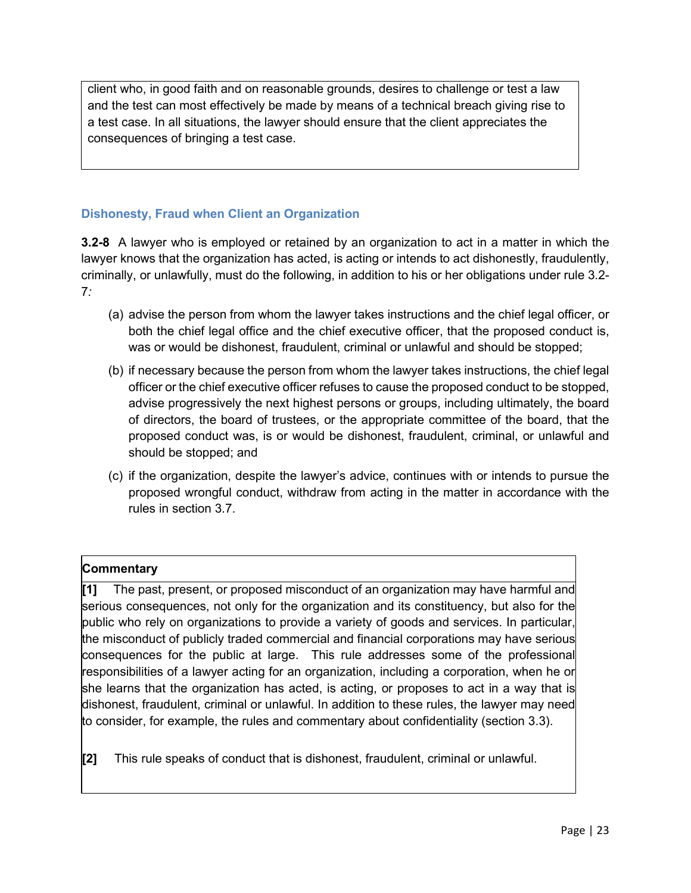client who, in good faith and on reasonable grounds, desires to challenge or test a law and the test can most effectively be made by means of a technical breach giving rise to a test case. In all situations, the lawyer should ensure that the client appreciates the consequences of bringing a test case.

### Dishonesty, Fraud when Client an Organization

**3.2-8** A lawyer who is employed or retained by an organization to act in a matter in which the lawyer knows that the organization has acted, is acting or intends to act dishonestly, fraudulently, criminally, or unlawfully, must do the following, in addition to his or her obligations under rule 3.2-7*:*

(a) advise the person from whom the lawyer takes instructions and the chief legal officer, or both the chief legal office and the chief executive officer, that the proposed conduct is, was or would be dishonest, fraudulent, criminal or unlawful and should be stopped;

(b) if necessary because the person from whom the lawyer takes instructions, the chief legal officer or the chief executive officer refuses to cause the proposed conduct to be stopped, advise progressively the next highest persons or groups, including ultimately, the board of directors, the board of trustees, or the appropriate committee of the board, that the proposed conduct was, is or would be dishonest, fraudulent, criminal, or unlawful and should be stopped; and

(c) if the organization, despite the lawyer's advice, continues with or intends to pursue the proposed wrongful conduct, withdraw from acting in the matter in accordance with the rules in section 3.7.

**Commentary**

**[1]** The past, present, or proposed misconduct of an organization may have harmful and serious consequences, not only for the organization and its constituency, but also for the public who rely on organizations to provide a variety of goods and services. In particular, the misconduct of publicly traded commercial and financial corporations may have serious consequences for the public at large. This rule addresses some of the professional responsibilities of a lawyer acting for an organization, including a corporation, when he or she learns that the organization has acted, is acting, or proposes to act in a way that is dishonest, fraudulent, criminal or unlawful. In addition to these rules, the lawyer may need to consider, for example, the rules and commentary about confidentiality (section 3.3).

**[2]** This rule speaks of conduct that is dishonest, fraudulent, criminal or unlawful.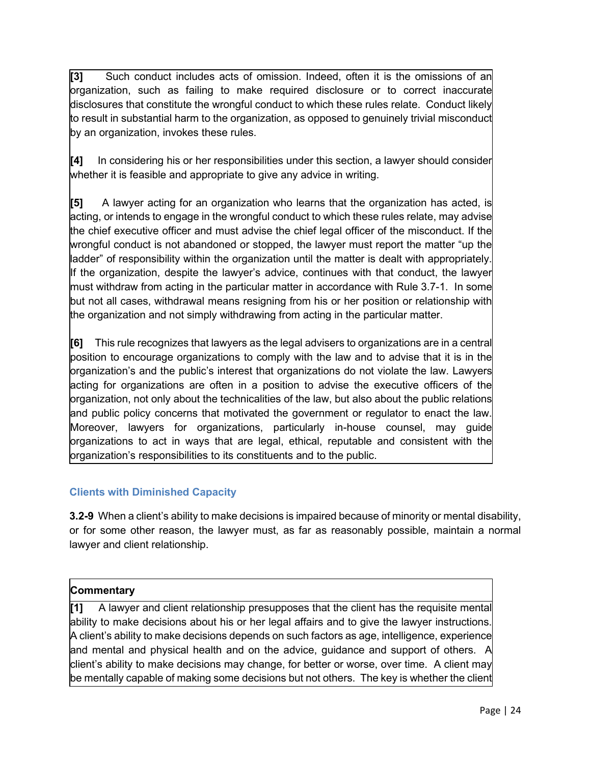**[3]** Such conduct includes acts of omission. Indeed, often it is the omissions of an organization, such as failing to make required disclosure or to correct inaccurate disclosures that constitute the wrongful conduct to which these rules relate. Conduct likely to result in substantial harm to the organization, as opposed to genuinely trivial misconduct by an organization, invokes these rules.

**[4]** In considering his or her responsibilities under this section, a lawyer should consider whether it is feasible and appropriate to give any advice in writing.

**[5]** A lawyer acting for an organization who learns that the organization has acted, is acting, or intends to engage in the wrongful conduct to which these rules relate, may advise the chief executive officer and must advise the chief legal officer of the misconduct. If the wrongful conduct is not abandoned or stopped, the lawyer must report the matter "up the ladder" of responsibility within the organization until the matter is dealt with appropriately. If the organization, despite the lawyer's advice, continues with that conduct, the lawyer must withdraw from acting in the particular matter in accordance with Rule 3.7-1. In some but not all cases, withdrawal means resigning from his or her position or relationship with the organization and not simply withdrawing from acting in the particular matter.

**[6]** This rule recognizes that lawyers as the legal advisers to organizations are in a central position to encourage organizations to comply with the law and to advise that it is in the organization's and the public's interest that organizations do not violate the law. Lawyers acting for organizations are often in a position to advise the executive officers of the organization, not only about the technicalities of the law, but also about the public relations and public policy concerns that motivated the government or regulator to enact the law. Moreover, lawyers for organizations, particularly in-house counsel, may guide organizations to act in ways that are legal, ethical, reputable and consistent with the organization's responsibilities to its constituents and to the public.

### Clients with Diminished Capacity

**3.2-9** When a client's ability to make decisions is impaired because of minority or mental disability, or for some other reason, the lawyer must, as far as reasonably possible, maintain a normal lawyer and client relationship.

**Commentary**

**[1]** A lawyer and client relationship presupposes that the client has the requisite mental ability to make decisions about his or her legal affairs and to give the lawyer instructions. A client's ability to make decisions depends on such factors as age, intelligence, experience and mental and physical health and on the advice, guidance and support of others. A client's ability to make decisions may change, for better or worse, over time. A client may be mentally capable of making some decisions but not others. The key is whether the client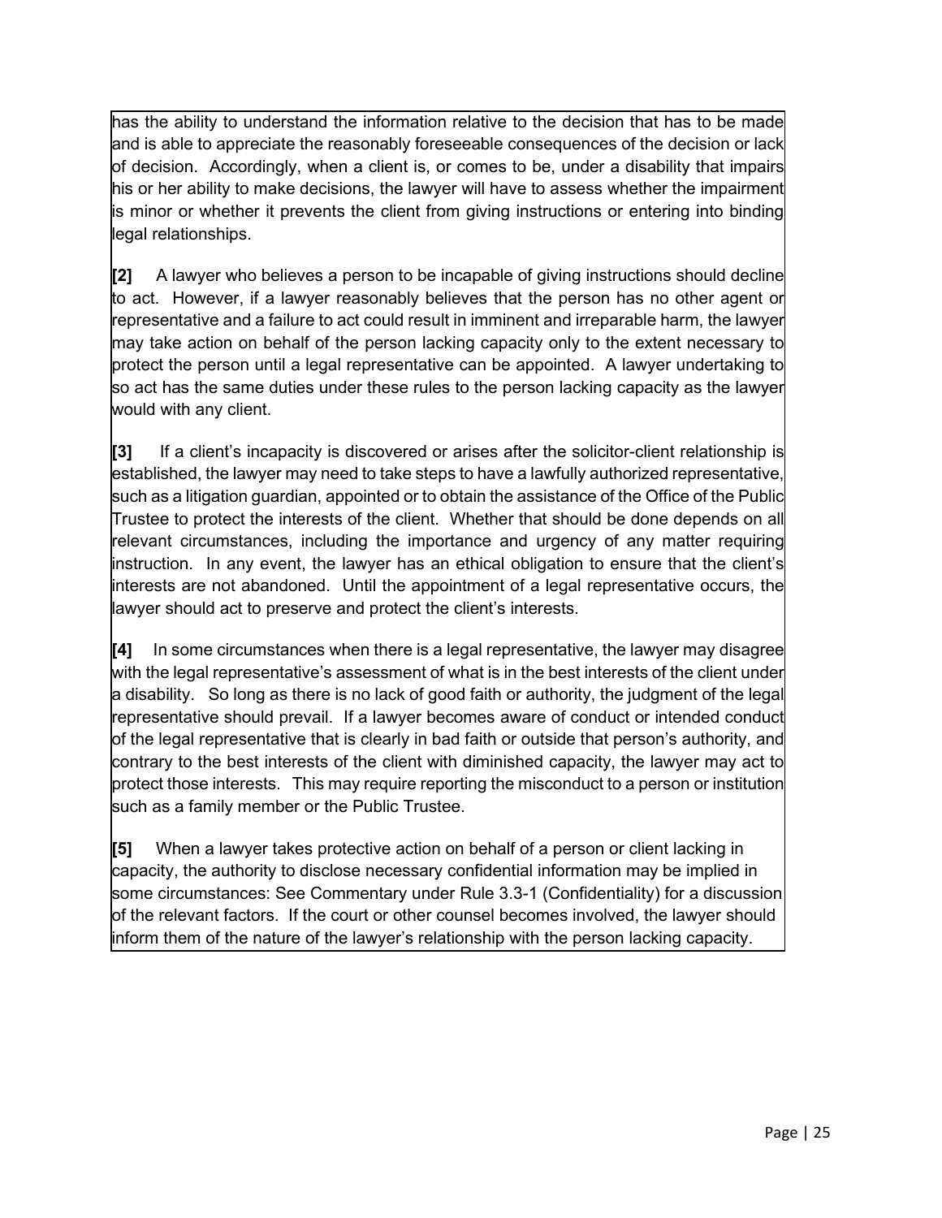has the ability to understand the information relative to the decision that has to be made and is able to appreciate the reasonably foreseeable consequences of the decision or lack of decision. Accordingly, when a client is, or comes to be, under a disability that impairs his or her ability to make decisions, the lawyer will have to assess whether the impairment is minor or whether it prevents the client from giving instructions or entering into binding legal relationships.

**[2]** A lawyer who believes a person to be incapable of giving instructions should decline to act. However, if a lawyer reasonably believes that the person has no other agent or representative and a failure to act could result in imminent and irreparable harm, the lawyer may take action on behalf of the person lacking capacity only to the extent necessary to protect the person until a legal representative can be appointed. A lawyer undertaking to so act has the same duties under these rules to the person lacking capacity as the lawyer would with any client.

**[3]** If a client's incapacity is discovered or arises after the solicitor-client relationship is established, the lawyer may need to take steps to have a lawfully authorized representative, such as a litigation guardian, appointed or to obtain the assistance of the Office of the Public Trustee to protect the interests of the client. Whether that should be done depends on all relevant circumstances, including the importance and urgency of any matter requiring instruction. In any event, the lawyer has an ethical obligation to ensure that the client's interests are not abandoned. Until the appointment of a legal representative occurs, the lawyer should act to preserve and protect the client's interests.

**[4]** In some circumstances when there is a legal representative, the lawyer may disagree with the legal representative's assessment of what is in the best interests of the client under a disability. So long as there is no lack of good faith or authority, the judgment of the legal representative should prevail. If a lawyer becomes aware of conduct or intended conduct of the legal representative that is clearly in bad faith or outside that person's authority, and contrary to the best interests of the client with diminished capacity, the lawyer may act to protect those interests. This may require reporting the misconduct to a person or institution such as a family member or the Public Trustee.

**[5]** When a lawyer takes protective action on behalf of a person or client lacking in capacity, the authority to disclose necessary confidential information may be implied in some circumstances: See Commentary under Rule 3.3-1 (Confidentiality) for a discussion of the relevant factors. If the court or other counsel becomes involved, the lawyer should inform them of the nature of the lawyer's relationship with the person lacking capacity.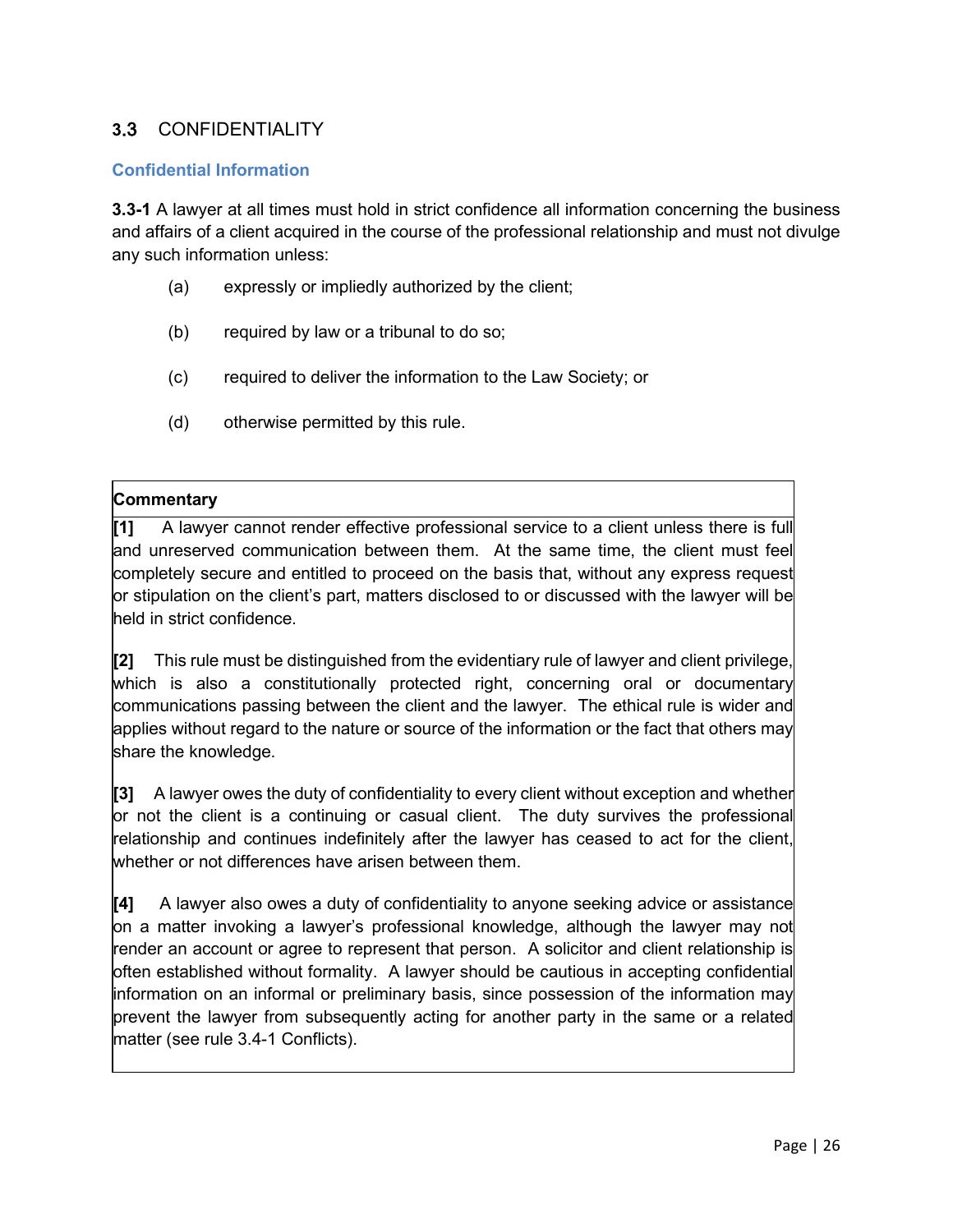## 3.3 CONFIDENTIALITY

### Confidential Information

**3.3-1** A lawyer at all times must hold in strict confidence all information concerning the business and affairs of a client acquired in the course of the professional relationship and must not divulge any such information unless:

(a) expressly or impliedly authorized by the client;

(b) required by law or a tribunal to do so;

(c) required to deliver the information to the Law Society; or

(d) otherwise permitted by this rule.

**Commentary**

**[1]** A lawyer cannot render effective professional service to a client unless there is full and unreserved communication between them. At the same time, the client must feel completely secure and entitled to proceed on the basis that, without any express request or stipulation on the client's part, matters disclosed to or discussed with the lawyer will be held in strict confidence.

**[2]** This rule must be distinguished from the evidentiary rule of lawyer and client privilege, which is also a constitutionally protected right, concerning oral or documentary communications passing between the client and the lawyer. The ethical rule is wider and applies without regard to the nature or source of the information or the fact that others may share the knowledge.

**[3]** A lawyer owes the duty of confidentiality to every client without exception and whether or not the client is a continuing or casual client. The duty survives the professional relationship and continues indefinitely after the lawyer has ceased to act for the client, whether or not differences have arisen between them.

**[4]** A lawyer also owes a duty of confidentiality to anyone seeking advice or assistance on a matter invoking a lawyer's professional knowledge, although the lawyer may not render an account or agree to represent that person. A solicitor and client relationship is often established without formality. A lawyer should be cautious in accepting confidential information on an informal or preliminary basis, since possession of the information may prevent the lawyer from subsequently acting for another party in the same or a related matter (see rule 3.4-1 Conflicts).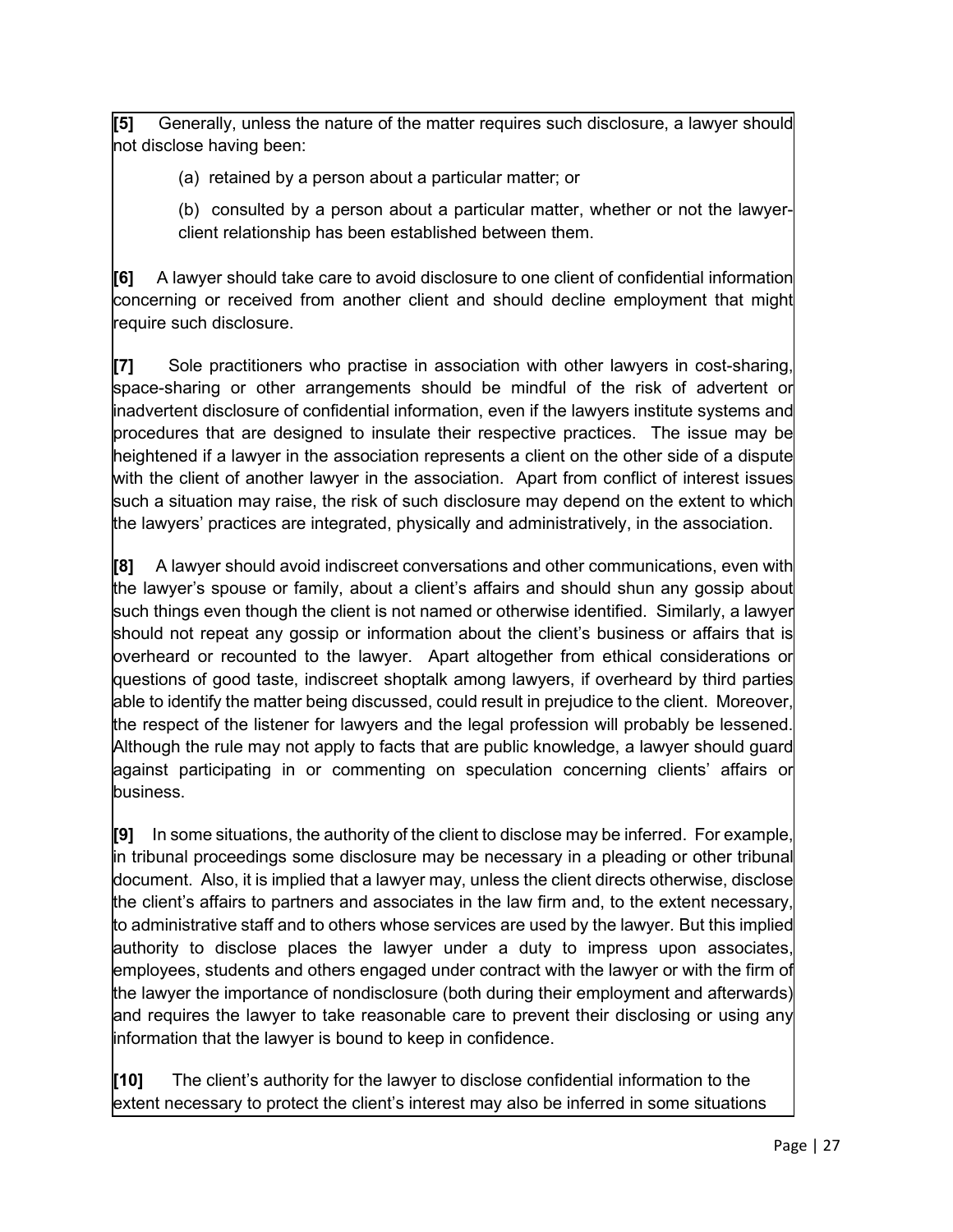**[5]** Generally, unless the nature of the matter requires such disclosure, a lawyer should not disclose having been:

(a) retained by a person about a particular matter; or

(b) consulted by a person about a particular matter, whether or not the lawyer-client relationship has been established between them.

**[6]** A lawyer should take care to avoid disclosure to one client of confidential information concerning or received from another client and should decline employment that might require such disclosure.

**[7]** Sole practitioners who practise in association with other lawyers in cost-sharing, space-sharing or other arrangements should be mindful of the risk of advertent or inadvertent disclosure of confidential information, even if the lawyers institute systems and procedures that are designed to insulate their respective practices. The issue may be heightened if a lawyer in the association represents a client on the other side of a dispute with the client of another lawyer in the association. Apart from conflict of interest issues such a situation may raise, the risk of such disclosure may depend on the extent to which the lawyers' practices are integrated, physically and administratively, in the association.

**[8]** A lawyer should avoid indiscreet conversations and other communications, even with the lawyer's spouse or family, about a client's affairs and should shun any gossip about such things even though the client is not named or otherwise identified. Similarly, a lawyer should not repeat any gossip or information about the client's business or affairs that is overheard or recounted to the lawyer. Apart altogether from ethical considerations or questions of good taste, indiscreet shoptalk among lawyers, if overheard by third parties able to identify the matter being discussed, could result in prejudice to the client. Moreover, the respect of the listener for lawyers and the legal profession will probably be lessened. Although the rule may not apply to facts that are public knowledge, a lawyer should guard against participating in or commenting on speculation concerning clients' affairs or business.

**[9]** In some situations, the authority of the client to disclose may be inferred. For example, in tribunal proceedings some disclosure may be necessary in a pleading or other tribunal document. Also, it is implied that a lawyer may, unless the client directs otherwise, disclose the client's affairs to partners and associates in the law firm and, to the extent necessary, to administrative staff and to others whose services are used by the lawyer. But this implied authority to disclose places the lawyer under a duty to impress upon associates, employees, students and others engaged under contract with the lawyer or with the firm of the lawyer the importance of nondisclosure (both during their employment and afterwards) and requires the lawyer to take reasonable care to prevent their disclosing or using any information that the lawyer is bound to keep in confidence.

**[10]** The client's authority for the lawyer to disclose confidential information to the extent necessary to protect the client's interest may also be inferred in some situations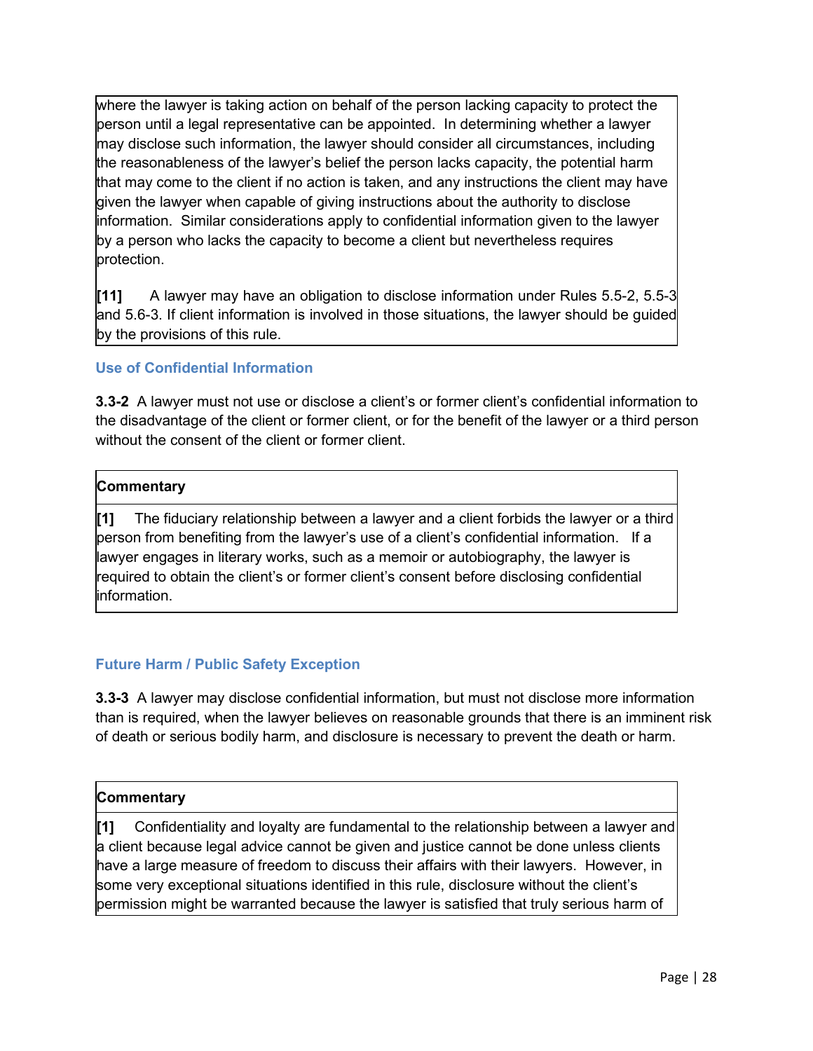where the lawyer is taking action on behalf of the person lacking capacity to protect the person until a legal representative can be appointed. In determining whether a lawyer may disclose such information, the lawyer should consider all circumstances, including the reasonableness of the lawyer's belief the person lacks capacity, the potential harm that may come to the client if no action is taken, and any instructions the client may have given the lawyer when capable of giving instructions about the authority to disclose information. Similar considerations apply to confidential information given to the lawyer by a person who lacks the capacity to become a client but nevertheless requires protection.

**[11]** A lawyer may have an obligation to disclose information under Rules 5.5-2, 5.5-3 and 5.6-3. If client information is involved in those situations, the lawyer should be guided by the provisions of this rule.

### Use of Confidential Information

**3.3-2** A lawyer must not use or disclose a client's or former client's confidential information to the disadvantage of the client or former client, or for the benefit of the lawyer or a third person without the consent of the client or former client.

**Commentary**

**[1]** The fiduciary relationship between a lawyer and a client forbids the lawyer or a third person from benefiting from the lawyer's use of a client's confidential information. If a lawyer engages in literary works, such as a memoir or autobiography, the lawyer is required to obtain the client's or former client's consent before disclosing confidential information.

### Future Harm / Public Safety Exception

**3.3-3** A lawyer may disclose confidential information, but must not disclose more information than is required, when the lawyer believes on reasonable grounds that there is an imminent risk of death or serious bodily harm, and disclosure is necessary to prevent the death or harm.

**Commentary**

**[1]** Confidentiality and loyalty are fundamental to the relationship between a lawyer and a client because legal advice cannot be given and justice cannot be done unless clients have a large measure of freedom to discuss their affairs with their lawyers. However, in some very exceptional situations identified in this rule, disclosure without the client's permission might be warranted because the lawyer is satisfied that truly serious harm of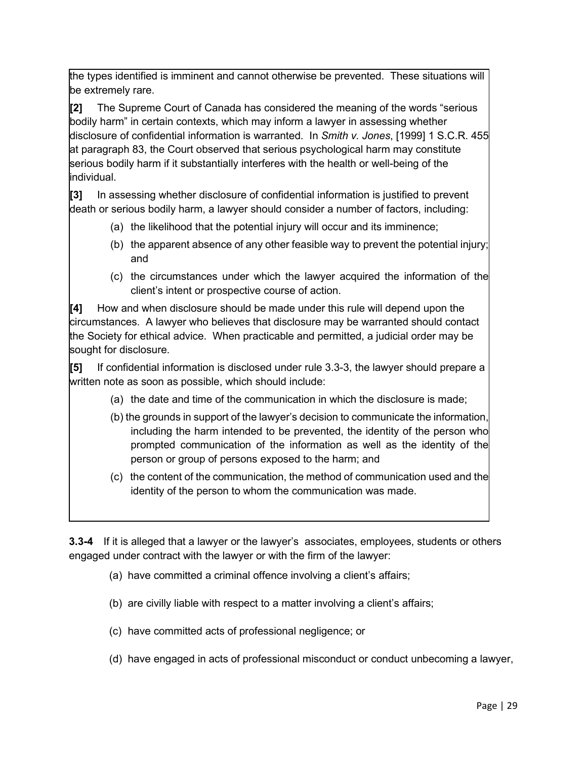the types identified is imminent and cannot otherwise be prevented. These situations will be extremely rare.

**[2]** The Supreme Court of Canada has considered the meaning of the words "serious bodily harm" in certain contexts, which may inform a lawyer in assessing whether disclosure of confidential information is warranted. In *Smith v. Jones*, [1999] 1 S.C.R. 455 at paragraph 83, the Court observed that serious psychological harm may constitute serious bodily harm if it substantially interferes with the health or well-being of the individual.

**[3]** In assessing whether disclosure of confidential information is justified to prevent death or serious bodily harm, a lawyer should consider a number of factors, including:

(a) the likelihood that the potential injury will occur and its imminence;

(b) the apparent absence of any other feasible way to prevent the potential injury; and

(c) the circumstances under which the lawyer acquired the information of the client's intent or prospective course of action.

**[4]** How and when disclosure should be made under this rule will depend upon the circumstances. A lawyer who believes that disclosure may be warranted should contact the Society for ethical advice. When practicable and permitted, a judicial order may be sought for disclosure.

**[5]** If confidential information is disclosed under rule 3.3-3, the lawyer should prepare a written note as soon as possible, which should include:

(a) the date and time of the communication in which the disclosure is made;

(b) the grounds in support of the lawyer's decision to communicate the information, including the harm intended to be prevented, the identity of the person who prompted communication of the information as well as the identity of the person or group of persons exposed to the harm; and

(c) the content of the communication, the method of communication used and the identity of the person to whom the communication was made.

**3.3-4** If it is alleged that a lawyer or the lawyer's associates, employees, students or others engaged under contract with the lawyer or with the firm of the lawyer:

(a) have committed a criminal offence involving a client's affairs;

(b) are civilly liable with respect to a matter involving a client's affairs;

(c) have committed acts of professional negligence; or

(d) have engaged in acts of professional misconduct or conduct unbecoming a lawyer,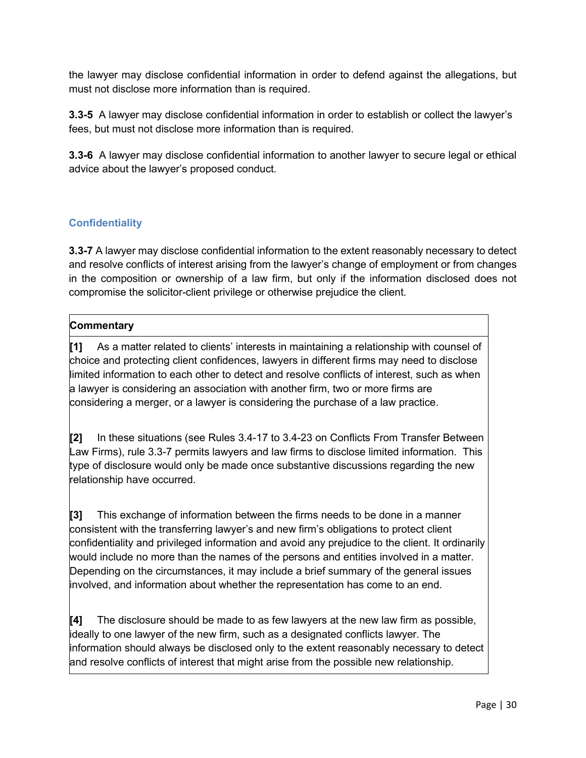the lawyer may disclose confidential information in order to defend against the allegations, but must not disclose more information than is required.

**3.3-5** A lawyer may disclose confidential information in order to establish or collect the lawyer's fees, but must not disclose more information than is required.

**3.3-6** A lawyer may disclose confidential information to another lawyer to secure legal or ethical advice about the lawyer's proposed conduct.

### Confidentiality

**3.3-7** A lawyer may disclose confidential information to the extent reasonably necessary to detect and resolve conflicts of interest arising from the lawyer's change of employment or from changes in the composition or ownership of a law firm, but only if the information disclosed does not compromise the solicitor-client privilege or otherwise prejudice the client.

**Commentary**

**[1]** As a matter related to clients' interests in maintaining a relationship with counsel of choice and protecting client confidences, lawyers in different firms may need to disclose limited information to each other to detect and resolve conflicts of interest, such as when a lawyer is considering an association with another firm, two or more firms are considering a merger, or a lawyer is considering the purchase of a law practice.

**[2]** In these situations (see Rules 3.4-17 to 3.4-23 on Conflicts From Transfer Between Law Firms), rule 3.3-7 permits lawyers and law firms to disclose limited information. This type of disclosure would only be made once substantive discussions regarding the new relationship have occurred.

**[3]** This exchange of information between the firms needs to be done in a manner consistent with the transferring lawyer's and new firm's obligations to protect client confidentiality and privileged information and avoid any prejudice to the client. It ordinarily would include no more than the names of the persons and entities involved in a matter. Depending on the circumstances, it may include a brief summary of the general issues involved, and information about whether the representation has come to an end.

**[4]** The disclosure should be made to as few lawyers at the new law firm as possible, ideally to one lawyer of the new firm, such as a designated conflicts lawyer. The information should always be disclosed only to the extent reasonably necessary to detect and resolve conflicts of interest that might arise from the possible new relationship.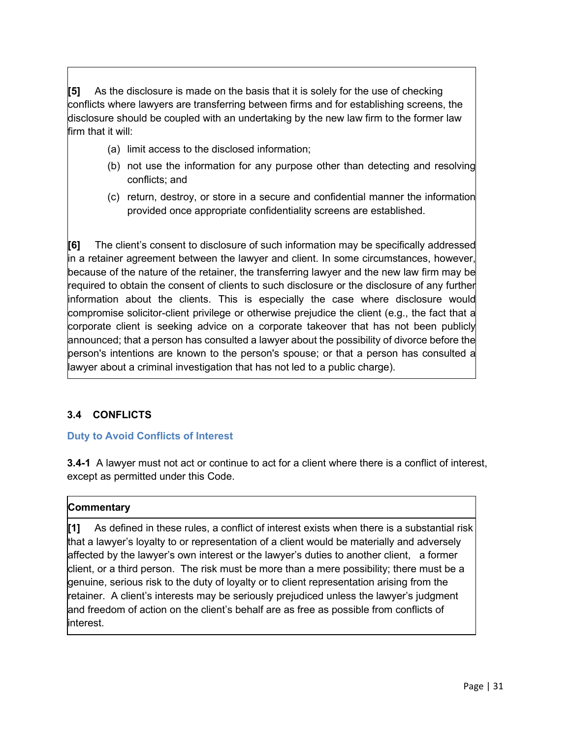**[5]** As the disclosure is made on the basis that it is solely for the use of checking conflicts where lawyers are transferring between firms and for establishing screens, the disclosure should be coupled with an undertaking by the new law firm to the former law firm that it will:

(a) limit access to the disclosed information;

(b) not use the information for any purpose other than detecting and resolving conflicts; and

(c) return, destroy, or store in a secure and confidential manner the information provided once appropriate confidentiality screens are established.

**[6]** The client's consent to disclosure of such information may be specifically addressed in a retainer agreement between the lawyer and client. In some circumstances, however, because of the nature of the retainer, the transferring lawyer and the new law firm may be required to obtain the consent of clients to such disclosure or the disclosure of any further information about the clients. This is especially the case where disclosure would compromise solicitor-client privilege or otherwise prejudice the client (e.g., the fact that a corporate client is seeking advice on a corporate takeover that has not been publicly announced; that a person has consulted a lawyer about the possibility of divorce before the person's intentions are known to the person's spouse; or that a person has consulted a lawyer about a criminal investigation that has not led to a public charge).

## 3.4 CONFLICTS

### Duty to Avoid Conflicts of Interest

**3.4-1** A lawyer must not act or continue to act for a client where there is a conflict of interest, except as permitted under this Code.

**Commentary**

**[1]** As defined in these rules, a conflict of interest exists when there is a substantial risk that a lawyer's loyalty to or representation of a client would be materially and adversely affected by the lawyer's own interest or the lawyer's duties to another client, a former client, or a third person. The risk must be more than a mere possibility; there must be a genuine, serious risk to the duty of loyalty or to client representation arising from the retainer. A client's interests may be seriously prejudiced unless the lawyer's judgment and freedom of action on the client's behalf are as free as possible from conflicts of interest.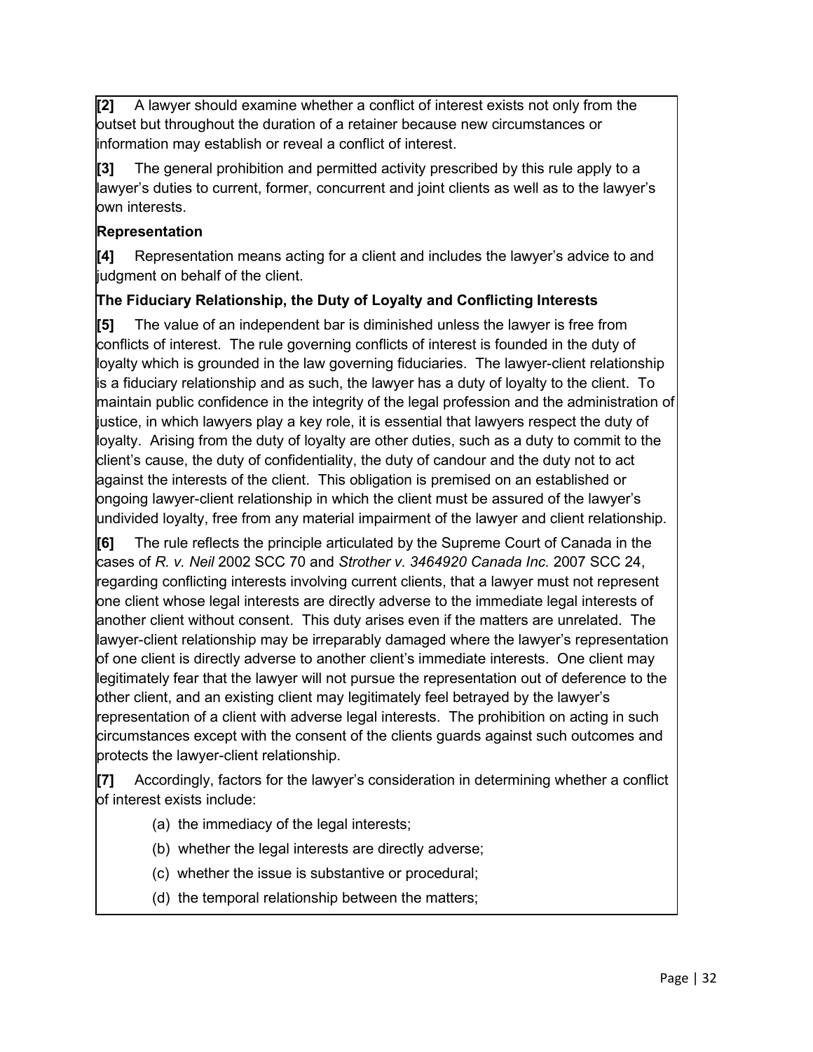**[2]** A lawyer should examine whether a conflict of interest exists not only from the outset but throughout the duration of a retainer because new circumstances or information may establish or reveal a conflict of interest.

**[3]** The general prohibition and permitted activity prescribed by this rule apply to a lawyer's duties to current, former, concurrent and joint clients as well as to the lawyer's own interests.

**Representation**

**[4]** Representation means acting for a client and includes the lawyer's advice to and judgment on behalf of the client.

**The Fiduciary Relationship, the Duty of Loyalty and Conflicting Interests**

**[5]** The value of an independent bar is diminished unless the lawyer is free from conflicts of interest. The rule governing conflicts of interest is founded in the duty of loyalty which is grounded in the law governing fiduciaries. The lawyer-client relationship is a fiduciary relationship and as such, the lawyer has a duty of loyalty to the client. To maintain public confidence in the integrity of the legal profession and the administration of justice, in which lawyers play a key role, it is essential that lawyers respect the duty of loyalty. Arising from the duty of loyalty are other duties, such as a duty to commit to the client's cause, the duty of confidentiality, the duty of candour and the duty not to act against the interests of the client. This obligation is premised on an established or ongoing lawyer-client relationship in which the client must be assured of the lawyer's undivided loyalty, free from any material impairment of the lawyer and client relationship.

**[6]** The rule reflects the principle articulated by the Supreme Court of Canada in the cases of *R. v. Neil* 2002 SCC 70 and *Strother v. 3464920 Canada Inc.* 2007 SCC 24, regarding conflicting interests involving current clients, that a lawyer must not represent one client whose legal interests are directly adverse to the immediate legal interests of another client without consent. This duty arises even if the matters are unrelated. The lawyer-client relationship may be irreparably damaged where the lawyer's representation of one client is directly adverse to another client's immediate interests. One client may legitimately fear that the lawyer will not pursue the representation out of deference to the other client, and an existing client may legitimately feel betrayed by the lawyer's representation of a client with adverse legal interests. The prohibition on acting in such circumstances except with the consent of the clients guards against such outcomes and protects the lawyer-client relationship.

**[7]** Accordingly, factors for the lawyer's consideration in determining whether a conflict of interest exists include:

(a) the immediacy of the legal interests;

(b) whether the legal interests are directly adverse;

(c) whether the issue is substantive or procedural;

(d) the temporal relationship between the matters;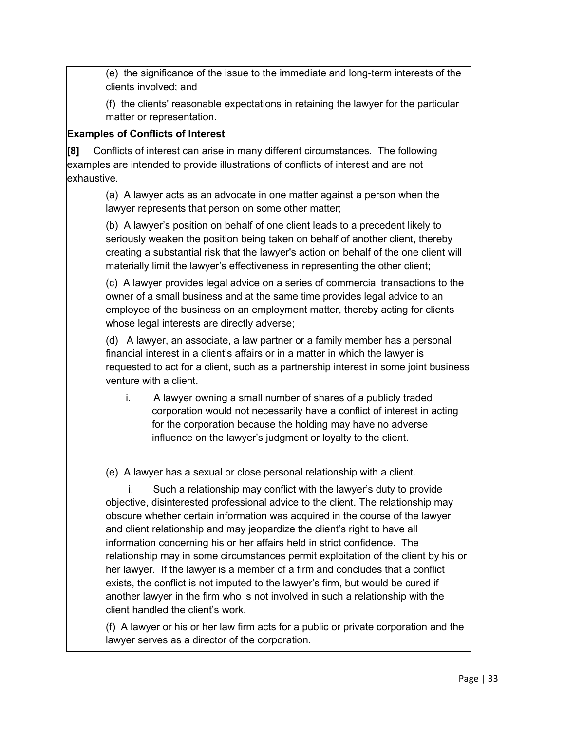(e) the significance of the issue to the immediate and long-term interests of the clients involved; and

(f) the clients' reasonable expectations in retaining the lawyer for the particular matter or representation.

**Examples of Conflicts of Interest**

**[8]** Conflicts of interest can arise in many different circumstances. The following examples are intended to provide illustrations of conflicts of interest and are not exhaustive.

(a) A lawyer acts as an advocate in one matter against a person when the lawyer represents that person on some other matter;

(b) A lawyer's position on behalf of one client leads to a precedent likely to seriously weaken the position being taken on behalf of another client, thereby creating a substantial risk that the lawyer's action on behalf of the one client will materially limit the lawyer's effectiveness in representing the other client;

(c) A lawyer provides legal advice on a series of commercial transactions to the owner of a small business and at the same time provides legal advice to an employee of the business on an employment matter, thereby acting for clients whose legal interests are directly adverse;

(d) A lawyer, an associate, a law partner or a family member has a personal financial interest in a client's affairs or in a matter in which the lawyer is requested to act for a client, such as a partnership interest in some joint business venture with a client.

i. A lawyer owning a small number of shares of a publicly traded corporation would not necessarily have a conflict of interest in acting for the corporation because the holding may have no adverse influence on the lawyer's judgment or loyalty to the client.

(e) A lawyer has a sexual or close personal relationship with a client.

i. Such a relationship may conflict with the lawyer's duty to provide objective, disinterested professional advice to the client. The relationship may obscure whether certain information was acquired in the course of the lawyer and client relationship and may jeopardize the client's right to have all information concerning his or her affairs held in strict confidence. The relationship may in some circumstances permit exploitation of the client by his or her lawyer. If the lawyer is a member of a firm and concludes that a conflict exists, the conflict is not imputed to the lawyer's firm, but would be cured if another lawyer in the firm who is not involved in such a relationship with the client handled the client's work.

(f) A lawyer or his or her law firm acts for a public or private corporation and the lawyer serves as a director of the corporation.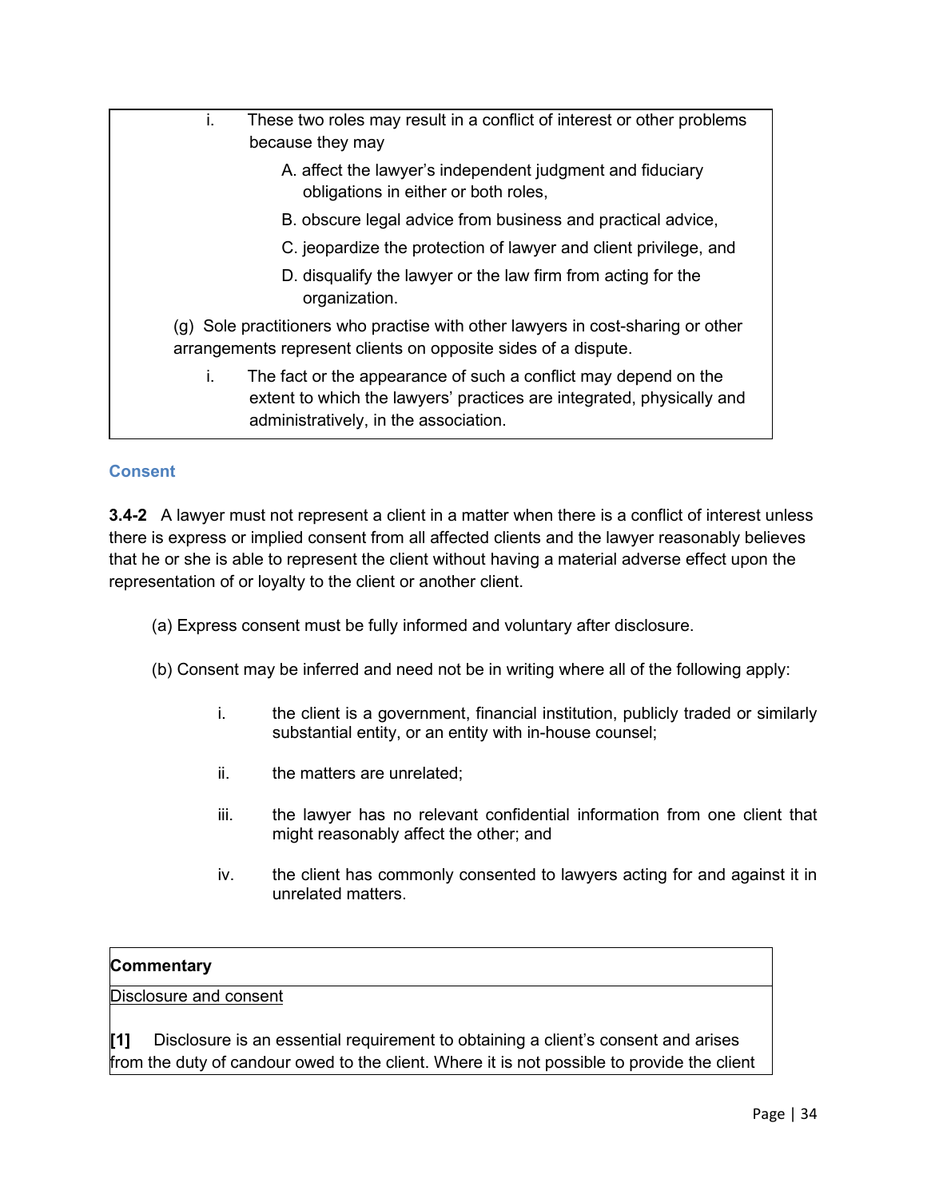i. These two roles may result in a conflict of interest or other problems because they may

A. affect the lawyer's independent judgment and fiduciary obligations in either or both roles,

B. obscure legal advice from business and practical advice,

C. jeopardize the protection of lawyer and client privilege, and

D. disqualify the lawyer or the law firm from acting for the organization.

(g) Sole practitioners who practise with other lawyers in cost-sharing or other arrangements represent clients on opposite sides of a dispute.

i. The fact or the appearance of such a conflict may depend on the extent to which the lawyers' practices are integrated, physically and administratively, in the association.

## Consent

**3.4-2** A lawyer must not represent a client in a matter when there is a conflict of interest unless there is express or implied consent from all affected clients and the lawyer reasonably believes that he or she is able to represent the client without having a material adverse effect upon the representation of or loyalty to the client or another client.

(a) Express consent must be fully informed and voluntary after disclosure.

(b) Consent may be inferred and need not be in writing where all of the following apply:

i. the client is a government, financial institution, publicly traded or similarly substantial entity, or an entity with in-house counsel;

ii. the matters are unrelated;

iii. the lawyer has no relevant confidential information from one client that might reasonably affect the other; and

iv. the client has commonly consented to lawyers acting for and against it in unrelated matters.

**Commentary**

Disclosure and consent

**[1]** Disclosure is an essential requirement to obtaining a client's consent and arises from the duty of candour owed to the client. Where it is not possible to provide the client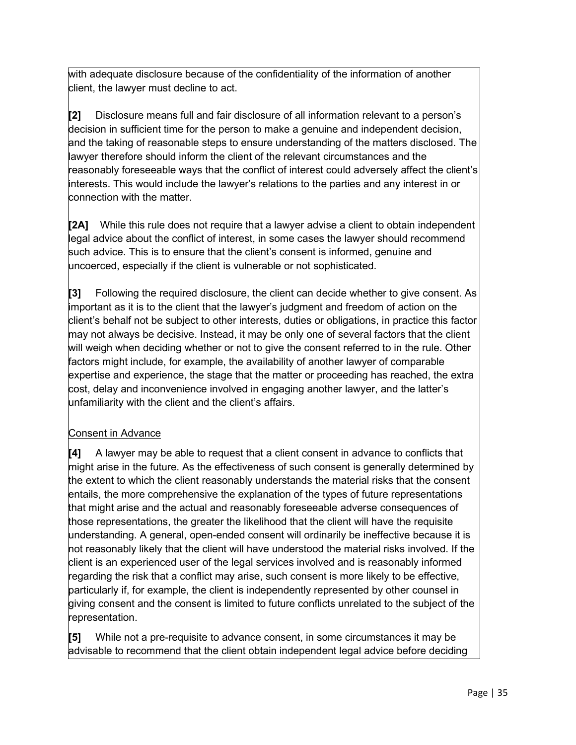with adequate disclosure because of the confidentiality of the information of another client, the lawyer must decline to act.

**[2]** Disclosure means full and fair disclosure of all information relevant to a person's decision in sufficient time for the person to make a genuine and independent decision, and the taking of reasonable steps to ensure understanding of the matters disclosed. The lawyer therefore should inform the client of the relevant circumstances and the reasonably foreseeable ways that the conflict of interest could adversely affect the client's interests. This would include the lawyer's relations to the parties and any interest in or connection with the matter.

**[2A]** While this rule does not require that a lawyer advise a client to obtain independent legal advice about the conflict of interest, in some cases the lawyer should recommend such advice. This is to ensure that the client's consent is informed, genuine and uncoerced, especially if the client is vulnerable or not sophisticated.

**[3]** Following the required disclosure, the client can decide whether to give consent. As important as it is to the client that the lawyer's judgment and freedom of action on the client's behalf not be subject to other interests, duties or obligations, in practice this factor may not always be decisive. Instead, it may be only one of several factors that the client will weigh when deciding whether or not to give the consent referred to in the rule. Other factors might include, for example, the availability of another lawyer of comparable expertise and experience, the stage that the matter or proceeding has reached, the extra cost, delay and inconvenience involved in engaging another lawyer, and the latter's unfamiliarity with the client and the client's affairs.

<u>Consent in Advance</u>

**[4]** A lawyer may be able to request that a client consent in advance to conflicts that might arise in the future. As the effectiveness of such consent is generally determined by the extent to which the client reasonably understands the material risks that the consent entails, the more comprehensive the explanation of the types of future representations that might arise and the actual and reasonably foreseeable adverse consequences of those representations, the greater the likelihood that the client will have the requisite understanding. A general, open-ended consent will ordinarily be ineffective because it is not reasonably likely that the client will have understood the material risks involved. If the client is an experienced user of the legal services involved and is reasonably informed regarding the risk that a conflict may arise, such consent is more likely to be effective, particularly if, for example, the client is independently represented by other counsel in giving consent and the consent is limited to future conflicts unrelated to the subject of the representation.

**[5]** While not a pre-requisite to advance consent, in some circumstances it may be advisable to recommend that the client obtain independent legal advice before deciding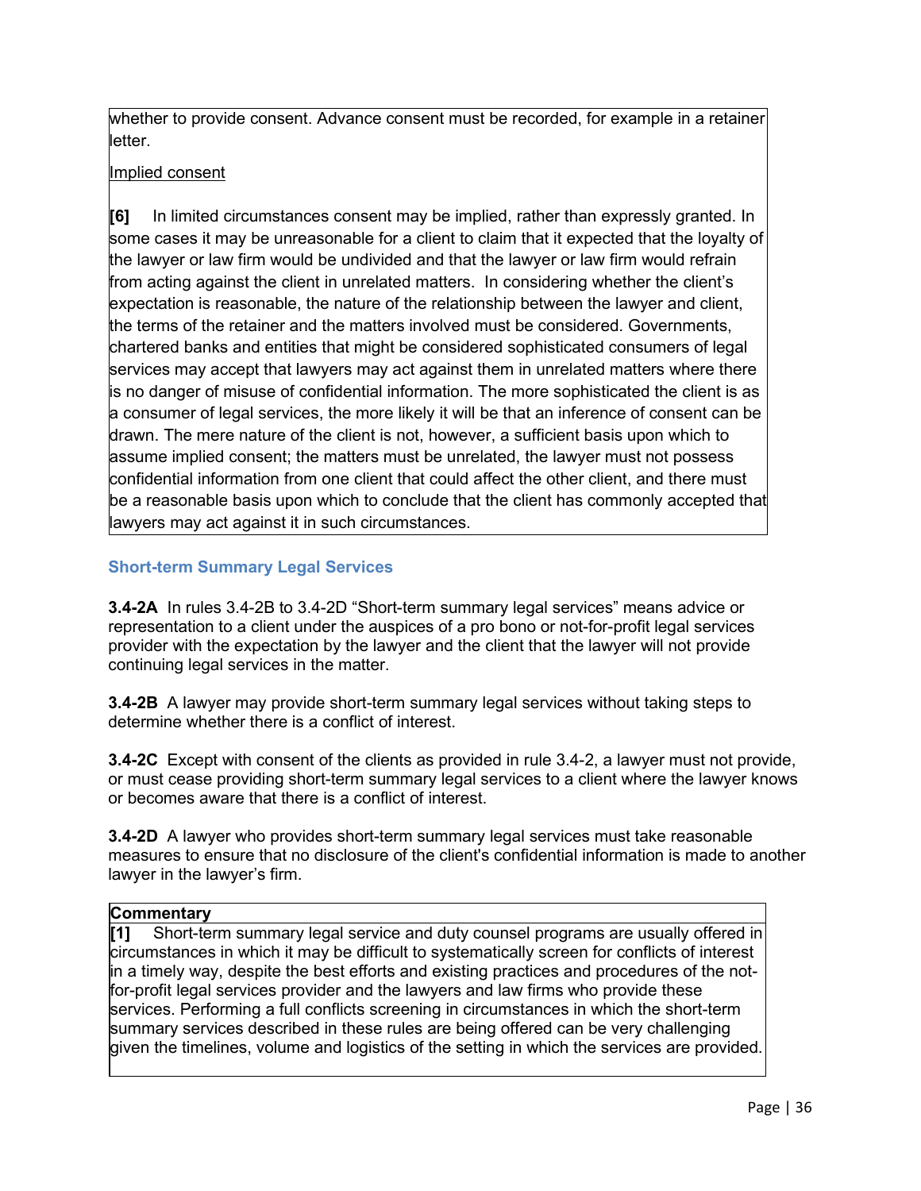whether to provide consent. Advance consent must be recorded, for example in a retainer letter.

Implied consent

**[6]** In limited circumstances consent may be implied, rather than expressly granted. In some cases it may be unreasonable for a client to claim that it expected that the loyalty of the lawyer or law firm would be undivided and that the lawyer or law firm would refrain from acting against the client in unrelated matters. In considering whether the client's expectation is reasonable, the nature of the relationship between the lawyer and client, the terms of the retainer and the matters involved must be considered. Governments, chartered banks and entities that might be considered sophisticated consumers of legal services may accept that lawyers may act against them in unrelated matters where there is no danger of misuse of confidential information. The more sophisticated the client is as a consumer of legal services, the more likely it will be that an inference of consent can be drawn. The mere nature of the client is not, however, a sufficient basis upon which to assume implied consent; the matters must be unrelated, the lawyer must not possess confidential information from one client that could affect the other client, and there must be a reasonable basis upon which to conclude that the client has commonly accepted that lawyers may act against it in such circumstances.

### Short-term Summary Legal Services

**3.4-2A** In rules 3.4-2B to 3.4-2D "Short-term summary legal services" means advice or representation to a client under the auspices of a pro bono or not-for-profit legal services provider with the expectation by the lawyer and the client that the lawyer will not provide continuing legal services in the matter.

**3.4-2B** A lawyer may provide short-term summary legal services without taking steps to determine whether there is a conflict of interest.

**3.4-2C** Except with consent of the clients as provided in rule 3.4-2, a lawyer must not provide, or must cease providing short-term summary legal services to a client where the lawyer knows or becomes aware that there is a conflict of interest.

**3.4-2D** A lawyer who provides short-term summary legal services must take reasonable measures to ensure that no disclosure of the client's confidential information is made to another lawyer in the lawyer's firm.

**Commentary**

**[1]** Short-term summary legal service and duty counsel programs are usually offered in circumstances in which it may be difficult to systematically screen for conflicts of interest in a timely way, despite the best efforts and existing practices and procedures of the not-for-profit legal services provider and the lawyers and law firms who provide these services. Performing a full conflicts screening in circumstances in which the short-term summary services described in these rules are being offered can be very challenging given the timelines, volume and logistics of the setting in which the services are provided.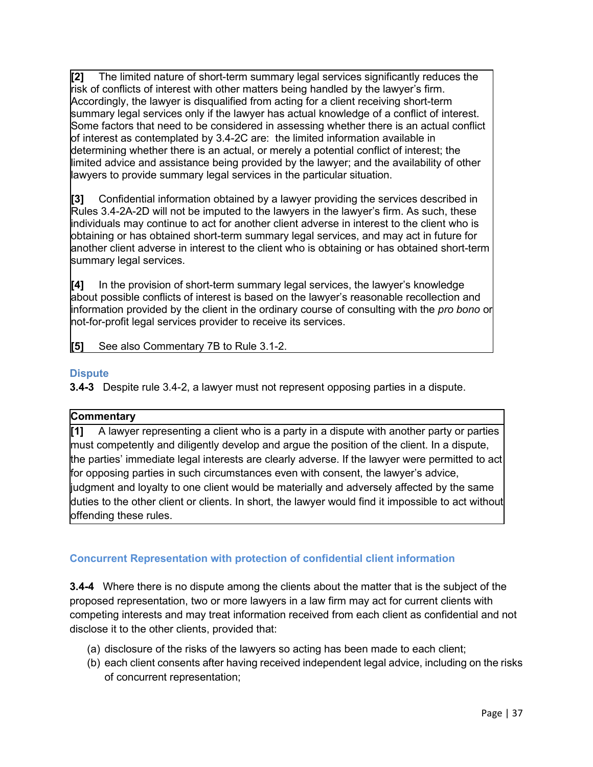**[2]** The limited nature of short-term summary legal services significantly reduces the risk of conflicts of interest with other matters being handled by the lawyer's firm. Accordingly, the lawyer is disqualified from acting for a client receiving short-term summary legal services only if the lawyer has actual knowledge of a conflict of interest. Some factors that need to be considered in assessing whether there is an actual conflict of interest as contemplated by 3.4-2C are: the limited information available in determining whether there is an actual, or merely a potential conflict of interest; the limited advice and assistance being provided by the lawyer; and the availability of other lawyers to provide summary legal services in the particular situation.

**[3]** Confidential information obtained by a lawyer providing the services described in Rules 3.4-2A-2D will not be imputed to the lawyers in the lawyer's firm. As such, these individuals may continue to act for another client adverse in interest to the client who is obtaining or has obtained short-term summary legal services, and may act in future for another client adverse in interest to the client who is obtaining or has obtained short-term summary legal services.

**[4]** In the provision of short-term summary legal services, the lawyer's knowledge about possible conflicts of interest is based on the lawyer's reasonable recollection and information provided by the client in the ordinary course of consulting with the *pro bono* or not-for-profit legal services provider to receive its services.

**[5]** See also Commentary 7B to Rule 3.1-2.

### Dispute

**3.4-3** Despite rule 3.4-2, a lawyer must not represent opposing parties in a dispute.

**Commentary**

**[1]** A lawyer representing a client who is a party in a dispute with another party or parties must competently and diligently develop and argue the position of the client. In a dispute, the parties' immediate legal interests are clearly adverse. If the lawyer were permitted to act for opposing parties in such circumstances even with consent, the lawyer's advice, judgment and loyalty to one client would be materially and adversely affected by the same duties to the other client or clients. In short, the lawyer would find it impossible to act without offending these rules.

### Concurrent Representation with protection of confidential client information

**3.4-4** Where there is no dispute among the clients about the matter that is the subject of the proposed representation, two or more lawyers in a law firm may act for current clients with competing interests and may treat information received from each client as confidential and not disclose it to the other clients, provided that:

(a) disclosure of the risks of the lawyers so acting has been made to each client;
(b) each client consents after having received independent legal advice, including on the risks of concurrent representation;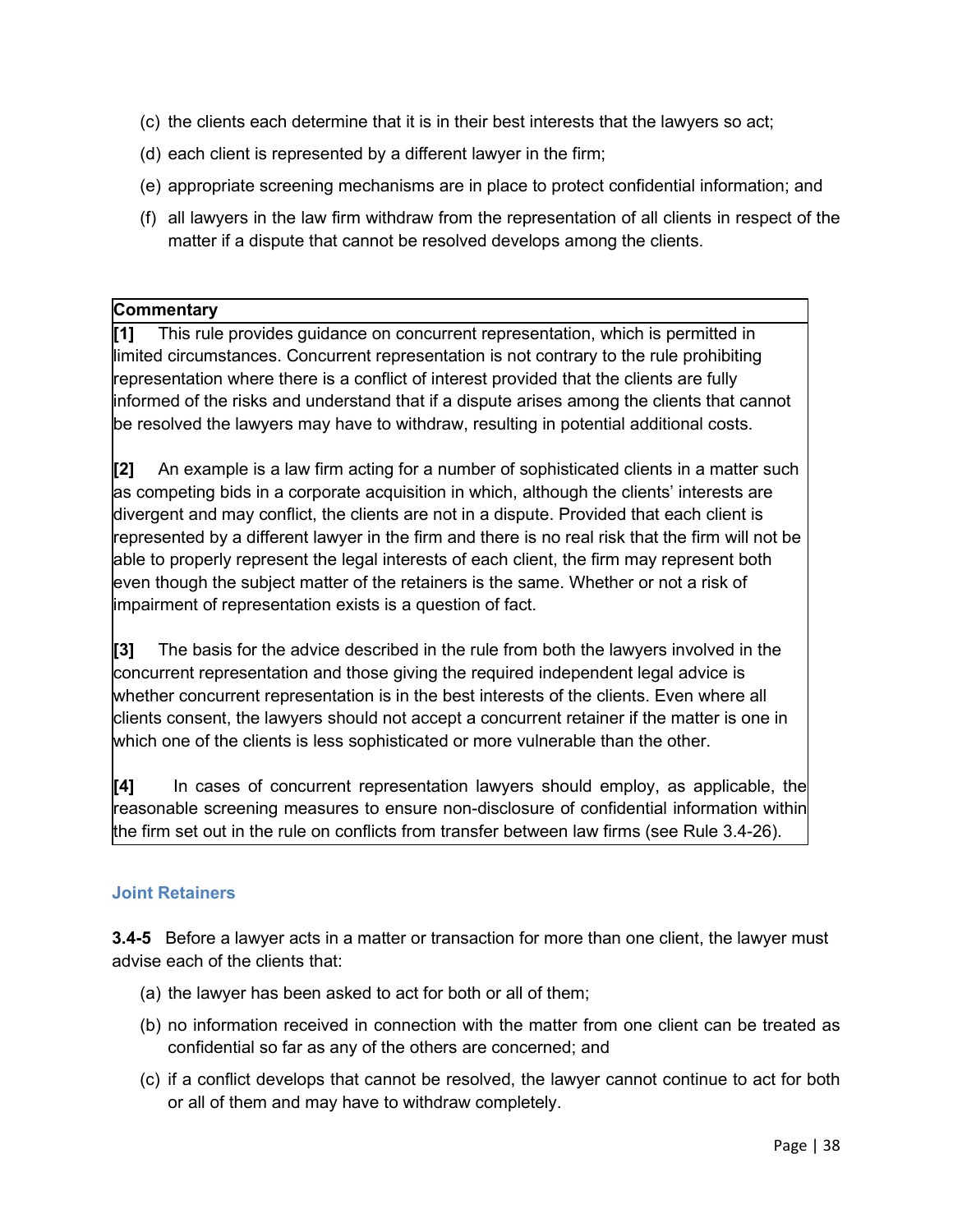(c) the clients each determine that it is in their best interests that the lawyers so act;

(d) each client is represented by a different lawyer in the firm;

(e) appropriate screening mechanisms are in place to protect confidential information; and

(f) all lawyers in the law firm withdraw from the representation of all clients in respect of the matter if a dispute that cannot be resolved develops among the clients.

**Commentary**

**[1]** This rule provides guidance on concurrent representation, which is permitted in limited circumstances. Concurrent representation is not contrary to the rule prohibiting representation where there is a conflict of interest provided that the clients are fully informed of the risks and understand that if a dispute arises among the clients that cannot be resolved the lawyers may have to withdraw, resulting in potential additional costs.

**[2]** An example is a law firm acting for a number of sophisticated clients in a matter such as competing bids in a corporate acquisition in which, although the clients' interests are divergent and may conflict, the clients are not in a dispute. Provided that each client is represented by a different lawyer in the firm and there is no real risk that the firm will not be able to properly represent the legal interests of each client, the firm may represent both even though the subject matter of the retainers is the same. Whether or not a risk of impairment of representation exists is a question of fact.

**[3]** The basis for the advice described in the rule from both the lawyers involved in the concurrent representation and those giving the required independent legal advice is whether concurrent representation is in the best interests of the clients. Even where all clients consent, the lawyers should not accept a concurrent retainer if the matter is one in which one of the clients is less sophisticated or more vulnerable than the other.

**[4]** In cases of concurrent representation lawyers should employ, as applicable, the reasonable screening measures to ensure non-disclosure of confidential information within the firm set out in the rule on conflicts from transfer between law firms (see Rule 3.4-26).

### Joint Retainers

**3.4-5** Before a lawyer acts in a matter or transaction for more than one client, the lawyer must advise each of the clients that:

(a) the lawyer has been asked to act for both or all of them;

(b) no information received in connection with the matter from one client can be treated as confidential so far as any of the others are concerned; and

(c) if a conflict develops that cannot be resolved, the lawyer cannot continue to act for both or all of them and may have to withdraw completely.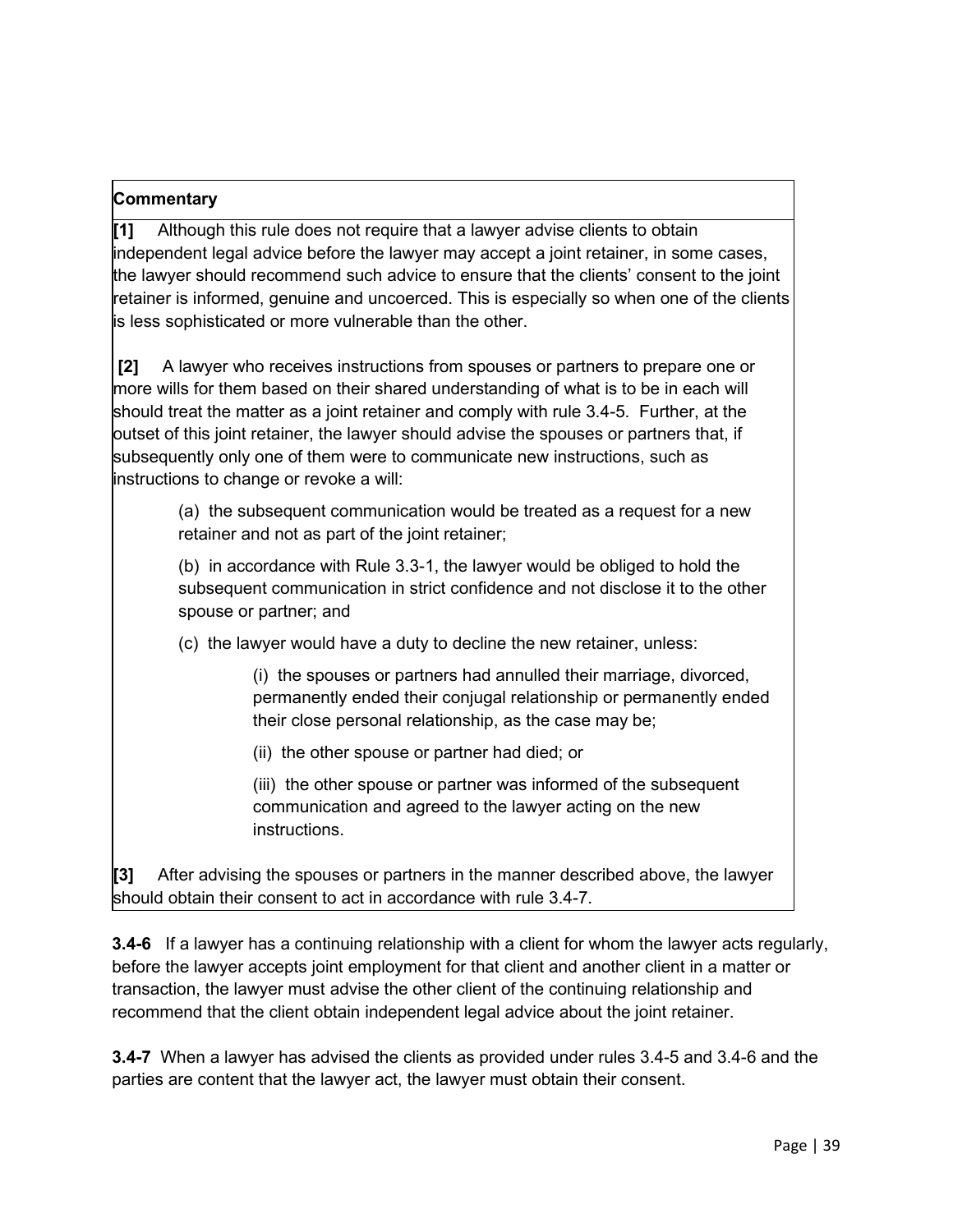**Commentary**

**[1]** Although this rule does not require that a lawyer advise clients to obtain independent legal advice before the lawyer may accept a joint retainer, in some cases, the lawyer should recommend such advice to ensure that the clients' consent to the joint retainer is informed, genuine and uncoerced. This is especially so when one of the clients is less sophisticated or more vulnerable than the other.

**[2]** A lawyer who receives instructions from spouses or partners to prepare one or more wills for them based on their shared understanding of what is to be in each will should treat the matter as a joint retainer and comply with rule 3.4-5. Further, at the outset of this joint retainer, the lawyer should advise the spouses or partners that, if subsequently only one of them were to communicate new instructions, such as instructions to change or revoke a will:

> (a) the subsequent communication would be treated as a request for a new retainer and not as part of the joint retainer;
>
> (b) in accordance with Rule 3.3-1, the lawyer would be obliged to hold the subsequent communication in strict confidence and not disclose it to the other spouse or partner; and
>
> (c) the lawyer would have a duty to decline the new retainer, unless:
>
>> (i) the spouses or partners had annulled their marriage, divorced, permanently ended their conjugal relationship or permanently ended their close personal relationship, as the case may be;
>>
>> (ii) the other spouse or partner had died; or
>>
>> (iii) the other spouse or partner was informed of the subsequent communication and agreed to the lawyer acting on the new instructions.

**[3]** After advising the spouses or partners in the manner described above, the lawyer should obtain their consent to act in accordance with rule 3.4-7.

**3.4-6** If a lawyer has a continuing relationship with a client for whom the lawyer acts regularly, before the lawyer accepts joint employment for that client and another client in a matter or transaction, the lawyer must advise the other client of the continuing relationship and recommend that the client obtain independent legal advice about the joint retainer.

**3.4-7** When a lawyer has advised the clients as provided under rules 3.4-5 and 3.4-6 and the parties are content that the lawyer act, the lawyer must obtain their consent.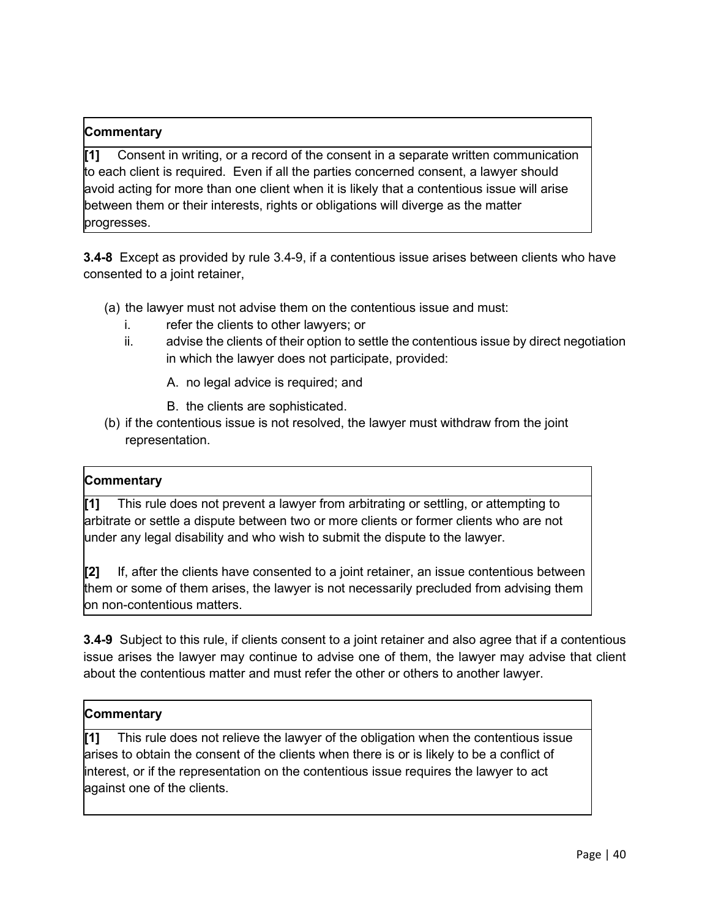**Commentary**

**[1]** Consent in writing, or a record of the consent in a separate written communication to each client is required. Even if all the parties concerned consent, a lawyer should avoid acting for more than one client when it is likely that a contentious issue will arise between them or their interests, rights or obligations will diverge as the matter progresses.

**3.4-8** Except as provided by rule 3.4-9, if a contentious issue arises between clients who have consented to a joint retainer,

(a) the lawyer must not advise them on the contentious issue and must:
   i. refer the clients to other lawyers; or
   ii. advise the clients of their option to settle the contentious issue by direct negotiation in which the lawyer does not participate, provided:
      A. no legal advice is required; and
      B. the clients are sophisticated.

(b) if the contentious issue is not resolved, the lawyer must withdraw from the joint representation.

**Commentary**

**[1]** This rule does not prevent a lawyer from arbitrating or settling, or attempting to arbitrate or settle a dispute between two or more clients or former clients who are not under any legal disability and who wish to submit the dispute to the lawyer.

**[2]** If, after the clients have consented to a joint retainer, an issue contentious between them or some of them arises, the lawyer is not necessarily precluded from advising them on non-contentious matters.

**3.4-9** Subject to this rule, if clients consent to a joint retainer and also agree that if a contentious issue arises the lawyer may continue to advise one of them, the lawyer may advise that client about the contentious matter and must refer the other or others to another lawyer.

**Commentary**

**[1]** This rule does not relieve the lawyer of the obligation when the contentious issue arises to obtain the consent of the clients when there is or is likely to be a conflict of interest, or if the representation on the contentious issue requires the lawyer to act against one of the clients.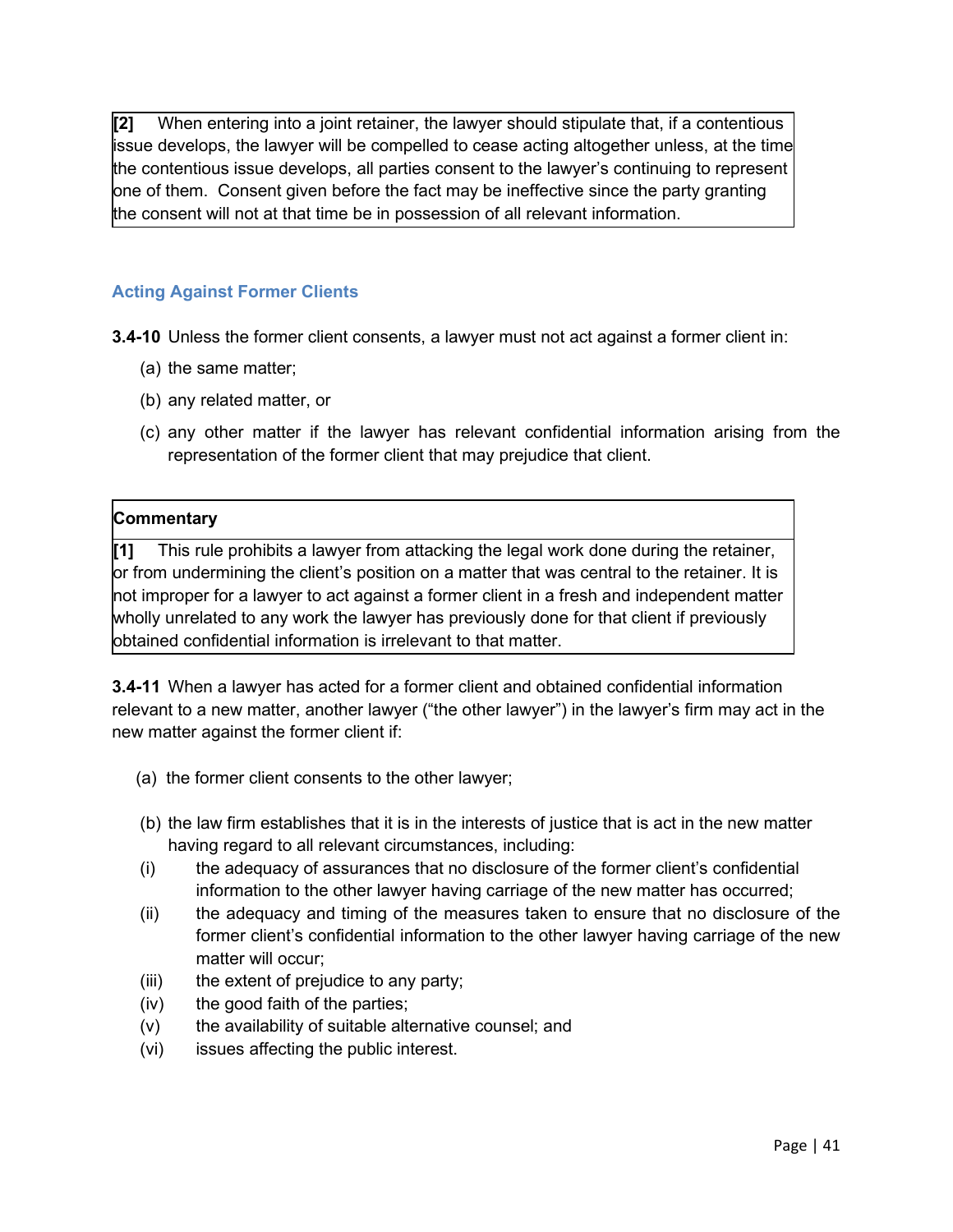**[2]** When entering into a joint retainer, the lawyer should stipulate that, if a contentious issue develops, the lawyer will be compelled to cease acting altogether unless, at the time the contentious issue develops, all parties consent to the lawyer's continuing to represent one of them. Consent given before the fact may be ineffective since the party granting the consent will not at that time be in possession of all relevant information.

### Acting Against Former Clients

**3.4-10** Unless the former client consents, a lawyer must not act against a former client in:

(a) the same matter;

(b) any related matter, or

(c) any other matter if the lawyer has relevant confidential information arising from the representation of the former client that may prejudice that client.

**Commentary**

**[1]** This rule prohibits a lawyer from attacking the legal work done during the retainer, or from undermining the client's position on a matter that was central to the retainer. It is not improper for a lawyer to act against a former client in a fresh and independent matter wholly unrelated to any work the lawyer has previously done for that client if previously obtained confidential information is irrelevant to that matter.

**3.4-11** When a lawyer has acted for a former client and obtained confidential information relevant to a new matter, another lawyer ("the other lawyer") in the lawyer's firm may act in the new matter against the former client if:

(a) the former client consents to the other lawyer;

(b) the law firm establishes that it is in the interests of justice that is act in the new matter having regard to all relevant circumstances, including:

(i) the adequacy of assurances that no disclosure of the former client's confidential information to the other lawyer having carriage of the new matter has occurred;

(ii) the adequacy and timing of the measures taken to ensure that no disclosure of the former client's confidential information to the other lawyer having carriage of the new matter will occur;

(iii) the extent of prejudice to any party;

(iv) the good faith of the parties;

(v) the availability of suitable alternative counsel; and

(vi) issues affecting the public interest.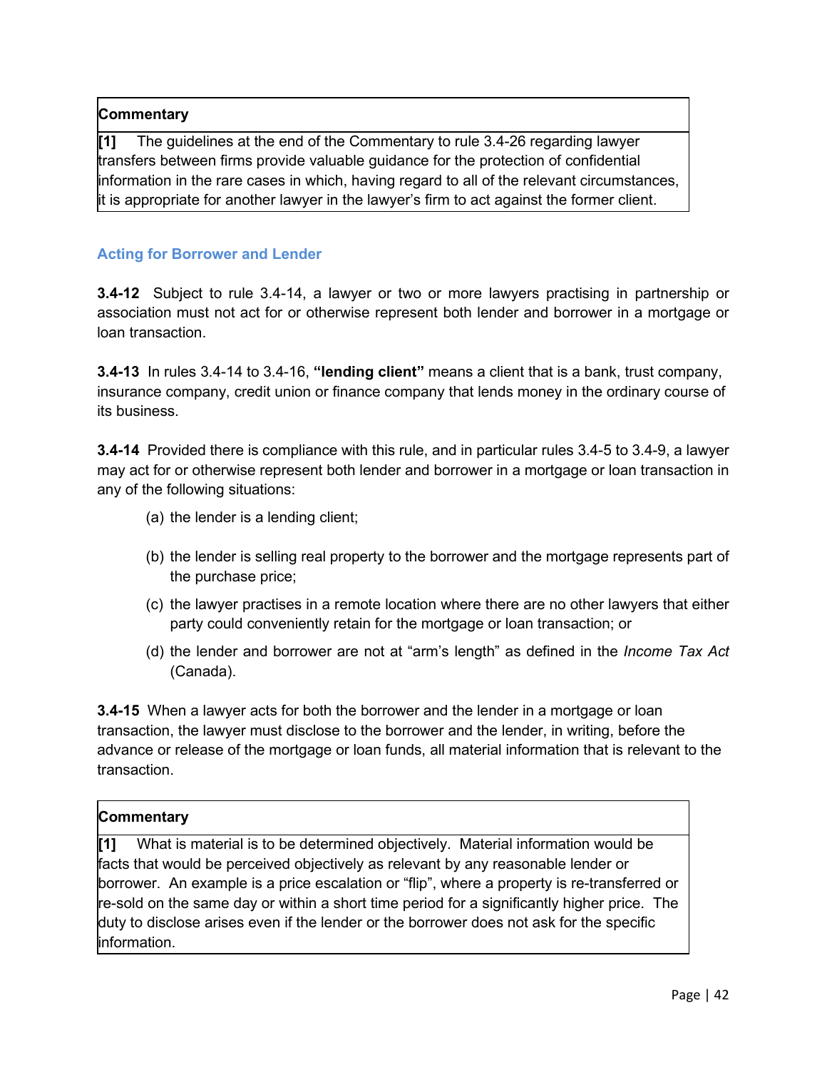| **Commentary** |
| --- |
| **[1]** The guidelines at the end of the Commentary to rule 3.4-26 regarding lawyer transfers between firms provide valuable guidance for the protection of confidential information in the rare cases in which, having regard to all of the relevant circumstances, it is appropriate for another lawyer in the lawyer's firm to act against the former client. |

### Acting for Borrower and Lender

**3.4-12** Subject to rule 3.4-14, a lawyer or two or more lawyers practising in partnership or association must not act for or otherwise represent both lender and borrower in a mortgage or loan transaction.

**3.4-13** In rules 3.4-14 to 3.4-16, **"lending client"** means a client that is a bank, trust company, insurance company, credit union or finance company that lends money in the ordinary course of its business.

**3.4-14** Provided there is compliance with this rule, and in particular rules 3.4-5 to 3.4-9, a lawyer may act for or otherwise represent both lender and borrower in a mortgage or loan transaction in any of the following situations:

(a) the lender is a lending client;

(b) the lender is selling real property to the borrower and the mortgage represents part of the purchase price;

(c) the lawyer practises in a remote location where there are no other lawyers that either party could conveniently retain for the mortgage or loan transaction; or

(d) the lender and borrower are not at "arm's length" as defined in the *Income Tax Act* (Canada).

**3.4-15** When a lawyer acts for both the borrower and the lender in a mortgage or loan transaction, the lawyer must disclose to the borrower and the lender, in writing, before the advance or release of the mortgage or loan funds, all material information that is relevant to the transaction.

| **Commentary** |
| --- |
| **[1]** What is material is to be determined objectively. Material information would be facts that would be perceived objectively as relevant by any reasonable lender or borrower. An example is a price escalation or "flip", where a property is re-transferred or re-sold on the same day or within a short time period for a significantly higher price. The duty to disclose arises even if the lender or the borrower does not ask for the specific information. |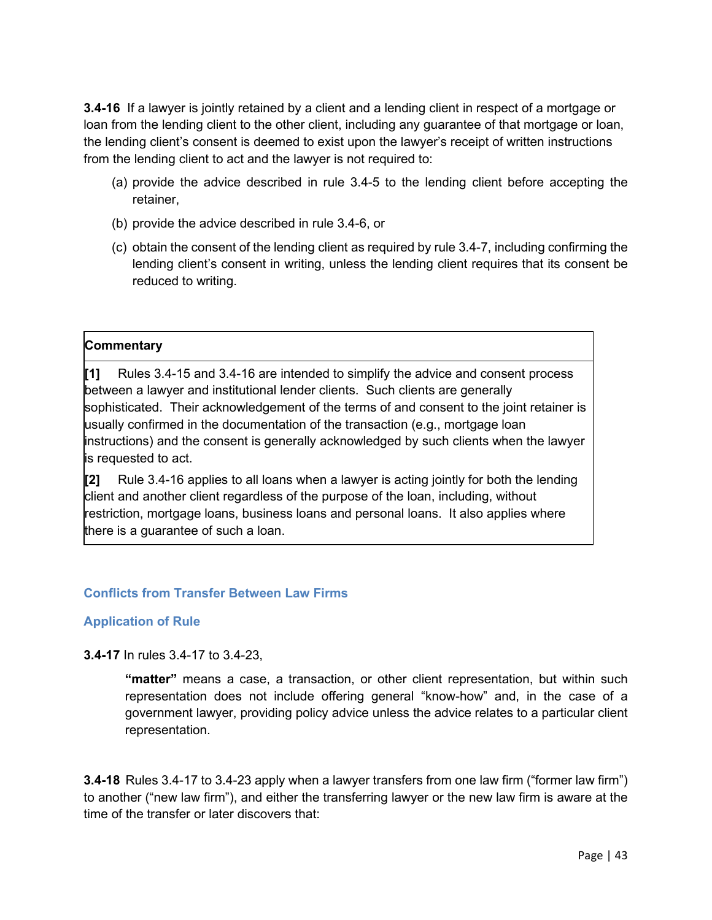**3.4-16** If a lawyer is jointly retained by a client and a lending client in respect of a mortgage or loan from the lending client to the other client, including any guarantee of that mortgage or loan, the lending client's consent is deemed to exist upon the lawyer's receipt of written instructions from the lending client to act and the lawyer is not required to:

(a) provide the advice described in rule 3.4-5 to the lending client before accepting the retainer,

(b) provide the advice described in rule 3.4-6, or

(c) obtain the consent of the lending client as required by rule 3.4-7, including confirming the lending client's consent in writing, unless the lending client requires that its consent be reduced to writing.

| **Commentary** |
|---|
| **[1]** Rules 3.4-15 and 3.4-16 are intended to simplify the advice and consent process between a lawyer and institutional lender clients. Such clients are generally sophisticated. Their acknowledgement of the terms of and consent to the joint retainer is usually confirmed in the documentation of the transaction (e.g., mortgage loan instructions) and the consent is generally acknowledged by such clients when the lawyer is requested to act.<br><br>**[2]** Rule 3.4-16 applies to all loans when a lawyer is acting jointly for both the lending client and another client regardless of the purpose of the loan, including, without restriction, mortgage loans, business loans and personal loans. It also applies where there is a guarantee of such a loan. |

### Conflicts from Transfer Between Law Firms

#### Application of Rule

**3.4-17** In rules 3.4-17 to 3.4-23,

> **"matter"** means a case, a transaction, or other client representation, but within such representation does not include offering general "know-how" and, in the case of a government lawyer, providing policy advice unless the advice relates to a particular client representation.

**3.4-18** Rules 3.4-17 to 3.4-23 apply when a lawyer transfers from one law firm ("former law firm") to another ("new law firm"), and either the transferring lawyer or the new law firm is aware at the time of the transfer or later discovers that: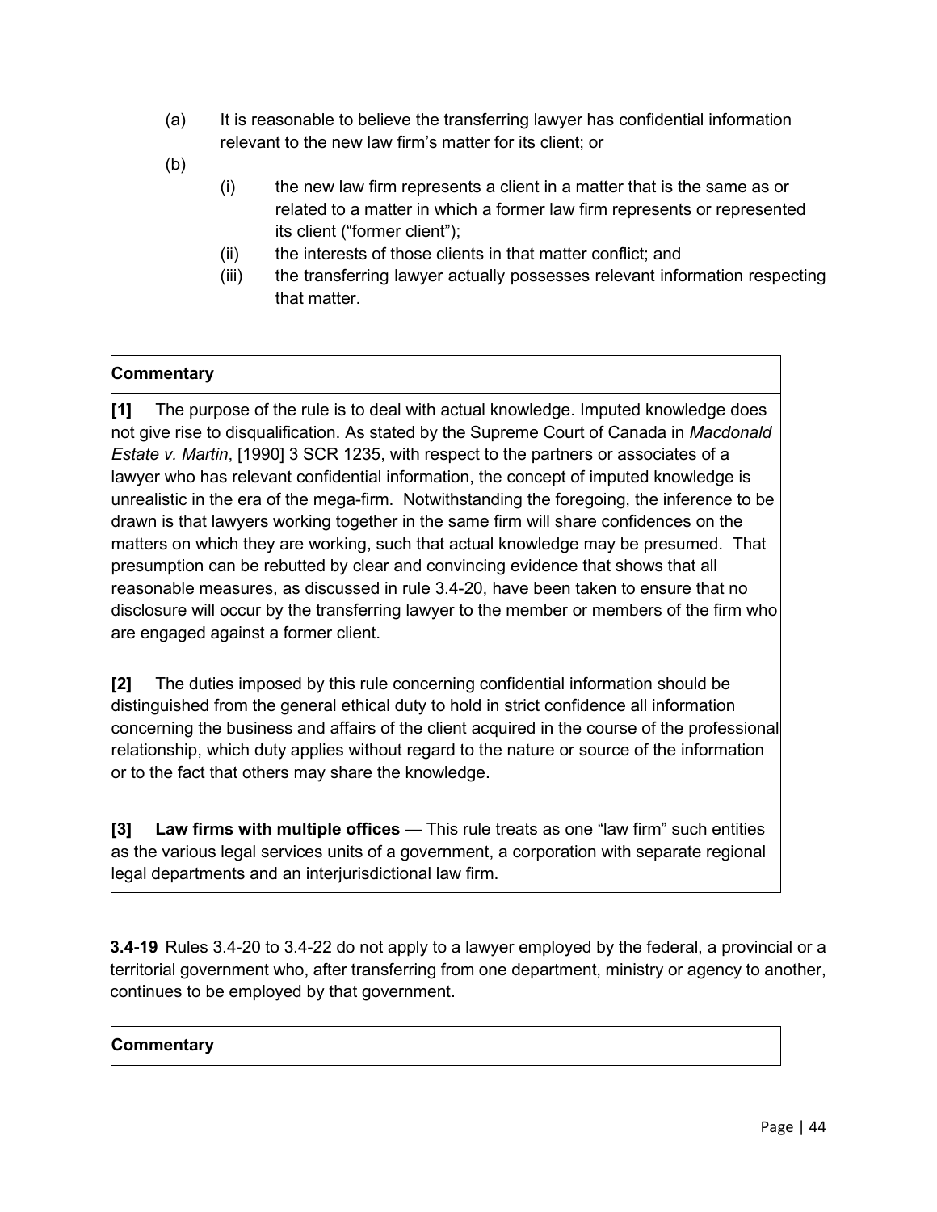(a) It is reasonable to believe the transferring lawyer has confidential information relevant to the new law firm's matter for its client; or

(b)

  (i) the new law firm represents a client in a matter that is the same as or related to a matter in which a former law firm represents or represented its client ("former client");

  (ii) the interests of those clients in that matter conflict; and

  (iii) the transferring lawyer actually possesses relevant information respecting that matter.

**Commentary**

**[1]** The purpose of the rule is to deal with actual knowledge. Imputed knowledge does not give rise to disqualification. As stated by the Supreme Court of Canada in *Macdonald Estate v. Martin*, [1990] 3 SCR 1235, with respect to the partners or associates of a lawyer who has relevant confidential information, the concept of imputed knowledge is unrealistic in the era of the mega-firm. Notwithstanding the foregoing, the inference to be drawn is that lawyers working together in the same firm will share confidences on the matters on which they are working, such that actual knowledge may be presumed. That presumption can be rebutted by clear and convincing evidence that shows that all reasonable measures, as discussed in rule 3.4-20, have been taken to ensure that no disclosure will occur by the transferring lawyer to the member or members of the firm who are engaged against a former client.

**[2]** The duties imposed by this rule concerning confidential information should be distinguished from the general ethical duty to hold in strict confidence all information concerning the business and affairs of the client acquired in the course of the professional relationship, which duty applies without regard to the nature or source of the information or to the fact that others may share the knowledge.

**[3]** **Law firms with multiple offices** — This rule treats as one "law firm" such entities as the various legal services units of a government, a corporation with separate regional legal departments and an interjurisdictional law firm.

**3.4-19** Rules 3.4-20 to 3.4-22 do not apply to a lawyer employed by the federal, a provincial or a territorial government who, after transferring from one department, ministry or agency to another, continues to be employed by that government.

**Commentary**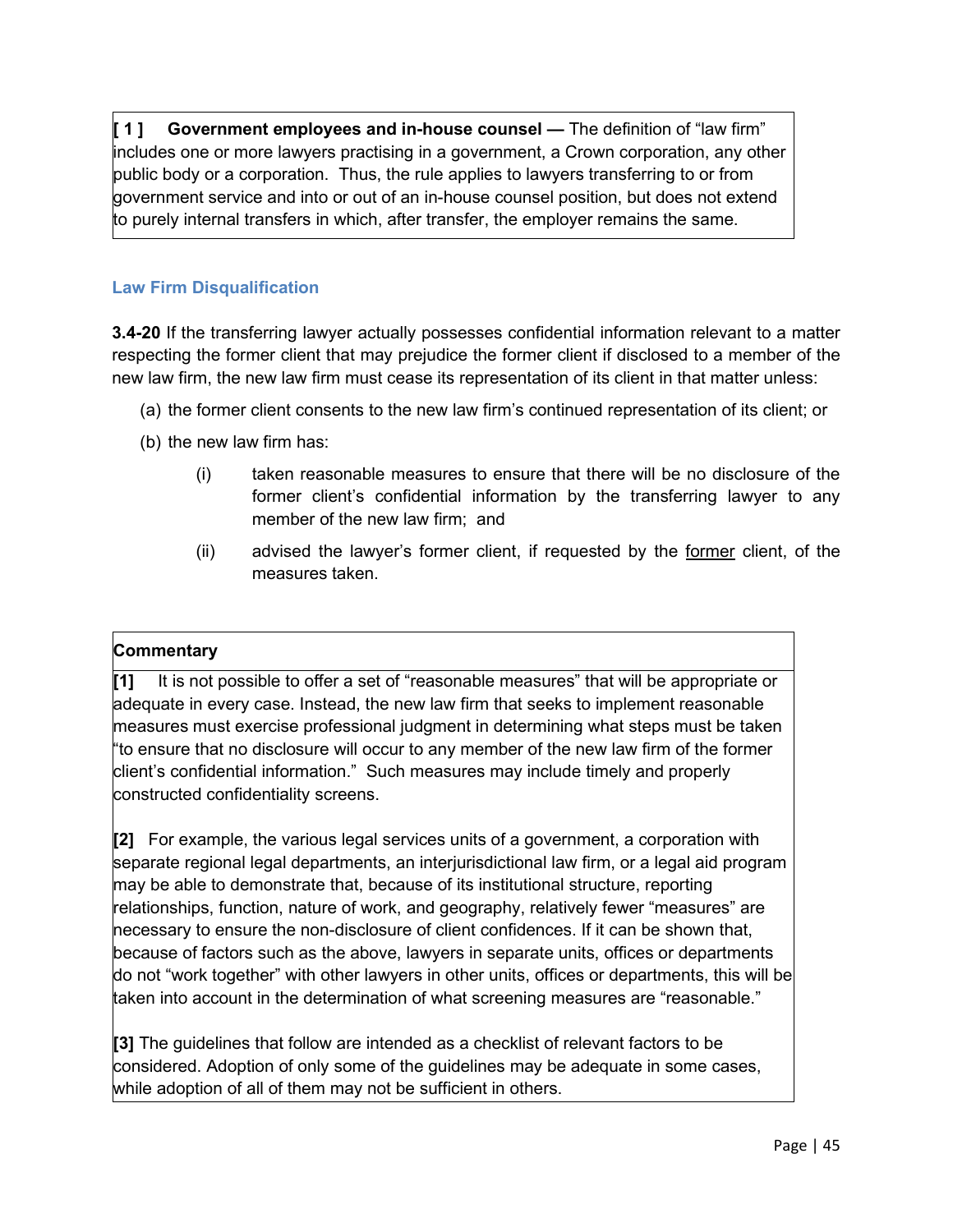**[ 1 ] Government employees and in-house counsel —** The definition of "law firm" includes one or more lawyers practising in a government, a Crown corporation, any other public body or a corporation. Thus, the rule applies to lawyers transferring to or from government service and into or out of an in-house counsel position, but does not extend to purely internal transfers in which, after transfer, the employer remains the same.

### Law Firm Disqualification

**3.4-20** If the transferring lawyer actually possesses confidential information relevant to a matter respecting the former client that may prejudice the former client if disclosed to a member of the new law firm, the new law firm must cease its representation of its client in that matter unless:

(a) the former client consents to the new law firm's continued representation of its client; or

(b) the new law firm has:

- (i) taken reasonable measures to ensure that there will be no disclosure of the former client's confidential information by the transferring lawyer to any member of the new law firm; and
- (ii) advised the lawyer's former client, if requested by the <u>former</u> client, of the measures taken.

**Commentary**

**[1]** It is not possible to offer a set of "reasonable measures" that will be appropriate or adequate in every case. Instead, the new law firm that seeks to implement reasonable measures must exercise professional judgment in determining what steps must be taken "to ensure that no disclosure will occur to any member of the new law firm of the former client's confidential information." Such measures may include timely and properly constructed confidentiality screens.

**[2]** For example, the various legal services units of a government, a corporation with separate regional legal departments, an interjurisdictional law firm, or a legal aid program may be able to demonstrate that, because of its institutional structure, reporting relationships, function, nature of work, and geography, relatively fewer "measures" are necessary to ensure the non-disclosure of client confidences. If it can be shown that, because of factors such as the above, lawyers in separate units, offices or departments do not "work together" with other lawyers in other units, offices or departments, this will be taken into account in the determination of what screening measures are "reasonable."

**[3]** The guidelines that follow are intended as a checklist of relevant factors to be considered. Adoption of only some of the guidelines may be adequate in some cases, while adoption of all of them may not be sufficient in others.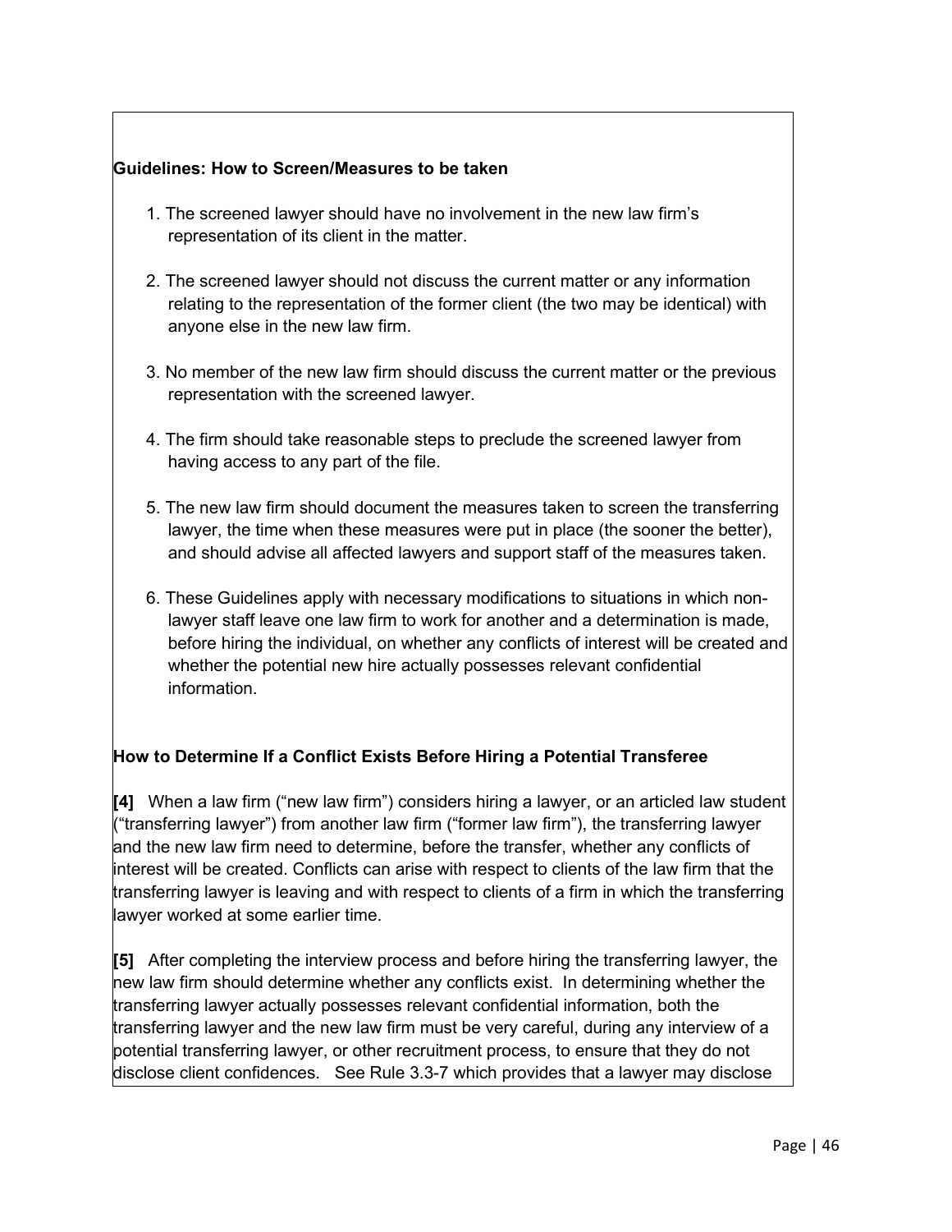**Guidelines: How to Screen/Measures to be taken**

1. The screened lawyer should have no involvement in the new law firm's representation of its client in the matter.

2. The screened lawyer should not discuss the current matter or any information relating to the representation of the former client (the two may be identical) with anyone else in the new law firm.

3. No member of the new law firm should discuss the current matter or the previous representation with the screened lawyer.

4. The firm should take reasonable steps to preclude the screened lawyer from having access to any part of the file.

5. The new law firm should document the measures taken to screen the transferring lawyer, the time when these measures were put in place (the sooner the better), and should advise all affected lawyers and support staff of the measures taken.

6. These Guidelines apply with necessary modifications to situations in which non-lawyer staff leave one law firm to work for another and a determination is made, before hiring the individual, on whether any conflicts of interest will be created and whether the potential new hire actually possesses relevant confidential information.

**How to Determine If a Conflict Exists Before Hiring a Potential Transferee**

**[4]** When a law firm ("new law firm") considers hiring a lawyer, or an articled law student ("transferring lawyer") from another law firm ("former law firm"), the transferring lawyer and the new law firm need to determine, before the transfer, whether any conflicts of interest will be created. Conflicts can arise with respect to clients of the law firm that the transferring lawyer is leaving and with respect to clients of a firm in which the transferring lawyer worked at some earlier time.

**[5]** After completing the interview process and before hiring the transferring lawyer, the new law firm should determine whether any conflicts exist. In determining whether the transferring lawyer actually possesses relevant confidential information, both the transferring lawyer and the new law firm must be very careful, during any interview of a potential transferring lawyer, or other recruitment process, to ensure that they do not disclose client confidences. See Rule 3.3-7 which provides that a lawyer may disclose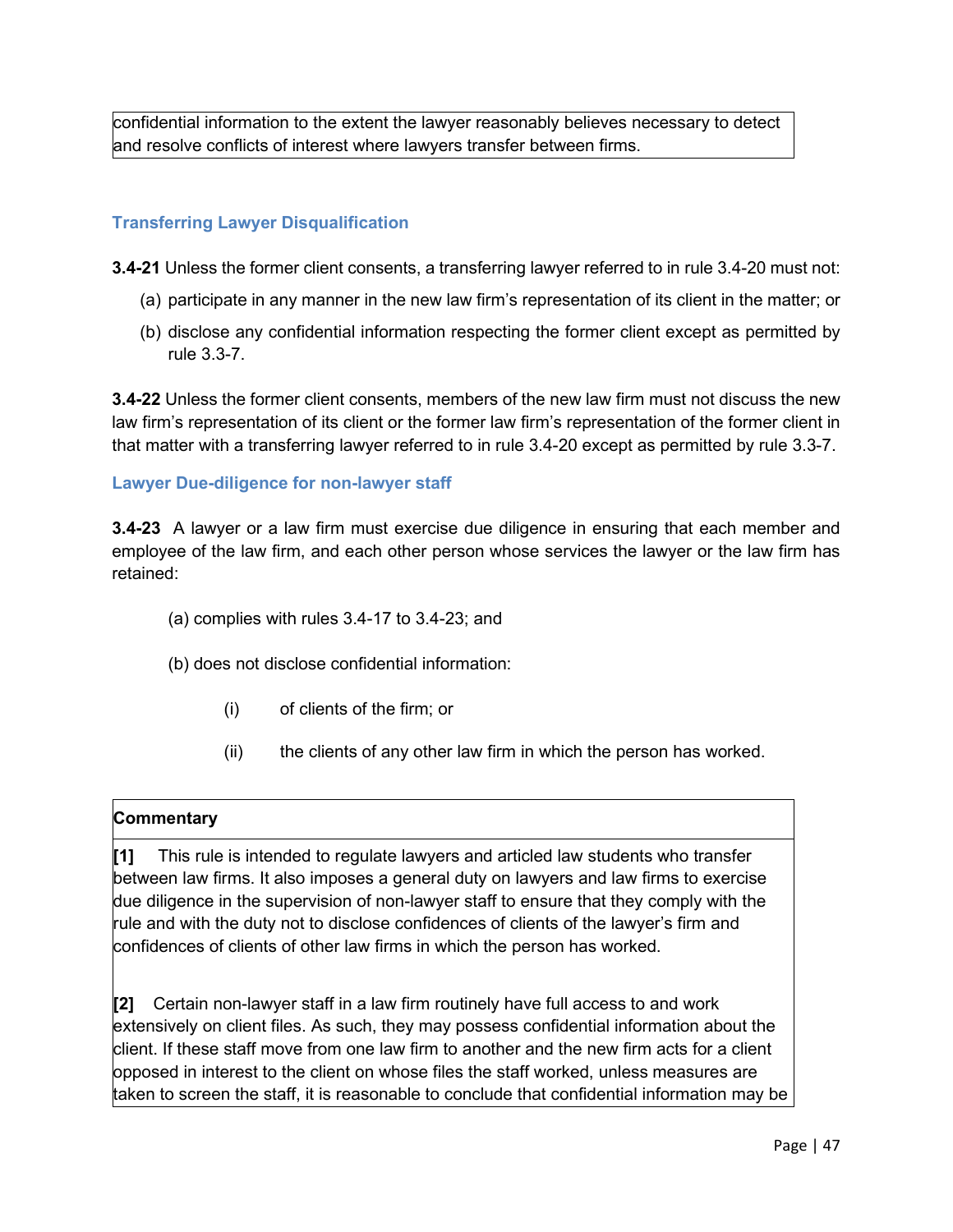confidential information to the extent the lawyer reasonably believes necessary to detect and resolve conflicts of interest where lawyers transfer between firms.

### Transferring Lawyer Disqualification

**3.4-21** Unless the former client consents, a transferring lawyer referred to in rule 3.4-20 must not:

(a) participate in any manner in the new law firm's representation of its client in the matter; or

(b) disclose any confidential information respecting the former client except as permitted by rule 3.3-7.

**3.4-22** Unless the former client consents, members of the new law firm must not discuss the new law firm's representation of its client or the former law firm's representation of the former client in that matter with a transferring lawyer referred to in rule 3.4-20 except as permitted by rule 3.3-7.

### Lawyer Due-diligence for non-lawyer staff

**3.4-23** A lawyer or a law firm must exercise due diligence in ensuring that each member and employee of the law firm, and each other person whose services the lawyer or the law firm has retained:

(a) complies with rules 3.4-17 to 3.4-23; and

(b) does not disclose confidential information:

(i) of clients of the firm; or

(ii) the clients of any other law firm in which the person has worked.

**Commentary**

**[1]** This rule is intended to regulate lawyers and articled law students who transfer between law firms. It also imposes a general duty on lawyers and law firms to exercise due diligence in the supervision of non-lawyer staff to ensure that they comply with the rule and with the duty not to disclose confidences of clients of the lawyer's firm and confidences of clients of other law firms in which the person has worked.

**[2]** Certain non-lawyer staff in a law firm routinely have full access to and work extensively on client files. As such, they may possess confidential information about the client. If these staff move from one law firm to another and the new firm acts for a client opposed in interest to the client on whose files the staff worked, unless measures are taken to screen the staff, it is reasonable to conclude that confidential information may be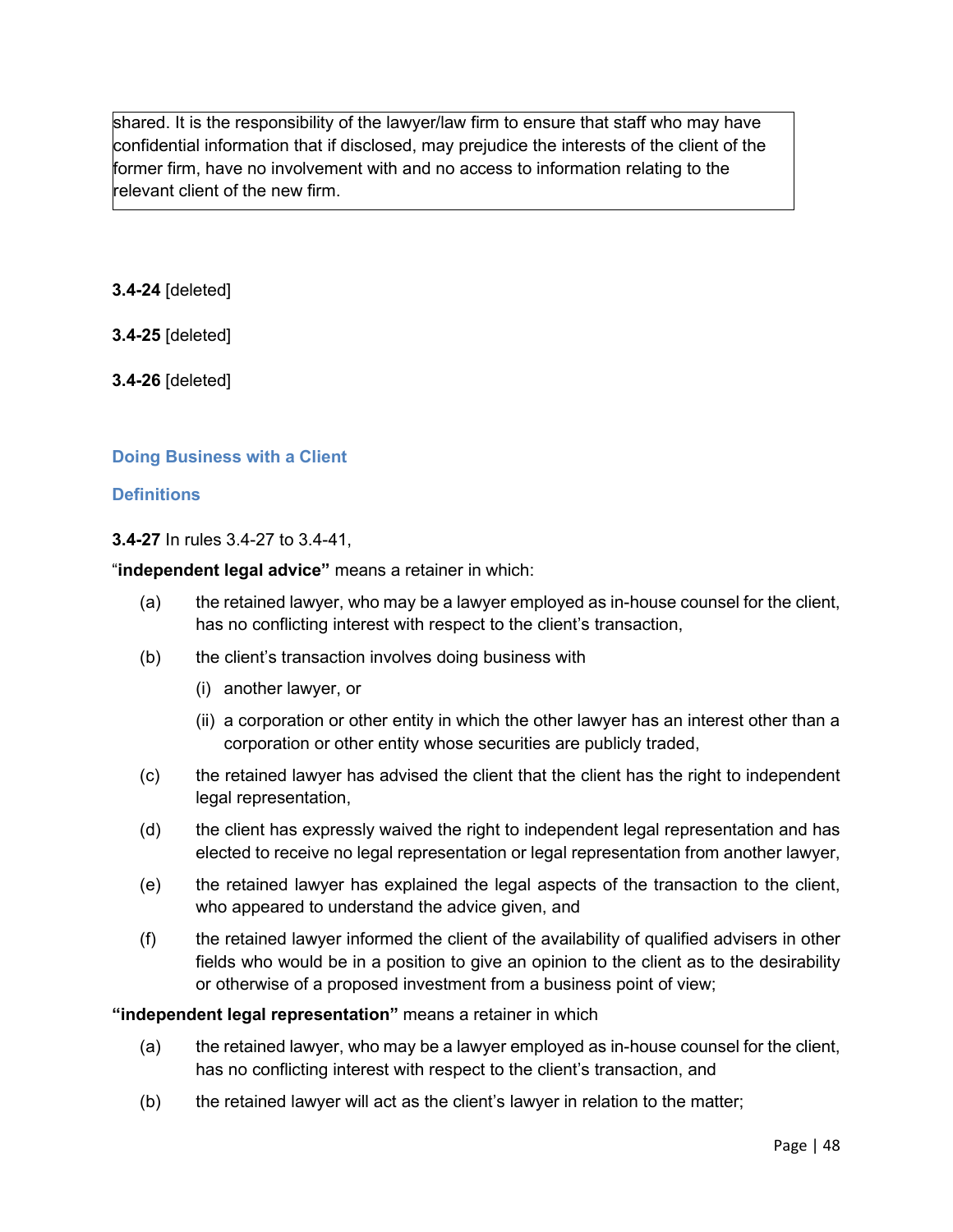shared. It is the responsibility of the lawyer/law firm to ensure that staff who may have confidential information that if disclosed, may prejudice the interests of the client of the former firm, have no involvement with and no access to information relating to the relevant client of the new firm.

**3.4-24** [deleted]

**3.4-25** [deleted]

**3.4-26** [deleted]

### Doing Business with a Client

#### Definitions

**3.4-27** In rules 3.4-27 to 3.4-41,

"**independent legal advice"** means a retainer in which:

(a) the retained lawyer, who may be a lawyer employed as in-house counsel for the client, has no conflicting interest with respect to the client's transaction,

(b) the client's transaction involves doing business with

  (i) another lawyer, or

  (ii) a corporation or other entity in which the other lawyer has an interest other than a corporation or other entity whose securities are publicly traded,

(c) the retained lawyer has advised the client that the client has the right to independent legal representation,

(d) the client has expressly waived the right to independent legal representation and has elected to receive no legal representation or legal representation from another lawyer,

(e) the retained lawyer has explained the legal aspects of the transaction to the client, who appeared to understand the advice given, and

(f) the retained lawyer informed the client of the availability of qualified advisers in other fields who would be in a position to give an opinion to the client as to the desirability or otherwise of a proposed investment from a business point of view;

**"independent legal representation"** means a retainer in which

(a) the retained lawyer, who may be a lawyer employed as in-house counsel for the client, has no conflicting interest with respect to the client's transaction, and

(b) the retained lawyer will act as the client's lawyer in relation to the matter;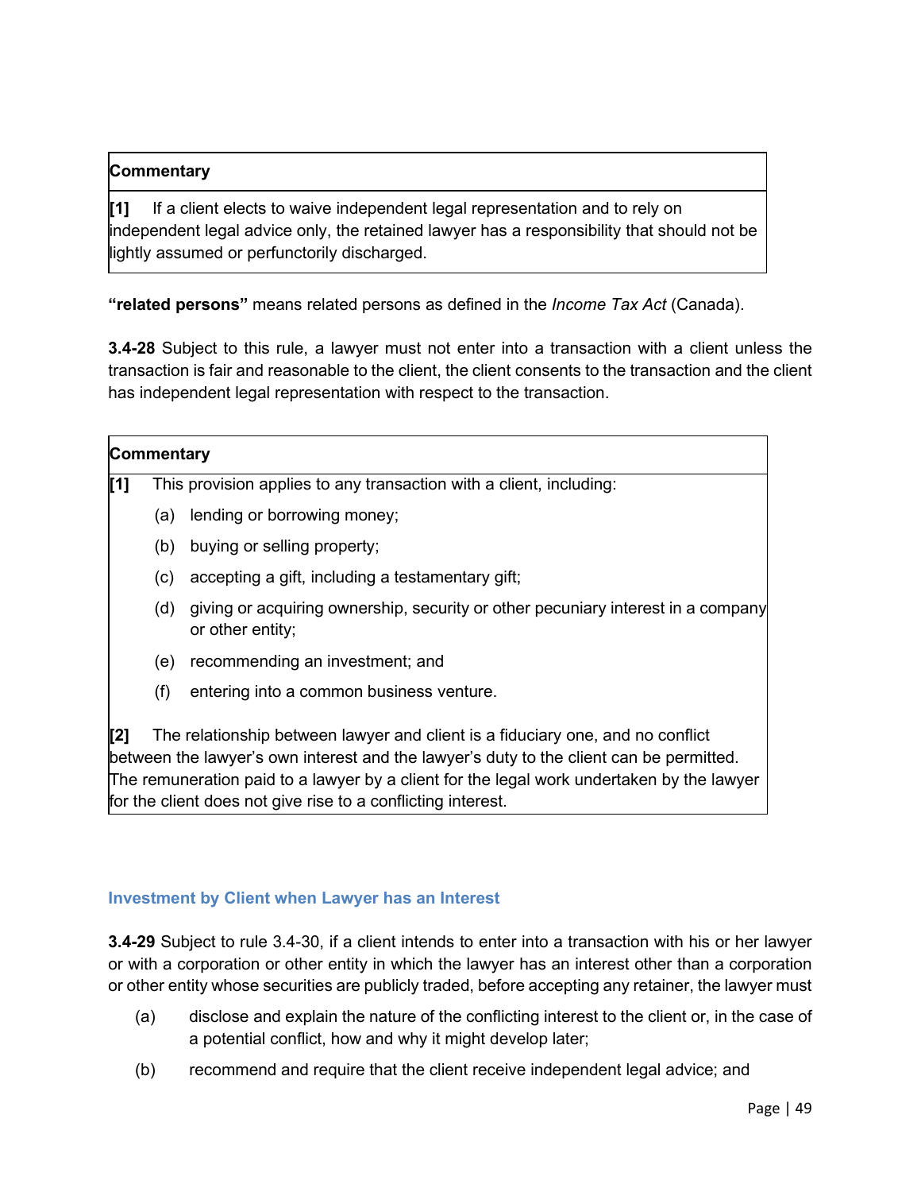| Commentary |
| --- |
| **[1]** If a client elects to waive independent legal representation and to rely on independent legal advice only, the retained lawyer has a responsibility that should not be lightly assumed or perfunctorily discharged. |

**"related persons"** means related persons as defined in the *Income Tax Act* (Canada).

**3.4-28** Subject to this rule, a lawyer must not enter into a transaction with a client unless the transaction is fair and reasonable to the client, the client consents to the transaction and the client has independent legal representation with respect to the transaction.

**Commentary**

**[1]** This provision applies to any transaction with a client, including:

(a) lending or borrowing money;

(b) buying or selling property;

(c) accepting a gift, including a testamentary gift;

(d) giving or acquiring ownership, security or other pecuniary interest in a company or other entity;

(e) recommending an investment; and

(f) entering into a common business venture.

**[2]** The relationship between lawyer and client is a fiduciary one, and no conflict between the lawyer's own interest and the lawyer's duty to the client can be permitted. The remuneration paid to a lawyer by a client for the legal work undertaken by the lawyer for the client does not give rise to a conflicting interest.

### Investment by Client when Lawyer has an Interest

**3.4-29** Subject to rule 3.4-30, if a client intends to enter into a transaction with his or her lawyer or with a corporation or other entity in which the lawyer has an interest other than a corporation or other entity whose securities are publicly traded, before accepting any retainer, the lawyer must

(a) disclose and explain the nature of the conflicting interest to the client or, in the case of a potential conflict, how and why it might develop later;

(b) recommend and require that the client receive independent legal advice; and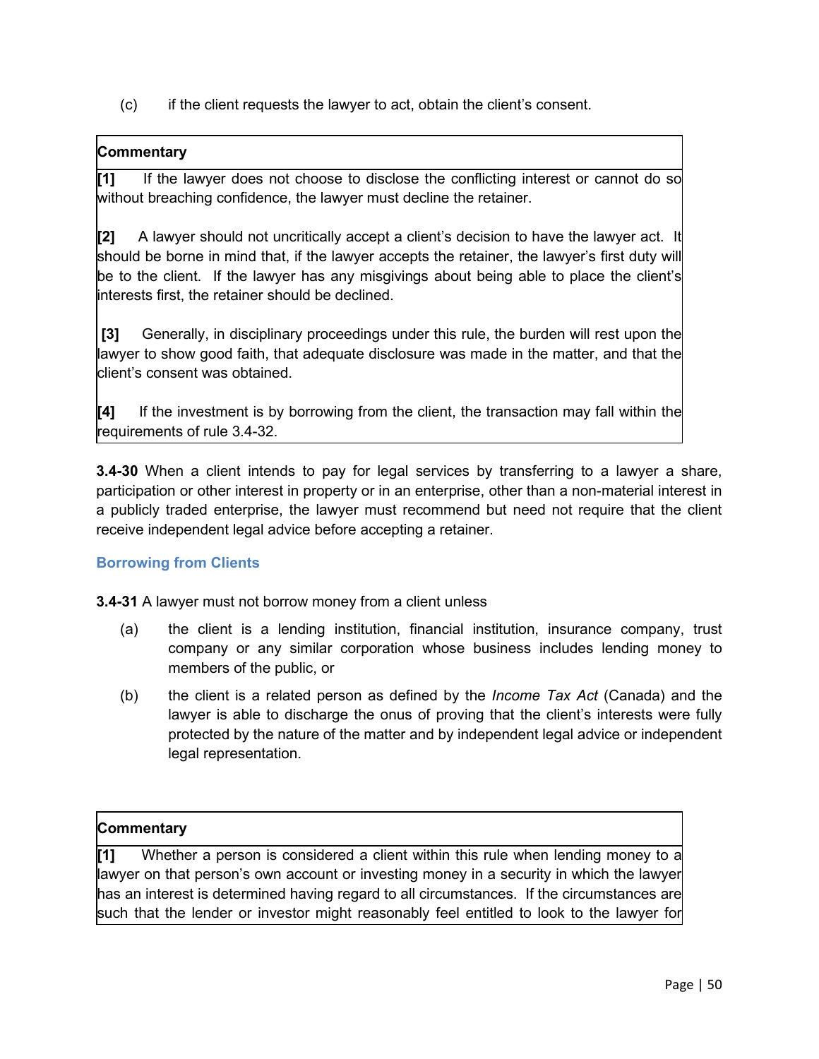(c) if the client requests the lawyer to act, obtain the client's consent.

**Commentary**

**[1]** If the lawyer does not choose to disclose the conflicting interest or cannot do so without breaching confidence, the lawyer must decline the retainer.

**[2]** A lawyer should not uncritically accept a client's decision to have the lawyer act. It should be borne in mind that, if the lawyer accepts the retainer, the lawyer's first duty will be to the client. If the lawyer has any misgivings about being able to place the client's interests first, the retainer should be declined.

**[3]** Generally, in disciplinary proceedings under this rule, the burden will rest upon the lawyer to show good faith, that adequate disclosure was made in the matter, and that the client's consent was obtained.

**[4]** If the investment is by borrowing from the client, the transaction may fall within the requirements of rule 3.4-32.

**3.4-30** When a client intends to pay for legal services by transferring to a lawyer a share, participation or other interest in property or in an enterprise, other than a non-material interest in a publicly traded enterprise, the lawyer must recommend but need not require that the client receive independent legal advice before accepting a retainer.

### Borrowing from Clients

**3.4-31** A lawyer must not borrow money from a client unless

(a) the client is a lending institution, financial institution, insurance company, trust company or any similar corporation whose business includes lending money to members of the public, or

(b) the client is a related person as defined by the *Income Tax Act* (Canada) and the lawyer is able to discharge the onus of proving that the client's interests were fully protected by the nature of the matter and by independent legal advice or independent legal representation.

**Commentary**

**[1]** Whether a person is considered a client within this rule when lending money to a lawyer on that person's own account or investing money in a security in which the lawyer has an interest is determined having regard to all circumstances. If the circumstances are such that the lender or investor might reasonably feel entitled to look to the lawyer for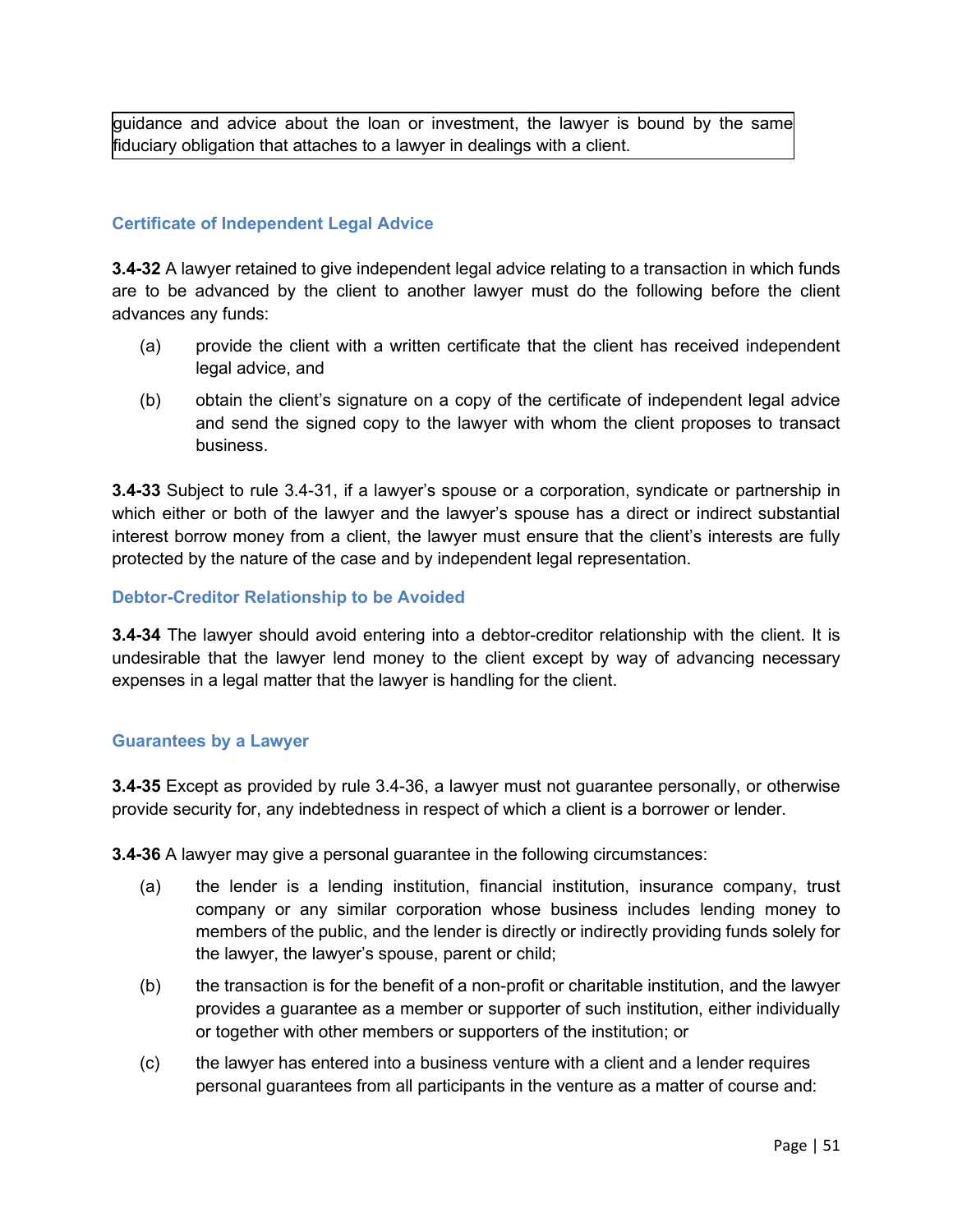guidance and advice about the loan or investment, the lawyer is bound by the same fiduciary obligation that attaches to a lawyer in dealings with a client.

### Certificate of Independent Legal Advice

**3.4-32** A lawyer retained to give independent legal advice relating to a transaction in which funds are to be advanced by the client to another lawyer must do the following before the client advances any funds:

(a) provide the client with a written certificate that the client has received independent legal advice, and

(b) obtain the client's signature on a copy of the certificate of independent legal advice and send the signed copy to the lawyer with whom the client proposes to transact business.

**3.4-33** Subject to rule 3.4-31, if a lawyer's spouse or a corporation, syndicate or partnership in which either or both of the lawyer and the lawyer's spouse has a direct or indirect substantial interest borrow money from a client, the lawyer must ensure that the client's interests are fully protected by the nature of the case and by independent legal representation.

### Debtor-Creditor Relationship to be Avoided

**3.4-34** The lawyer should avoid entering into a debtor-creditor relationship with the client. It is undesirable that the lawyer lend money to the client except by way of advancing necessary expenses in a legal matter that the lawyer is handling for the client.

### Guarantees by a Lawyer

**3.4-35** Except as provided by rule 3.4-36, a lawyer must not guarantee personally, or otherwise provide security for, any indebtedness in respect of which a client is a borrower or lender.

**3.4-36** A lawyer may give a personal guarantee in the following circumstances:

(a) the lender is a lending institution, financial institution, insurance company, trust company or any similar corporation whose business includes lending money to members of the public, and the lender is directly or indirectly providing funds solely for the lawyer, the lawyer's spouse, parent or child;

(b) the transaction is for the benefit of a non-profit or charitable institution, and the lawyer provides a guarantee as a member or supporter of such institution, either individually or together with other members or supporters of the institution; or

(c) the lawyer has entered into a business venture with a client and a lender requires personal guarantees from all participants in the venture as a matter of course and: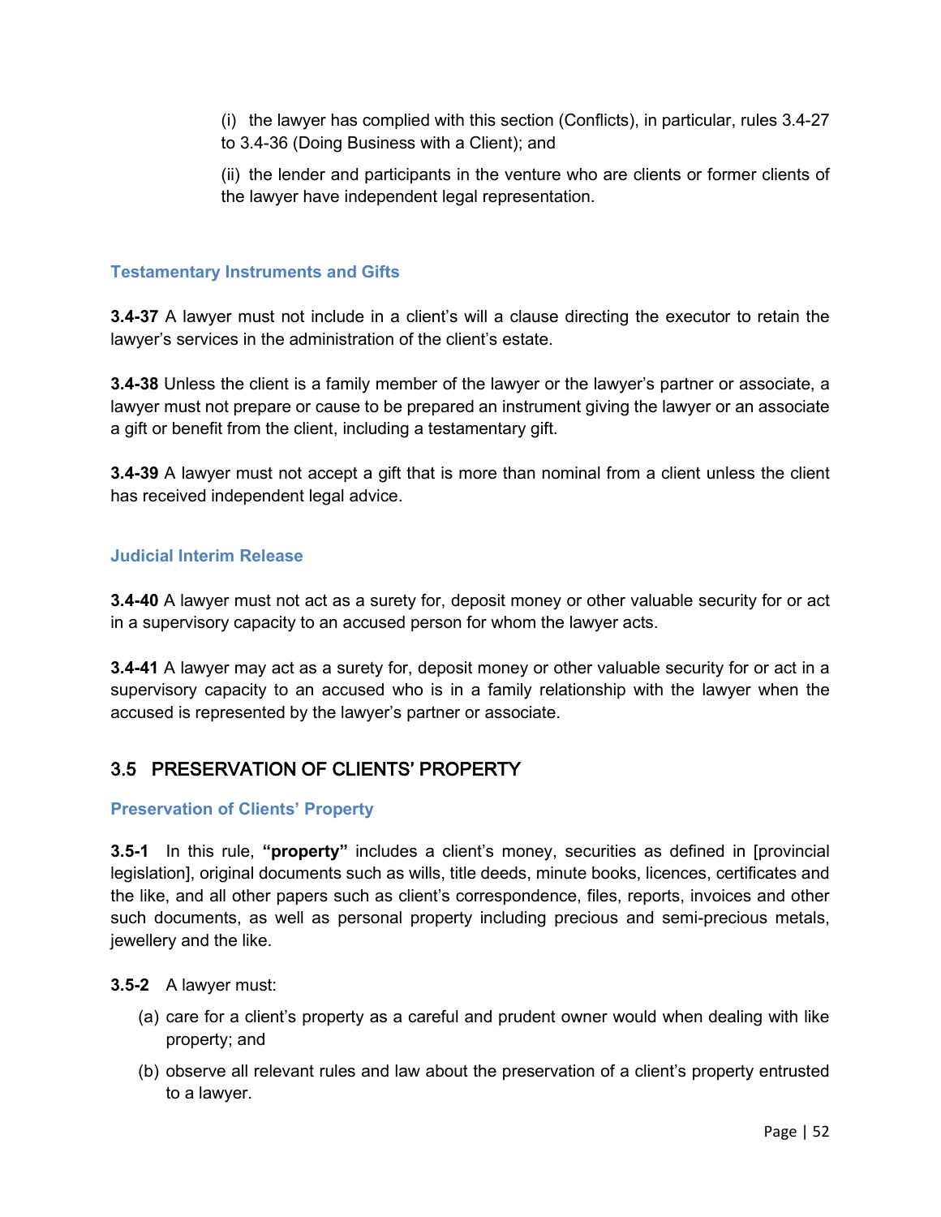(i) the lawyer has complied with this section (Conflicts), in particular, rules 3.4-27 to 3.4-36 (Doing Business with a Client); and

(ii) the lender and participants in the venture who are clients or former clients of the lawyer have independent legal representation.

### Testamentary Instruments and Gifts

**3.4-37** A lawyer must not include in a client's will a clause directing the executor to retain the lawyer's services in the administration of the client's estate.

**3.4-38** Unless the client is a family member of the lawyer or the lawyer's partner or associate, a lawyer must not prepare or cause to be prepared an instrument giving the lawyer or an associate a gift or benefit from the client, including a testamentary gift.

**3.4-39** A lawyer must not accept a gift that is more than nominal from a client unless the client has received independent legal advice.

### Judicial Interim Release

**3.4-40** A lawyer must not act as a surety for, deposit money or other valuable security for or act in a supervisory capacity to an accused person for whom the lawyer acts.

**3.4-41** A lawyer may act as a surety for, deposit money or other valuable security for or act in a supervisory capacity to an accused who is in a family relationship with the lawyer when the accused is represented by the lawyer's partner or associate.

## 3.5 PRESERVATION OF CLIENTS' PROPERTY

### Preservation of Clients' Property

**3.5-1** In this rule, **"property"** includes a client's money, securities as defined in [provincial legislation], original documents such as wills, title deeds, minute books, licences, certificates and the like, and all other papers such as client's correspondence, files, reports, invoices and other such documents, as well as personal property including precious and semi-precious metals, jewellery and the like.

**3.5-2** A lawyer must:

(a) care for a client's property as a careful and prudent owner would when dealing with like property; and

(b) observe all relevant rules and law about the preservation of a client's property entrusted to a lawyer.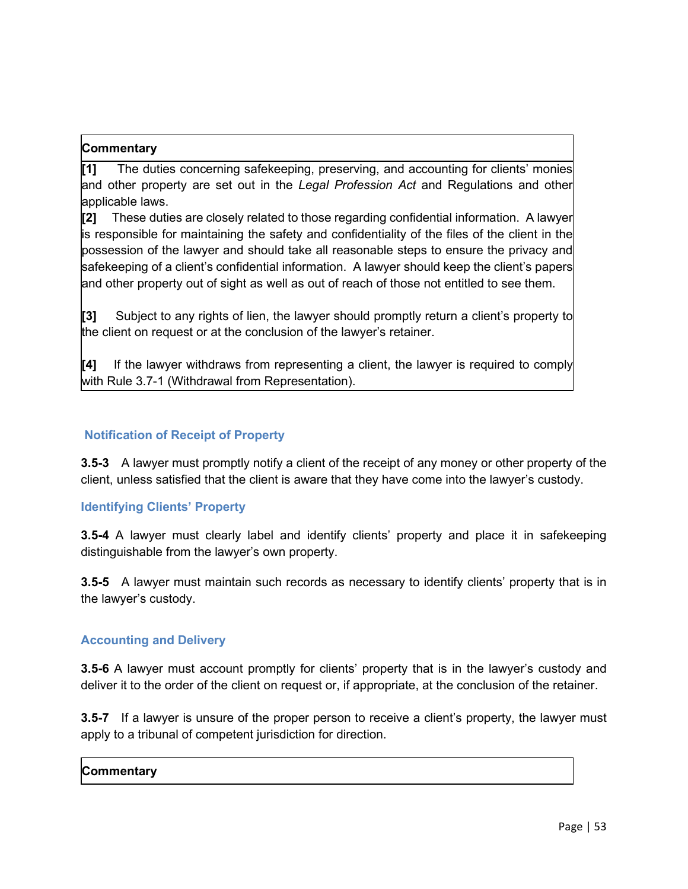**Commentary**

**[1]** The duties concerning safekeeping, preserving, and accounting for clients' monies and other property are set out in the *Legal Profession Act* and Regulations and other applicable laws.

**[2]** These duties are closely related to those regarding confidential information. A lawyer is responsible for maintaining the safety and confidentiality of the files of the client in the possession of the lawyer and should take all reasonable steps to ensure the privacy and safekeeping of a client's confidential information. A lawyer should keep the client's papers and other property out of sight as well as out of reach of those not entitled to see them.

**[3]** Subject to any rights of lien, the lawyer should promptly return a client's property to the client on request or at the conclusion of the lawyer's retainer.

**[4]** If the lawyer withdraws from representing a client, the lawyer is required to comply with Rule 3.7-1 (Withdrawal from Representation).

### Notification of Receipt of Property

**3.5-3** A lawyer must promptly notify a client of the receipt of any money or other property of the client, unless satisfied that the client is aware that they have come into the lawyer's custody.

### Identifying Clients' Property

**3.5-4** A lawyer must clearly label and identify clients' property and place it in safekeeping distinguishable from the lawyer's own property.

**3.5-5** A lawyer must maintain such records as necessary to identify clients' property that is in the lawyer's custody.

### Accounting and Delivery

**3.5-6** A lawyer must account promptly for clients' property that is in the lawyer's custody and deliver it to the order of the client on request or, if appropriate, at the conclusion of the retainer.

**3.5-7** If a lawyer is unsure of the proper person to receive a client's property, the lawyer must apply to a tribunal of competent jurisdiction for direction.

**Commentary**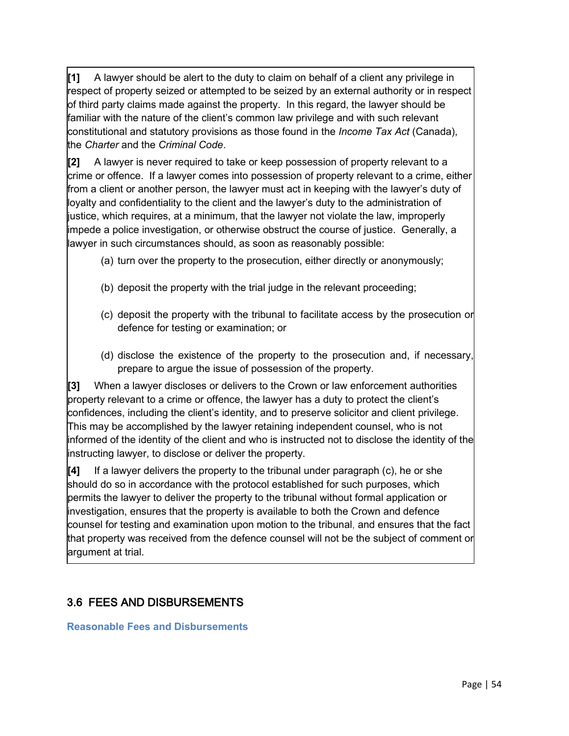**[1]** A lawyer should be alert to the duty to claim on behalf of a client any privilege in respect of property seized or attempted to be seized by an external authority or in respect of third party claims made against the property. In this regard, the lawyer should be familiar with the nature of the client's common law privilege and with such relevant constitutional and statutory provisions as those found in the *Income Tax Act* (Canada), the *Charter* and the *Criminal Code*.

**[2]** A lawyer is never required to take or keep possession of property relevant to a crime or offence. If a lawyer comes into possession of property relevant to a crime, either from a client or another person, the lawyer must act in keeping with the lawyer's duty of loyalty and confidentiality to the client and the lawyer's duty to the administration of justice, which requires, at a minimum, that the lawyer not violate the law, improperly impede a police investigation, or otherwise obstruct the course of justice. Generally, a lawyer in such circumstances should, as soon as reasonably possible:

(a) turn over the property to the prosecution, either directly or anonymously;

(b) deposit the property with the trial judge in the relevant proceeding;

(c) deposit the property with the tribunal to facilitate access by the prosecution or defence for testing or examination; or

(d) disclose the existence of the property to the prosecution and, if necessary, prepare to argue the issue of possession of the property.

**[3]** When a lawyer discloses or delivers to the Crown or law enforcement authorities property relevant to a crime or offence, the lawyer has a duty to protect the client's confidences, including the client's identity, and to preserve solicitor and client privilege. This may be accomplished by the lawyer retaining independent counsel, who is not informed of the identity of the client and who is instructed not to disclose the identity of the instructing lawyer, to disclose or deliver the property.

**[4]** If a lawyer delivers the property to the tribunal under paragraph (c), he or she should do so in accordance with the protocol established for such purposes, which permits the lawyer to deliver the property to the tribunal without formal application or investigation, ensures that the property is available to both the Crown and defence counsel for testing and examination upon motion to the tribunal, and ensures that the fact that property was received from the defence counsel will not be the subject of comment or argument at trial.

## 3.6 FEES AND DISBURSEMENTS

### Reasonable Fees and Disbursements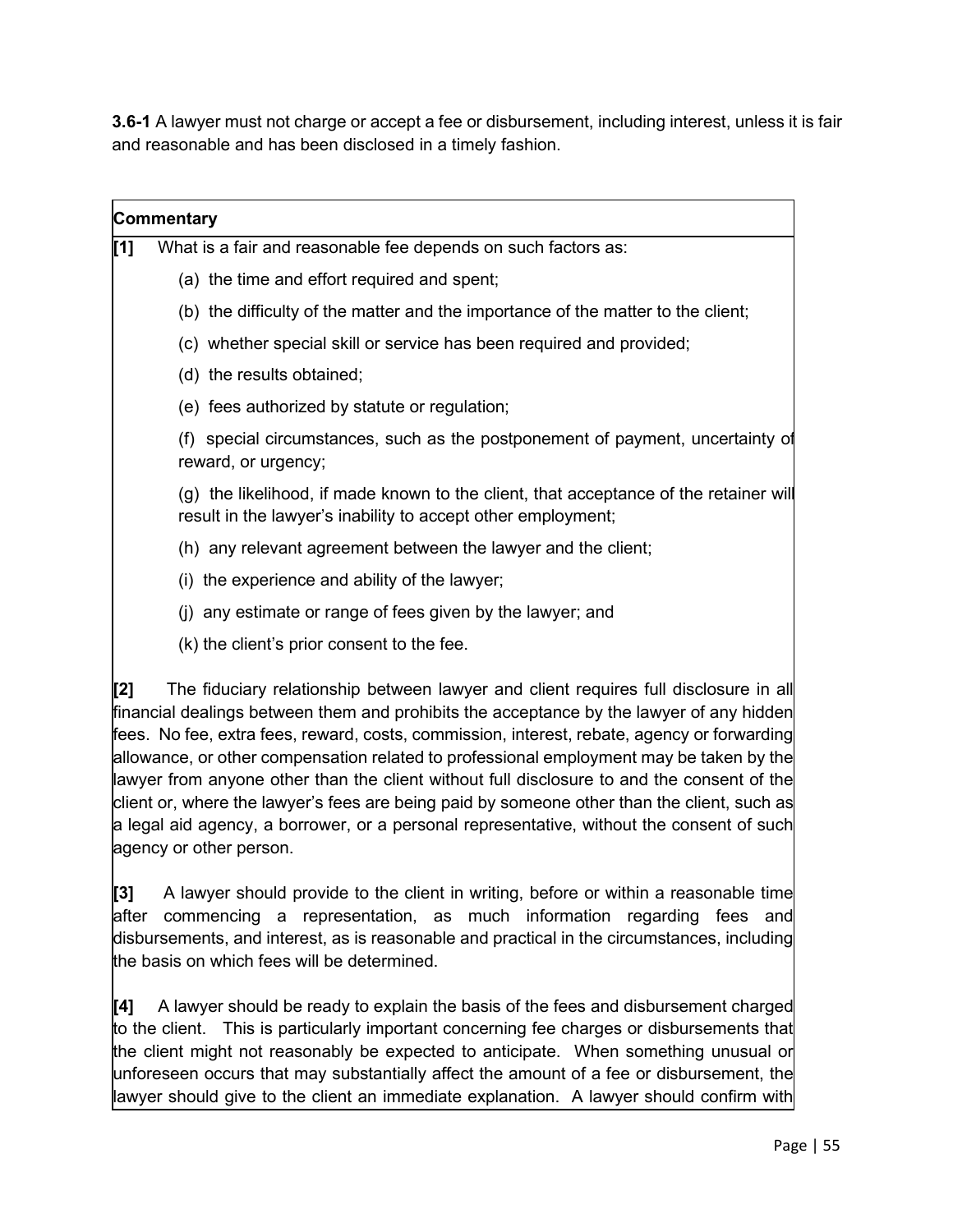**3.6-1** A lawyer must not charge or accept a fee or disbursement, including interest, unless it is fair and reasonable and has been disclosed in a timely fashion.

**Commentary**

**[1]** What is a fair and reasonable fee depends on such factors as:

(a) the time and effort required and spent;

(b) the difficulty of the matter and the importance of the matter to the client;

(c) whether special skill or service has been required and provided;

(d) the results obtained;

(e) fees authorized by statute or regulation;

(f) special circumstances, such as the postponement of payment, uncertainty of reward, or urgency;

(g) the likelihood, if made known to the client, that acceptance of the retainer will result in the lawyer's inability to accept other employment;

(h) any relevant agreement between the lawyer and the client;

(i) the experience and ability of the lawyer;

(j) any estimate or range of fees given by the lawyer; and

(k) the client's prior consent to the fee.

**[2]** The fiduciary relationship between lawyer and client requires full disclosure in all financial dealings between them and prohibits the acceptance by the lawyer of any hidden fees. No fee, extra fees, reward, costs, commission, interest, rebate, agency or forwarding allowance, or other compensation related to professional employment may be taken by the lawyer from anyone other than the client without full disclosure to and the consent of the client or, where the lawyer's fees are being paid by someone other than the client, such as a legal aid agency, a borrower, or a personal representative, without the consent of such agency or other person.

**[3]** A lawyer should provide to the client in writing, before or within a reasonable time after commencing a representation, as much information regarding fees and disbursements, and interest, as is reasonable and practical in the circumstances, including the basis on which fees will be determined.

**[4]** A lawyer should be ready to explain the basis of the fees and disbursement charged to the client. This is particularly important concerning fee charges or disbursements that the client might not reasonably be expected to anticipate. When something unusual or unforeseen occurs that may substantially affect the amount of a fee or disbursement, the lawyer should give to the client an immediate explanation. A lawyer should confirm with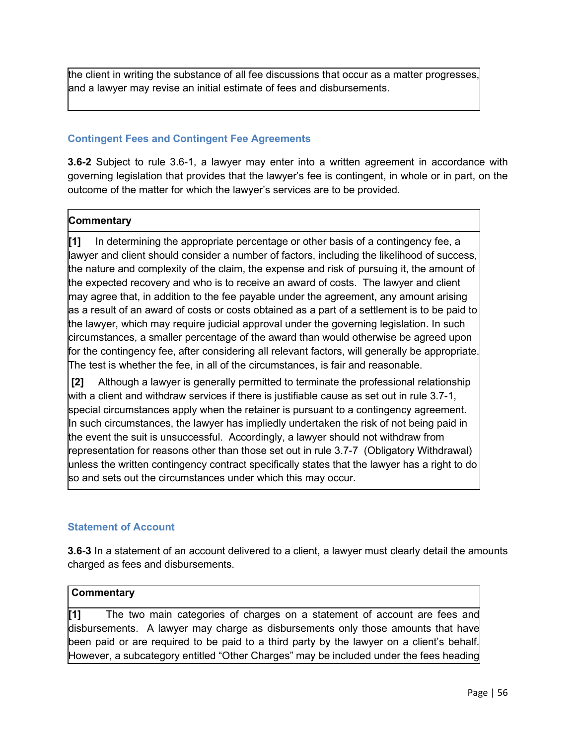the client in writing the substance of all fee discussions that occur as a matter progresses, and a lawyer may revise an initial estimate of fees and disbursements.

### Contingent Fees and Contingent Fee Agreements

**3.6-2** Subject to rule 3.6-1, a lawyer may enter into a written agreement in accordance with governing legislation that provides that the lawyer's fee is contingent, in whole or in part, on the outcome of the matter for which the lawyer's services are to be provided.

**Commentary**

**[1]** In determining the appropriate percentage or other basis of a contingency fee, a lawyer and client should consider a number of factors, including the likelihood of success, the nature and complexity of the claim, the expense and risk of pursuing it, the amount of the expected recovery and who is to receive an award of costs. The lawyer and client may agree that, in addition to the fee payable under the agreement, any amount arising as a result of an award of costs or costs obtained as a part of a settlement is to be paid to the lawyer, which may require judicial approval under the governing legislation. In such circumstances, a smaller percentage of the award than would otherwise be agreed upon for the contingency fee, after considering all relevant factors, will generally be appropriate. The test is whether the fee, in all of the circumstances, is fair and reasonable.

**[2]** Although a lawyer is generally permitted to terminate the professional relationship with a client and withdraw services if there is justifiable cause as set out in rule 3.7-1, special circumstances apply when the retainer is pursuant to a contingency agreement. In such circumstances, the lawyer has impliedly undertaken the risk of not being paid in the event the suit is unsuccessful. Accordingly, a lawyer should not withdraw from representation for reasons other than those set out in rule 3.7-7 (Obligatory Withdrawal) unless the written contingency contract specifically states that the lawyer has a right to do so and sets out the circumstances under which this may occur.

### Statement of Account

**3.6-3** In a statement of an account delivered to a client, a lawyer must clearly detail the amounts charged as fees and disbursements.

**Commentary**

**[1]** The two main categories of charges on a statement of account are fees and disbursements. A lawyer may charge as disbursements only those amounts that have been paid or are required to be paid to a third party by the lawyer on a client's behalf. However, a subcategory entitled "Other Charges" may be included under the fees heading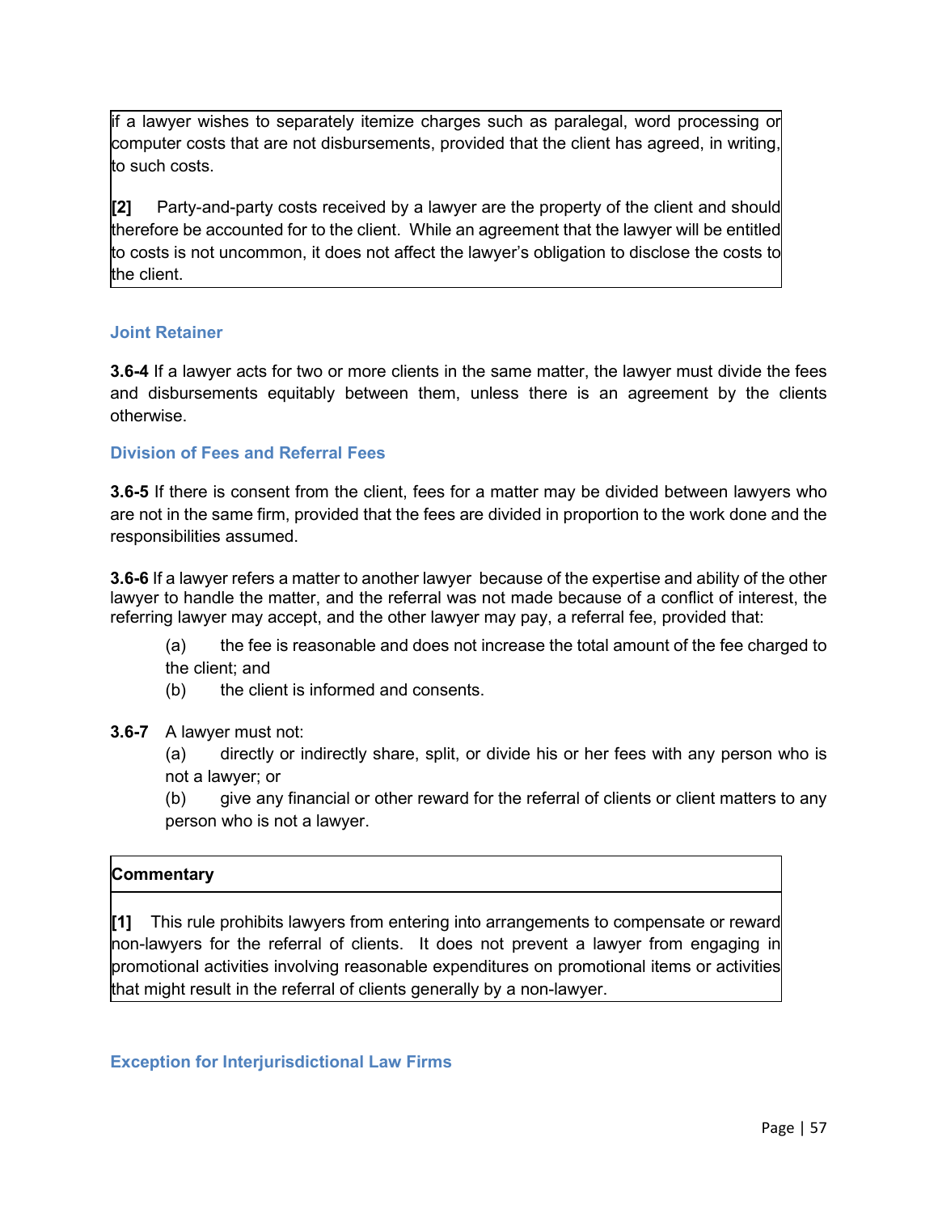if a lawyer wishes to separately itemize charges such as paralegal, word processing or computer costs that are not disbursements, provided that the client has agreed, in writing, to such costs.

**[2]** Party-and-party costs received by a lawyer are the property of the client and should therefore be accounted for to the client. While an agreement that the lawyer will be entitled to costs is not uncommon, it does not affect the lawyer's obligation to disclose the costs to the client.

### Joint Retainer

**3.6-4** If a lawyer acts for two or more clients in the same matter, the lawyer must divide the fees and disbursements equitably between them, unless there is an agreement by the clients otherwise.

### Division of Fees and Referral Fees

**3.6-5** If there is consent from the client, fees for a matter may be divided between lawyers who are not in the same firm, provided that the fees are divided in proportion to the work done and the responsibilities assumed.

**3.6-6** If a lawyer refers a matter to another lawyer because of the expertise and ability of the other lawyer to handle the matter, and the referral was not made because of a conflict of interest, the referring lawyer may accept, and the other lawyer may pay, a referral fee, provided that:

(a) the fee is reasonable and does not increase the total amount of the fee charged to the client; and

(b) the client is informed and consents.

**3.6-7** A lawyer must not:

(a) directly or indirectly share, split, or divide his or her fees with any person who is not a lawyer; or

(b) give any financial or other reward for the referral of clients or client matters to any person who is not a lawyer.

**Commentary**

**[1]** This rule prohibits lawyers from entering into arrangements to compensate or reward non-lawyers for the referral of clients. It does not prevent a lawyer from engaging in promotional activities involving reasonable expenditures on promotional items or activities that might result in the referral of clients generally by a non-lawyer.

### Exception for Interjurisdictional Law Firms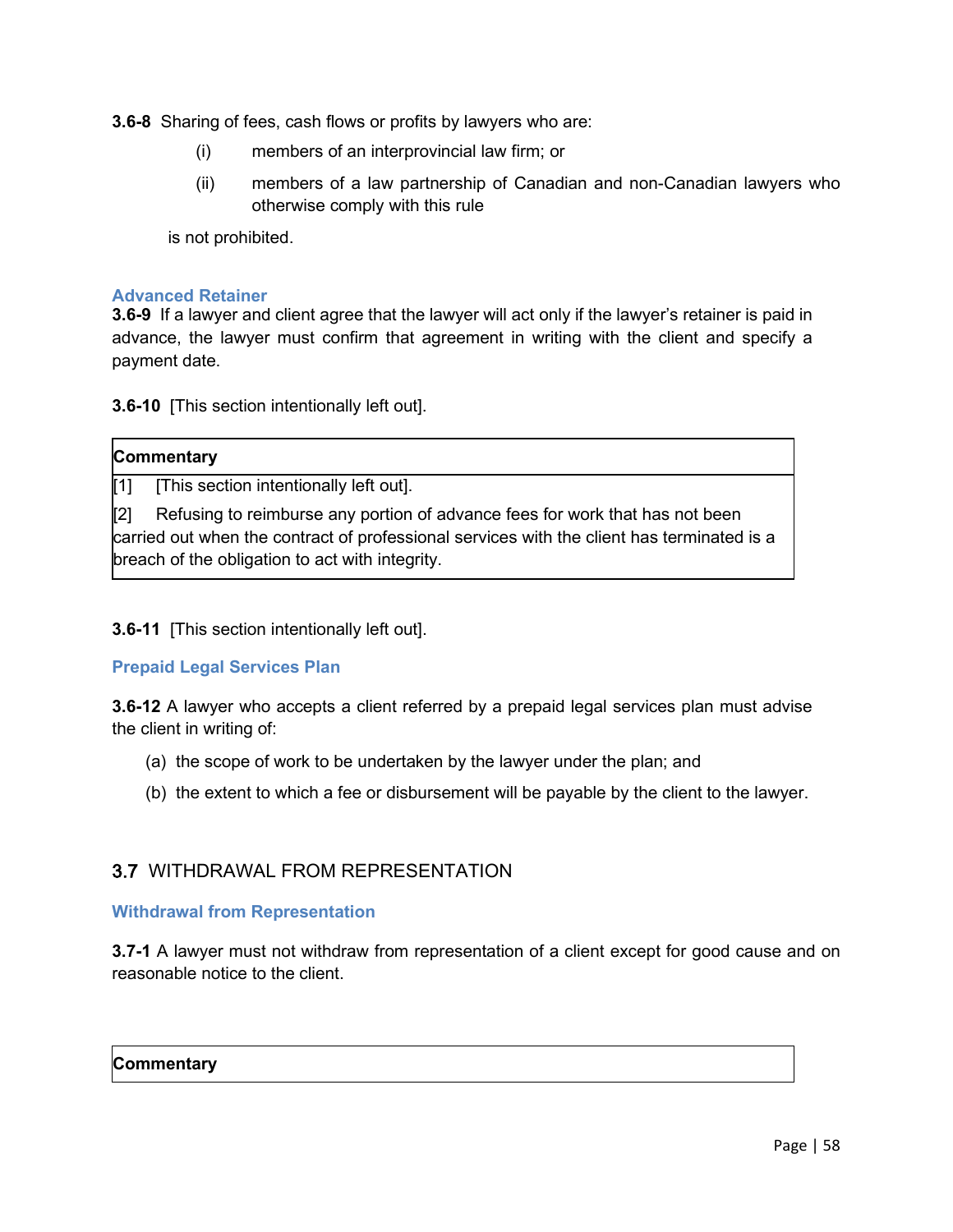**3.6-8** Sharing of fees, cash flows or profits by lawyers who are:

(i) members of an interprovincial law firm; or

(ii) members of a law partnership of Canadian and non-Canadian lawyers who otherwise comply with this rule

is not prohibited.

### Advanced Retainer

**3.6-9** If a lawyer and client agree that the lawyer will act only if the lawyer's retainer is paid in advance, the lawyer must confirm that agreement in writing with the client and specify a payment date.

**3.6-10** [This section intentionally left out].

| **Commentary** |
|---|
| [1] [This section intentionally left out]. |
| [2] Refusing to reimburse any portion of advance fees for work that has not been carried out when the contract of professional services with the client has terminated is a breach of the obligation to act with integrity. |

**3.6-11** [This section intentionally left out].

### Prepaid Legal Services Plan

**3.6-12** A lawyer who accepts a client referred by a prepaid legal services plan must advise the client in writing of:

(a) the scope of work to be undertaken by the lawyer under the plan; and

(b) the extent to which a fee or disbursement will be payable by the client to the lawyer.

## 3.7 WITHDRAWAL FROM REPRESENTATION

### Withdrawal from Representation

**3.7-1** A lawyer must not withdraw from representation of a client except for good cause and on reasonable notice to the client.

| **Commentary** |
|---|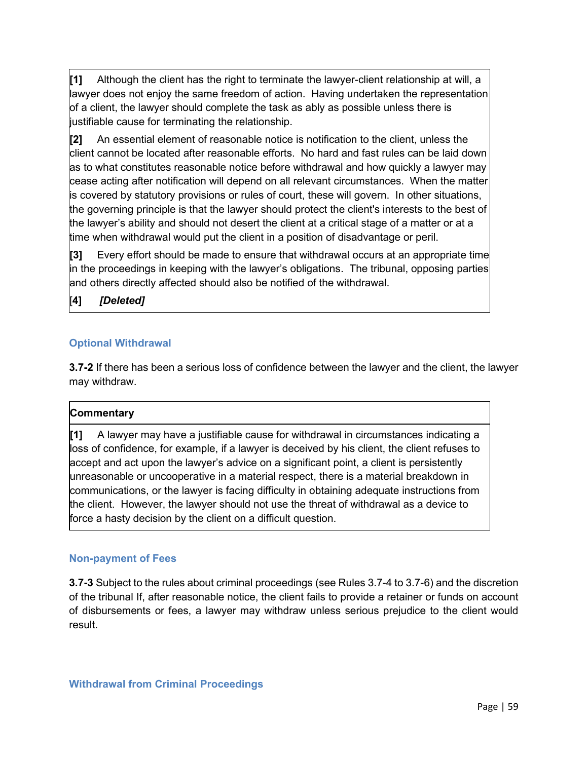**[1]** Although the client has the right to terminate the lawyer-client relationship at will, a lawyer does not enjoy the same freedom of action. Having undertaken the representation of a client, the lawyer should complete the task as ably as possible unless there is justifiable cause for terminating the relationship.

**[2]** An essential element of reasonable notice is notification to the client, unless the client cannot be located after reasonable efforts. No hard and fast rules can be laid down as to what constitutes reasonable notice before withdrawal and how quickly a lawyer may cease acting after notification will depend on all relevant circumstances. When the matter is covered by statutory provisions or rules of court, these will govern. In other situations, the governing principle is that the lawyer should protect the client's interests to the best of the lawyer's ability and should not desert the client at a critical stage of a matter or at a time when withdrawal would put the client in a position of disadvantage or peril.

**[3]** Every effort should be made to ensure that withdrawal occurs at an appropriate time in the proceedings in keeping with the lawyer's obligations. The tribunal, opposing parties and others directly affected should also be notified of the withdrawal.

[**4**] ***[Deleted]***

### Optional Withdrawal

**3.7-2** If there has been a serious loss of confidence between the lawyer and the client, the lawyer may withdraw.

**Commentary**

**[1]** A lawyer may have a justifiable cause for withdrawal in circumstances indicating a loss of confidence, for example, if a lawyer is deceived by his client, the client refuses to accept and act upon the lawyer's advice on a significant point, a client is persistently unreasonable or uncooperative in a material respect, there is a material breakdown in communications, or the lawyer is facing difficulty in obtaining adequate instructions from the client. However, the lawyer should not use the threat of withdrawal as a device to force a hasty decision by the client on a difficult question.

### Non-payment of Fees

**3.7-3** Subject to the rules about criminal proceedings (see Rules 3.7-4 to 3.7-6) and the discretion of the tribunal If, after reasonable notice, the client fails to provide a retainer or funds on account of disbursements or fees, a lawyer may withdraw unless serious prejudice to the client would result.

### Withdrawal from Criminal Proceedings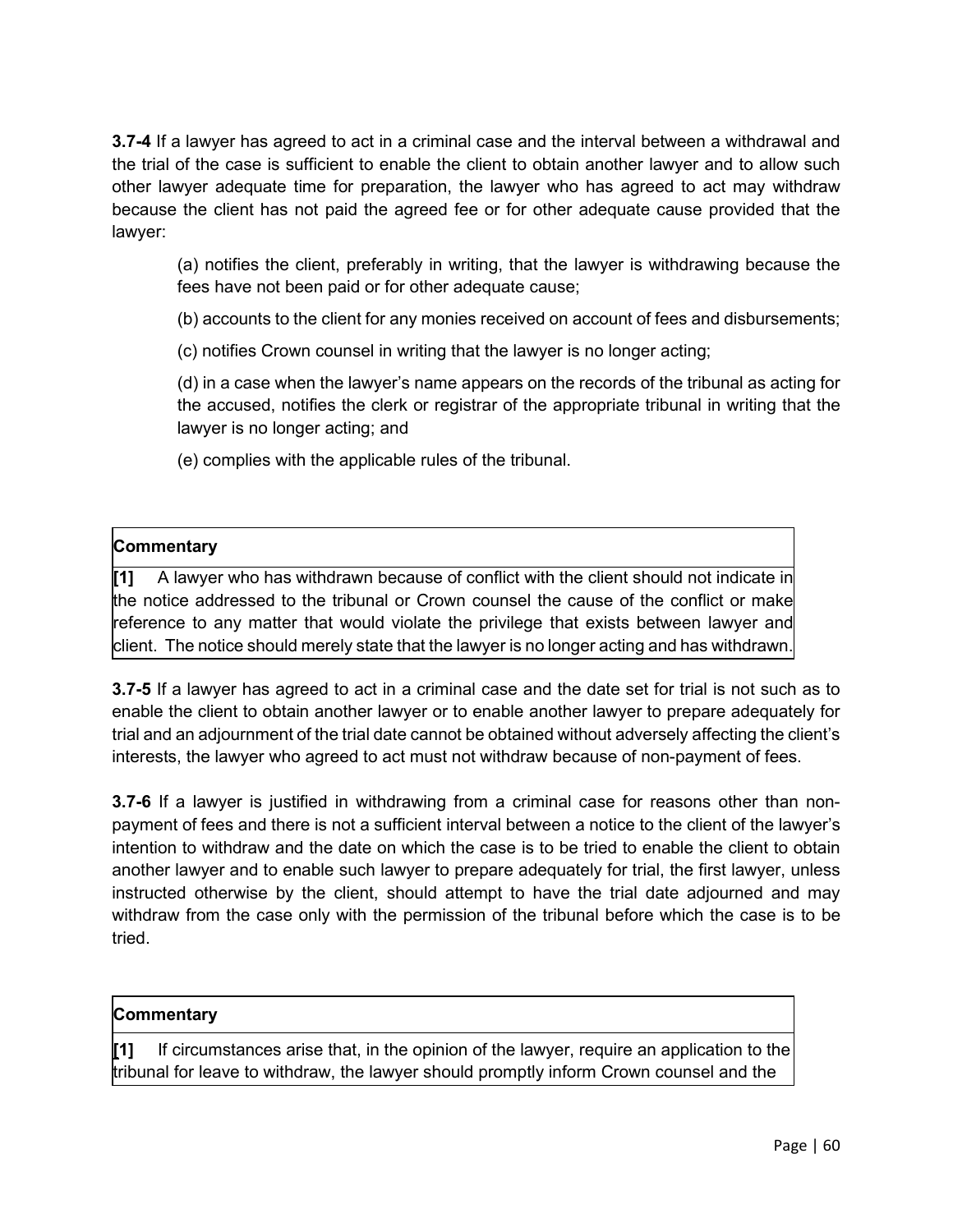**3.7-4** If a lawyer has agreed to act in a criminal case and the interval between a withdrawal and the trial of the case is sufficient to enable the client to obtain another lawyer and to allow such other lawyer adequate time for preparation, the lawyer who has agreed to act may withdraw because the client has not paid the agreed fee or for other adequate cause provided that the lawyer:

(a) notifies the client, preferably in writing, that the lawyer is withdrawing because the fees have not been paid or for other adequate cause;

(b) accounts to the client for any monies received on account of fees and disbursements;

(c) notifies Crown counsel in writing that the lawyer is no longer acting;

(d) in a case when the lawyer's name appears on the records of the tribunal as acting for the accused, notifies the clerk or registrar of the appropriate tribunal in writing that the lawyer is no longer acting; and

(e) complies with the applicable rules of the tribunal.

**Commentary**

**[1]** A lawyer who has withdrawn because of conflict with the client should not indicate in the notice addressed to the tribunal or Crown counsel the cause of the conflict or make reference to any matter that would violate the privilege that exists between lawyer and client. The notice should merely state that the lawyer is no longer acting and has withdrawn.

**3.7-5** If a lawyer has agreed to act in a criminal case and the date set for trial is not such as to enable the client to obtain another lawyer or to enable another lawyer to prepare adequately for trial and an adjournment of the trial date cannot be obtained without adversely affecting the client's interests, the lawyer who agreed to act must not withdraw because of non-payment of fees.

**3.7-6** If a lawyer is justified in withdrawing from a criminal case for reasons other than non-payment of fees and there is not a sufficient interval between a notice to the client of the lawyer's intention to withdraw and the date on which the case is to be tried to enable the client to obtain another lawyer and to enable such lawyer to prepare adequately for trial, the first lawyer, unless instructed otherwise by the client, should attempt to have the trial date adjourned and may withdraw from the case only with the permission of the tribunal before which the case is to be tried.

**Commentary**

**[1]** If circumstances arise that, in the opinion of the lawyer, require an application to the tribunal for leave to withdraw, the lawyer should promptly inform Crown counsel and the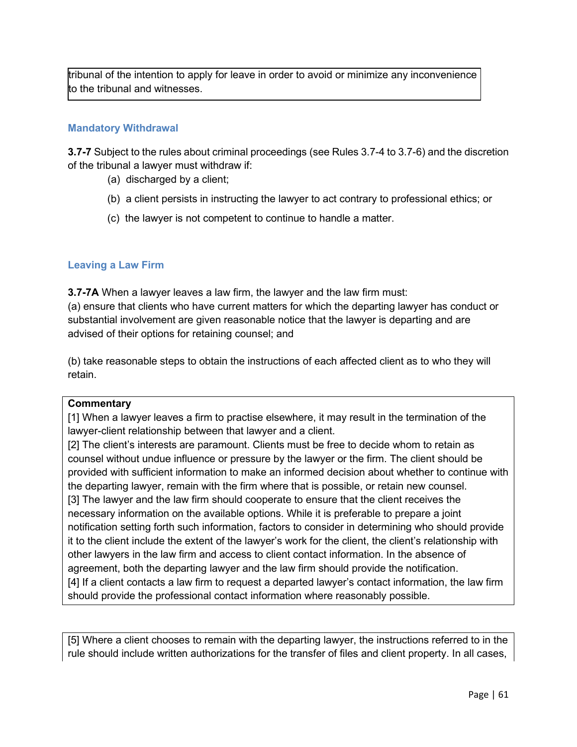tribunal of the intention to apply for leave in order to avoid or minimize any inconvenience to the tribunal and witnesses.

### Mandatory Withdrawal

**3.7-7** Subject to the rules about criminal proceedings (see Rules 3.7-4 to 3.7-6) and the discretion of the tribunal a lawyer must withdraw if:

(a) discharged by a client;

(b) a client persists in instructing the lawyer to act contrary to professional ethics; or

(c) the lawyer is not competent to continue to handle a matter.

### Leaving a Law Firm

**3.7-7A** When a lawyer leaves a law firm, the lawyer and the law firm must:

(a) ensure that clients who have current matters for which the departing lawyer has conduct or substantial involvement are given reasonable notice that the lawyer is departing and are advised of their options for retaining counsel; and

(b) take reasonable steps to obtain the instructions of each affected client as to who they will retain.

**Commentary**

[1] When a lawyer leaves a firm to practise elsewhere, it may result in the termination of the lawyer-client relationship between that lawyer and a client.

[2] The client's interests are paramount. Clients must be free to decide whom to retain as counsel without undue influence or pressure by the lawyer or the firm. The client should be provided with sufficient information to make an informed decision about whether to continue with the departing lawyer, remain with the firm where that is possible, or retain new counsel.

[3] The lawyer and the law firm should cooperate to ensure that the client receives the necessary information on the available options. While it is preferable to prepare a joint notification setting forth such information, factors to consider in determining who should provide it to the client include the extent of the lawyer's work for the client, the client's relationship with other lawyers in the law firm and access to client contact information. In the absence of agreement, both the departing lawyer and the law firm should provide the notification.

[4] If a client contacts a law firm to request a departed lawyer's contact information, the law firm should provide the professional contact information where reasonably possible.

[5] Where a client chooses to remain with the departing lawyer, the instructions referred to in the rule should include written authorizations for the transfer of files and client property. In all cases,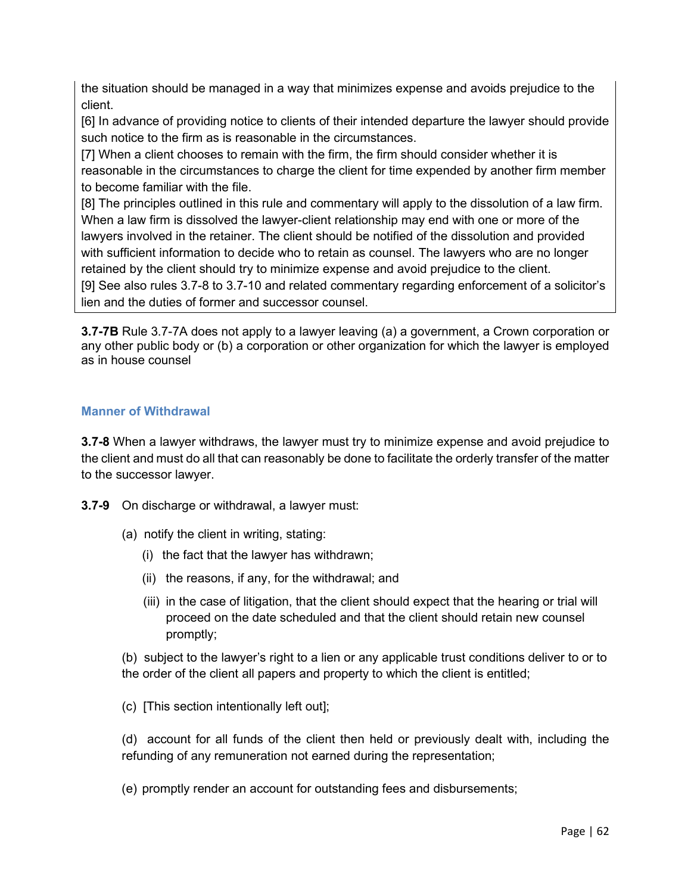the situation should be managed in a way that minimizes expense and avoids prejudice to the client.

[6] In advance of providing notice to clients of their intended departure the lawyer should provide such notice to the firm as is reasonable in the circumstances.

[7] When a client chooses to remain with the firm, the firm should consider whether it is reasonable in the circumstances to charge the client for time expended by another firm member to become familiar with the file.

[8] The principles outlined in this rule and commentary will apply to the dissolution of a law firm. When a law firm is dissolved the lawyer-client relationship may end with one or more of the lawyers involved in the retainer. The client should be notified of the dissolution and provided with sufficient information to decide who to retain as counsel. The lawyers who are no longer retained by the client should try to minimize expense and avoid prejudice to the client.

[9] See also rules 3.7-8 to 3.7-10 and related commentary regarding enforcement of a solicitor's lien and the duties of former and successor counsel.

**3.7-7B** Rule 3.7-7A does not apply to a lawyer leaving (a) a government, a Crown corporation or any other public body or (b) a corporation or other organization for which the lawyer is employed as in house counsel

### Manner of Withdrawal

**3.7-8** When a lawyer withdraws, the lawyer must try to minimize expense and avoid prejudice to the client and must do all that can reasonably be done to facilitate the orderly transfer of the matter to the successor lawyer.

**3.7-9** On discharge or withdrawal, a lawyer must:

(a) notify the client in writing, stating:

  (i) the fact that the lawyer has withdrawn;

  (ii) the reasons, if any, for the withdrawal; and

  (iii) in the case of litigation, that the client should expect that the hearing or trial will proceed on the date scheduled and that the client should retain new counsel promptly;

(b) subject to the lawyer's right to a lien or any applicable trust conditions deliver to or to the order of the client all papers and property to which the client is entitled;

(c) [This section intentionally left out];

(d) account for all funds of the client then held or previously dealt with, including the refunding of any remuneration not earned during the representation;

(e) promptly render an account for outstanding fees and disbursements;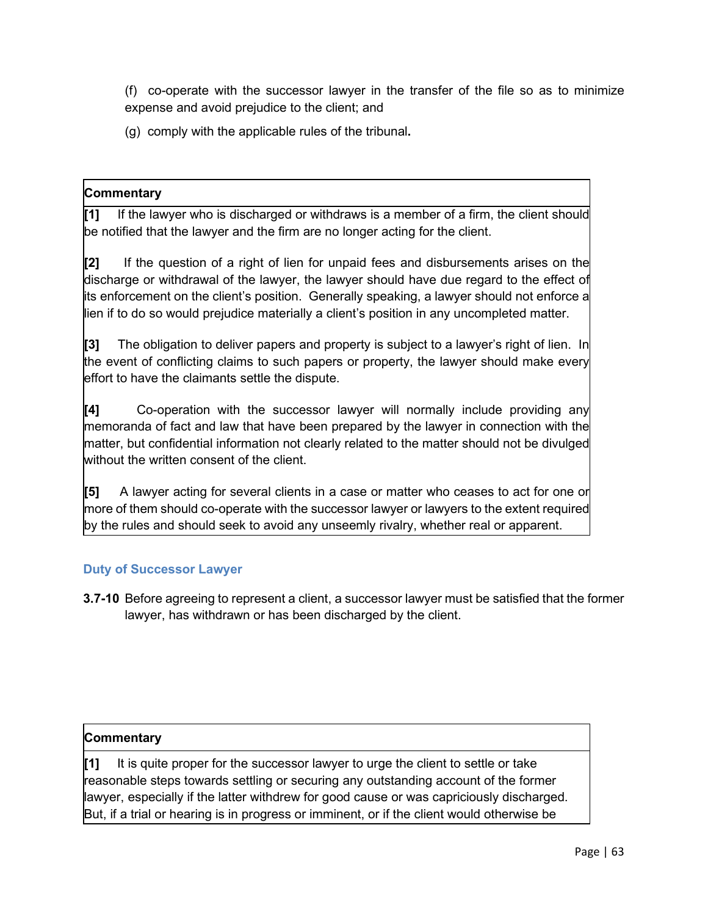(f) co-operate with the successor lawyer in the transfer of the file so as to minimize expense and avoid prejudice to the client; and

(g) comply with the applicable rules of the tribunal**.**

**Commentary**

**[1]** If the lawyer who is discharged or withdraws is a member of a firm, the client should be notified that the lawyer and the firm are no longer acting for the client.

**[2]** If the question of a right of lien for unpaid fees and disbursements arises on the discharge or withdrawal of the lawyer, the lawyer should have due regard to the effect of its enforcement on the client's position. Generally speaking, a lawyer should not enforce a lien if to do so would prejudice materially a client's position in any uncompleted matter.

**[3]** The obligation to deliver papers and property is subject to a lawyer's right of lien. In the event of conflicting claims to such papers or property, the lawyer should make every effort to have the claimants settle the dispute.

**[4]** Co-operation with the successor lawyer will normally include providing any memoranda of fact and law that have been prepared by the lawyer in connection with the matter, but confidential information not clearly related to the matter should not be divulged without the written consent of the client.

**[5]** A lawyer acting for several clients in a case or matter who ceases to act for one or more of them should co-operate with the successor lawyer or lawyers to the extent required by the rules and should seek to avoid any unseemly rivalry, whether real or apparent.

### Duty of Successor Lawyer

**3.7-10** Before agreeing to represent a client, a successor lawyer must be satisfied that the former lawyer, has withdrawn or has been discharged by the client.

**Commentary**

**[1]** It is quite proper for the successor lawyer to urge the client to settle or take reasonable steps towards settling or securing any outstanding account of the former lawyer, especially if the latter withdrew for good cause or was capriciously discharged. But, if a trial or hearing is in progress or imminent, or if the client would otherwise be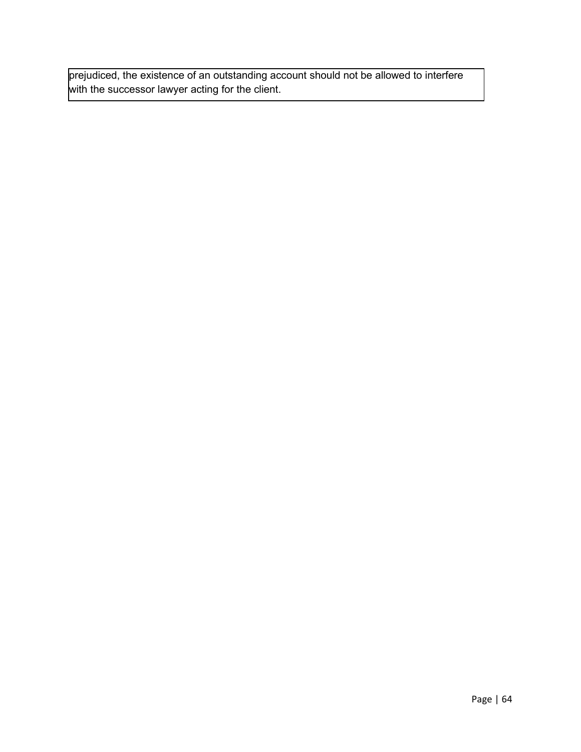prejudiced, the existence of an outstanding account should not be allowed to interfere with the successor lawyer acting for the client.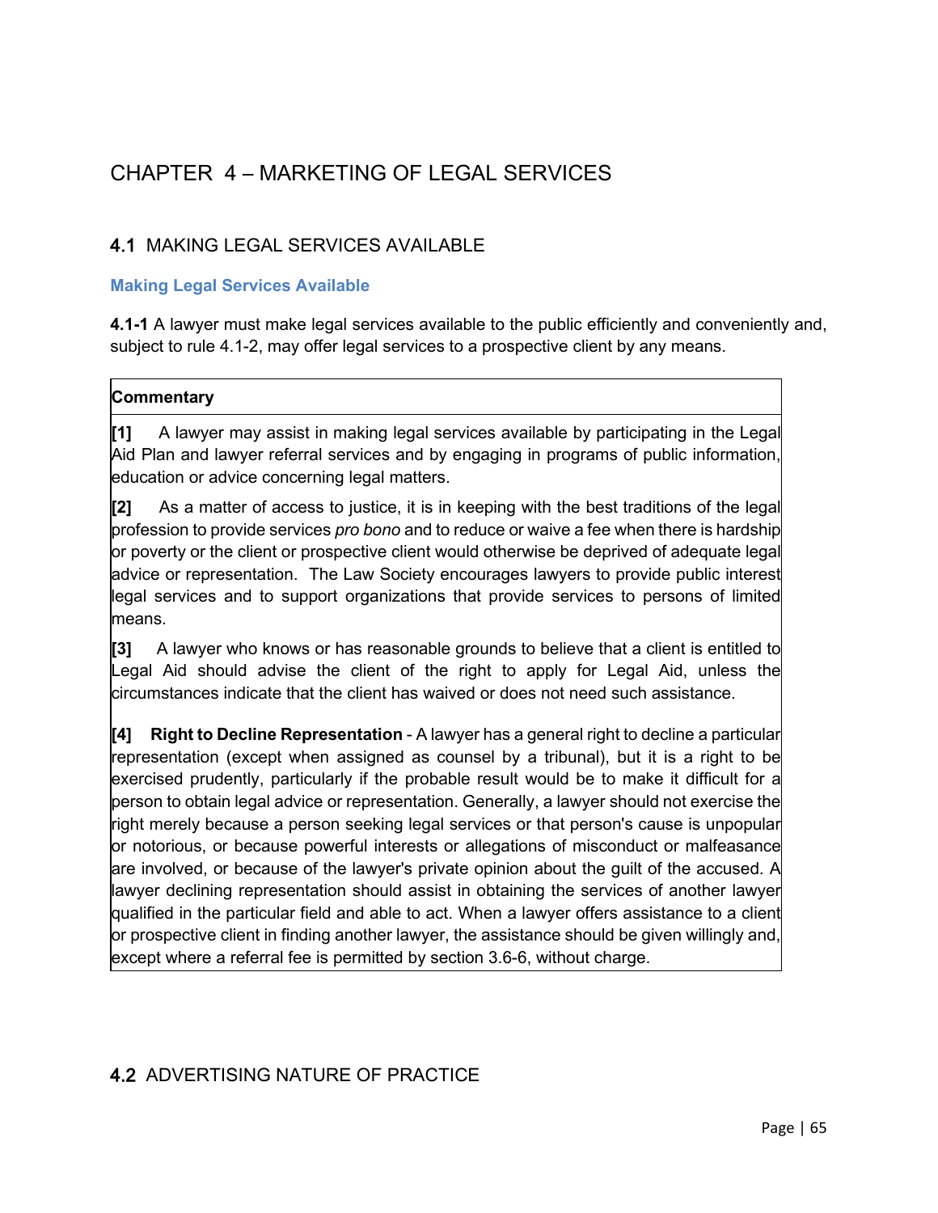# CHAPTER 4 – MARKETING OF LEGAL SERVICES

## 4.1 MAKING LEGAL SERVICES AVAILABLE

### Making Legal Services Available

**4.1-1** A lawyer must make legal services available to the public efficiently and conveniently and, subject to rule 4.1-2, may offer legal services to a prospective client by any means.

**Commentary**

**[1]** A lawyer may assist in making legal services available by participating in the Legal Aid Plan and lawyer referral services and by engaging in programs of public information, education or advice concerning legal matters.

**[2]** As a matter of access to justice, it is in keeping with the best traditions of the legal profession to provide services *pro bono* and to reduce or waive a fee when there is hardship or poverty or the client or prospective client would otherwise be deprived of adequate legal advice or representation. The Law Society encourages lawyers to provide public interest legal services and to support organizations that provide services to persons of limited means.

**[3]** A lawyer who knows or has reasonable grounds to believe that a client is entitled to Legal Aid should advise the client of the right to apply for Legal Aid, unless the circumstances indicate that the client has waived or does not need such assistance.

**[4] Right to Decline Representation** - A lawyer has a general right to decline a particular representation (except when assigned as counsel by a tribunal), but it is a right to be exercised prudently, particularly if the probable result would be to make it difficult for a person to obtain legal advice or representation. Generally, a lawyer should not exercise the right merely because a person seeking legal services or that person's cause is unpopular or notorious, or because powerful interests or allegations of misconduct or malfeasance are involved, or because of the lawyer's private opinion about the guilt of the accused. A lawyer declining representation should assist in obtaining the services of another lawyer qualified in the particular field and able to act. When a lawyer offers assistance to a client or prospective client in finding another lawyer, the assistance should be given willingly and, except where a referral fee is permitted by section 3.6-6, without charge.

## 4.2 ADVERTISING NATURE OF PRACTICE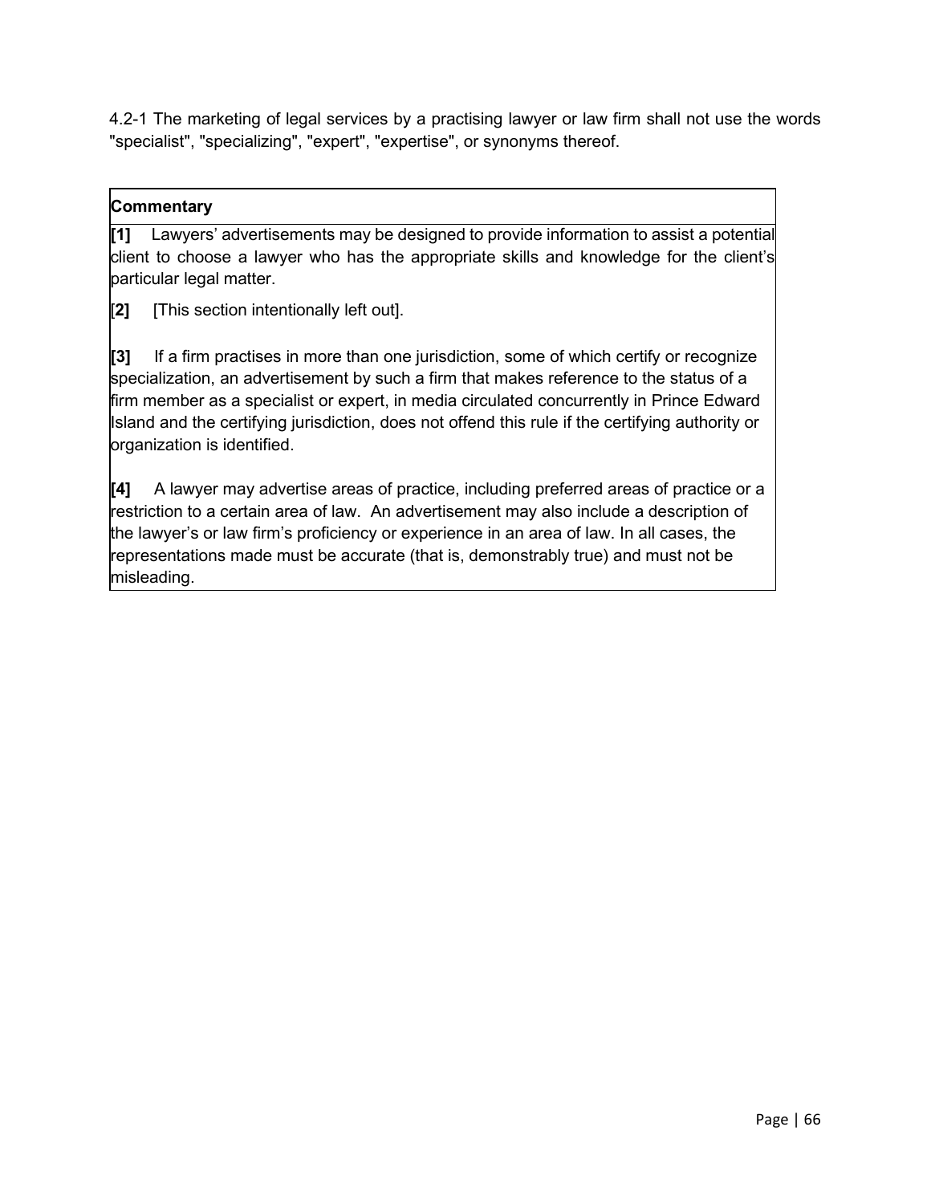4.2-1 The marketing of legal services by a practising lawyer or law firm shall not use the words "specialist", "specializing", "expert", "expertise", or synonyms thereof.

**Commentary**

**[1]** Lawyers' advertisements may be designed to provide information to assist a potential client to choose a lawyer who has the appropriate skills and knowledge for the client's particular legal matter.

[**2]** [This section intentionally left out].

**[3]** If a firm practises in more than one jurisdiction, some of which certify or recognize specialization, an advertisement by such a firm that makes reference to the status of a firm member as a specialist or expert, in media circulated concurrently in Prince Edward Island and the certifying jurisdiction, does not offend this rule if the certifying authority or organization is identified.

**[4]** A lawyer may advertise areas of practice, including preferred areas of practice or a restriction to a certain area of law. An advertisement may also include a description of the lawyer's or law firm's proficiency or experience in an area of law. In all cases, the representations made must be accurate (that is, demonstrably true) and must not be misleading.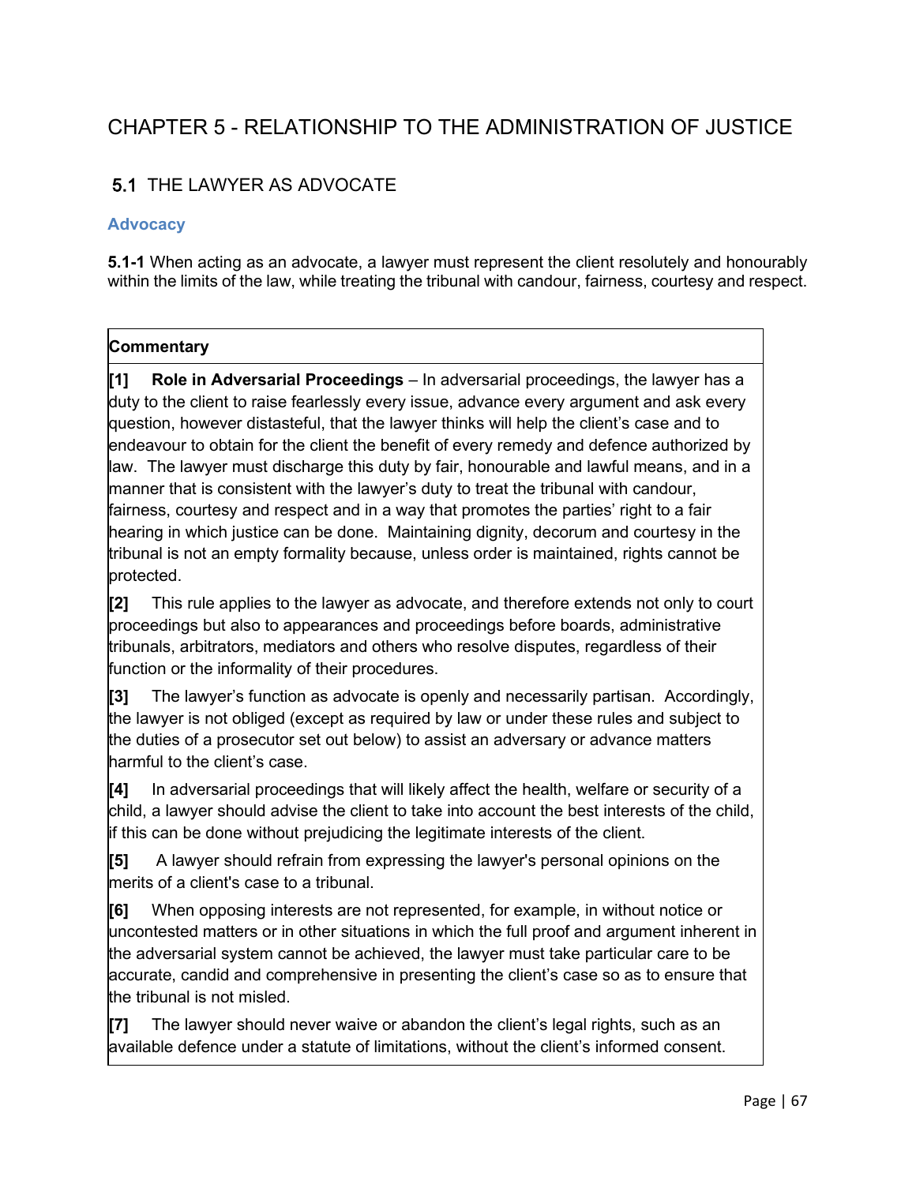# CHAPTER 5 - RELATIONSHIP TO THE ADMINISTRATION OF JUSTICE

## 5.1 THE LAWYER AS ADVOCATE

### Advocacy

**5.1-1** When acting as an advocate, a lawyer must represent the client resolutely and honourably within the limits of the law, while treating the tribunal with candour, fairness, courtesy and respect.

**Commentary**

**[1] Role in Adversarial Proceedings** – In adversarial proceedings, the lawyer has a duty to the client to raise fearlessly every issue, advance every argument and ask every question, however distasteful, that the lawyer thinks will help the client's case and to endeavour to obtain for the client the benefit of every remedy and defence authorized by law. The lawyer must discharge this duty by fair, honourable and lawful means, and in a manner that is consistent with the lawyer's duty to treat the tribunal with candour, fairness, courtesy and respect and in a way that promotes the parties' right to a fair hearing in which justice can be done. Maintaining dignity, decorum and courtesy in the tribunal is not an empty formality because, unless order is maintained, rights cannot be protected.

**[2]** This rule applies to the lawyer as advocate, and therefore extends not only to court proceedings but also to appearances and proceedings before boards, administrative tribunals, arbitrators, mediators and others who resolve disputes, regardless of their function or the informality of their procedures.

**[3]** The lawyer's function as advocate is openly and necessarily partisan. Accordingly, the lawyer is not obliged (except as required by law or under these rules and subject to the duties of a prosecutor set out below) to assist an adversary or advance matters harmful to the client's case.

**[4]** In adversarial proceedings that will likely affect the health, welfare or security of a child, a lawyer should advise the client to take into account the best interests of the child, if this can be done without prejudicing the legitimate interests of the client.

**[5]** A lawyer should refrain from expressing the lawyer's personal opinions on the merits of a client's case to a tribunal.

**[6]** When opposing interests are not represented, for example, in without notice or uncontested matters or in other situations in which the full proof and argument inherent in the adversarial system cannot be achieved, the lawyer must take particular care to be accurate, candid and comprehensive in presenting the client's case so as to ensure that the tribunal is not misled.

**[7]** The lawyer should never waive or abandon the client's legal rights, such as an available defence under a statute of limitations, without the client's informed consent.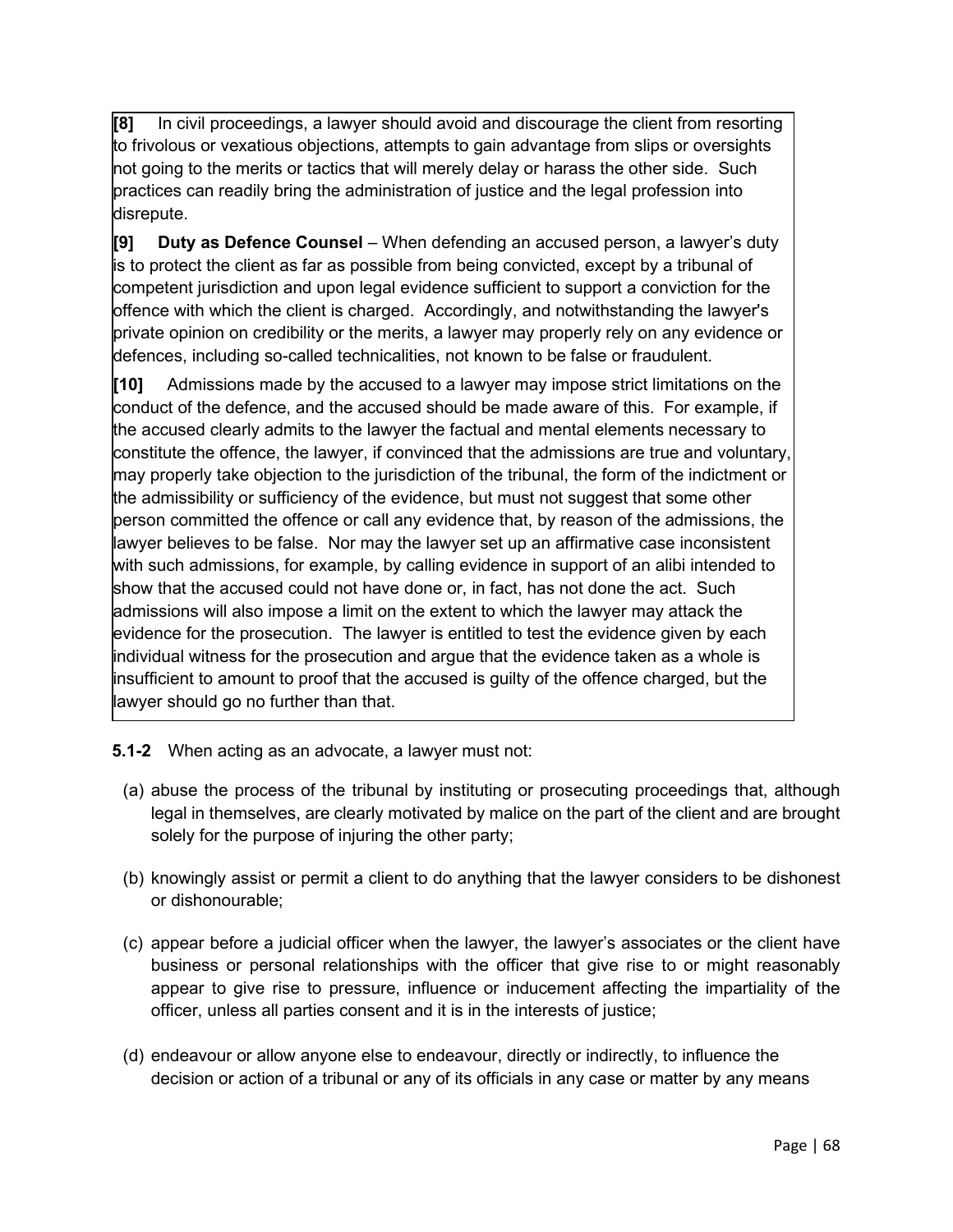**[8]** In civil proceedings, a lawyer should avoid and discourage the client from resorting to frivolous or vexatious objections, attempts to gain advantage from slips or oversights not going to the merits or tactics that will merely delay or harass the other side. Such practices can readily bring the administration of justice and the legal profession into disrepute.

**[9] Duty as Defence Counsel** – When defending an accused person, a lawyer's duty is to protect the client as far as possible from being convicted, except by a tribunal of competent jurisdiction and upon legal evidence sufficient to support a conviction for the offence with which the client is charged. Accordingly, and notwithstanding the lawyer's private opinion on credibility or the merits, a lawyer may properly rely on any evidence or defences, including so-called technicalities, not known to be false or fraudulent.

**[10]** Admissions made by the accused to a lawyer may impose strict limitations on the conduct of the defence, and the accused should be made aware of this. For example, if the accused clearly admits to the lawyer the factual and mental elements necessary to constitute the offence, the lawyer, if convinced that the admissions are true and voluntary, may properly take objection to the jurisdiction of the tribunal, the form of the indictment or the admissibility or sufficiency of the evidence, but must not suggest that some other person committed the offence or call any evidence that, by reason of the admissions, the lawyer believes to be false. Nor may the lawyer set up an affirmative case inconsistent with such admissions, for example, by calling evidence in support of an alibi intended to show that the accused could not have done or, in fact, has not done the act. Such admissions will also impose a limit on the extent to which the lawyer may attack the evidence for the prosecution. The lawyer is entitled to test the evidence given by each individual witness for the prosecution and argue that the evidence taken as a whole is insufficient to amount to proof that the accused is guilty of the offence charged, but the lawyer should go no further than that.

**5.1-2** When acting as an advocate, a lawyer must not:

(a) abuse the process of the tribunal by instituting or prosecuting proceedings that, although legal in themselves, are clearly motivated by malice on the part of the client and are brought solely for the purpose of injuring the other party;

(b) knowingly assist or permit a client to do anything that the lawyer considers to be dishonest or dishonourable;

(c) appear before a judicial officer when the lawyer, the lawyer's associates or the client have business or personal relationships with the officer that give rise to or might reasonably appear to give rise to pressure, influence or inducement affecting the impartiality of the officer, unless all parties consent and it is in the interests of justice;

(d) endeavour or allow anyone else to endeavour, directly or indirectly, to influence the decision or action of a tribunal or any of its officials in any case or matter by any means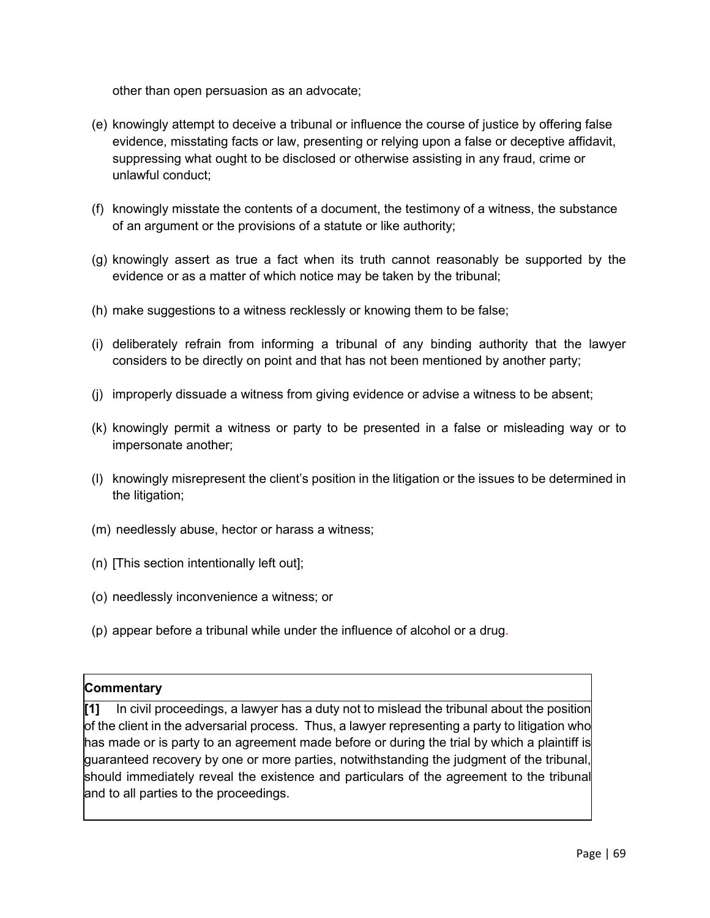other than open persuasion as an advocate;

(e) knowingly attempt to deceive a tribunal or influence the course of justice by offering false evidence, misstating facts or law, presenting or relying upon a false or deceptive affidavit, suppressing what ought to be disclosed or otherwise assisting in any fraud, crime or unlawful conduct;

(f) knowingly misstate the contents of a document, the testimony of a witness, the substance of an argument or the provisions of a statute or like authority;

(g) knowingly assert as true a fact when its truth cannot reasonably be supported by the evidence or as a matter of which notice may be taken by the tribunal;

(h) make suggestions to a witness recklessly or knowing them to be false;

(i) deliberately refrain from informing a tribunal of any binding authority that the lawyer considers to be directly on point and that has not been mentioned by another party;

(j) improperly dissuade a witness from giving evidence or advise a witness to be absent;

(k) knowingly permit a witness or party to be presented in a false or misleading way or to impersonate another;

(l) knowingly misrepresent the client's position in the litigation or the issues to be determined in the litigation;

(m) needlessly abuse, hector or harass a witness;

(n) [This section intentionally left out];

(o) needlessly inconvenience a witness; or

(p) appear before a tribunal while under the influence of alcohol or a drug.

| **Commentary** |
| --- |
| **[1]** In civil proceedings, a lawyer has a duty not to mislead the tribunal about the position of the client in the adversarial process. Thus, a lawyer representing a party to litigation who has made or is party to an agreement made before or during the trial by which a plaintiff is guaranteed recovery by one or more parties, notwithstanding the judgment of the tribunal, should immediately reveal the existence and particulars of the agreement to the tribunal and to all parties to the proceedings. |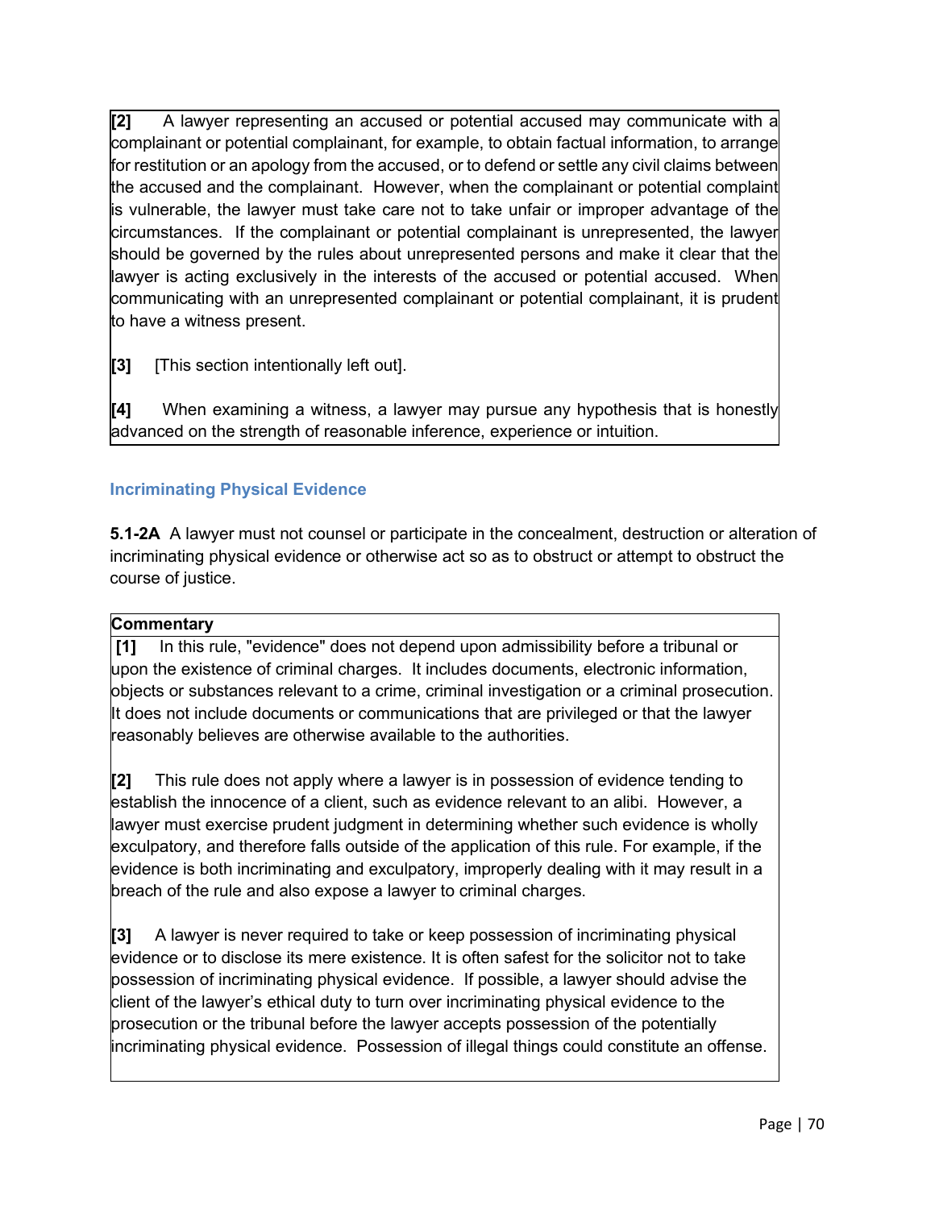**[2]** A lawyer representing an accused or potential accused may communicate with a complainant or potential complainant, for example, to obtain factual information, to arrange for restitution or an apology from the accused, or to defend or settle any civil claims between the accused and the complainant. However, when the complainant or potential complaint is vulnerable, the lawyer must take care not to take unfair or improper advantage of the circumstances. If the complainant or potential complainant is unrepresented, the lawyer should be governed by the rules about unrepresented persons and make it clear that the lawyer is acting exclusively in the interests of the accused or potential accused. When communicating with an unrepresented complainant or potential complainant, it is prudent to have a witness present.

**[3]** [This section intentionally left out].

**[4]** When examining a witness, a lawyer may pursue any hypothesis that is honestly advanced on the strength of reasonable inference, experience or intuition.

### Incriminating Physical Evidence

**5.1-2A** A lawyer must not counsel or participate in the concealment, destruction or alteration of incriminating physical evidence or otherwise act so as to obstruct or attempt to obstruct the course of justice.

**Commentary**

**[1]** In this rule, "evidence" does not depend upon admissibility before a tribunal or upon the existence of criminal charges. It includes documents, electronic information, objects or substances relevant to a crime, criminal investigation or a criminal prosecution. It does not include documents or communications that are privileged or that the lawyer reasonably believes are otherwise available to the authorities.

**[2]** This rule does not apply where a lawyer is in possession of evidence tending to establish the innocence of a client, such as evidence relevant to an alibi. However, a lawyer must exercise prudent judgment in determining whether such evidence is wholly exculpatory, and therefore falls outside of the application of this rule. For example, if the evidence is both incriminating and exculpatory, improperly dealing with it may result in a breach of the rule and also expose a lawyer to criminal charges.

**[3]** A lawyer is never required to take or keep possession of incriminating physical evidence or to disclose its mere existence. It is often safest for the solicitor not to take possession of incriminating physical evidence. If possible, a lawyer should advise the client of the lawyer's ethical duty to turn over incriminating physical evidence to the prosecution or the tribunal before the lawyer accepts possession of the potentially incriminating physical evidence. Possession of illegal things could constitute an offense.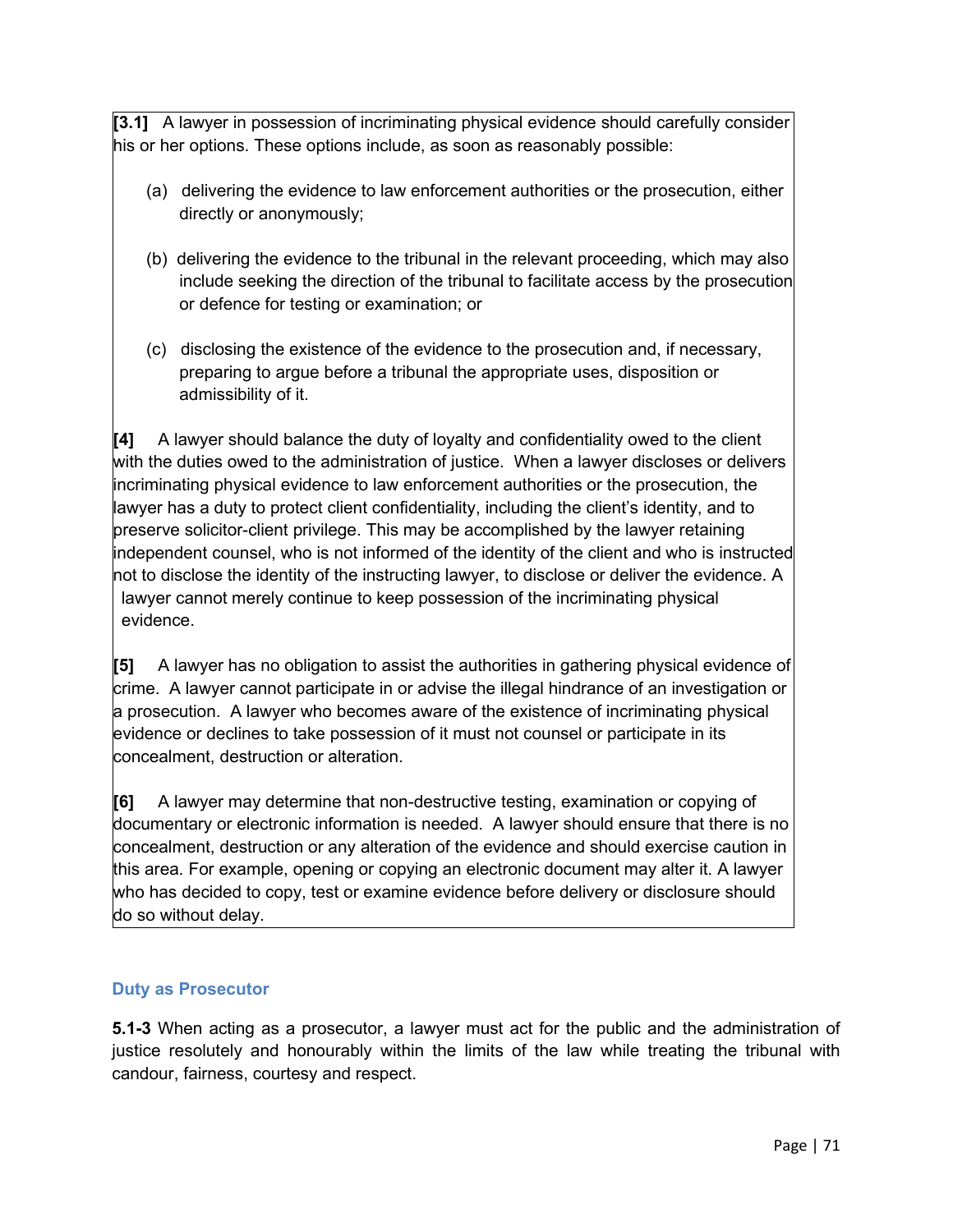**[3.1]** A lawyer in possession of incriminating physical evidence should carefully consider his or her options. These options include, as soon as reasonably possible:

(a) delivering the evidence to law enforcement authorities or the prosecution, either directly or anonymously;

(b) delivering the evidence to the tribunal in the relevant proceeding, which may also include seeking the direction of the tribunal to facilitate access by the prosecution or defence for testing or examination; or

(c) disclosing the existence of the evidence to the prosecution and, if necessary, preparing to argue before a tribunal the appropriate uses, disposition or admissibility of it.

**[4]** A lawyer should balance the duty of loyalty and confidentiality owed to the client with the duties owed to the administration of justice. When a lawyer discloses or delivers incriminating physical evidence to law enforcement authorities or the prosecution, the lawyer has a duty to protect client confidentiality, including the client's identity, and to preserve solicitor-client privilege. This may be accomplished by the lawyer retaining independent counsel, who is not informed of the identity of the client and who is instructed not to disclose the identity of the instructing lawyer, to disclose or deliver the evidence. A lawyer cannot merely continue to keep possession of the incriminating physical evidence.

**[5]** A lawyer has no obligation to assist the authorities in gathering physical evidence of crime. A lawyer cannot participate in or advise the illegal hindrance of an investigation or a prosecution. A lawyer who becomes aware of the existence of incriminating physical evidence or declines to take possession of it must not counsel or participate in its concealment, destruction or alteration.

**[6]** A lawyer may determine that non-destructive testing, examination or copying of documentary or electronic information is needed. A lawyer should ensure that there is no concealment, destruction or any alteration of the evidence and should exercise caution in this area. For example, opening or copying an electronic document may alter it. A lawyer who has decided to copy, test or examine evidence before delivery or disclosure should do so without delay.

### Duty as Prosecutor

**5.1-3** When acting as a prosecutor, a lawyer must act for the public and the administration of justice resolutely and honourably within the limits of the law while treating the tribunal with candour, fairness, courtesy and respect.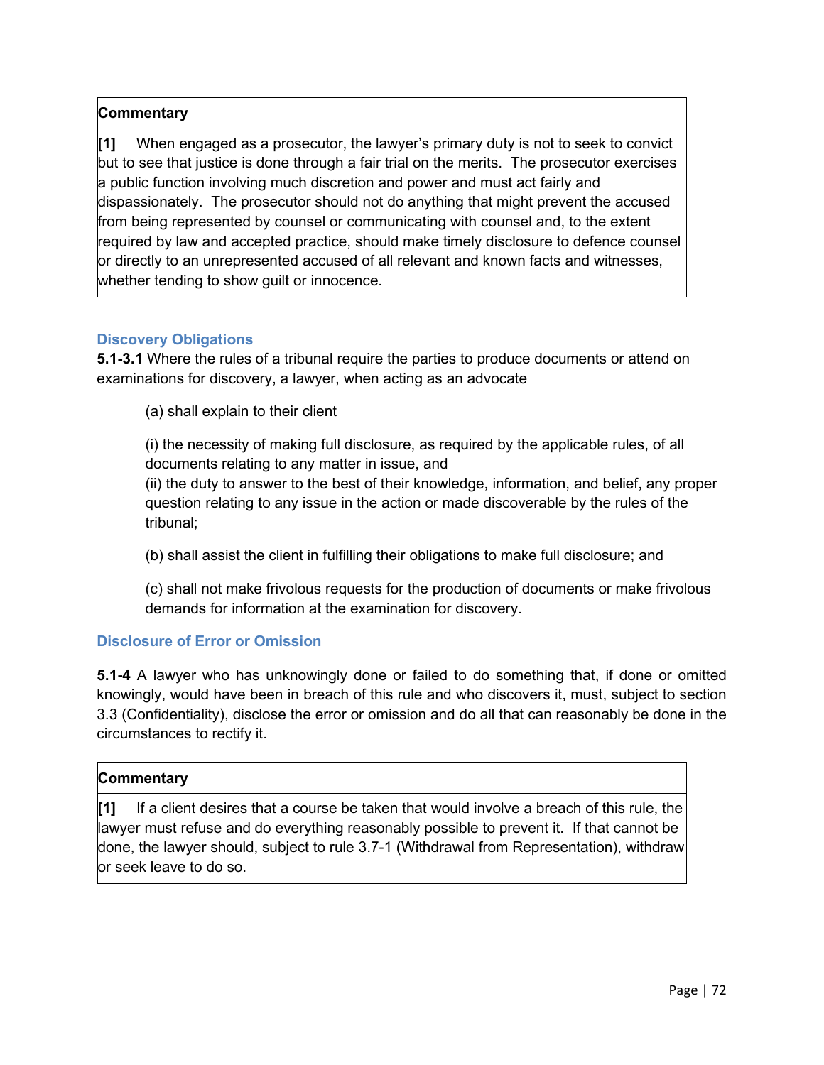**Commentary**

**[1]** When engaged as a prosecutor, the lawyer's primary duty is not to seek to convict but to see that justice is done through a fair trial on the merits. The prosecutor exercises a public function involving much discretion and power and must act fairly and dispassionately. The prosecutor should not do anything that might prevent the accused from being represented by counsel or communicating with counsel and, to the extent required by law and accepted practice, should make timely disclosure to defence counsel or directly to an unrepresented accused of all relevant and known facts and witnesses, whether tending to show guilt or innocence.

### Discovery Obligations

**5.1-3.1** Where the rules of a tribunal require the parties to produce documents or attend on examinations for discovery, a lawyer, when acting as an advocate

(a) shall explain to their client

(i) the necessity of making full disclosure, as required by the applicable rules, of all documents relating to any matter in issue, and
(ii) the duty to answer to the best of their knowledge, information, and belief, any proper question relating to any issue in the action or made discoverable by the rules of the tribunal;

(b) shall assist the client in fulfilling their obligations to make full disclosure; and

(c) shall not make frivolous requests for the production of documents or make frivolous demands for information at the examination for discovery.

### Disclosure of Error or Omission

**5.1-4** A lawyer who has unknowingly done or failed to do something that, if done or omitted knowingly, would have been in breach of this rule and who discovers it, must, subject to section 3.3 (Confidentiality), disclose the error or omission and do all that can reasonably be done in the circumstances to rectify it.

**Commentary**

**[1]** If a client desires that a course be taken that would involve a breach of this rule, the lawyer must refuse and do everything reasonably possible to prevent it. If that cannot be done, the lawyer should, subject to rule 3.7-1 (Withdrawal from Representation), withdraw or seek leave to do so.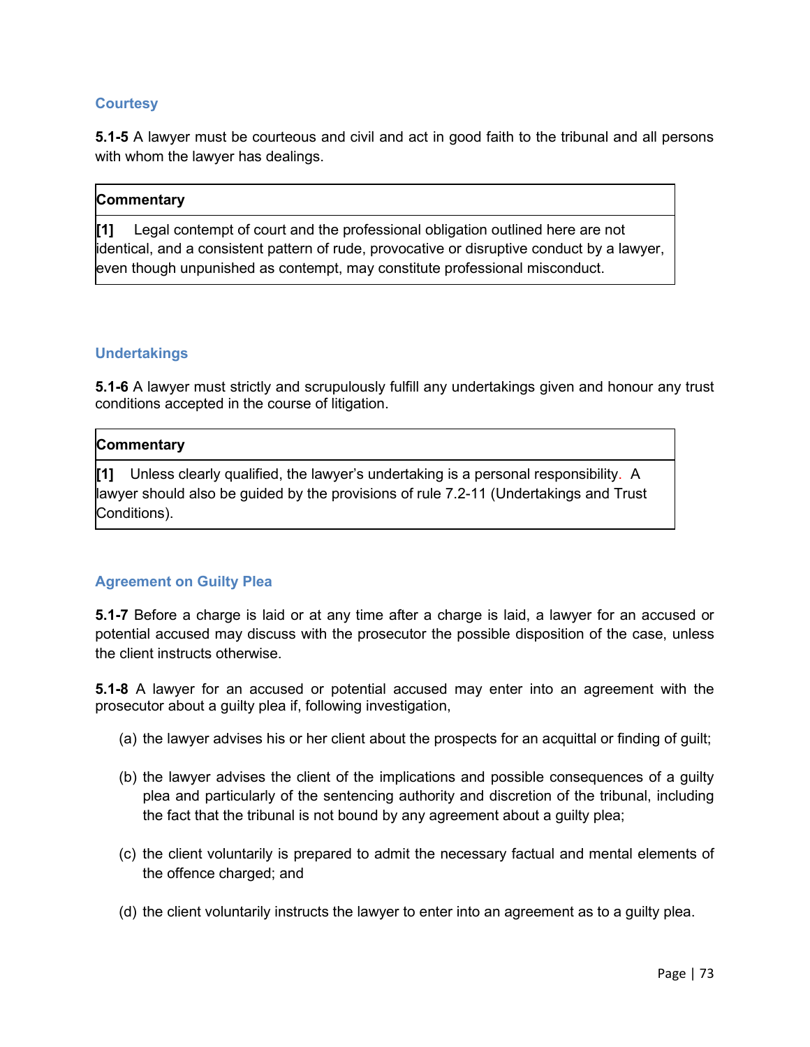### Courtesy

**5.1-5** A lawyer must be courteous and civil and act in good faith to the tribunal and all persons with whom the lawyer has dealings.

| Commentary |
| --- |
| **[1]** Legal contempt of court and the professional obligation outlined here are not identical, and a consistent pattern of rude, provocative or disruptive conduct by a lawyer, even though unpunished as contempt, may constitute professional misconduct. |

### Undertakings

**5.1-6** A lawyer must strictly and scrupulously fulfill any undertakings given and honour any trust conditions accepted in the course of litigation.

| Commentary |
| --- |
| **[1]** Unless clearly qualified, the lawyer's undertaking is a personal responsibility. A lawyer should also be guided by the provisions of rule 7.2-11 (Undertakings and Trust Conditions). |

### Agreement on Guilty Plea

**5.1-7** Before a charge is laid or at any time after a charge is laid, a lawyer for an accused or potential accused may discuss with the prosecutor the possible disposition of the case, unless the client instructs otherwise.

**5.1-8** A lawyer for an accused or potential accused may enter into an agreement with the prosecutor about a guilty plea if, following investigation,

(a) the lawyer advises his or her client about the prospects for an acquittal or finding of guilt;

(b) the lawyer advises the client of the implications and possible consequences of a guilty plea and particularly of the sentencing authority and discretion of the tribunal, including the fact that the tribunal is not bound by any agreement about a guilty plea;

(c) the client voluntarily is prepared to admit the necessary factual and mental elements of the offence charged; and

(d) the client voluntarily instructs the lawyer to enter into an agreement as to a guilty plea.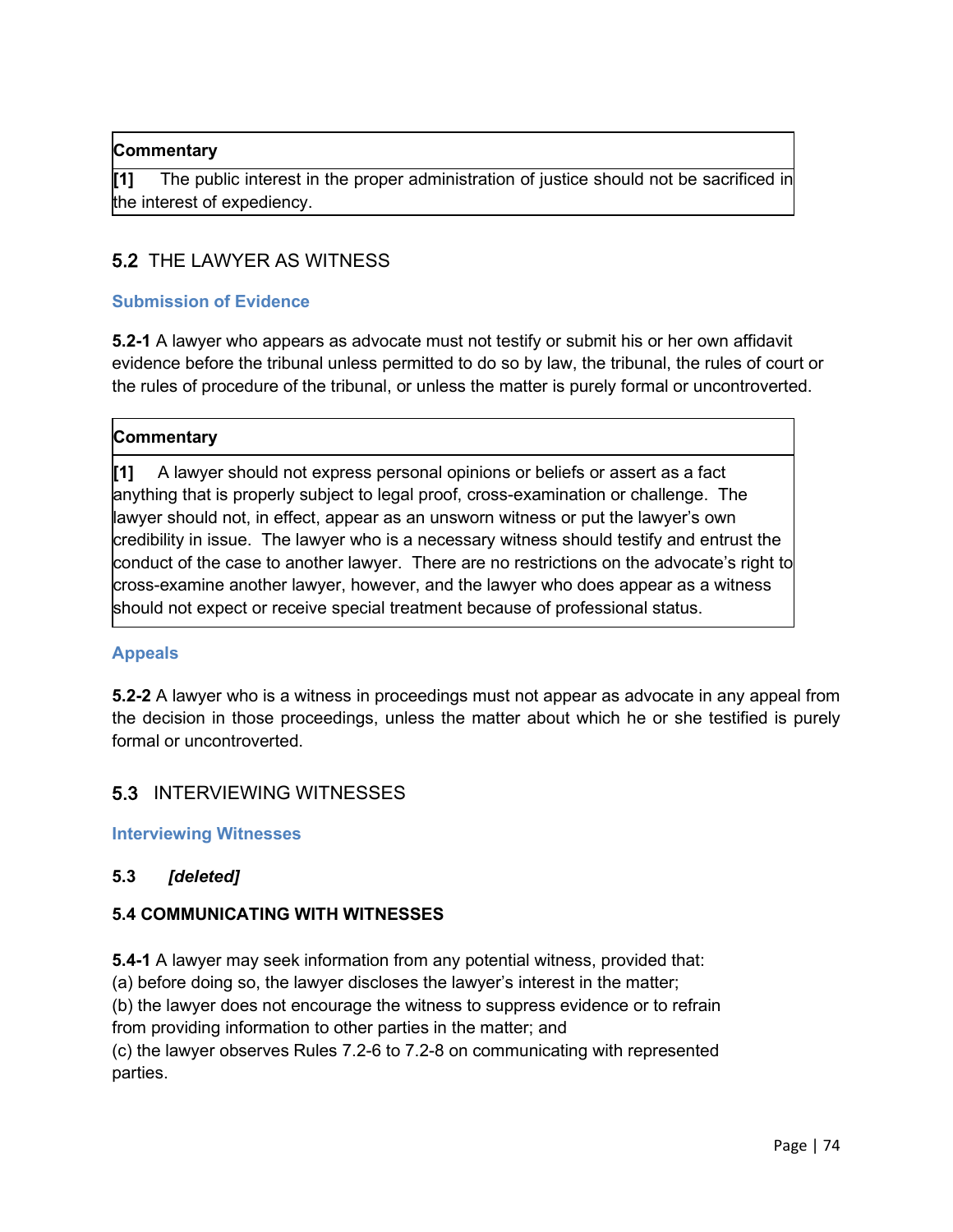| **Commentary** |
|---|
| **[1]** The public interest in the proper administration of justice should not be sacrificed in the interest of expediency. |

## 5.2 THE LAWYER AS WITNESS

### Submission of Evidence

**5.2-1** A lawyer who appears as advocate must not testify or submit his or her own affidavit evidence before the tribunal unless permitted to do so by law, the tribunal, the rules of court or the rules of procedure of the tribunal, or unless the matter is purely formal or uncontroverted.

| **Commentary** |
|---|
| **[1]** A lawyer should not express personal opinions or beliefs or assert as a fact anything that is properly subject to legal proof, cross-examination or challenge. The lawyer should not, in effect, appear as an unsworn witness or put the lawyer's own credibility in issue. The lawyer who is a necessary witness should testify and entrust the conduct of the case to another lawyer. There are no restrictions on the advocate's right to cross-examine another lawyer, however, and the lawyer who does appear as a witness should not expect or receive special treatment because of professional status. |

### Appeals

**5.2-2** A lawyer who is a witness in proceedings must not appear as advocate in any appeal from the decision in those proceedings, unless the matter about which he or she testified is purely formal or uncontroverted.

## 5.3 INTERVIEWING WITNESSES

### Interviewing Witnesses

**5.3** ***[deleted]***

**5.4 COMMUNICATING WITH WITNESSES**

**5.4-1** A lawyer may seek information from any potential witness, provided that:
(a) before doing so, the lawyer discloses the lawyer's interest in the matter;
(b) the lawyer does not encourage the witness to suppress evidence or to refrain from providing information to other parties in the matter; and
(c) the lawyer observes Rules 7.2-6 to 7.2-8 on communicating with represented parties.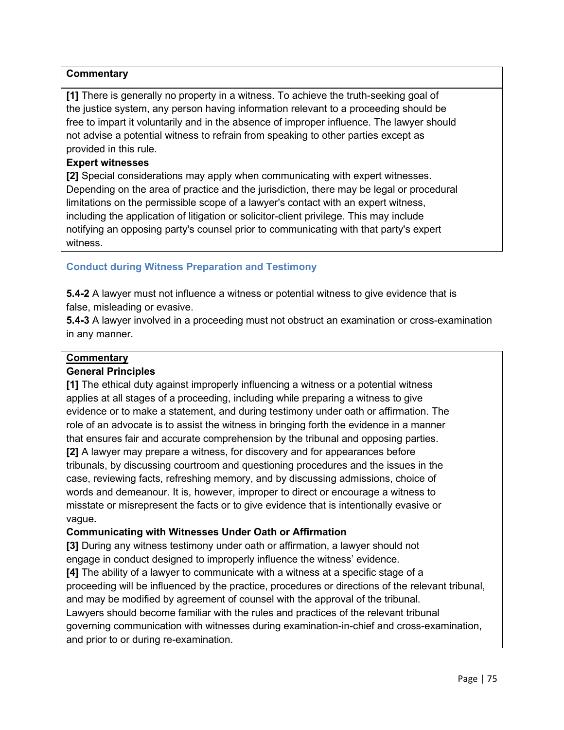**Commentary**

**[1]** There is generally no property in a witness. To achieve the truth-seeking goal of the justice system, any person having information relevant to a proceeding should be free to impart it voluntarily and in the absence of improper influence. The lawyer should not advise a potential witness to refrain from speaking to other parties except as provided in this rule.

**Expert witnesses**

**[2]** Special considerations may apply when communicating with expert witnesses. Depending on the area of practice and the jurisdiction, there may be legal or procedural limitations on the permissible scope of a lawyer's contact with an expert witness, including the application of litigation or solicitor-client privilege. This may include notifying an opposing party's counsel prior to communicating with that party's expert witness.

### Conduct during Witness Preparation and Testimony

**5.4-2** A lawyer must not influence a witness or potential witness to give evidence that is false, misleading or evasive.

**5.4-3** A lawyer involved in a proceeding must not obstruct an examination or cross-examination in any manner.

**<u>Commentary</u>**

**General Principles**

**[1]** The ethical duty against improperly influencing a witness or a potential witness applies at all stages of a proceeding, including while preparing a witness to give evidence or to make a statement, and during testimony under oath or affirmation. The role of an advocate is to assist the witness in bringing forth the evidence in a manner that ensures fair and accurate comprehension by the tribunal and opposing parties.

**[2]** A lawyer may prepare a witness, for discovery and for appearances before tribunals, by discussing courtroom and questioning procedures and the issues in the case, reviewing facts, refreshing memory, and by discussing admissions, choice of words and demeanour. It is, however, improper to direct or encourage a witness to misstate or misrepresent the facts or to give evidence that is intentionally evasive or vague**.**

**Communicating with Witnesses Under Oath or Affirmation**

**[3]** During any witness testimony under oath or affirmation, a lawyer should not engage in conduct designed to improperly influence the witness' evidence.

**[4]** The ability of a lawyer to communicate with a witness at a specific stage of a proceeding will be influenced by the practice, procedures or directions of the relevant tribunal, and may be modified by agreement of counsel with the approval of the tribunal. Lawyers should become familiar with the rules and practices of the relevant tribunal governing communication with witnesses during examination-in-chief and cross-examination, and prior to or during re-examination.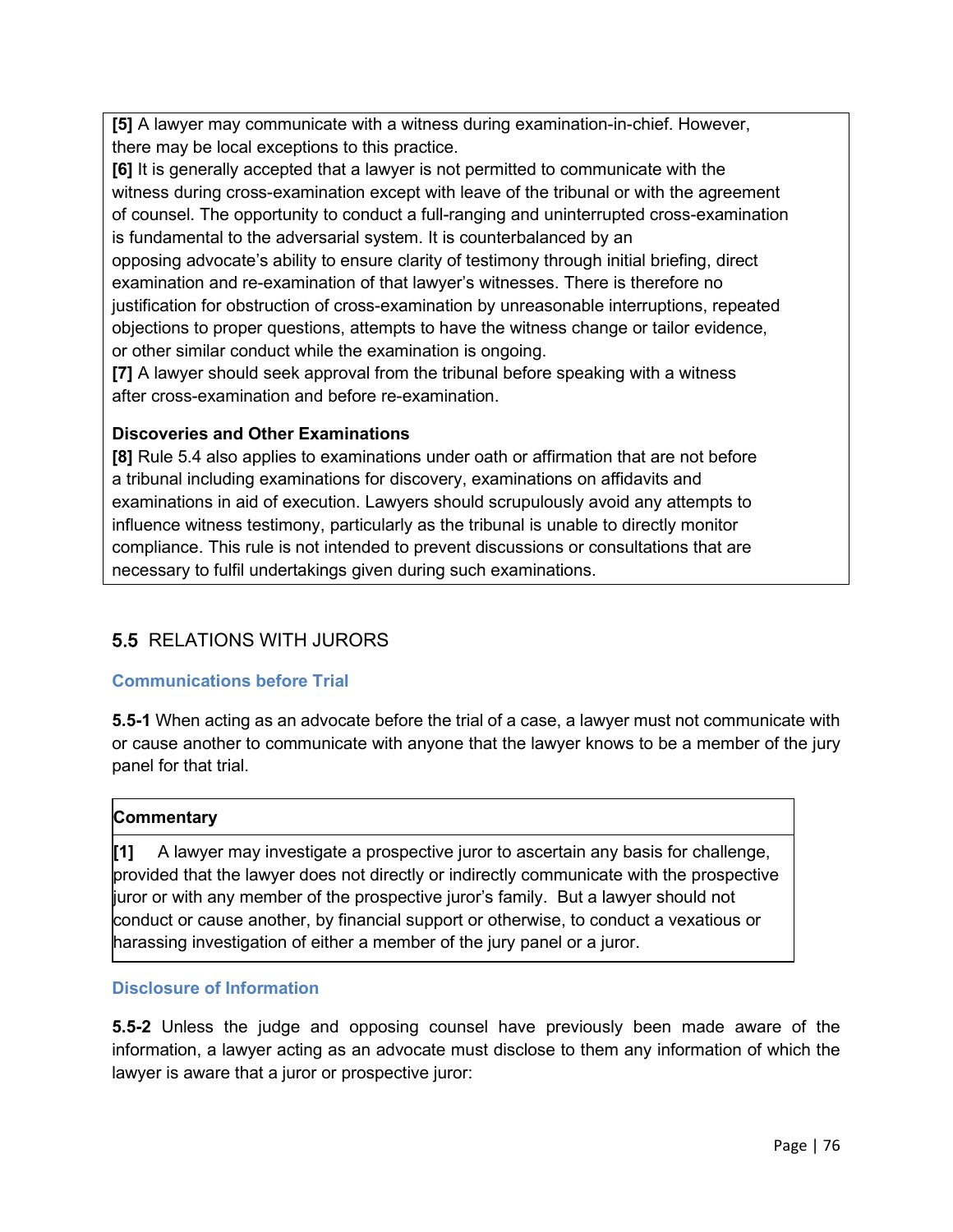**[5]** A lawyer may communicate with a witness during examination-in-chief. However, there may be local exceptions to this practice.

**[6]** It is generally accepted that a lawyer is not permitted to communicate with the witness during cross-examination except with leave of the tribunal or with the agreement of counsel. The opportunity to conduct a full-ranging and uninterrupted cross-examination is fundamental to the adversarial system. It is counterbalanced by an opposing advocate's ability to ensure clarity of testimony through initial briefing, direct examination and re-examination of that lawyer's witnesses. There is therefore no justification for obstruction of cross-examination by unreasonable interruptions, repeated objections to proper questions, attempts to have the witness change or tailor evidence, or other similar conduct while the examination is ongoing.

**[7]** A lawyer should seek approval from the tribunal before speaking with a witness after cross-examination and before re-examination.

**Discoveries and Other Examinations**

**[8]** Rule 5.4 also applies to examinations under oath or affirmation that are not before a tribunal including examinations for discovery, examinations on affidavits and examinations in aid of execution. Lawyers should scrupulously avoid any attempts to influence witness testimony, particularly as the tribunal is unable to directly monitor compliance. This rule is not intended to prevent discussions or consultations that are necessary to fulfil undertakings given during such examinations.

## 5.5 RELATIONS WITH JURORS

### Communications before Trial

**5.5-1** When acting as an advocate before the trial of a case, a lawyer must not communicate with or cause another to communicate with anyone that the lawyer knows to be a member of the jury panel for that trial.

**Commentary**

**[1]** A lawyer may investigate a prospective juror to ascertain any basis for challenge, provided that the lawyer does not directly or indirectly communicate with the prospective juror or with any member of the prospective juror's family. But a lawyer should not conduct or cause another, by financial support or otherwise, to conduct a vexatious or harassing investigation of either a member of the jury panel or a juror.

### Disclosure of Information

**5.5-2** Unless the judge and opposing counsel have previously been made aware of the information, a lawyer acting as an advocate must disclose to them any information of which the lawyer is aware that a juror or prospective juror: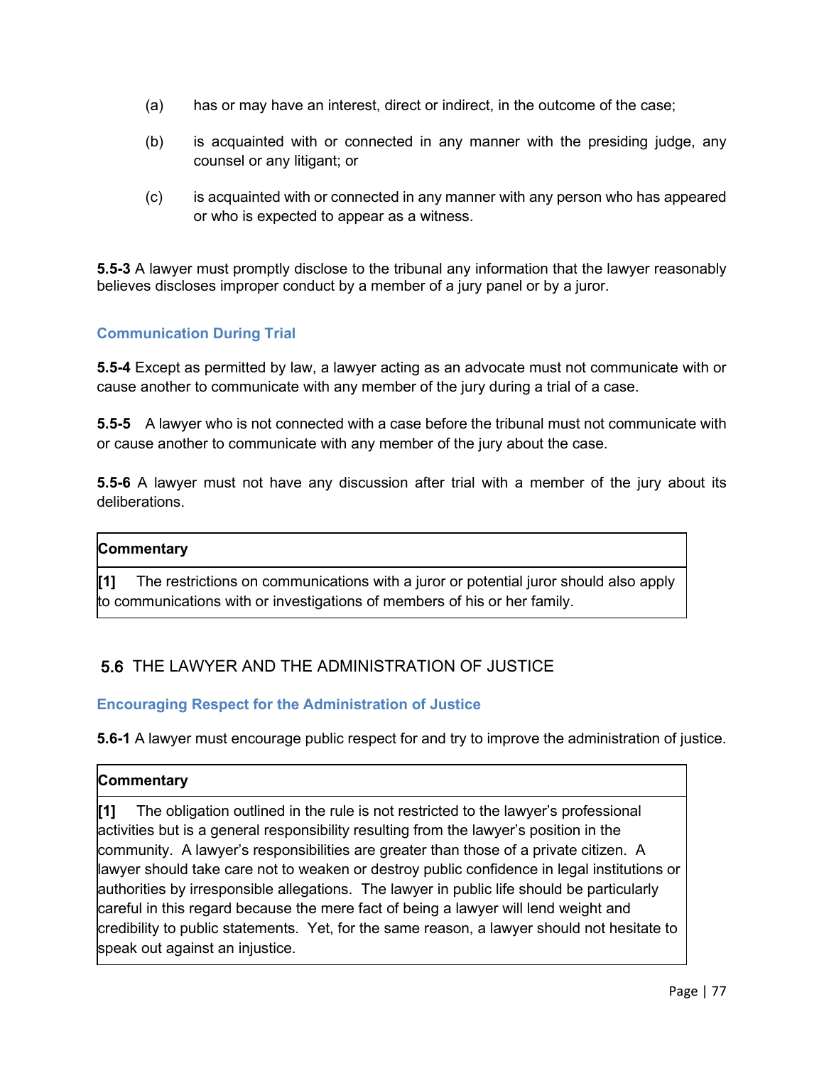(a) has or may have an interest, direct or indirect, in the outcome of the case;

(b) is acquainted with or connected in any manner with the presiding judge, any counsel or any litigant; or

(c) is acquainted with or connected in any manner with any person who has appeared or who is expected to appear as a witness.

**5.5-3** A lawyer must promptly disclose to the tribunal any information that the lawyer reasonably believes discloses improper conduct by a member of a jury panel or by a juror.

### Communication During Trial

**5.5-4** Except as permitted by law, a lawyer acting as an advocate must not communicate with or cause another to communicate with any member of the jury during a trial of a case.

**5.5-5** A lawyer who is not connected with a case before the tribunal must not communicate with or cause another to communicate with any member of the jury about the case.

**5.5-6** A lawyer must not have any discussion after trial with a member of the jury about its deliberations.

| **Commentary** |
|---|
| **[1]** The restrictions on communications with a juror or potential juror should also apply to communications with or investigations of members of his or her family. |

## 5.6 THE LAWYER AND THE ADMINISTRATION OF JUSTICE

### Encouraging Respect for the Administration of Justice

**5.6-1** A lawyer must encourage public respect for and try to improve the administration of justice.

| **Commentary** |
|---|
| **[1]** The obligation outlined in the rule is not restricted to the lawyer's professional activities but is a general responsibility resulting from the lawyer's position in the community. A lawyer's responsibilities are greater than those of a private citizen. A lawyer should take care not to weaken or destroy public confidence in legal institutions or authorities by irresponsible allegations. The lawyer in public life should be particularly careful in this regard because the mere fact of being a lawyer will lend weight and credibility to public statements. Yet, for the same reason, a lawyer should not hesitate to speak out against an injustice. |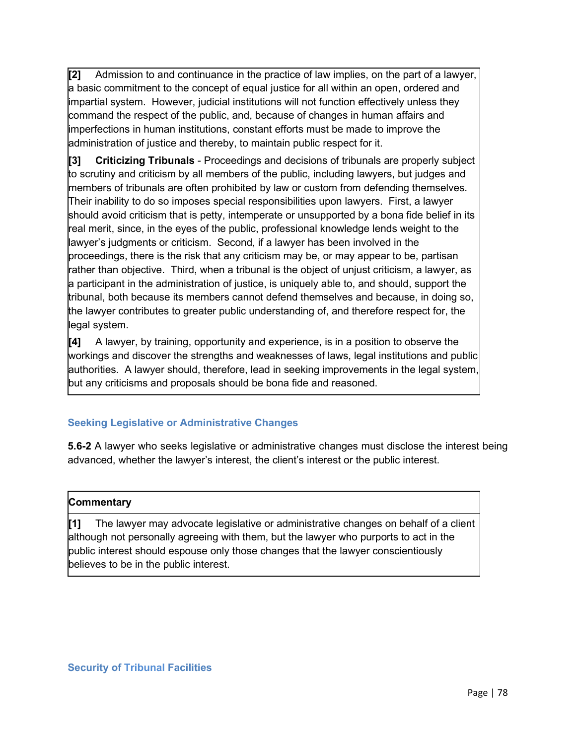**[2]** Admission to and continuance in the practice of law implies, on the part of a lawyer, a basic commitment to the concept of equal justice for all within an open, ordered and impartial system. However, judicial institutions will not function effectively unless they command the respect of the public, and, because of changes in human affairs and imperfections in human institutions, constant efforts must be made to improve the administration of justice and thereby, to maintain public respect for it.

**[3]** **Criticizing Tribunals** - Proceedings and decisions of tribunals are properly subject to scrutiny and criticism by all members of the public, including lawyers, but judges and members of tribunals are often prohibited by law or custom from defending themselves. Their inability to do so imposes special responsibilities upon lawyers. First, a lawyer should avoid criticism that is petty, intemperate or unsupported by a bona fide belief in its real merit, since, in the eyes of the public, professional knowledge lends weight to the lawyer's judgments or criticism. Second, if a lawyer has been involved in the proceedings, there is the risk that any criticism may be, or may appear to be, partisan rather than objective. Third, when a tribunal is the object of unjust criticism, a lawyer, as a participant in the administration of justice, is uniquely able to, and should, support the tribunal, both because its members cannot defend themselves and because, in doing so, the lawyer contributes to greater public understanding of, and therefore respect for, the legal system.

**[4]** A lawyer, by training, opportunity and experience, is in a position to observe the workings and discover the strengths and weaknesses of laws, legal institutions and public authorities. A lawyer should, therefore, lead in seeking improvements in the legal system, but any criticisms and proposals should be bona fide and reasoned.

### Seeking Legislative or Administrative Changes

**5.6-2** A lawyer who seeks legislative or administrative changes must disclose the interest being advanced, whether the lawyer's interest, the client's interest or the public interest.

**Commentary**

**[1]** The lawyer may advocate legislative or administrative changes on behalf of a client although not personally agreeing with them, but the lawyer who purports to act in the public interest should espouse only those changes that the lawyer conscientiously believes to be in the public interest.

### Security of Tribunal Facilities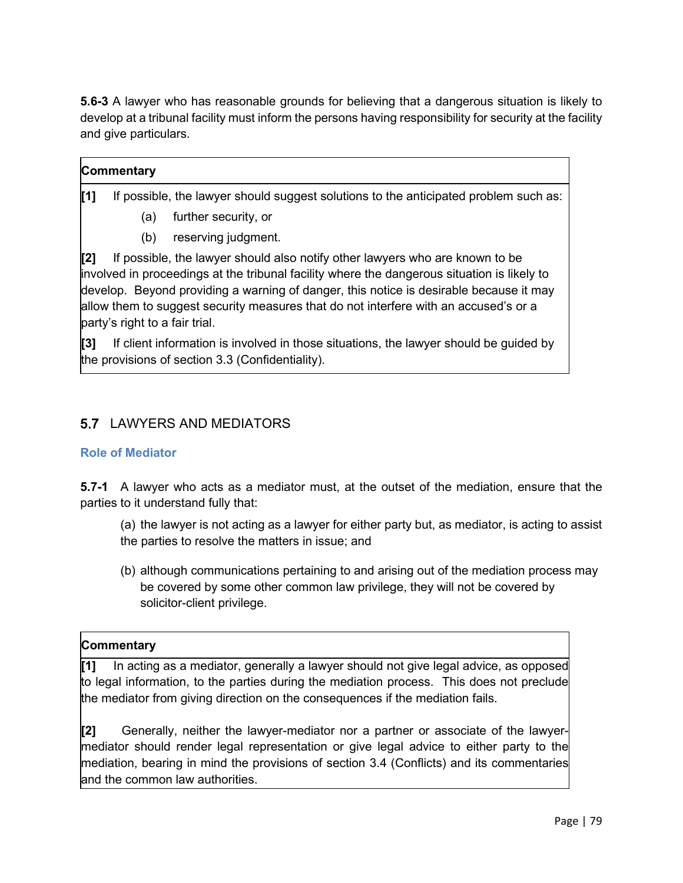**5.6-3** A lawyer who has reasonable grounds for believing that a dangerous situation is likely to develop at a tribunal facility must inform the persons having responsibility for security at the facility and give particulars.

**Commentary**

**[1]** If possible, the lawyer should suggest solutions to the anticipated problem such as:

(a) further security, or

(b) reserving judgment.

**[2]** If possible, the lawyer should also notify other lawyers who are known to be involved in proceedings at the tribunal facility where the dangerous situation is likely to develop. Beyond providing a warning of danger, this notice is desirable because it may allow them to suggest security measures that do not interfere with an accused's or a party's right to a fair trial.

**[3]** If client information is involved in those situations, the lawyer should be guided by the provisions of section 3.3 (Confidentiality).

## 5.7 LAWYERS AND MEDIATORS

### Role of Mediator

**5.7-1** A lawyer who acts as a mediator must, at the outset of the mediation, ensure that the parties to it understand fully that:

(a) the lawyer is not acting as a lawyer for either party but, as mediator, is acting to assist the parties to resolve the matters in issue; and

(b) although communications pertaining to and arising out of the mediation process may be covered by some other common law privilege, they will not be covered by solicitor-client privilege.

**Commentary**

**[1]** In acting as a mediator, generally a lawyer should not give legal advice, as opposed to legal information, to the parties during the mediation process. This does not preclude the mediator from giving direction on the consequences if the mediation fails.

**[2]** Generally, neither the lawyer-mediator nor a partner or associate of the lawyer-mediator should render legal representation or give legal advice to either party to the mediation, bearing in mind the provisions of section 3.4 (Conflicts) and its commentaries and the common law authorities.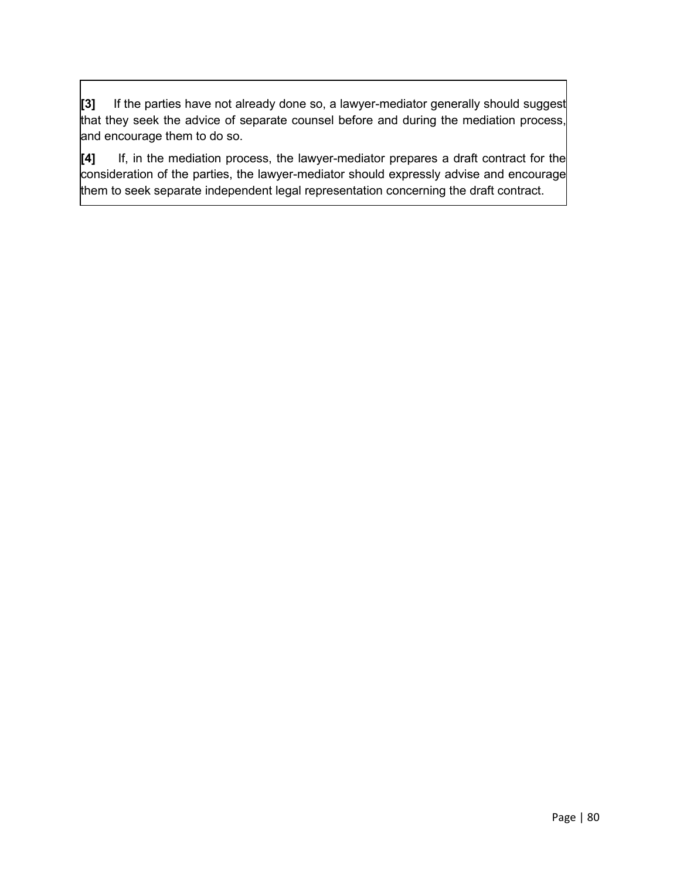**[3]** If the parties have not already done so, a lawyer-mediator generally should suggest that they seek the advice of separate counsel before and during the mediation process, and encourage them to do so.

**[4]** If, in the mediation process, the lawyer-mediator prepares a draft contract for the consideration of the parties, the lawyer-mediator should expressly advise and encourage them to seek separate independent legal representation concerning the draft contract.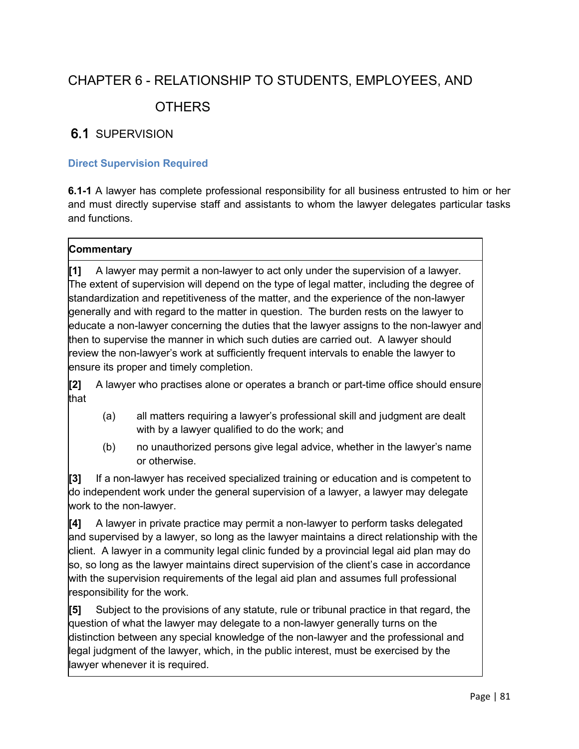# CHAPTER 6 - RELATIONSHIP TO STUDENTS, EMPLOYEES, AND OTHERS

## 6.1 SUPERVISION

### Direct Supervision Required

**6.1-1** A lawyer has complete professional responsibility for all business entrusted to him or her and must directly supervise staff and assistants to whom the lawyer delegates particular tasks and functions.

**Commentary**

**[1]** A lawyer may permit a non-lawyer to act only under the supervision of a lawyer. The extent of supervision will depend on the type of legal matter, including the degree of standardization and repetitiveness of the matter, and the experience of the non-lawyer generally and with regard to the matter in question. The burden rests on the lawyer to educate a non-lawyer concerning the duties that the lawyer assigns to the non-lawyer and then to supervise the manner in which such duties are carried out. A lawyer should review the non-lawyer's work at sufficiently frequent intervals to enable the lawyer to ensure its proper and timely completion.

**[2]** A lawyer who practises alone or operates a branch or part-time office should ensure that

(a) all matters requiring a lawyer's professional skill and judgment are dealt with by a lawyer qualified to do the work; and

(b) no unauthorized persons give legal advice, whether in the lawyer's name or otherwise.

**[3]** If a non-lawyer has received specialized training or education and is competent to do independent work under the general supervision of a lawyer, a lawyer may delegate work to the non-lawyer.

**[4]** A lawyer in private practice may permit a non-lawyer to perform tasks delegated and supervised by a lawyer, so long as the lawyer maintains a direct relationship with the client. A lawyer in a community legal clinic funded by a provincial legal aid plan may do so, so long as the lawyer maintains direct supervision of the client's case in accordance with the supervision requirements of the legal aid plan and assumes full professional responsibility for the work.

**[5]** Subject to the provisions of any statute, rule or tribunal practice in that regard, the question of what the lawyer may delegate to a non-lawyer generally turns on the distinction between any special knowledge of the non-lawyer and the professional and legal judgment of the lawyer, which, in the public interest, must be exercised by the lawyer whenever it is required.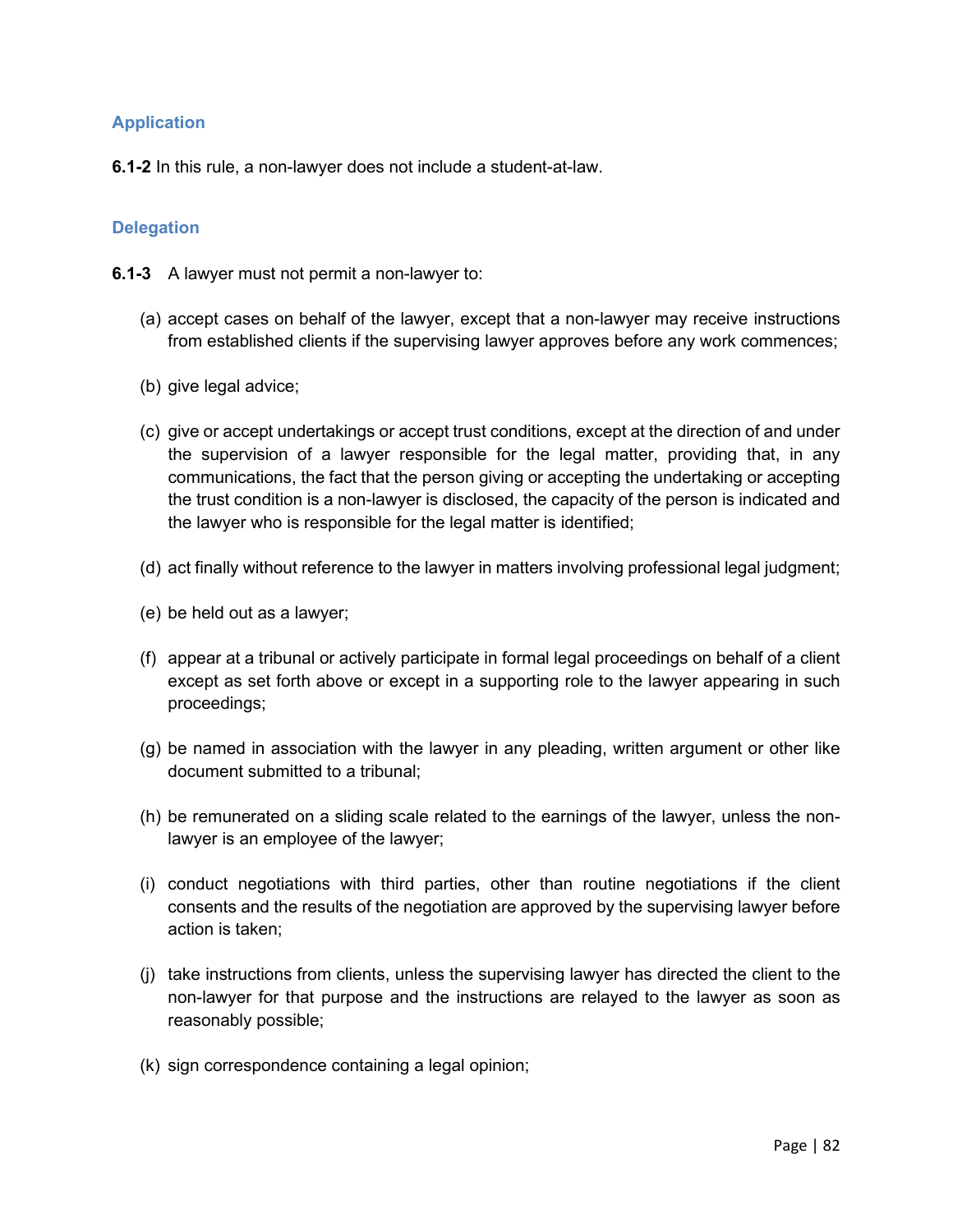### Application

**6.1-2** In this rule, a non-lawyer does not include a student-at-law.

### Delegation

**6.1-3** A lawyer must not permit a non-lawyer to:

(a) accept cases on behalf of the lawyer, except that a non-lawyer may receive instructions from established clients if the supervising lawyer approves before any work commences;

(b) give legal advice;

(c) give or accept undertakings or accept trust conditions, except at the direction of and under the supervision of a lawyer responsible for the legal matter, providing that, in any communications, the fact that the person giving or accepting the undertaking or accepting the trust condition is a non-lawyer is disclosed, the capacity of the person is indicated and the lawyer who is responsible for the legal matter is identified;

(d) act finally without reference to the lawyer in matters involving professional legal judgment;

(e) be held out as a lawyer;

(f) appear at a tribunal or actively participate in formal legal proceedings on behalf of a client except as set forth above or except in a supporting role to the lawyer appearing in such proceedings;

(g) be named in association with the lawyer in any pleading, written argument or other like document submitted to a tribunal;

(h) be remunerated on a sliding scale related to the earnings of the lawyer, unless the non-lawyer is an employee of the lawyer;

(i) conduct negotiations with third parties, other than routine negotiations if the client consents and the results of the negotiation are approved by the supervising lawyer before action is taken;

(j) take instructions from clients, unless the supervising lawyer has directed the client to the non-lawyer for that purpose and the instructions are relayed to the lawyer as soon as reasonably possible;

(k) sign correspondence containing a legal opinion;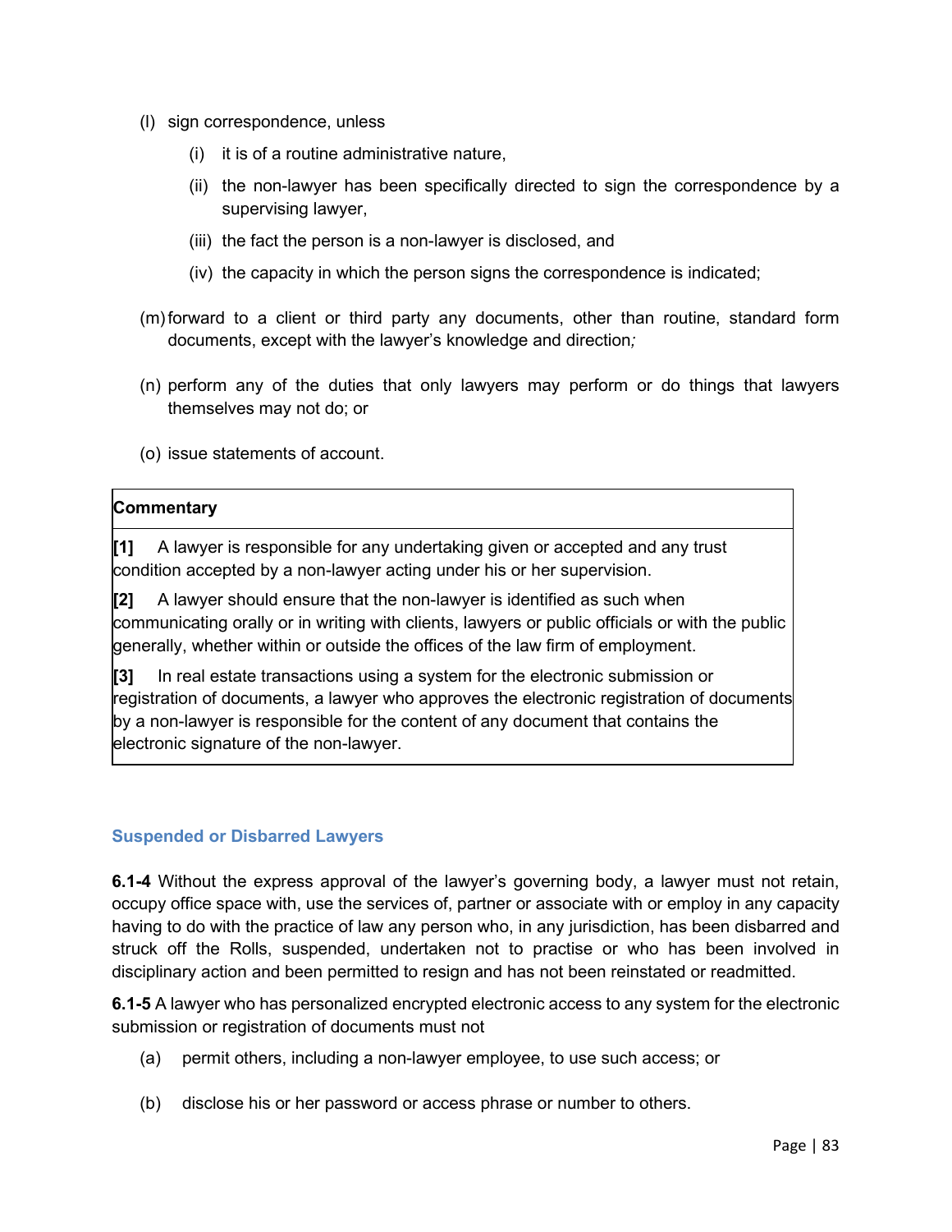(l) sign correspondence, unless

  (i) it is of a routine administrative nature,

  (ii) the non-lawyer has been specifically directed to sign the correspondence by a supervising lawyer,

  (iii) the fact the person is a non-lawyer is disclosed, and

  (iv) the capacity in which the person signs the correspondence is indicated;

(m) forward to a client or third party any documents, other than routine, standard form documents, except with the lawyer's knowledge and direction;

(n) perform any of the duties that only lawyers may perform or do things that lawyers themselves may not do; or

(o) issue statements of account.

| **Commentary** |
|---|
| **[1]** A lawyer is responsible for any undertaking given or accepted and any trust condition accepted by a non-lawyer acting under his or her supervision. |
| **[2]** A lawyer should ensure that the non-lawyer is identified as such when communicating orally or in writing with clients, lawyers or public officials or with the public generally, whether within or outside the offices of the law firm of employment. |
| **[3]** In real estate transactions using a system for the electronic submission or registration of documents, a lawyer who approves the electronic registration of documents by a non-lawyer is responsible for the content of any document that contains the electronic signature of the non-lawyer. |

### Suspended or Disbarred Lawyers

**6.1-4** Without the express approval of the lawyer's governing body, a lawyer must not retain, occupy office space with, use the services of, partner or associate with or employ in any capacity having to do with the practice of law any person who, in any jurisdiction, has been disbarred and struck off the Rolls, suspended, undertaken not to practise or who has been involved in disciplinary action and been permitted to resign and has not been reinstated or readmitted.

**6.1-5** A lawyer who has personalized encrypted electronic access to any system for the electronic submission or registration of documents must not

(a) permit others, including a non-lawyer employee, to use such access; or

(b) disclose his or her password or access phrase or number to others.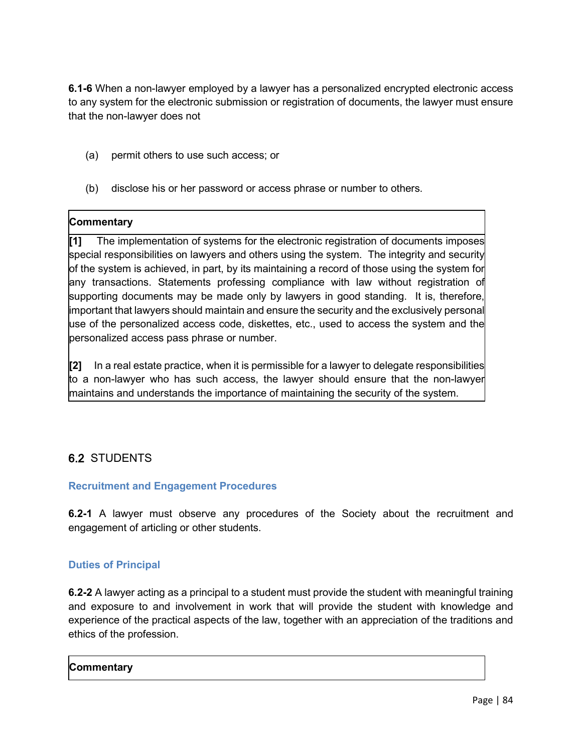**6.1-6** When a non-lawyer employed by a lawyer has a personalized encrypted electronic access to any system for the electronic submission or registration of documents, the lawyer must ensure that the non-lawyer does not

(a) permit others to use such access; or

(b) disclose his or her password or access phrase or number to others.

**Commentary**

**[1]** The implementation of systems for the electronic registration of documents imposes special responsibilities on lawyers and others using the system. The integrity and security of the system is achieved, in part, by its maintaining a record of those using the system for any transactions. Statements professing compliance with law without registration of supporting documents may be made only by lawyers in good standing. It is, therefore, important that lawyers should maintain and ensure the security and the exclusively personal use of the personalized access code, diskettes, etc., used to access the system and the personalized access pass phrase or number.

**[2]** In a real estate practice, when it is permissible for a lawyer to delegate responsibilities to a non-lawyer who has such access, the lawyer should ensure that the non-lawyer maintains and understands the importance of maintaining the security of the system.

## 6.2 STUDENTS

### Recruitment and Engagement Procedures

**6.2-1** A lawyer must observe any procedures of the Society about the recruitment and engagement of articling or other students.

### Duties of Principal

**6.2-2** A lawyer acting as a principal to a student must provide the student with meaningful training and exposure to and involvement in work that will provide the student with knowledge and experience of the practical aspects of the law, together with an appreciation of the traditions and ethics of the profession.

**Commentary**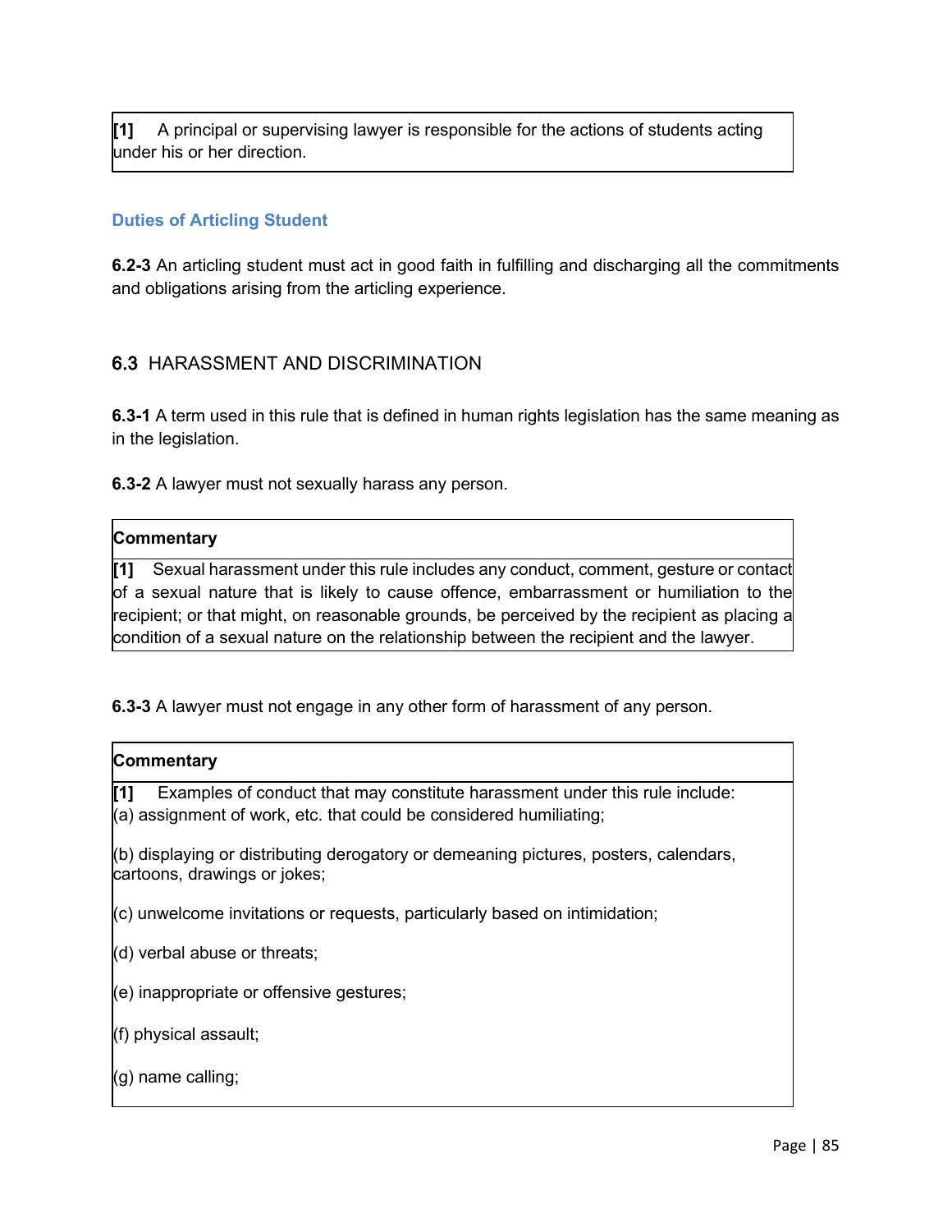**[1]** A principal or supervising lawyer is responsible for the actions of students acting under his or her direction.

### Duties of Articling Student

**6.2-3** An articling student must act in good faith in fulfilling and discharging all the commitments and obligations arising from the articling experience.

## 6.3 HARASSMENT AND DISCRIMINATION

**6.3-1** A term used in this rule that is defined in human rights legislation has the same meaning as in the legislation.

**6.3-2** A lawyer must not sexually harass any person.

**Commentary**

**[1]** Sexual harassment under this rule includes any conduct, comment, gesture or contact of a sexual nature that is likely to cause offence, embarrassment or humiliation to the recipient; or that might, on reasonable grounds, be perceived by the recipient as placing a condition of a sexual nature on the relationship between the recipient and the lawyer.

**6.3-3** A lawyer must not engage in any other form of harassment of any person.

**Commentary**

**[1]** Examples of conduct that may constitute harassment under this rule include:

(a) assignment of work, etc. that could be considered humiliating;

(b) displaying or distributing derogatory or demeaning pictures, posters, calendars, cartoons, drawings or jokes;

(c) unwelcome invitations or requests, particularly based on intimidation;

(d) verbal abuse or threats;

(e) inappropriate or offensive gestures;

(f) physical assault;

(g) name calling;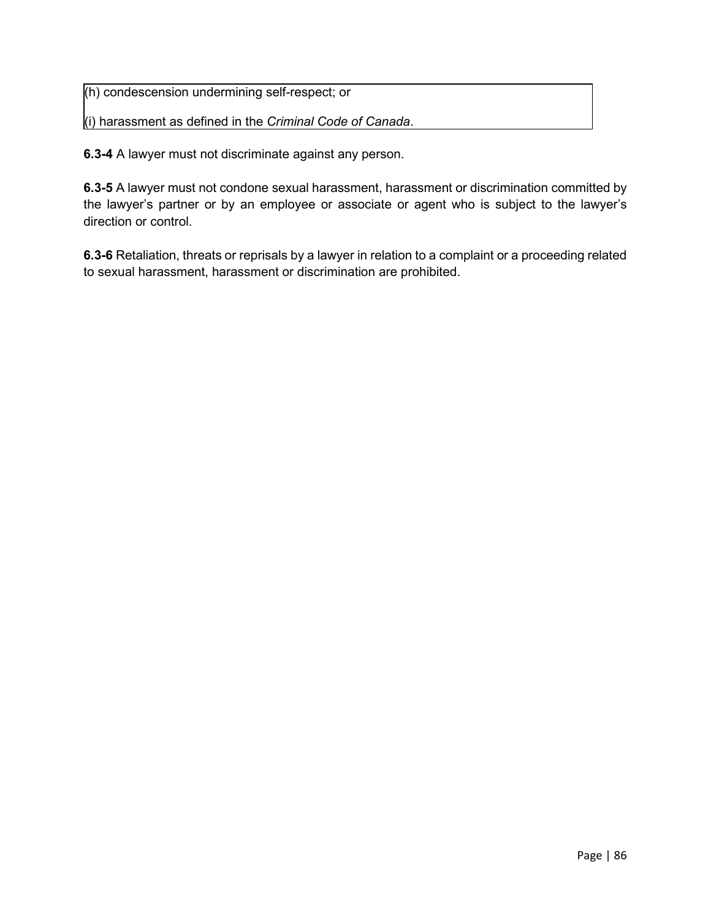(h) condescension undermining self-respect; or

(i) harassment as defined in the *Criminal Code of Canada*.

**6.3-4** A lawyer must not discriminate against any person.

**6.3-5** A lawyer must not condone sexual harassment, harassment or discrimination committed by the lawyer's partner or by an employee or associate or agent who is subject to the lawyer's direction or control.

**6.3-6** Retaliation, threats or reprisals by a lawyer in relation to a complaint or a proceeding related to sexual harassment, harassment or discrimination are prohibited.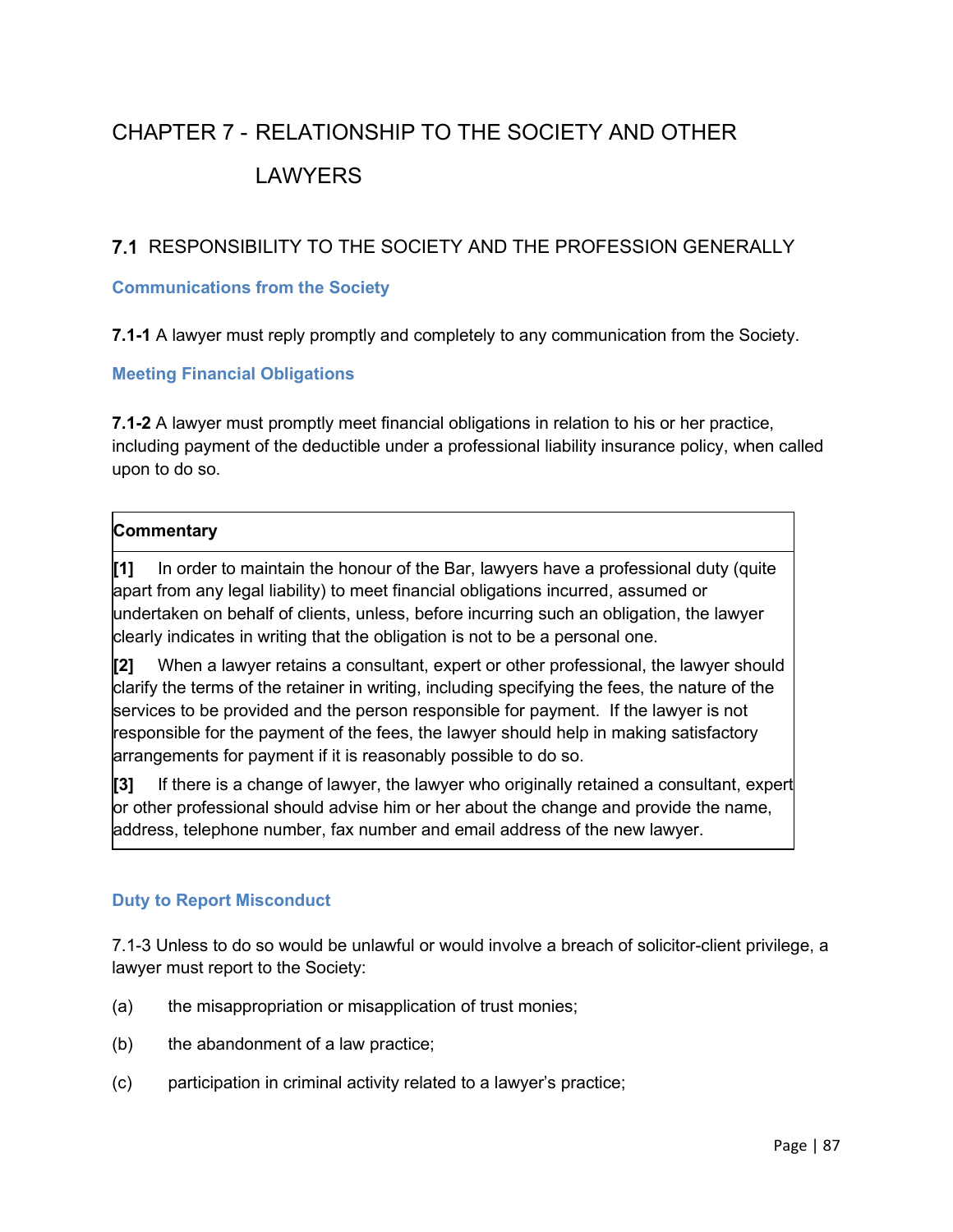# CHAPTER 7 - RELATIONSHIP TO THE SOCIETY AND OTHER LAWYERS

## 7.1 RESPONSIBILITY TO THE SOCIETY AND THE PROFESSION GENERALLY

### Communications from the Society

**7.1-1** A lawyer must reply promptly and completely to any communication from the Society.

### Meeting Financial Obligations

**7.1-2** A lawyer must promptly meet financial obligations in relation to his or her practice, including payment of the deductible under a professional liability insurance policy, when called upon to do so.

**Commentary**

**[1]** In order to maintain the honour of the Bar, lawyers have a professional duty (quite apart from any legal liability) to meet financial obligations incurred, assumed or undertaken on behalf of clients, unless, before incurring such an obligation, the lawyer clearly indicates in writing that the obligation is not to be a personal one.

**[2]** When a lawyer retains a consultant, expert or other professional, the lawyer should clarify the terms of the retainer in writing, including specifying the fees, the nature of the services to be provided and the person responsible for payment. If the lawyer is not responsible for the payment of the fees, the lawyer should help in making satisfactory arrangements for payment if it is reasonably possible to do so.

**[3]** If there is a change of lawyer, the lawyer who originally retained a consultant, expert or other professional should advise him or her about the change and provide the name, address, telephone number, fax number and email address of the new lawyer.

### Duty to Report Misconduct

7.1-3 Unless to do so would be unlawful or would involve a breach of solicitor-client privilege, a lawyer must report to the Society:

(a) the misappropriation or misapplication of trust monies;

(b) the abandonment of a law practice;

(c) participation in criminal activity related to a lawyer's practice;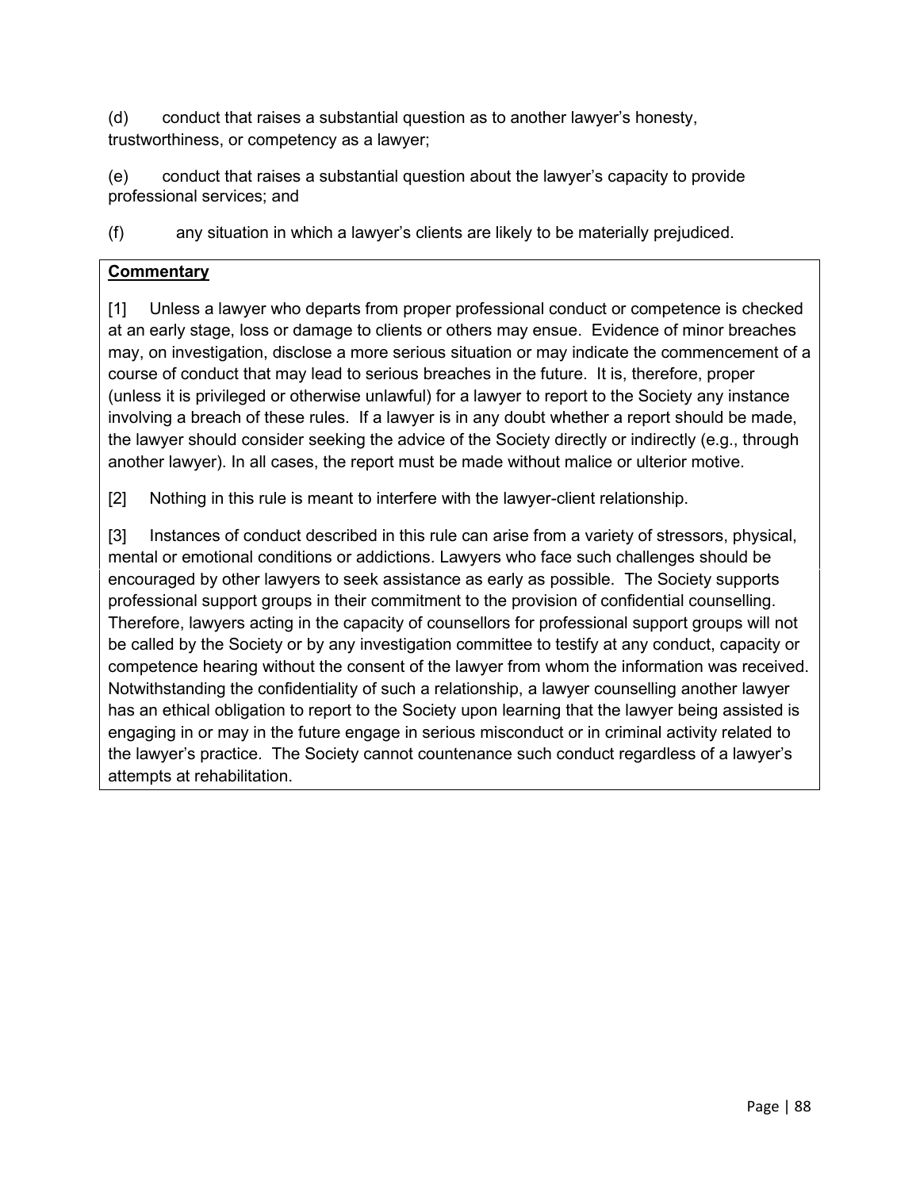(d) conduct that raises a substantial question as to another lawyer's honesty, trustworthiness, or competency as a lawyer;

(e) conduct that raises a substantial question about the lawyer's capacity to provide professional services; and

(f) any situation in which a lawyer's clients are likely to be materially prejudiced.

**Commentary**

[1] Unless a lawyer who departs from proper professional conduct or competence is checked at an early stage, loss or damage to clients or others may ensue. Evidence of minor breaches may, on investigation, disclose a more serious situation or may indicate the commencement of a course of conduct that may lead to serious breaches in the future. It is, therefore, proper (unless it is privileged or otherwise unlawful) for a lawyer to report to the Society any instance involving a breach of these rules. If a lawyer is in any doubt whether a report should be made, the lawyer should consider seeking the advice of the Society directly or indirectly (e.g., through another lawyer). In all cases, the report must be made without malice or ulterior motive.

[2] Nothing in this rule is meant to interfere with the lawyer-client relationship.

[3] Instances of conduct described in this rule can arise from a variety of stressors, physical, mental or emotional conditions or addictions. Lawyers who face such challenges should be encouraged by other lawyers to seek assistance as early as possible. The Society supports professional support groups in their commitment to the provision of confidential counselling. Therefore, lawyers acting in the capacity of counsellors for professional support groups will not be called by the Society or by any investigation committee to testify at any conduct, capacity or competence hearing without the consent of the lawyer from whom the information was received. Notwithstanding the confidentiality of such a relationship, a lawyer counselling another lawyer has an ethical obligation to report to the Society upon learning that the lawyer being assisted is engaging in or may in the future engage in serious misconduct or in criminal activity related to the lawyer's practice. The Society cannot countenance such conduct regardless of a lawyer's attempts at rehabilitation.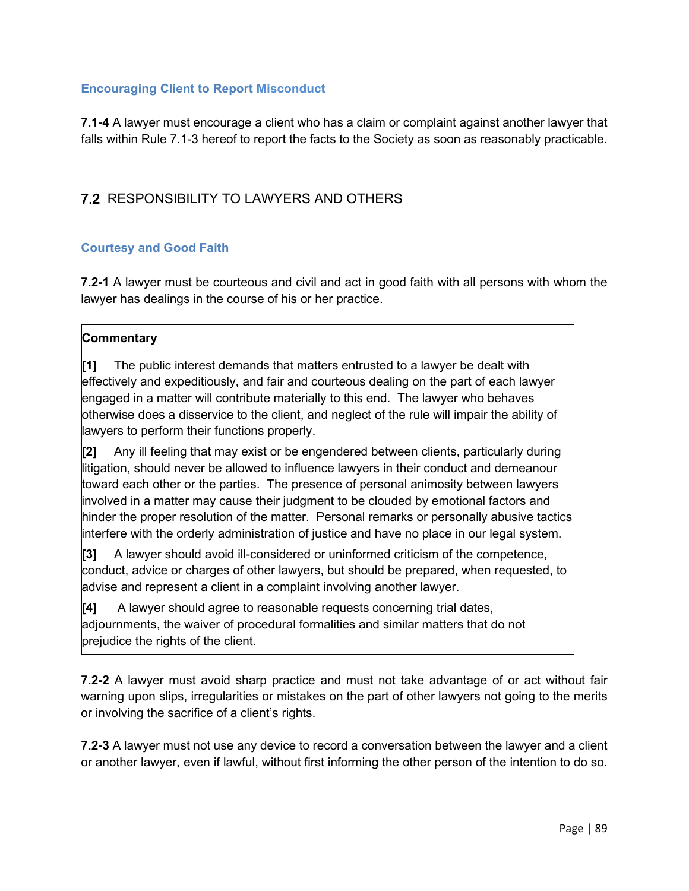### Encouraging Client to Report Misconduct

**7.1-4** A lawyer must encourage a client who has a claim or complaint against another lawyer that falls within Rule 7.1-3 hereof to report the facts to the Society as soon as reasonably practicable.

## 7.2 RESPONSIBILITY TO LAWYERS AND OTHERS

### Courtesy and Good Faith

**7.2-1** A lawyer must be courteous and civil and act in good faith with all persons with whom the lawyer has dealings in the course of his or her practice.

| **Commentary** |
|---|
| **[1]** The public interest demands that matters entrusted to a lawyer be dealt with effectively and expeditiously, and fair and courteous dealing on the part of each lawyer engaged in a matter will contribute materially to this end. The lawyer who behaves otherwise does a disservice to the client, and neglect of the rule will impair the ability of lawyers to perform their functions properly. **[2]** Any ill feeling that may exist or be engendered between clients, particularly during litigation, should never be allowed to influence lawyers in their conduct and demeanour toward each other or the parties. The presence of personal animosity between lawyers involved in a matter may cause their judgment to be clouded by emotional factors and hinder the proper resolution of the matter. Personal remarks or personally abusive tactics interfere with the orderly administration of justice and have no place in our legal system. **[3]** A lawyer should avoid ill-considered or uninformed criticism of the competence, conduct, advice or charges of other lawyers, but should be prepared, when requested, to advise and represent a client in a complaint involving another lawyer. **[4]** A lawyer should agree to reasonable requests concerning trial dates, adjournments, the waiver of procedural formalities and similar matters that do not prejudice the rights of the client. |

**7.2-2** A lawyer must avoid sharp practice and must not take advantage of or act without fair warning upon slips, irregularities or mistakes on the part of other lawyers not going to the merits or involving the sacrifice of a client's rights.

**7.2-3** A lawyer must not use any device to record a conversation between the lawyer and a client or another lawyer, even if lawful, without first informing the other person of the intention to do so.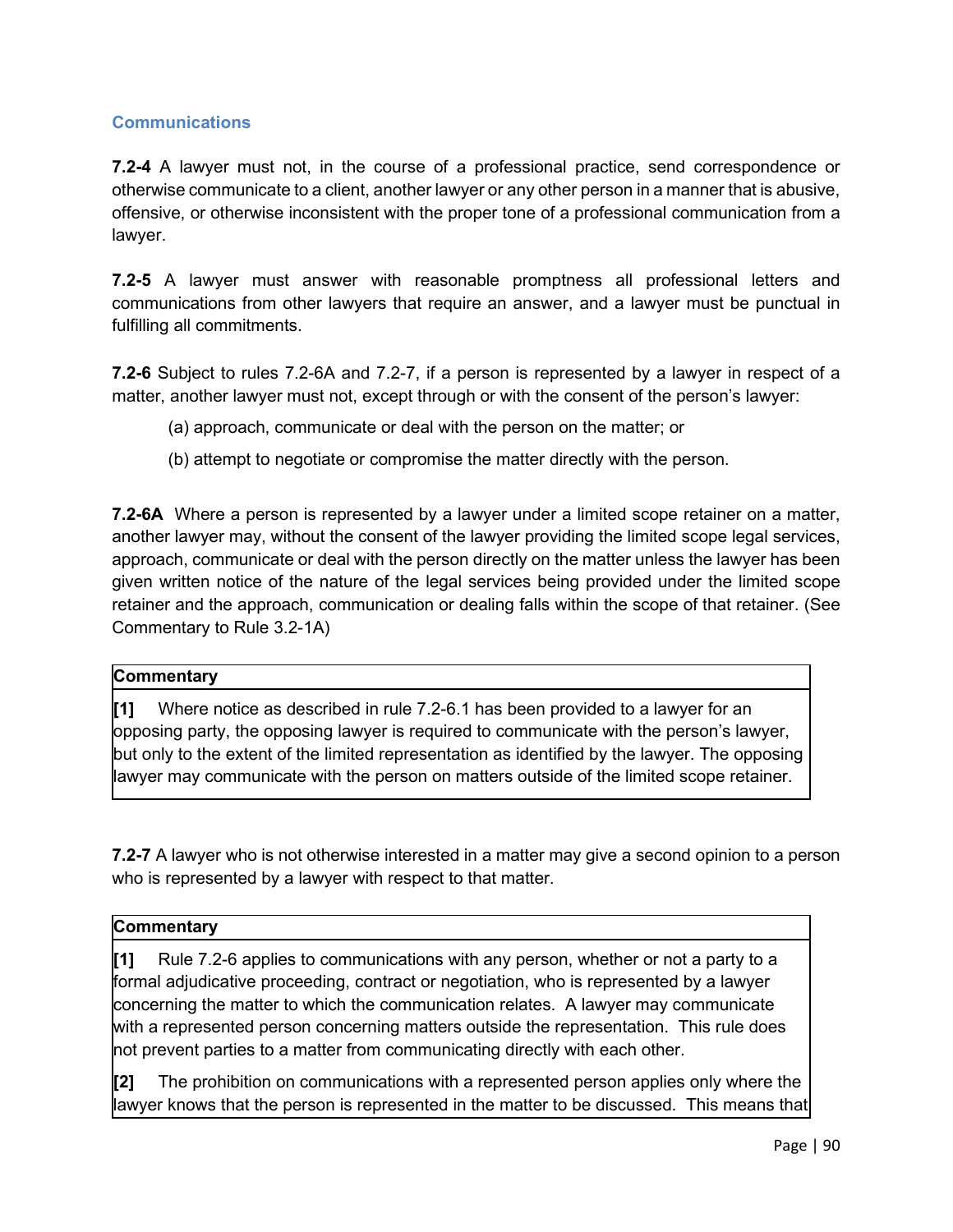### Communications

**7.2-4** A lawyer must not, in the course of a professional practice, send correspondence or otherwise communicate to a client, another lawyer or any other person in a manner that is abusive, offensive, or otherwise inconsistent with the proper tone of a professional communication from a lawyer.

**7.2-5** A lawyer must answer with reasonable promptness all professional letters and communications from other lawyers that require an answer, and a lawyer must be punctual in fulfilling all commitments.

**7.2-6** Subject to rules 7.2-6A and 7.2-7, if a person is represented by a lawyer in respect of a matter, another lawyer must not, except through or with the consent of the person's lawyer:

(a) approach, communicate or deal with the person on the matter; or

(b) attempt to negotiate or compromise the matter directly with the person.

**7.2-6A** Where a person is represented by a lawyer under a limited scope retainer on a matter, another lawyer may, without the consent of the lawyer providing the limited scope legal services, approach, communicate or deal with the person directly on the matter unless the lawyer has been given written notice of the nature of the legal services being provided under the limited scope retainer and the approach, communication or dealing falls within the scope of that retainer. (See Commentary to Rule 3.2-1A)

**Commentary**

**[1]** Where notice as described in rule 7.2-6.1 has been provided to a lawyer for an opposing party, the opposing lawyer is required to communicate with the person's lawyer, but only to the extent of the limited representation as identified by the lawyer. The opposing lawyer may communicate with the person on matters outside of the limited scope retainer.

**7.2-7** A lawyer who is not otherwise interested in a matter may give a second opinion to a person who is represented by a lawyer with respect to that matter.

**Commentary**

**[1]** Rule 7.2-6 applies to communications with any person, whether or not a party to a formal adjudicative proceeding, contract or negotiation, who is represented by a lawyer concerning the matter to which the communication relates. A lawyer may communicate with a represented person concerning matters outside the representation. This rule does not prevent parties to a matter from communicating directly with each other.

**[2]** The prohibition on communications with a represented person applies only where the lawyer knows that the person is represented in the matter to be discussed. This means that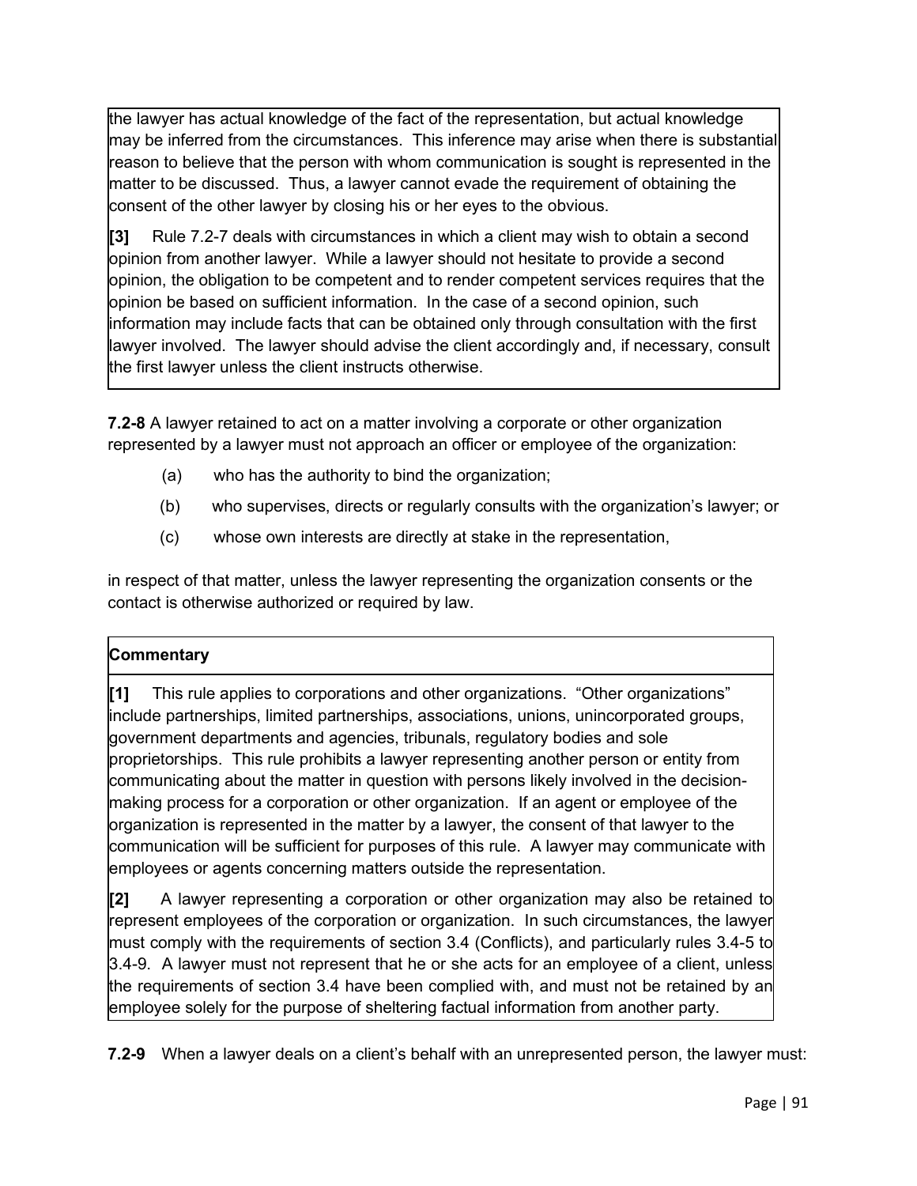the lawyer has actual knowledge of the fact of the representation, but actual knowledge may be inferred from the circumstances. This inference may arise when there is substantial reason to believe that the person with whom communication is sought is represented in the matter to be discussed. Thus, a lawyer cannot evade the requirement of obtaining the consent of the other lawyer by closing his or her eyes to the obvious.

**[3]** Rule 7.2-7 deals with circumstances in which a client may wish to obtain a second opinion from another lawyer. While a lawyer should not hesitate to provide a second opinion, the obligation to be competent and to render competent services requires that the opinion be based on sufficient information. In the case of a second opinion, such information may include facts that can be obtained only through consultation with the first lawyer involved. The lawyer should advise the client accordingly and, if necessary, consult the first lawyer unless the client instructs otherwise.

**7.2-8** A lawyer retained to act on a matter involving a corporate or other organization represented by a lawyer must not approach an officer or employee of the organization:

(a) who has the authority to bind the organization;

(b) who supervises, directs or regularly consults with the organization's lawyer; or

(c) whose own interests are directly at stake in the representation,

in respect of that matter, unless the lawyer representing the organization consents or the contact is otherwise authorized or required by law.

**Commentary**

**[1]** This rule applies to corporations and other organizations. "Other organizations" include partnerships, limited partnerships, associations, unions, unincorporated groups, government departments and agencies, tribunals, regulatory bodies and sole proprietorships. This rule prohibits a lawyer representing another person or entity from communicating about the matter in question with persons likely involved in the decision-making process for a corporation or other organization. If an agent or employee of the organization is represented in the matter by a lawyer, the consent of that lawyer to the communication will be sufficient for purposes of this rule. A lawyer may communicate with employees or agents concerning matters outside the representation.

**[2]** A lawyer representing a corporation or other organization may also be retained to represent employees of the corporation or organization. In such circumstances, the lawyer must comply with the requirements of section 3.4 (Conflicts), and particularly rules 3.4-5 to 3.4-9. A lawyer must not represent that he or she acts for an employee of a client, unless the requirements of section 3.4 have been complied with, and must not be retained by an employee solely for the purpose of sheltering factual information from another party.

**7.2-9** When a lawyer deals on a client's behalf with an unrepresented person, the lawyer must: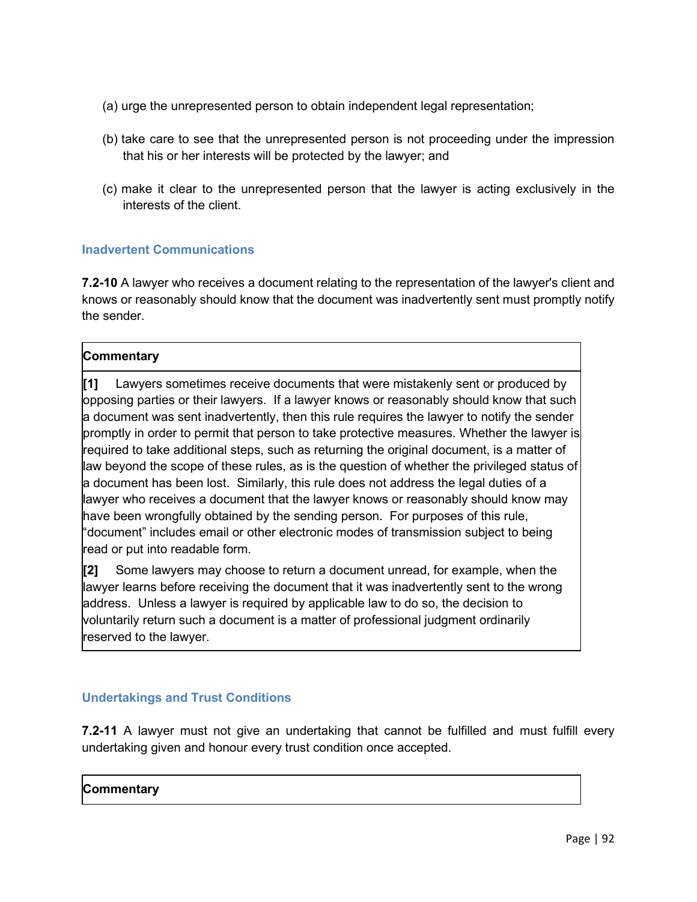(a) urge the unrepresented person to obtain independent legal representation;

(b) take care to see that the unrepresented person is not proceeding under the impression that his or her interests will be protected by the lawyer; and

(c) make it clear to the unrepresented person that the lawyer is acting exclusively in the interests of the client.

### Inadvertent Communications

**7.2-10** A lawyer who receives a document relating to the representation of the lawyer's client and knows or reasonably should know that the document was inadvertently sent must promptly notify the sender.

| **Commentary** |
|---|
| **[1]** Lawyers sometimes receive documents that were mistakenly sent or produced by opposing parties or their lawyers. If a lawyer knows or reasonably should know that such a document was sent inadvertently, then this rule requires the lawyer to notify the sender promptly in order to permit that person to take protective measures. Whether the lawyer is required to take additional steps, such as returning the original document, is a matter of law beyond the scope of these rules, as is the question of whether the privileged status of a document has been lost. Similarly, this rule does not address the legal duties of a lawyer who receives a document that the lawyer knows or reasonably should know may have been wrongfully obtained by the sending person. For purposes of this rule, "document" includes email or other electronic modes of transmission subject to being read or put into readable form. <br><br> **[2]** Some lawyers may choose to return a document unread, for example, when the lawyer learns before receiving the document that it was inadvertently sent to the wrong address. Unless a lawyer is required by applicable law to do so, the decision to voluntarily return such a document is a matter of professional judgment ordinarily reserved to the lawyer. |

### Undertakings and Trust Conditions

**7.2-11** A lawyer must not give an undertaking that cannot be fulfilled and must fulfill every undertaking given and honour every trust condition once accepted.

| **Commentary** |
|---|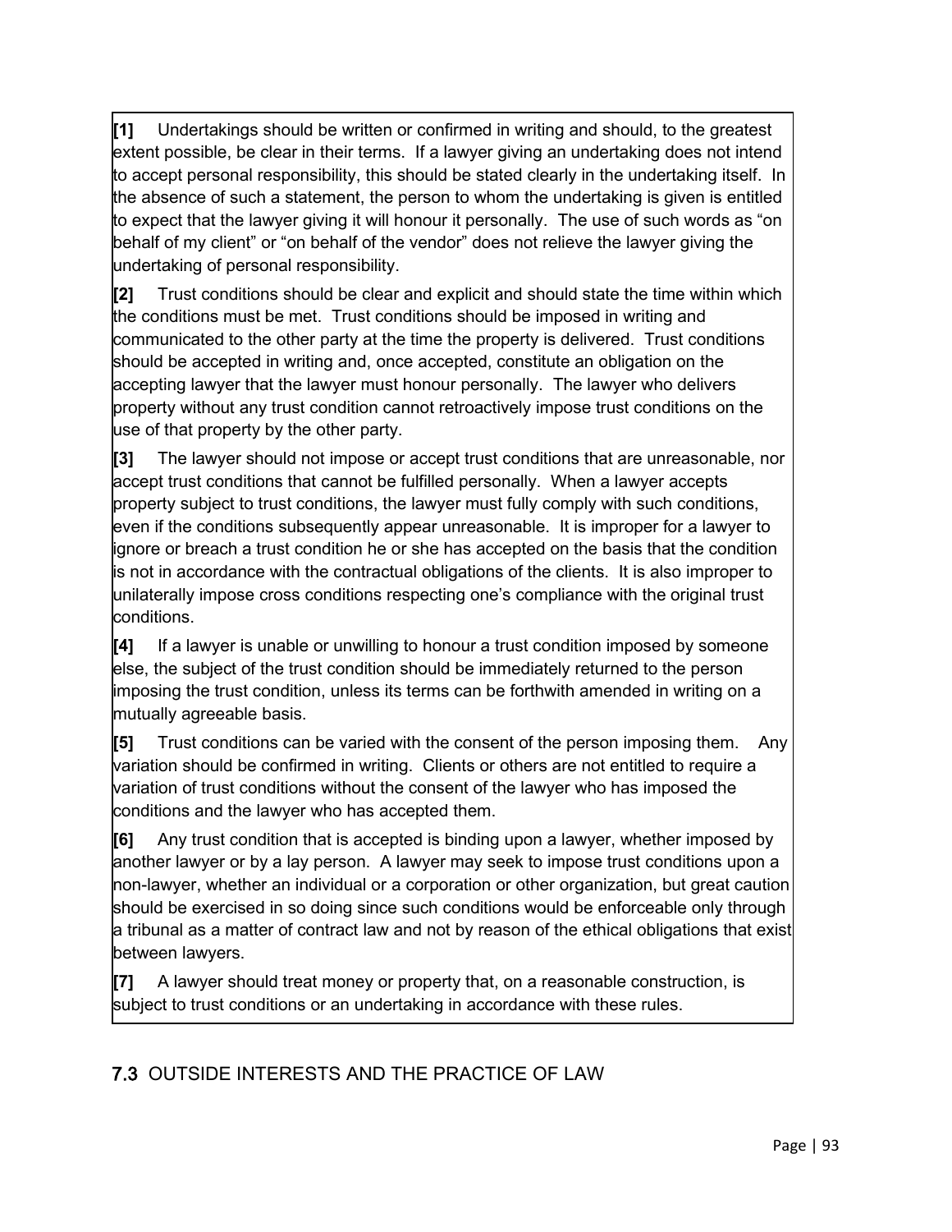**[1]** Undertakings should be written or confirmed in writing and should, to the greatest extent possible, be clear in their terms. If a lawyer giving an undertaking does not intend to accept personal responsibility, this should be stated clearly in the undertaking itself. In the absence of such a statement, the person to whom the undertaking is given is entitled to expect that the lawyer giving it will honour it personally. The use of such words as "on behalf of my client" or "on behalf of the vendor" does not relieve the lawyer giving the undertaking of personal responsibility.

**[2]** Trust conditions should be clear and explicit and should state the time within which the conditions must be met. Trust conditions should be imposed in writing and communicated to the other party at the time the property is delivered. Trust conditions should be accepted in writing and, once accepted, constitute an obligation on the accepting lawyer that the lawyer must honour personally. The lawyer who delivers property without any trust condition cannot retroactively impose trust conditions on the use of that property by the other party.

**[3]** The lawyer should not impose or accept trust conditions that are unreasonable, nor accept trust conditions that cannot be fulfilled personally. When a lawyer accepts property subject to trust conditions, the lawyer must fully comply with such conditions, even if the conditions subsequently appear unreasonable. It is improper for a lawyer to ignore or breach a trust condition he or she has accepted on the basis that the condition is not in accordance with the contractual obligations of the clients. It is also improper to unilaterally impose cross conditions respecting one's compliance with the original trust conditions.

**[4]** If a lawyer is unable or unwilling to honour a trust condition imposed by someone else, the subject of the trust condition should be immediately returned to the person imposing the trust condition, unless its terms can be forthwith amended in writing on a mutually agreeable basis.

**[5]** Trust conditions can be varied with the consent of the person imposing them. Any variation should be confirmed in writing. Clients or others are not entitled to require a variation of trust conditions without the consent of the lawyer who has imposed the conditions and the lawyer who has accepted them.

**[6]** Any trust condition that is accepted is binding upon a lawyer, whether imposed by another lawyer or by a lay person. A lawyer may seek to impose trust conditions upon a non-lawyer, whether an individual or a corporation or other organization, but great caution should be exercised in so doing since such conditions would be enforceable only through a tribunal as a matter of contract law and not by reason of the ethical obligations that exist between lawyers.

**[7]** A lawyer should treat money or property that, on a reasonable construction, is subject to trust conditions or an undertaking in accordance with these rules.

## 7.3 OUTSIDE INTERESTS AND THE PRACTICE OF LAW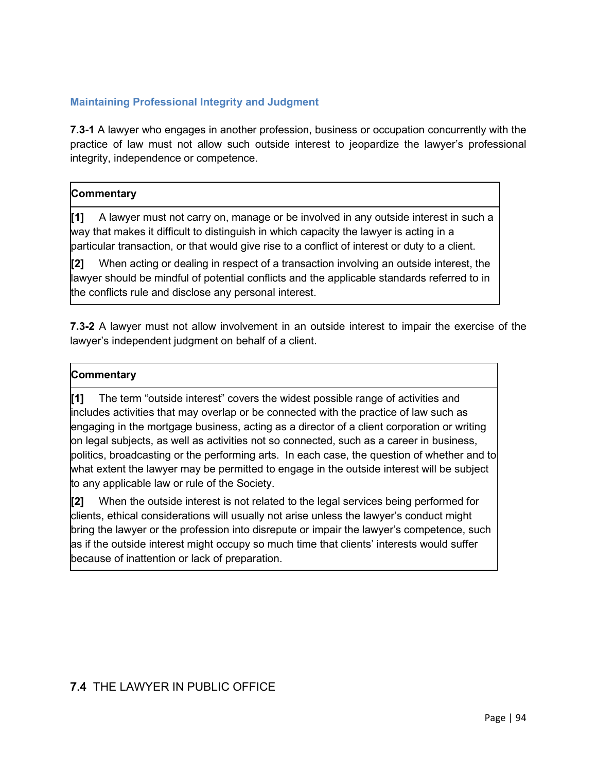### Maintaining Professional Integrity and Judgment

**7.3-1** A lawyer who engages in another profession, business or occupation concurrently with the practice of law must not allow such outside interest to jeopardize the lawyer's professional integrity, independence or competence.

| **Commentary** |
|---|
| **[1]** A lawyer must not carry on, manage or be involved in any outside interest in such a way that makes it difficult to distinguish in which capacity the lawyer is acting in a particular transaction, or that would give rise to a conflict of interest or duty to a client. |
| **[2]** When acting or dealing in respect of a transaction involving an outside interest, the lawyer should be mindful of potential conflicts and the applicable standards referred to in the conflicts rule and disclose any personal interest. |

**7.3-2** A lawyer must not allow involvement in an outside interest to impair the exercise of the lawyer's independent judgment on behalf of a client.

| **Commentary** |
|---|
| **[1]** The term "outside interest" covers the widest possible range of activities and includes activities that may overlap or be connected with the practice of law such as engaging in the mortgage business, acting as a director of a client corporation or writing on legal subjects, as well as activities not so connected, such as a career in business, politics, broadcasting or the performing arts. In each case, the question of whether and to what extent the lawyer may be permitted to engage in the outside interest will be subject to any applicable law or rule of the Society. |
| **[2]** When the outside interest is not related to the legal services being performed for clients, ethical considerations will usually not arise unless the lawyer's conduct might bring the lawyer or the profession into disrepute or impair the lawyer's competence, such as if the outside interest might occupy so much time that clients' interests would suffer because of inattention or lack of preparation. |

## 7.4 THE LAWYER IN PUBLIC OFFICE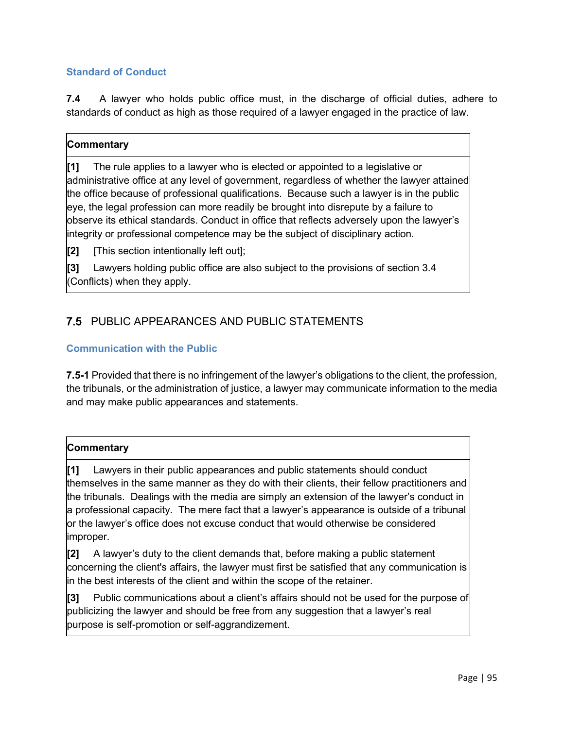### Standard of Conduct

**7.4** A lawyer who holds public office must, in the discharge of official duties, adhere to standards of conduct as high as those required of a lawyer engaged in the practice of law.

| **Commentary** |
|---|
| **[1]** The rule applies to a lawyer who is elected or appointed to a legislative or administrative office at any level of government, regardless of whether the lawyer attained the office because of professional qualifications. Because such a lawyer is in the public eye, the legal profession can more readily be brought into disrepute by a failure to observe its ethical standards. Conduct in office that reflects adversely upon the lawyer's integrity or professional competence may be the subject of disciplinary action. |
| **[2]** [This section intentionally left out]; |
| **[3]** Lawyers holding public office are also subject to the provisions of section 3.4 (Conflicts) when they apply. |

## 7.5 PUBLIC APPEARANCES AND PUBLIC STATEMENTS

### Communication with the Public

**7.5-1** Provided that there is no infringement of the lawyer's obligations to the client, the profession, the tribunals, or the administration of justice, a lawyer may communicate information to the media and may make public appearances and statements.

| **Commentary** |
|---|
| **[1]** Lawyers in their public appearances and public statements should conduct themselves in the same manner as they do with their clients, their fellow practitioners and the tribunals. Dealings with the media are simply an extension of the lawyer's conduct in a professional capacity. The mere fact that a lawyer's appearance is outside of a tribunal or the lawyer's office does not excuse conduct that would otherwise be considered improper. |
| **[2]** A lawyer's duty to the client demands that, before making a public statement concerning the client's affairs, the lawyer must first be satisfied that any communication is in the best interests of the client and within the scope of the retainer. |
| **[3]** Public communications about a client's affairs should not be used for the purpose of publicizing the lawyer and should be free from any suggestion that a lawyer's real purpose is self-promotion or self-aggrandizement. |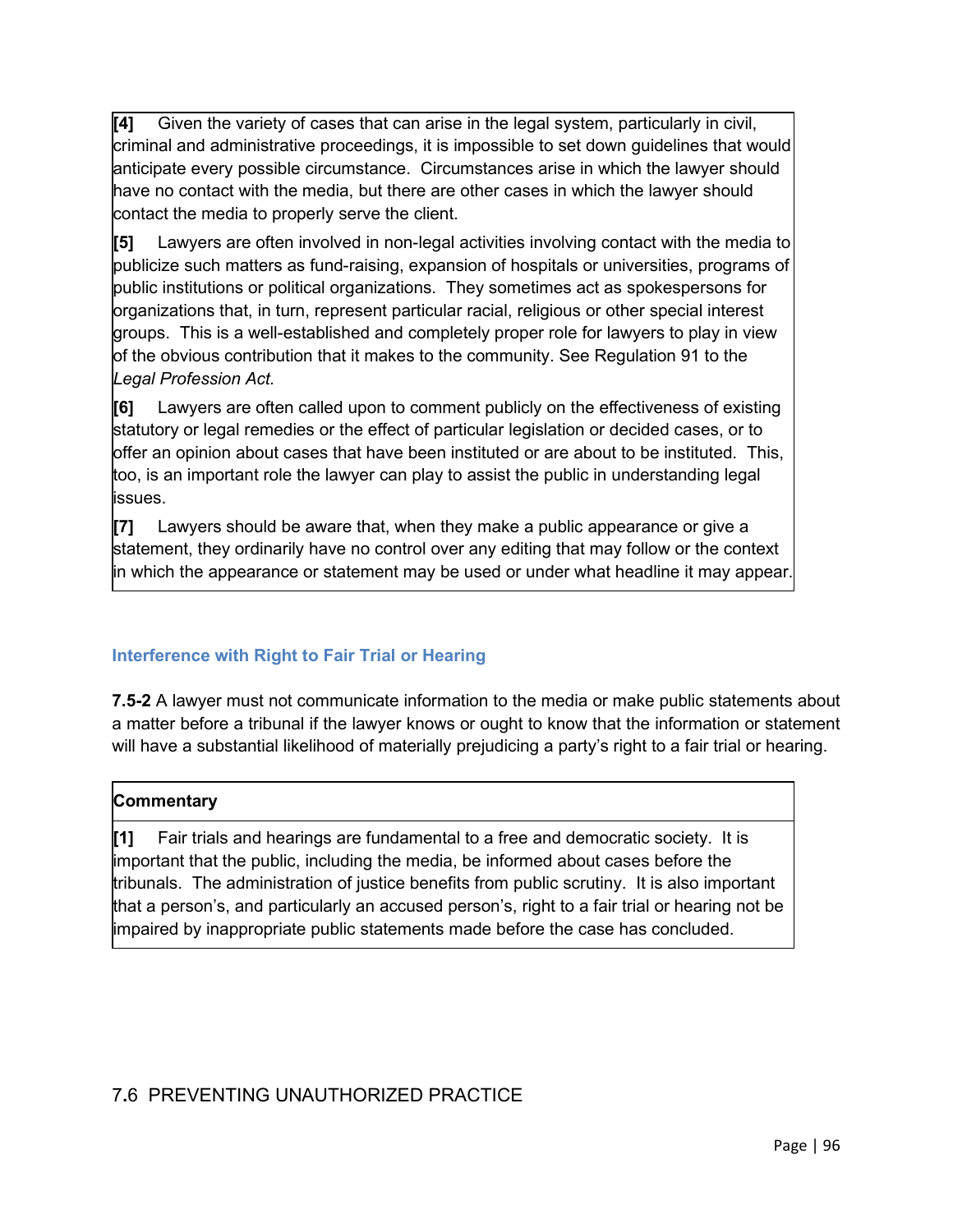**[4]** Given the variety of cases that can arise in the legal system, particularly in civil, criminal and administrative proceedings, it is impossible to set down guidelines that would anticipate every possible circumstance. Circumstances arise in which the lawyer should have no contact with the media, but there are other cases in which the lawyer should contact the media to properly serve the client.

**[5]** Lawyers are often involved in non-legal activities involving contact with the media to publicize such matters as fund-raising, expansion of hospitals or universities, programs of public institutions or political organizations. They sometimes act as spokespersons for organizations that, in turn, represent particular racial, religious or other special interest groups. This is a well-established and completely proper role for lawyers to play in view of the obvious contribution that it makes to the community. See Regulation 91 to the *Legal Profession Act.*

**[6]** Lawyers are often called upon to comment publicly on the effectiveness of existing statutory or legal remedies or the effect of particular legislation or decided cases, or to offer an opinion about cases that have been instituted or are about to be instituted. This, too, is an important role the lawyer can play to assist the public in understanding legal issues.

**[7]** Lawyers should be aware that, when they make a public appearance or give a statement, they ordinarily have no control over any editing that may follow or the context in which the appearance or statement may be used or under what headline it may appear.

### Interference with Right to Fair Trial or Hearing

**7.5-2** A lawyer must not communicate information to the media or make public statements about a matter before a tribunal if the lawyer knows or ought to know that the information or statement will have a substantial likelihood of materially prejudicing a party's right to a fair trial or hearing.

**Commentary**

**[1]** Fair trials and hearings are fundamental to a free and democratic society. It is important that the public, including the media, be informed about cases before the tribunals. The administration of justice benefits from public scrutiny. It is also important that a person's, and particularly an accused person's, right to a fair trial or hearing not be impaired by inappropriate public statements made before the case has concluded.

## 7.6 PREVENTING UNAUTHORIZED PRACTICE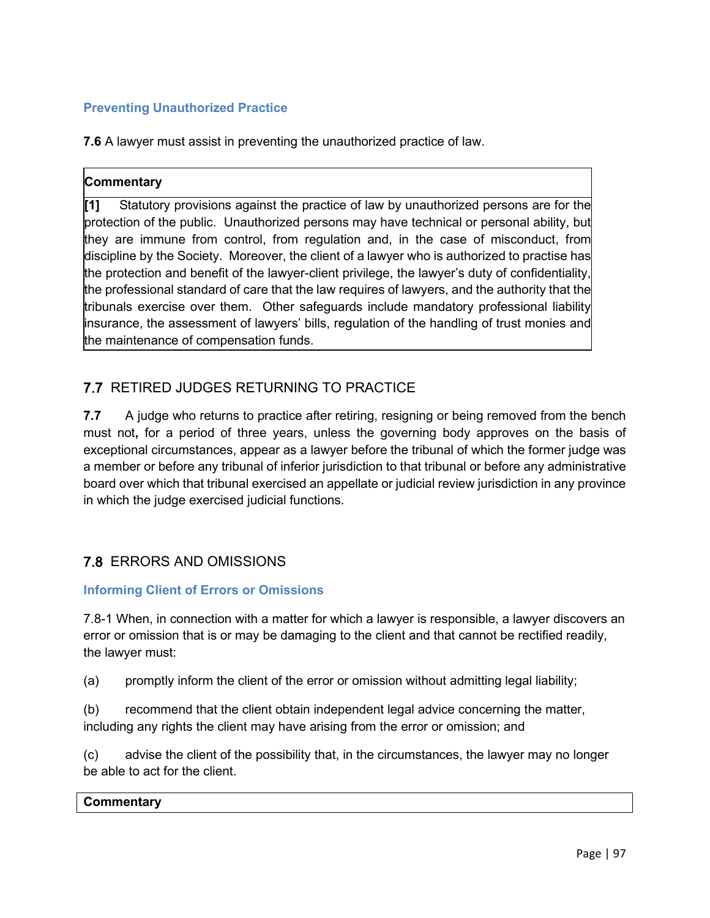### Preventing Unauthorized Practice

**7.6** A lawyer must assist in preventing the unauthorized practice of law.

| **Commentary** |
| --- |
| **[1]** Statutory provisions against the practice of law by unauthorized persons are for the protection of the public. Unauthorized persons may have technical or personal ability, but they are immune from control, from regulation and, in the case of misconduct, from discipline by the Society. Moreover, the client of a lawyer who is authorized to practise has the protection and benefit of the lawyer-client privilege, the lawyer's duty of confidentiality, the professional standard of care that the law requires of lawyers, and the authority that the tribunals exercise over them. Other safeguards include mandatory professional liability insurance, the assessment of lawyers' bills, regulation of the handling of trust monies and the maintenance of compensation funds. |

## 7.7 RETIRED JUDGES RETURNING TO PRACTICE

**7.7** A judge who returns to practice after retiring, resigning or being removed from the bench must not**,** for a period of three years, unless the governing body approves on the basis of exceptional circumstances, appear as a lawyer before the tribunal of which the former judge was a member or before any tribunal of inferior jurisdiction to that tribunal or before any administrative board over which that tribunal exercised an appellate or judicial review jurisdiction in any province in which the judge exercised judicial functions.

## 7.8 ERRORS AND OMISSIONS

### Informing Client of Errors or Omissions

7.8-1 When, in connection with a matter for which a lawyer is responsible, a lawyer discovers an error or omission that is or may be damaging to the client and that cannot be rectified readily, the lawyer must:

(a) promptly inform the client of the error or omission without admitting legal liability;

(b) recommend that the client obtain independent legal advice concerning the matter, including any rights the client may have arising from the error or omission; and

(c) advise the client of the possibility that, in the circumstances, the lawyer may no longer be able to act for the client.

| **Commentary** |
| --- |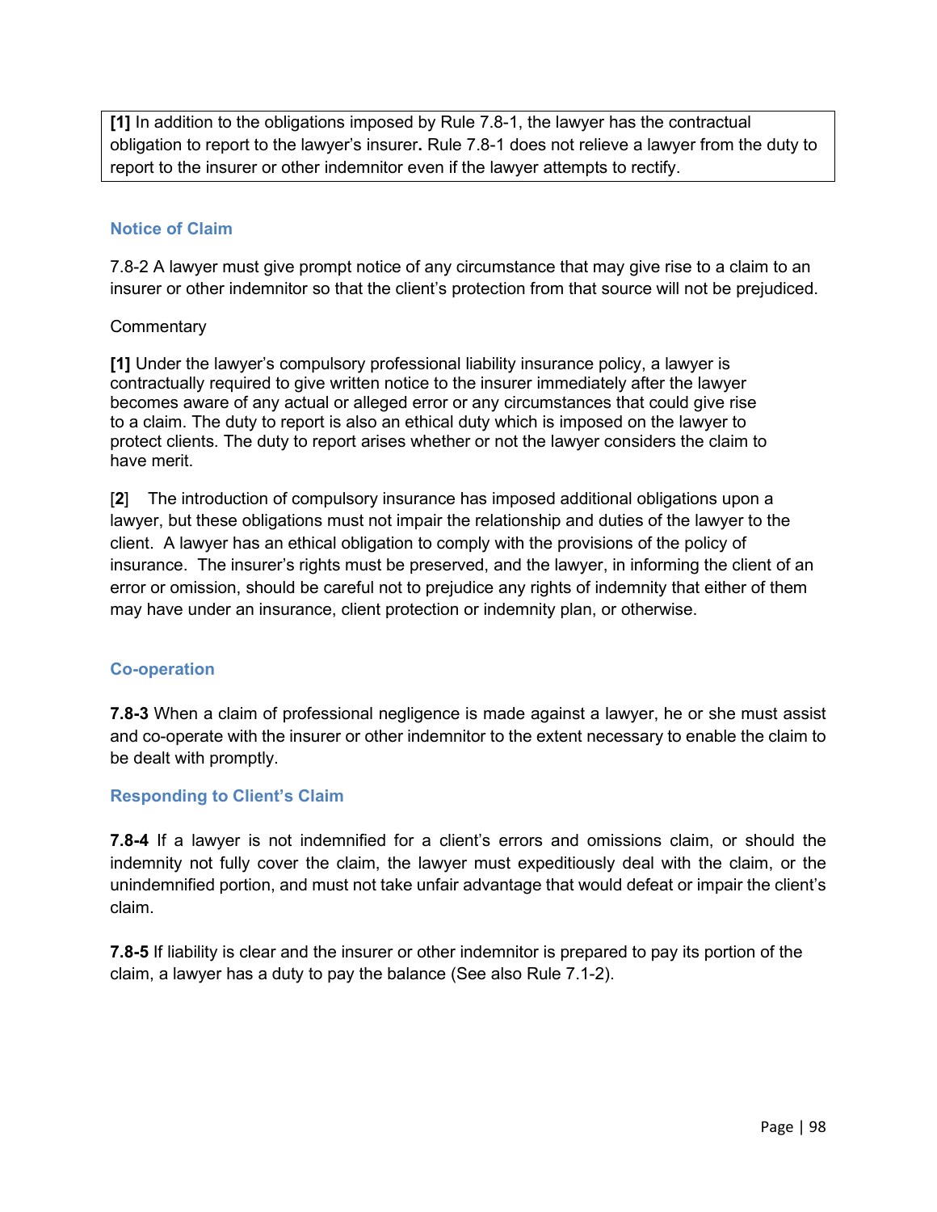**[1]** In addition to the obligations imposed by Rule 7.8-1, the lawyer has the contractual obligation to report to the lawyer's insurer**.** Rule 7.8-1 does not relieve a lawyer from the duty to report to the insurer or other indemnitor even if the lawyer attempts to rectify.

### Notice of Claim

7.8-2 A lawyer must give prompt notice of any circumstance that may give rise to a claim to an insurer or other indemnitor so that the client's protection from that source will not be prejudiced.

Commentary

**[1]** Under the lawyer's compulsory professional liability insurance policy, a lawyer is contractually required to give written notice to the insurer immediately after the lawyer becomes aware of any actual or alleged error or any circumstances that could give rise to a claim. The duty to report is also an ethical duty which is imposed on the lawyer to protect clients. The duty to report arises whether or not the lawyer considers the claim to have merit.

[**2**] The introduction of compulsory insurance has imposed additional obligations upon a lawyer, but these obligations must not impair the relationship and duties of the lawyer to the client. A lawyer has an ethical obligation to comply with the provisions of the policy of insurance. The insurer's rights must be preserved, and the lawyer, in informing the client of an error or omission, should be careful not to prejudice any rights of indemnity that either of them may have under an insurance, client protection or indemnity plan, or otherwise.

### Co-operation

**7.8-3** When a claim of professional negligence is made against a lawyer, he or she must assist and co-operate with the insurer or other indemnitor to the extent necessary to enable the claim to be dealt with promptly.

### Responding to Client's Claim

**7.8-4** If a lawyer is not indemnified for a client's errors and omissions claim, or should the indemnity not fully cover the claim, the lawyer must expeditiously deal with the claim, or the unindemnified portion, and must not take unfair advantage that would defeat or impair the client's claim.

**7.8-5** If liability is clear and the insurer or other indemnitor is prepared to pay its portion of the claim, a lawyer has a duty to pay the balance (See also Rule 7.1-2).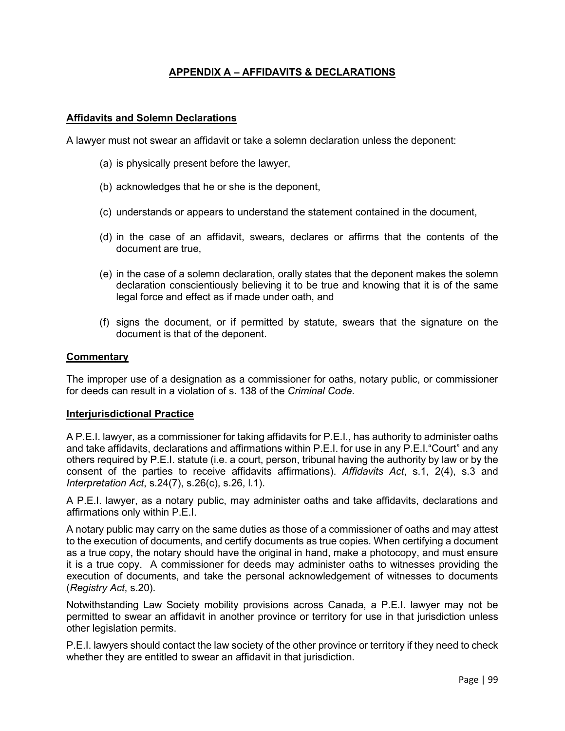## APPENDIX A – AFFIDAVITS & DECLARATIONS

### Affidavits and Solemn Declarations

A lawyer must not swear an affidavit or take a solemn declaration unless the deponent:

(a) is physically present before the lawyer,

(b) acknowledges that he or she is the deponent,

(c) understands or appears to understand the statement contained in the document,

(d) in the case of an affidavit, swears, declares or affirms that the contents of the document are true,

(e) in the case of a solemn declaration, orally states that the deponent makes the solemn declaration conscientiously believing it to be true and knowing that it is of the same legal force and effect as if made under oath, and

(f) signs the document, or if permitted by statute, swears that the signature on the document is that of the deponent.

### Commentary

The improper use of a designation as a commissioner for oaths, notary public, or commissioner for deeds can result in a violation of s. 138 of the *Criminal Code*.

### Interjurisdictional Practice

A P.E.I. lawyer, as a commissioner for taking affidavits for P.E.I., has authority to administer oaths and take affidavits, declarations and affirmations within P.E.I. for use in any P.E.I."Court" and any others required by P.E.I. statute (i.e. a court, person, tribunal having the authority by law or by the consent of the parties to receive affidavits affirmations). *Affidavits Act*, s.1, 2(4), s.3 and *Interpretation Act*, s.24(7), s.26(c), s.26, l.1).

A P.E.I. lawyer, as a notary public, may administer oaths and take affidavits, declarations and affirmations only within P.E.I.

A notary public may carry on the same duties as those of a commissioner of oaths and may attest to the execution of documents, and certify documents as true copies. When certifying a document as a true copy, the notary should have the original in hand, make a photocopy, and must ensure it is a true copy. A commissioner for deeds may administer oaths to witnesses providing the execution of documents, and take the personal acknowledgement of witnesses to documents (*Registry Act*, s.20).

Notwithstanding Law Society mobility provisions across Canada, a P.E.I. lawyer may not be permitted to swear an affidavit in another province or territory for use in that jurisdiction unless other legislation permits.

P.E.I. lawyers should contact the law society of the other province or territory if they need to check whether they are entitled to swear an affidavit in that jurisdiction.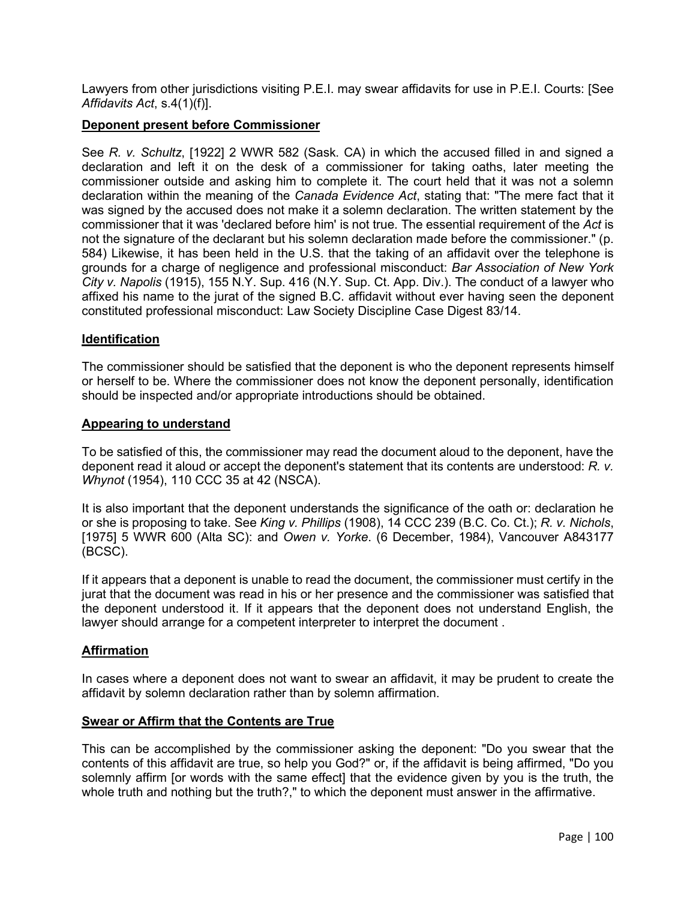Lawyers from other jurisdictions visiting P.E.I. may swear affidavits for use in P.E.I. Courts: [See *Affidavits Act*, s.4(1)(f)].

**Deponent present before Commissioner**

See *R. v. Schultz*, [1922] 2 WWR 582 (Sask. CA) in which the accused filled in and signed a declaration and left it on the desk of a commissioner for taking oaths, later meeting the commissioner outside and asking him to complete it. The court held that it was not a solemn declaration within the meaning of the *Canada Evidence Act*, stating that: "The mere fact that it was signed by the accused does not make it a solemn declaration. The written statement by the commissioner that it was 'declared before him' is not true. The essential requirement of the *Act* is not the signature of the declarant but his solemn declaration made before the commissioner." (p. 584) Likewise, it has been held in the U.S. that the taking of an affidavit over the telephone is grounds for a charge of negligence and professional misconduct: *Bar Association of New York City v. Napolis* (1915), 155 N.Y. Sup. 416 (N.Y. Sup. Ct. App. Div.). The conduct of a lawyer who affixed his name to the jurat of the signed B.C. affidavit without ever having seen the deponent constituted professional misconduct: Law Society Discipline Case Digest 83/14.

**Identification**

The commissioner should be satisfied that the deponent is who the deponent represents himself or herself to be. Where the commissioner does not know the deponent personally, identification should be inspected and/or appropriate introductions should be obtained.

**Appearing to understand**

To be satisfied of this, the commissioner may read the document aloud to the deponent, have the deponent read it aloud or accept the deponent's statement that its contents are understood: *R. v. Whynot* (1954), 110 CCC 35 at 42 (NSCA).

It is also important that the deponent understands the significance of the oath or: declaration he or she is proposing to take. See *King v. Phillips* (1908), 14 CCC 239 (B.C. Co. Ct.); *R. v. Nichols*, [1975] 5 WWR 600 (Alta SC): and *Owen v. Yorke*. (6 December, 1984), Vancouver A843177 (BCSC).

If it appears that a deponent is unable to read the document, the commissioner must certify in the jurat that the document was read in his or her presence and the commissioner was satisfied that the deponent understood it. If it appears that the deponent does not understand English, the lawyer should arrange for a competent interpreter to interpret the document .

**Affirmation**

In cases where a deponent does not want to swear an affidavit, it may be prudent to create the affidavit by solemn declaration rather than by solemn affirmation.

**Swear or Affirm that the Contents are True**

This can be accomplished by the commissioner asking the deponent: "Do you swear that the contents of this affidavit are true, so help you God?" or, if the affidavit is being affirmed, "Do you solemnly affirm [or words with the same effect] that the evidence given by you is the truth, the whole truth and nothing but the truth?," to which the deponent must answer in the affirmative.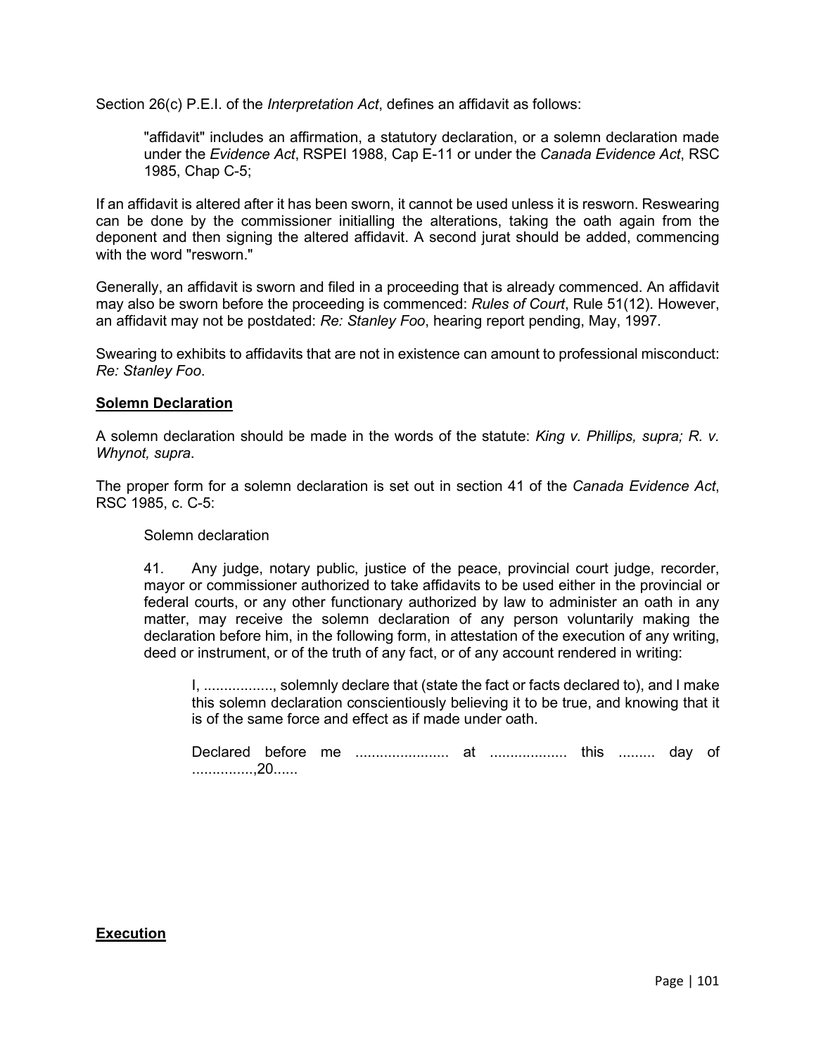Section 26(c) P.E.I. of the *Interpretation Act*, defines an affidavit as follows:

> "affidavit" includes an affirmation, a statutory declaration, or a solemn declaration made under the *Evidence Act*, RSPEI 1988, Cap E-11 or under the *Canada Evidence Act*, RSC 1985, Chap C-5;

If an affidavit is altered after it has been sworn, it cannot be used unless it is resworn. Reswearing can be done by the commissioner initialling the alterations, taking the oath again from the deponent and then signing the altered affidavit. A second jurat should be added, commencing with the word "resworn."

Generally, an affidavit is sworn and filed in a proceeding that is already commenced. An affidavit may also be sworn before the proceeding is commenced: *Rules of Court*, Rule 51(12). However, an affidavit may not be postdated: *Re: Stanley Foo*, hearing report pending, May, 1997.

Swearing to exhibits to affidavits that are not in existence can amount to professional misconduct: *Re: Stanley Foo*.

**<u>Solemn Declaration</u>**

A solemn declaration should be made in the words of the statute: *King v. Phillips, supra; R. v. Whynot, supra*.

The proper form for a solemn declaration is set out in section 41 of the *Canada Evidence Act*, RSC 1985, c. C-5:

> Solemn declaration
>
> 41. Any judge, notary public, justice of the peace, provincial court judge, recorder, mayor or commissioner authorized to take affidavits to be used either in the provincial or federal courts, or any other functionary authorized by law to administer an oath in any matter, may receive the solemn declaration of any person voluntarily making the declaration before him, in the following form, in attestation of the execution of any writing, deed or instrument, or of the truth of any fact, or of any account rendered in writing:
>
> > I, ................., solemnly declare that (state the fact or facts declared to), and I make this solemn declaration conscientiously believing it to be true, and knowing that it is of the same force and effect as if made under oath.
> >
> > Declared before me ....................... at ................... this ......... day of ...............,20......

**<u>Execution</u>**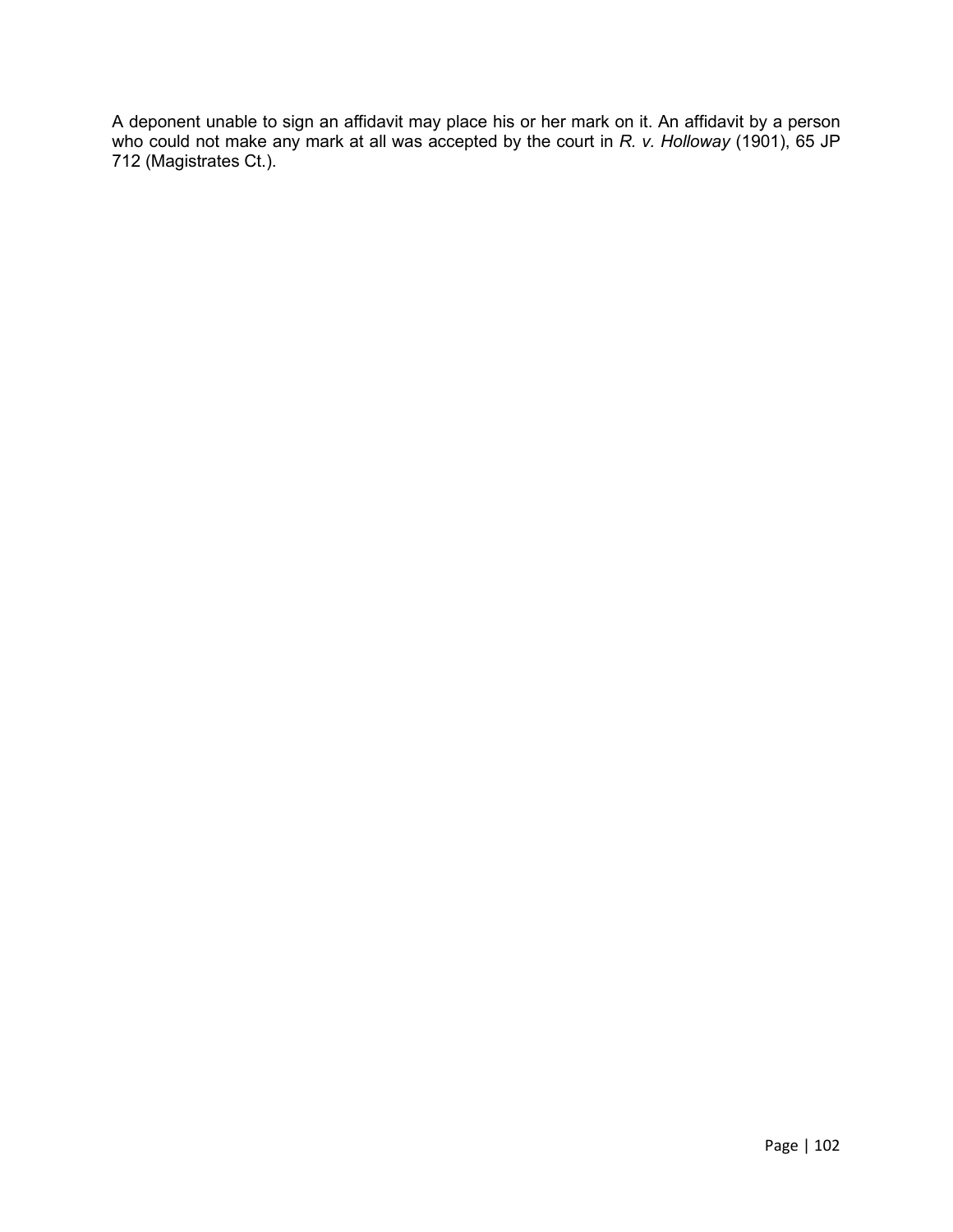A deponent unable to sign an affidavit may place his or her mark on it. An affidavit by a person who could not make any mark at all was accepted by the court in *R. v. Holloway* (1901), 65 JP 712 (Magistrates Ct.).